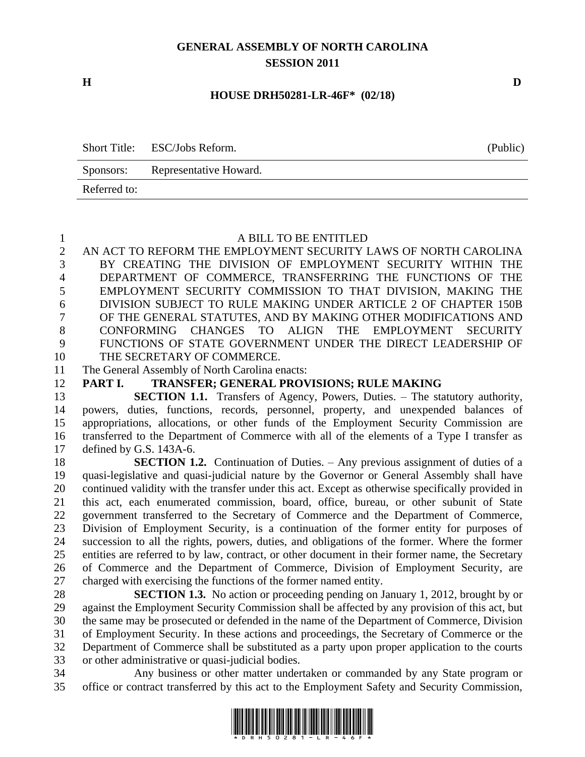# GENERAL ASSEMBLY OF NORTH CAROLINA
## SESSION 2011

**H** **D**

**HOUSE DRH50281-LR-46F* (02/18)**

| Short Title: | ESC/Jobs Reform. | (Public) |
|---|---|---|
| Sponsors: | Representative Howard. | |
| Referred to: | | |

A BILL TO BE ENTITLED

AN ACT TO REFORM THE EMPLOYMENT SECURITY LAWS OF NORTH CAROLINA BY CREATING THE DIVISION OF EMPLOYMENT SECURITY WITHIN THE DEPARTMENT OF COMMERCE, TRANSFERRING THE FUNCTIONS OF THE EMPLOYMENT SECURITY COMMISSION TO THAT DIVISION, MAKING THE DIVISION SUBJECT TO RULE MAKING UNDER ARTICLE 2 OF CHAPTER 150B OF THE GENERAL STATUTES, AND BY MAKING OTHER MODIFICATIONS AND CONFORMING CHANGES TO ALIGN THE EMPLOYMENT SECURITY FUNCTIONS OF STATE GOVERNMENT UNDER THE DIRECT LEADERSHIP OF THE SECRETARY OF COMMERCE.

The General Assembly of North Carolina enacts:

**PART I. TRANSFER; GENERAL PROVISIONS; RULE MAKING**

**SECTION 1.1.** Transfers of Agency, Powers, Duties. – The statutory authority, powers, duties, functions, records, personnel, property, and unexpended balances of appropriations, allocations, or other funds of the Employment Security Commission are transferred to the Department of Commerce with all of the elements of a Type I transfer as defined by G.S. 143A-6.

**SECTION 1.2.** Continuation of Duties. – Any previous assignment of duties of a quasi-legislative and quasi-judicial nature by the Governor or General Assembly shall have continued validity with the transfer under this act. Except as otherwise specifically provided in this act, each enumerated commission, board, office, bureau, or other subunit of State government transferred to the Secretary of Commerce and the Department of Commerce, Division of Employment Security, is a continuation of the former entity for purposes of succession to all the rights, powers, duties, and obligations of the former. Where the former entities are referred to by law, contract, or other document in their former name, the Secretary of Commerce and the Department of Commerce, Division of Employment Security, are charged with exercising the functions of the former named entity.

**SECTION 1.3.** No action or proceeding pending on January 1, 2012, brought by or against the Employment Security Commission shall be affected by any provision of this act, but the same may be prosecuted or defended in the name of the Department of Commerce, Division of Employment Security. In these actions and proceedings, the Secretary of Commerce or the Department of Commerce shall be substituted as a party upon proper application to the courts or other administrative or quasi-judicial bodies.

Any business or other matter undertaken or commanded by any State program or office or contract transferred by this act to the Employment Safety and Security Commission,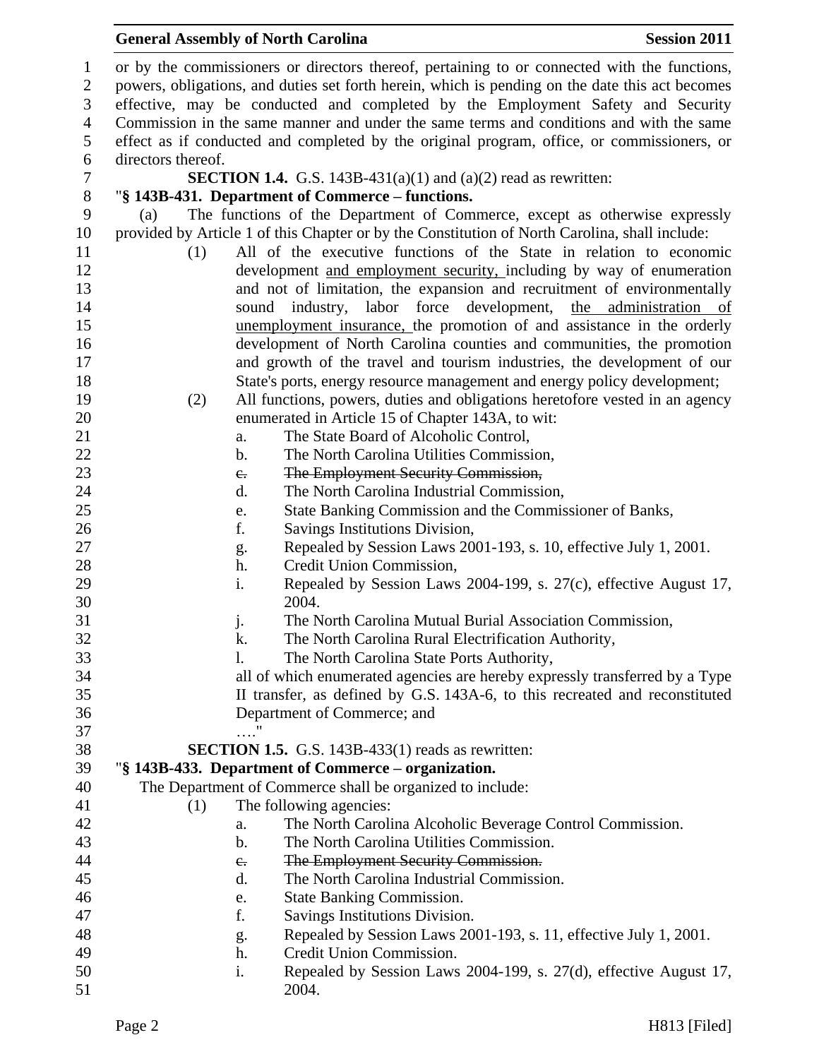or by the commissioners or directors thereof, pertaining to or connected with the functions, powers, obligations, and duties set forth herein, which is pending on the date this act becomes effective, may be conducted and completed by the Employment Safety and Security Commission in the same manner and under the same terms and conditions and with the same effect as if conducted and completed by the original program, office, or commissioners, or directors thereof.

**SECTION 1.4.** G.S. 143B-431(a)(1) and (a)(2) read as rewritten:

"**§ 143B-431. Department of Commerce – functions.**

(a) The functions of the Department of Commerce, except as otherwise expressly provided by Article 1 of this Chapter or by the Constitution of North Carolina, shall include:

(1) All of the executive functions of the State in relation to economic development <u>and employment security,</u> including by way of enumeration and not of limitation, the expansion and recruitment of environmentally sound industry, labor force development, <u>the administration of unemployment insurance,</u> the promotion of and assistance in the orderly development of North Carolina counties and communities, the promotion and growth of the travel and tourism industries, the development of our State's ports, energy resource management and energy policy development;

(2) All functions, powers, duties and obligations heretofore vested in an agency enumerated in Article 15 of Chapter 143A, to wit:

a. The State Board of Alcoholic Control,
b. The North Carolina Utilities Commission,
~~c. The Employment Security Commission,~~
d. The North Carolina Industrial Commission,
e. State Banking Commission and the Commissioner of Banks,
f. Savings Institutions Division,
g. Repealed by Session Laws 2001-193, s. 10, effective July 1, 2001.
h. Credit Union Commission,
i. Repealed by Session Laws 2004-199, s. 27(c), effective August 17, 2004.
j. The North Carolina Mutual Burial Association Commission,
k. The North Carolina Rural Electrification Authority,
l. The North Carolina State Ports Authority,

all of which enumerated agencies are hereby expressly transferred by a Type II transfer, as defined by G.S. 143A-6, to this recreated and reconstituted Department of Commerce; and

…."

**SECTION 1.5.** G.S. 143B-433(1) reads as rewritten:

"**§ 143B-433. Department of Commerce – organization.**

The Department of Commerce shall be organized to include:

(1) The following agencies:

a. The North Carolina Alcoholic Beverage Control Commission.
b. The North Carolina Utilities Commission.
~~c. The Employment Security Commission.~~
d. The North Carolina Industrial Commission.
e. State Banking Commission.
f. Savings Institutions Division.
g. Repealed by Session Laws 2001-193, s. 11, effective July 1, 2001.
h. Credit Union Commission.
i. Repealed by Session Laws 2004-199, s. 27(d), effective August 17, 2004.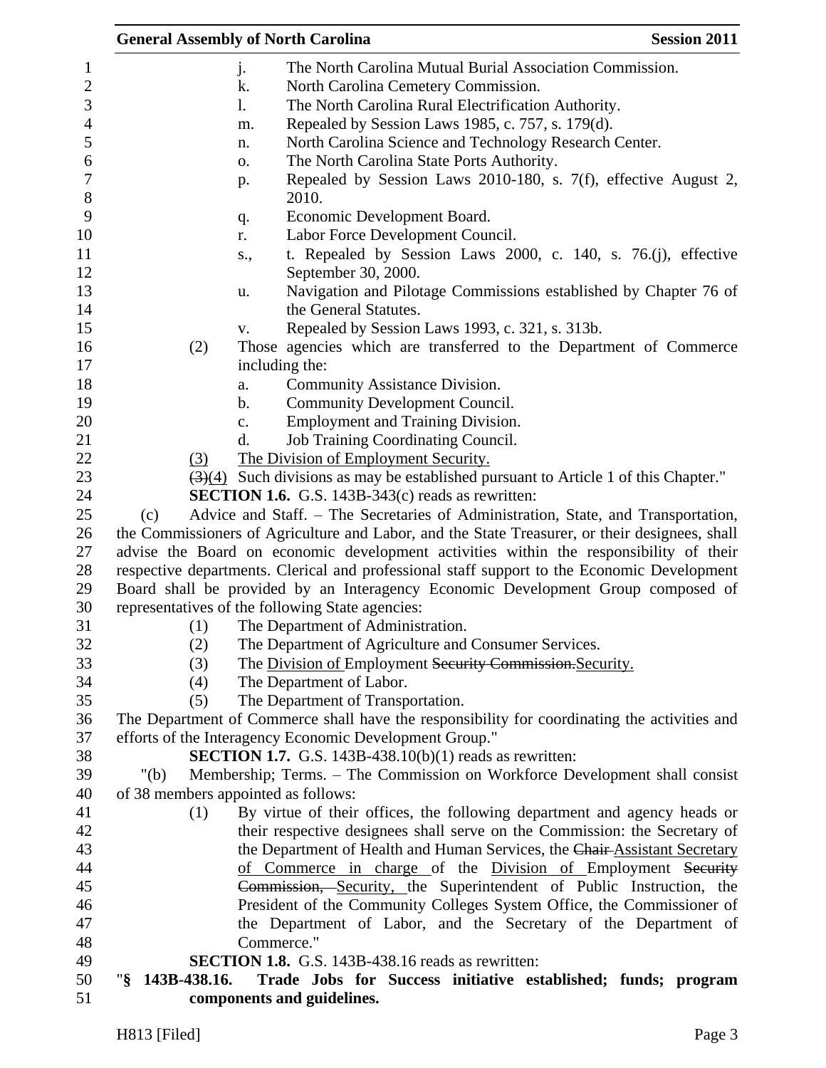j. The North Carolina Mutual Burial Association Commission.

k. North Carolina Cemetery Commission.

l. The North Carolina Rural Electrification Authority.

m. Repealed by Session Laws 1985, c. 757, s. 179(d).

n. North Carolina Science and Technology Research Center.

o. The North Carolina State Ports Authority.

p. Repealed by Session Laws 2010-180, s. 7(f), effective August 2, 2010.

q. Economic Development Board.

r. Labor Force Development Council.

s., t. Repealed by Session Laws 2000, c. 140, s. 76.(j), effective September 30, 2000.

u. Navigation and Pilotage Commissions established by Chapter 76 of the General Statutes.

v. Repealed by Session Laws 1993, c. 321, s. 313b.

(2) Those agencies which are transferred to the Department of Commerce including the:

a. Community Assistance Division.

b. Community Development Council.

c. Employment and Training Division.

d. Job Training Coordinating Council.

<u>(3) The Division of Employment Security.</u>

~~(3)~~<u>(4)</u> Such divisions as may be established pursuant to Article 1 of this Chapter."

**SECTION 1.6.** G.S. 143B-343(c) reads as rewritten:

(c) Advice and Staff. – The Secretaries of Administration, State, and Transportation, the Commissioners of Agriculture and Labor, and the State Treasurer, or their designees, shall advise the Board on economic development activities within the responsibility of their respective departments. Clerical and professional staff support to the Economic Development Board shall be provided by an Interagency Economic Development Group composed of representatives of the following State agencies:

(1) The Department of Administration.

(2) The Department of Agriculture and Consumer Services.

(3) The <u>Division of</u> Employment ~~Security Commission.~~<u>Security.</u>

(4) The Department of Labor.

(5) The Department of Transportation.

The Department of Commerce shall have the responsibility for coordinating the activities and efforts of the Interagency Economic Development Group."

**SECTION 1.7.** G.S. 143B-438.10(b)(1) reads as rewritten:

"(b) Membership; Terms. – The Commission on Workforce Development shall consist of 38 members appointed as follows:

(1) By virtue of their offices, the following department and agency heads or their respective designees shall serve on the Commission: the Secretary of the Department of Health and Human Services, the ~~Chair~~ <u>Assistant Secretary of Commerce in charge</u> of the <u>Division of</u> Employment ~~Security Commission,~~ <u>Security,</u> the Superintendent of Public Instruction, the President of the Community Colleges System Office, the Commissioner of the Department of Labor, and the Secretary of the Department of Commerce."

**SECTION 1.8.** G.S. 143B-438.16 reads as rewritten:

"**§ 143B-438.16. Trade Jobs for Success initiative established; funds; program components and guidelines.**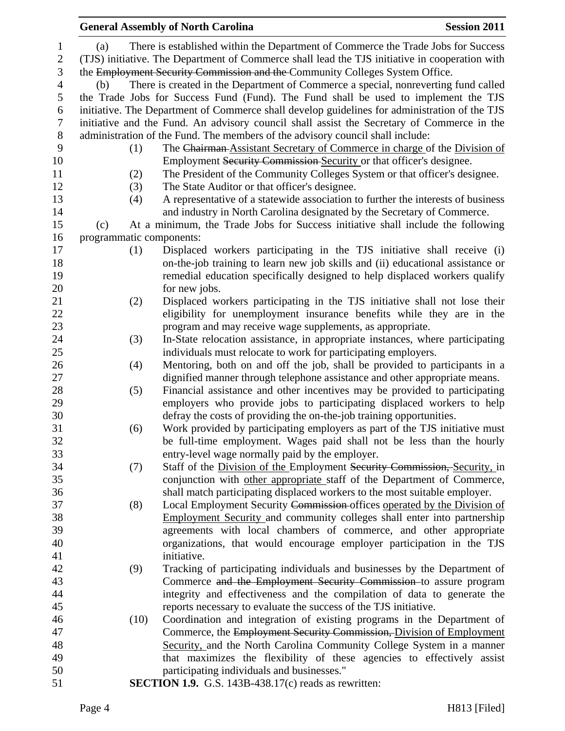(a) There is established within the Department of Commerce the Trade Jobs for Success (TJS) initiative. The Department of Commerce shall lead the TJS initiative in cooperation with the ~~Employment Security Commission and the~~ Community Colleges System Office.

(b) There is created in the Department of Commerce a special, nonreverting fund called the Trade Jobs for Success Fund (Fund). The Fund shall be used to implement the TJS initiative. The Department of Commerce shall develop guidelines for administration of the TJS initiative and the Fund. An advisory council shall assist the Secretary of Commerce in the administration of the Fund. The members of the advisory council shall include:

(1) The ~~Chairman~~ Assistant Secretary of Commerce in charge of the Division of Employment ~~Security Commission~~ Security or that officer's designee.

(2) The President of the Community Colleges System or that officer's designee.

(3) The State Auditor or that officer's designee.

(4) A representative of a statewide association to further the interests of business and industry in North Carolina designated by the Secretary of Commerce.

(c) At a minimum, the Trade Jobs for Success initiative shall include the following programmatic components:

(1) Displaced workers participating in the TJS initiative shall receive (i) on-the-job training to learn new job skills and (ii) educational assistance or remedial education specifically designed to help displaced workers qualify for new jobs.

(2) Displaced workers participating in the TJS initiative shall not lose their eligibility for unemployment insurance benefits while they are in the program and may receive wage supplements, as appropriate.

(3) In-State relocation assistance, in appropriate instances, where participating individuals must relocate to work for participating employers.

(4) Mentoring, both on and off the job, shall be provided to participants in a dignified manner through telephone assistance and other appropriate means.

(5) Financial assistance and other incentives may be provided to participating employers who provide jobs to participating displaced workers to help defray the costs of providing the on-the-job training opportunities.

(6) Work provided by participating employers as part of the TJS initiative must be full-time employment. Wages paid shall not be less than the hourly entry-level wage normally paid by the employer.

(7) Staff of the Division of the Employment ~~Security Commission,~~ Security, in conjunction with other appropriate staff of the Department of Commerce, shall match participating displaced workers to the most suitable employer.

(8) Local Employment Security ~~Commission~~ offices operated by the Division of Employment Security and community colleges shall enter into partnership agreements with local chambers of commerce, and other appropriate organizations, that would encourage employer participation in the TJS initiative.

(9) Tracking of participating individuals and businesses by the Department of Commerce ~~and the Employment Security Commission~~ to assure program integrity and effectiveness and the compilation of data to generate the reports necessary to evaluate the success of the TJS initiative.

(10) Coordination and integration of existing programs in the Department of Commerce, the ~~Employment Security Commission,~~ Division of Employment Security, and the North Carolina Community College System in a manner that maximizes the flexibility of these agencies to effectively assist participating individuals and businesses."

**SECTION 1.9.** G.S. 143B-438.17(c) reads as rewritten: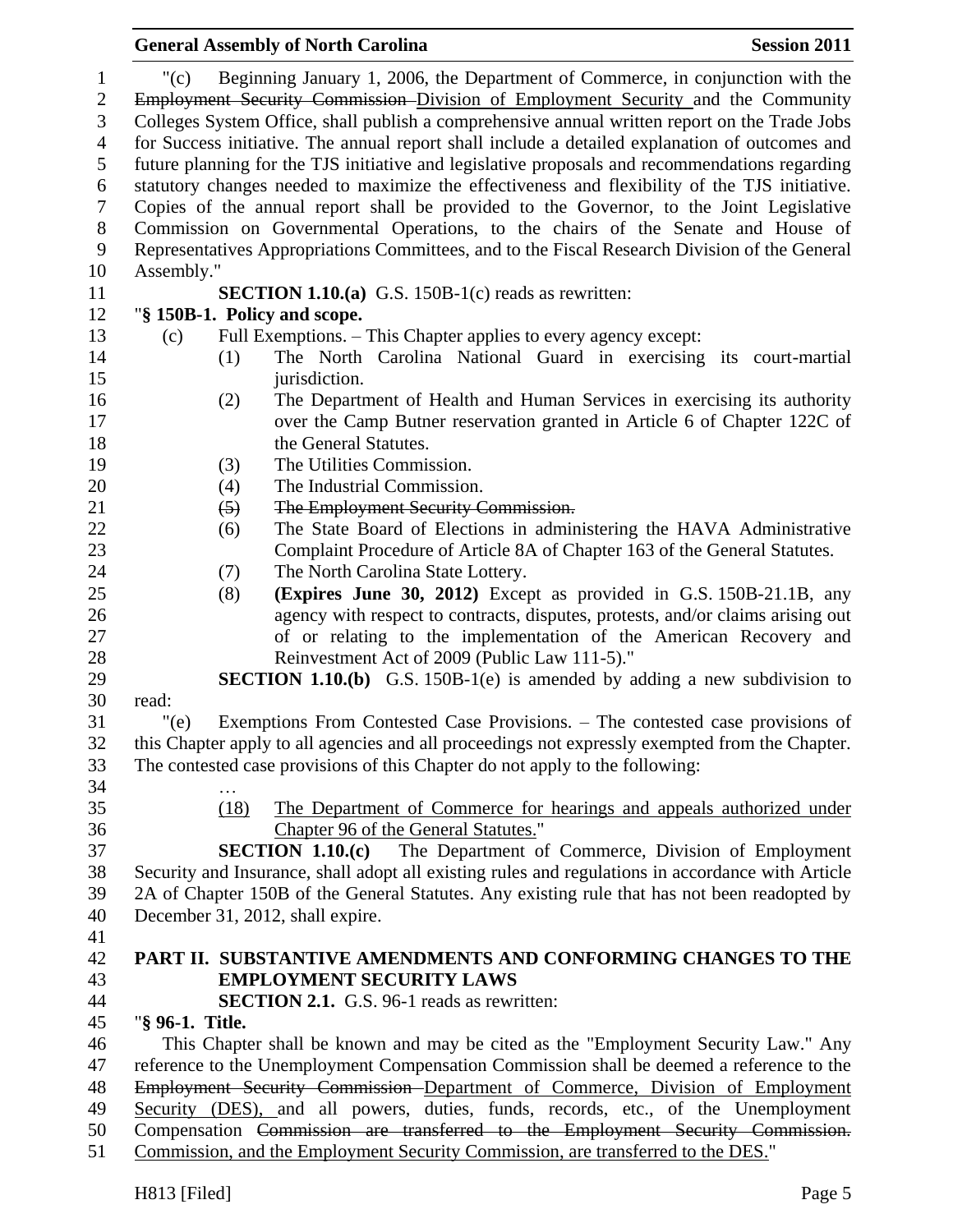"(c) Beginning January 1, 2006, the Department of Commerce, in conjunction with the ~~Employment Security Commission~~ Division of Employment Security and the Community Colleges System Office, shall publish a comprehensive annual written report on the Trade Jobs for Success initiative. The annual report shall include a detailed explanation of outcomes and future planning for the TJS initiative and legislative proposals and recommendations regarding statutory changes needed to maximize the effectiveness and flexibility of the TJS initiative. Copies of the annual report shall be provided to the Governor, to the Joint Legislative Commission on Governmental Operations, to the chairs of the Senate and House of Representatives Appropriations Committees, and to the Fiscal Research Division of the General Assembly."

**SECTION 1.10.(a)** G.S. 150B-1(c) reads as rewritten:

"**§ 150B-1. Policy and scope.**

(c) Full Exemptions. – This Chapter applies to every agency except:

(1) The North Carolina National Guard in exercising its court-martial jurisdiction.

(2) The Department of Health and Human Services in exercising its authority over the Camp Butner reservation granted in Article 6 of Chapter 122C of the General Statutes.

(3) The Utilities Commission.

(4) The Industrial Commission.

~~(5) The Employment Security Commission.~~

(6) The State Board of Elections in administering the HAVA Administrative Complaint Procedure of Article 8A of Chapter 163 of the General Statutes.

(7) The North Carolina State Lottery.

(8) **(Expires June 30, 2012)** Except as provided in G.S. 150B-21.1B, any agency with respect to contracts, disputes, protests, and/or claims arising out of or relating to the implementation of the American Recovery and Reinvestment Act of 2009 (Public Law 111-5)."

**SECTION 1.10.(b)** G.S. 150B-1(e) is amended by adding a new subdivision to read:

"(e) Exemptions From Contested Case Provisions. – The contested case provisions of this Chapter apply to all agencies and all proceedings not expressly exempted from the Chapter. The contested case provisions of this Chapter do not apply to the following:

…

<u>(18) The Department of Commerce for hearings and appeals authorized under Chapter 96 of the General Statutes.</u>"

**SECTION 1.10.(c)** The Department of Commerce, Division of Employment Security and Insurance, shall adopt all existing rules and regulations in accordance with Article 2A of Chapter 150B of the General Statutes. Any existing rule that has not been readopted by December 31, 2012, shall expire.

## PART II. SUBSTANTIVE AMENDMENTS AND CONFORMING CHANGES TO THE EMPLOYMENT SECURITY LAWS

**SECTION 2.1.** G.S. 96-1 reads as rewritten:

"**§ 96-1. Title.**

This Chapter shall be known and may be cited as the "Employment Security Law." Any reference to the Unemployment Compensation Commission shall be deemed a reference to the ~~Employment Security Commission~~ <u>Department of Commerce, Division of Employment Security (DES),</u> and all powers, duties, funds, records, etc., of the Unemployment Compensation ~~Commission are transferred to the Employment Security Commission.~~ <u>Commission, and the Employment Security Commission, are transferred to the DES.</u>"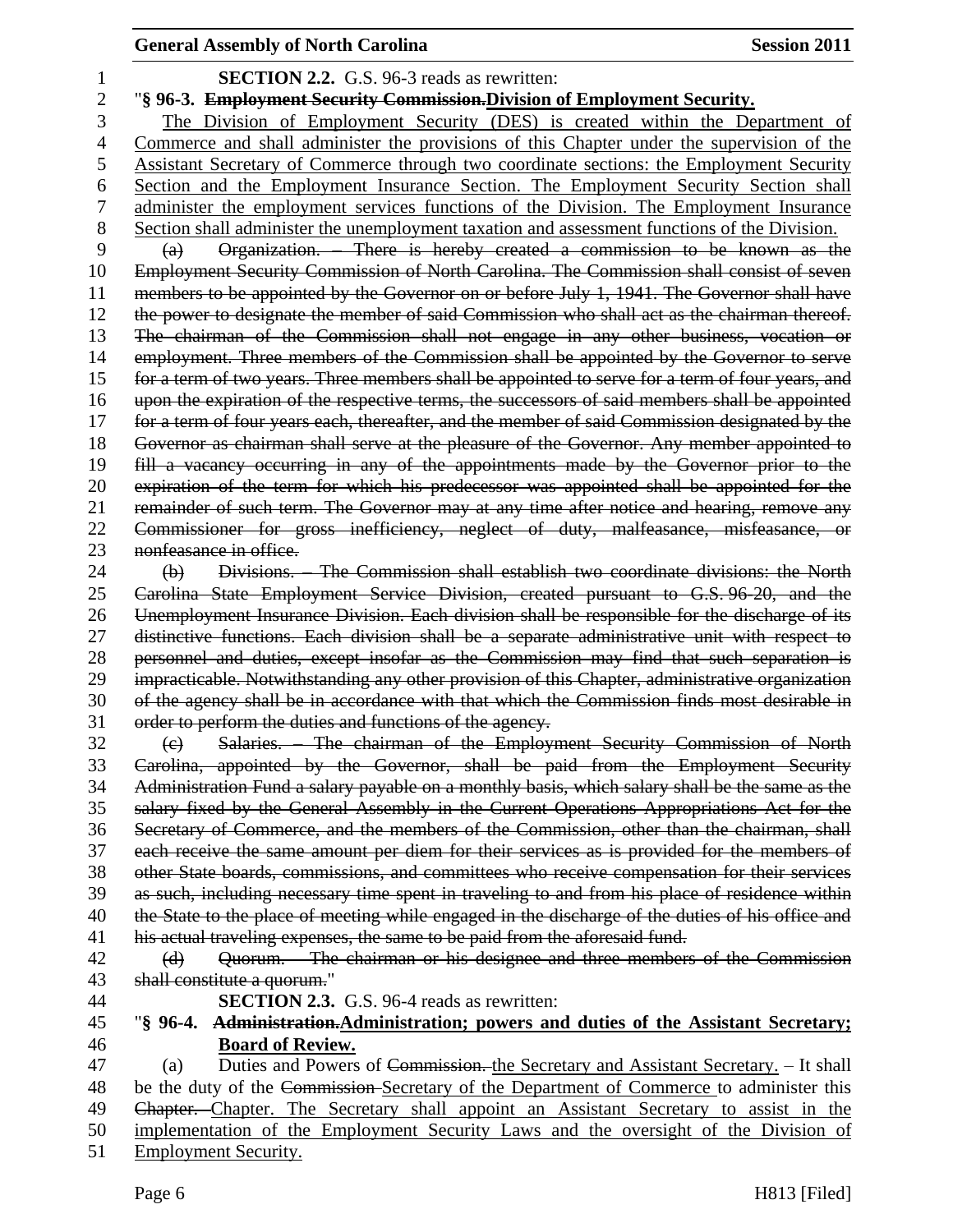**SECTION 2.2.** G.S. 96-3 reads as rewritten:

"**§ 96-3. ~~Employment Security Commission.~~<u>Division of Employment Security.</u>**

<u>The Division of Employment Security (DES) is created within the Department of Commerce and shall administer the provisions of this Chapter under the supervision of the Assistant Secretary of Commerce through two coordinate sections: the Employment Security Section and the Employment Insurance Section. The Employment Security Section shall administer the employment services functions of the Division. The Employment Insurance Section shall administer the unemployment taxation and assessment functions of the Division.</u>

~~(a) Organization. – There is hereby created a commission to be known as the Employment Security Commission of North Carolina. The Commission shall consist of seven members to be appointed by the Governor on or before July 1, 1941. The Governor shall have the power to designate the member of said Commission who shall act as the chairman thereof. The chairman of the Commission shall not engage in any other business, vocation or employment. Three members of the Commission shall be appointed by the Governor to serve for a term of two years. Three members shall be appointed to serve for a term of four years, and upon the expiration of the respective terms, the successors of said members shall be appointed for a term of four years each, thereafter, and the member of said Commission designated by the Governor as chairman shall serve at the pleasure of the Governor. Any member appointed to fill a vacancy occurring in any of the appointments made by the Governor prior to the expiration of the term for which his predecessor was appointed shall be appointed for the remainder of such term. The Governor may at any time after notice and hearing, remove any Commissioner for gross inefficiency, neglect of duty, malfeasance, misfeasance, or nonfeasance in office.~~

~~(b) Divisions. – The Commission shall establish two coordinate divisions: the North Carolina State Employment Service Division, created pursuant to G.S. 96-20, and the Unemployment Insurance Division. Each division shall be responsible for the discharge of its distinctive functions. Each division shall be a separate administrative unit with respect to personnel and duties, except insofar as the Commission may find that such separation is impracticable. Notwithstanding any other provision of this Chapter, administrative organization of the agency shall be in accordance with that which the Commission finds most desirable in order to perform the duties and functions of the agency.~~

~~(c) Salaries. – The chairman of the Employment Security Commission of North Carolina, appointed by the Governor, shall be paid from the Employment Security Administration Fund a salary payable on a monthly basis, which salary shall be the same as the salary fixed by the General Assembly in the Current Operations Appropriations Act for the Secretary of Commerce, and the members of the Commission, other than the chairman, shall each receive the same amount per diem for their services as is provided for the members of other State boards, commissions, and committees who receive compensation for their services as such, including necessary time spent in traveling to and from his place of residence within the State to the place of meeting while engaged in the discharge of the duties of his office and his actual traveling expenses, the same to be paid from the aforesaid fund.~~

~~(d) Quorum. – The chairman or his designee and three members of the Commission shall constitute a quorum.~~"

**SECTION 2.3.** G.S. 96-4 reads as rewritten:

"**§ 96-4. ~~Administration.~~<u>Administration; powers and duties of the Assistant Secretary; Board of Review.</u>**

(a) Duties and Powers of ~~Commission.~~ <u>the Secretary and Assistant Secretary.</u> – It shall be the duty of the ~~Commission~~ <u>Secretary of the Department of Commerce</u> to administer this ~~Chapter.~~ <u>Chapter. The Secretary shall appoint an Assistant Secretary to assist in the implementation of the Employment Security Laws and the oversight of the Division of Employment Security.</u>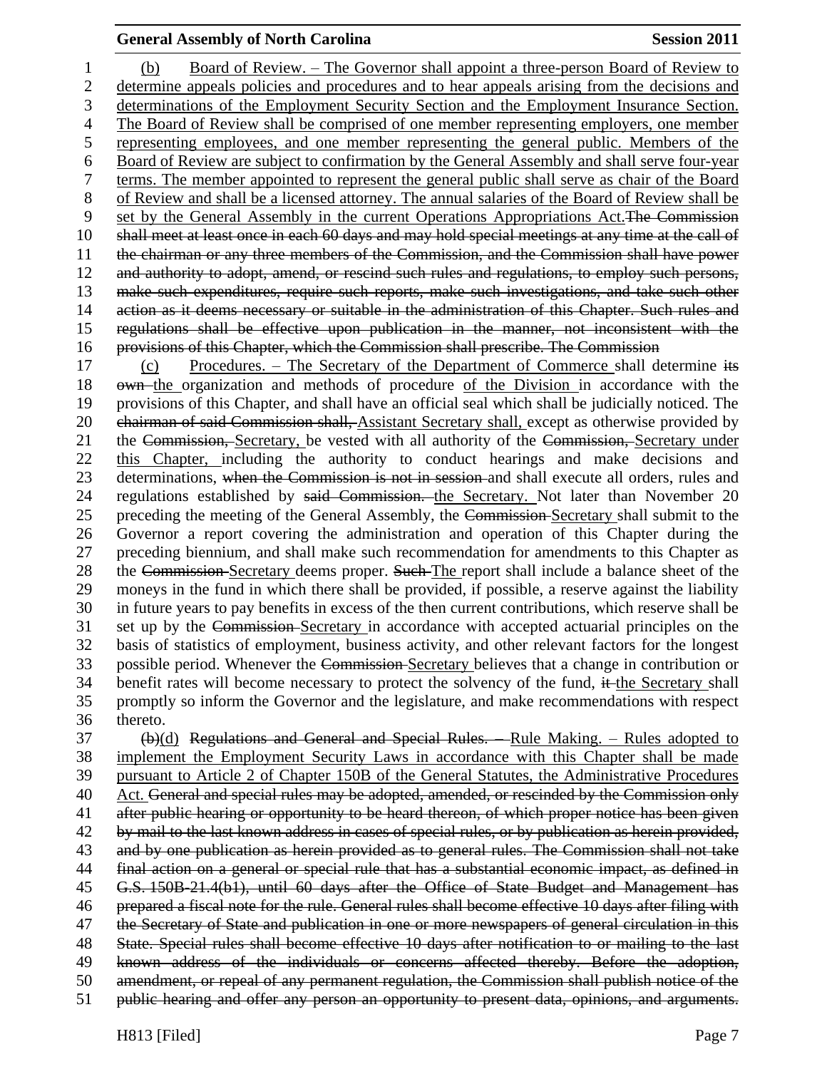(b) Board of Review. – The Governor shall appoint a three-person Board of Review to determine appeals policies and procedures and to hear appeals arising from the decisions and determinations of the Employment Security Section and the Employment Insurance Section. The Board of Review shall be comprised of one member representing employers, one member representing employees, and one member representing the general public. Members of the Board of Review are subject to confirmation by the General Assembly and shall serve four-year terms. The member appointed to represent the general public shall serve as chair of the Board of Review and shall be a licensed attorney. The annual salaries of the Board of Review shall be set by the General Assembly in the current Operations Appropriations Act.~~The Commission shall meet at least once in each 60 days and may hold special meetings at any time at the call of the chairman or any three members of the Commission, and the Commission shall have power and authority to adopt, amend, or rescind such rules and regulations, to employ such persons, make such expenditures, require such reports, make such investigations, and take such other action as it deems necessary or suitable in the administration of this Chapter. Such rules and regulations shall be effective upon publication in the manner, not inconsistent with the provisions of this Chapter, which the Commission shall prescribe. The Commission~~

(c) Procedures. – The Secretary of the Department of Commerce shall determine ~~its own~~ the organization and methods of procedure of the Division in accordance with the provisions of this Chapter, and shall have an official seal which shall be judicially noticed. The ~~chairman of said Commission shall,~~ Assistant Secretary shall, except as otherwise provided by the ~~Commission,~~ Secretary, be vested with all authority of the ~~Commission,~~ Secretary under this Chapter, including the authority to conduct hearings and make decisions and determinations, ~~when the Commission is not in session~~ and shall execute all orders, rules and regulations established by ~~said Commission.~~ the Secretary. Not later than November 20 preceding the meeting of the General Assembly, the ~~Commission~~ Secretary shall submit to the Governor a report covering the administration and operation of this Chapter during the preceding biennium, and shall make such recommendation for amendments to this Chapter as the ~~Commission~~ Secretary deems proper. ~~Such~~ The report shall include a balance sheet of the moneys in the fund in which there shall be provided, if possible, a reserve against the liability in future years to pay benefits in excess of the then current contributions, which reserve shall be set up by the ~~Commission~~ Secretary in accordance with accepted actuarial principles on the basis of statistics of employment, business activity, and other relevant factors for the longest possible period. Whenever the ~~Commission~~ Secretary believes that a change in contribution or benefit rates will become necessary to protect the solvency of the fund, ~~it~~ the Secretary shall promptly so inform the Governor and the legislature, and make recommendations with respect thereto.

~~(b)~~(d) ~~Regulations and General and Special Rules. –~~ Rule Making. – Rules adopted to implement the Employment Security Laws in accordance with this Chapter shall be made pursuant to Article 2 of Chapter 150B of the General Statutes, the Administrative Procedures Act. ~~General and special rules may be adopted, amended, or rescinded by the Commission only after public hearing or opportunity to be heard thereon, of which proper notice has been given by mail to the last known address in cases of special rules, or by publication as herein provided, and by one publication as herein provided as to general rules. The Commission shall not take final action on a general or special rule that has a substantial economic impact, as defined in G.S. 150B-21.4(b1), until 60 days after the Office of State Budget and Management has prepared a fiscal note for the rule. General rules shall become effective 10 days after filing with the Secretary of State and publication in one or more newspapers of general circulation in this State. Special rules shall become effective 10 days after notification to or mailing to the last known address of the individuals or concerns affected thereby. Before the adoption, amendment, or repeal of any permanent regulation, the Commission shall publish notice of the public hearing and offer any person an opportunity to present data, opinions, and arguments.~~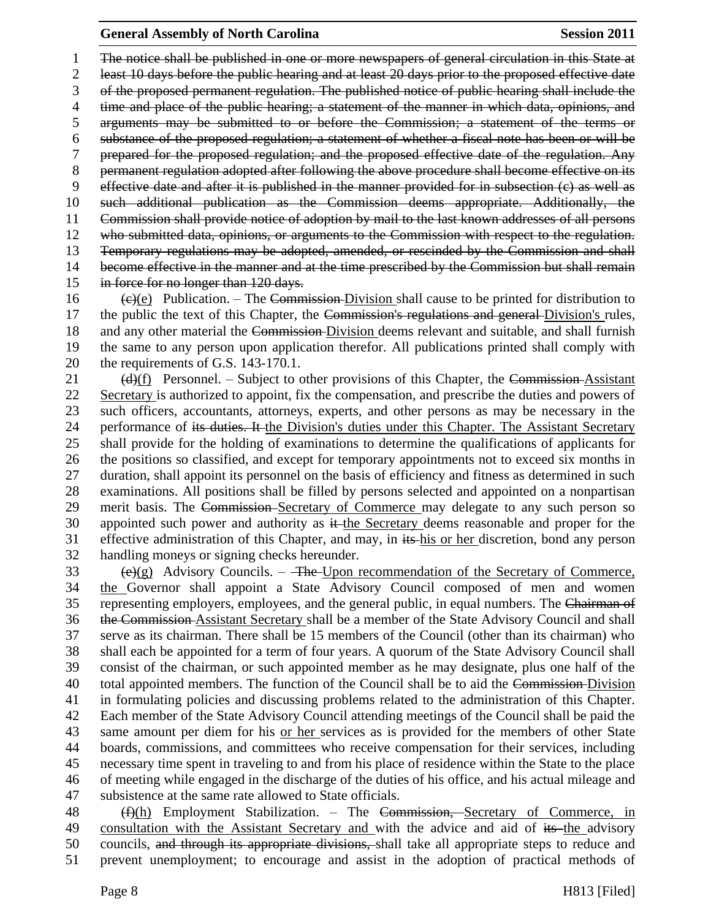~~The notice shall be published in one or more newspapers of general circulation in this State at least 10 days before the public hearing and at least 20 days prior to the proposed effective date of the proposed permanent regulation. The published notice of public hearing shall include the time and place of the public hearing; a statement of the manner in which data, opinions, and arguments may be submitted to or before the Commission; a statement of the terms or substance of the proposed regulation; a statement of whether a fiscal note has been or will be prepared for the proposed regulation; and the proposed effective date of the regulation. Any permanent regulation adopted after following the above procedure shall become effective on its effective date and after it is published in the manner provided for in subsection (c) as well as such additional publication as the Commission deems appropriate. Additionally, the Commission shall provide notice of adoption by mail to the last known addresses of all persons who submitted data, opinions, or arguments to the Commission with respect to the regulation. Temporary regulations may be adopted, amended, or rescinded by the Commission and shall become effective in the manner and at the time prescribed by the Commission but shall remain in force for no longer than 120 days.~~

~~(c)~~(e) Publication. – The ~~Commission~~ Division shall cause to be printed for distribution to the public the text of this Chapter, the ~~Commission's regulations and general~~ Division's rules, and any other material the ~~Commission~~ Division deems relevant and suitable, and shall furnish the same to any person upon application therefor. All publications printed shall comply with the requirements of G.S. 143-170.1.

~~(d)~~(f) Personnel. – Subject to other provisions of this Chapter, the ~~Commission~~ Assistant Secretary is authorized to appoint, fix the compensation, and prescribe the duties and powers of such officers, accountants, attorneys, experts, and other persons as may be necessary in the performance of ~~its duties. It~~ the Division's duties under this Chapter. The Assistant Secretary shall provide for the holding of examinations to determine the qualifications of applicants for the positions so classified, and except for temporary appointments not to exceed six months in duration, shall appoint its personnel on the basis of efficiency and fitness as determined in such examinations. All positions shall be filled by persons selected and appointed on a nonpartisan merit basis. The ~~Commission~~ Secretary of Commerce may delegate to any such person so appointed such power and authority as ~~it~~ the Secretary deems reasonable and proper for the effective administration of this Chapter, and may, in ~~its~~ his or her discretion, bond any person handling moneys or signing checks hereunder.

~~(e)~~(g) Advisory Councils. – ~~The~~ Upon recommendation of the Secretary of Commerce, the Governor shall appoint a State Advisory Council composed of men and women representing employers, employees, and the general public, in equal numbers. The ~~Chairman of the Commission~~ Assistant Secretary shall be a member of the State Advisory Council and shall serve as its chairman. There shall be 15 members of the Council (other than its chairman) who shall each be appointed for a term of four years. A quorum of the State Advisory Council shall consist of the chairman, or such appointed member as he may designate, plus one half of the total appointed members. The function of the Council shall be to aid the ~~Commission~~ Division in formulating policies and discussing problems related to the administration of this Chapter. Each member of the State Advisory Council attending meetings of the Council shall be paid the same amount per diem for his or her services as is provided for the members of other State boards, commissions, and committees who receive compensation for their services, including necessary time spent in traveling to and from his place of residence within the State to the place of meeting while engaged in the discharge of the duties of his office, and his actual mileage and subsistence at the same rate allowed to State officials.

~~(f)~~(h) Employment Stabilization. – The ~~Commission,~~ Secretary of Commerce, in consultation with the Assistant Secretary and with the advice and aid of ~~its~~ the advisory councils, ~~and through its appropriate divisions,~~ shall take all appropriate steps to reduce and prevent unemployment; to encourage and assist in the adoption of practical methods of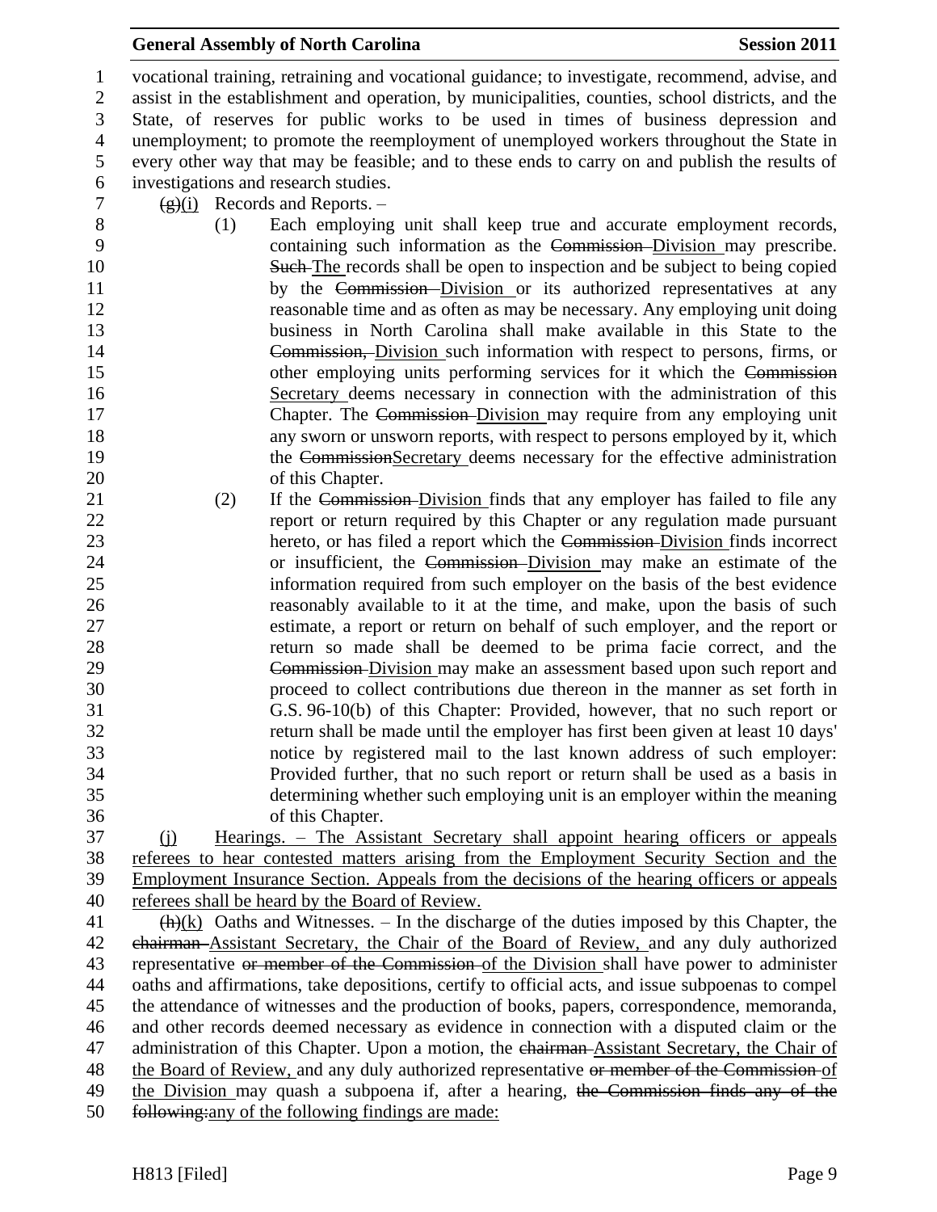vocational training, retraining and vocational guidance; to investigate, recommend, advise, and assist in the establishment and operation, by municipalities, counties, school districts, and the State, of reserves for public works to be used in times of business depression and unemployment; to promote the reemployment of unemployed workers throughout the State in every other way that may be feasible; and to these ends to carry on and publish the results of investigations and research studies.

~~(g)~~(i) Records and Reports. –

(1) Each employing unit shall keep true and accurate employment records, containing such information as the ~~Commission~~ Division may prescribe. ~~Such~~ The records shall be open to inspection and be subject to being copied by the ~~Commission~~ Division or its authorized representatives at any reasonable time and as often as may be necessary. Any employing unit doing business in North Carolina shall make available in this State to the ~~Commission,~~ Division such information with respect to persons, firms, or other employing units performing services for it which the ~~Commission~~ Secretary deems necessary in connection with the administration of this Chapter. The ~~Commission~~ Division may require from any employing unit any sworn or unsworn reports, with respect to persons employed by it, which the ~~Commission~~Secretary deems necessary for the effective administration of this Chapter.

(2) If the ~~Commission~~ Division finds that any employer has failed to file any report or return required by this Chapter or any regulation made pursuant hereto, or has filed a report which the ~~Commission~~ Division finds incorrect or insufficient, the ~~Commission~~ Division may make an estimate of the information required from such employer on the basis of the best evidence reasonably available to it at the time, and make, upon the basis of such estimate, a report or return on behalf of such employer, and the report or return so made shall be deemed to be prima facie correct, and the ~~Commission~~ Division may make an assessment based upon such report and proceed to collect contributions due thereon in the manner as set forth in G.S. 96-10(b) of this Chapter: Provided, however, that no such report or return shall be made until the employer has first been given at least 10 days' notice by registered mail to the last known address of such employer: Provided further, that no such report or return shall be used as a basis in determining whether such employing unit is an employer within the meaning of this Chapter.

(j) Hearings. – The Assistant Secretary shall appoint hearing officers or appeals referees to hear contested matters arising from the Employment Security Section and the Employment Insurance Section. Appeals from the decisions of the hearing officers or appeals referees shall be heard by the Board of Review.

~~(h)~~(k) Oaths and Witnesses. – In the discharge of the duties imposed by this Chapter, the ~~chairman~~ Assistant Secretary, the Chair of the Board of Review, and any duly authorized representative ~~or member of the Commission~~ of the Division shall have power to administer oaths and affirmations, take depositions, certify to official acts, and issue subpoenas to compel the attendance of witnesses and the production of books, papers, correspondence, memoranda, and other records deemed necessary as evidence in connection with a disputed claim or the administration of this Chapter. Upon a motion, the ~~chairman~~ Assistant Secretary, the Chair of the Board of Review, and any duly authorized representative ~~or member of the Commission~~ of the Division may quash a subpoena if, after a hearing, ~~the Commission finds any of the following:~~any of the following findings are made: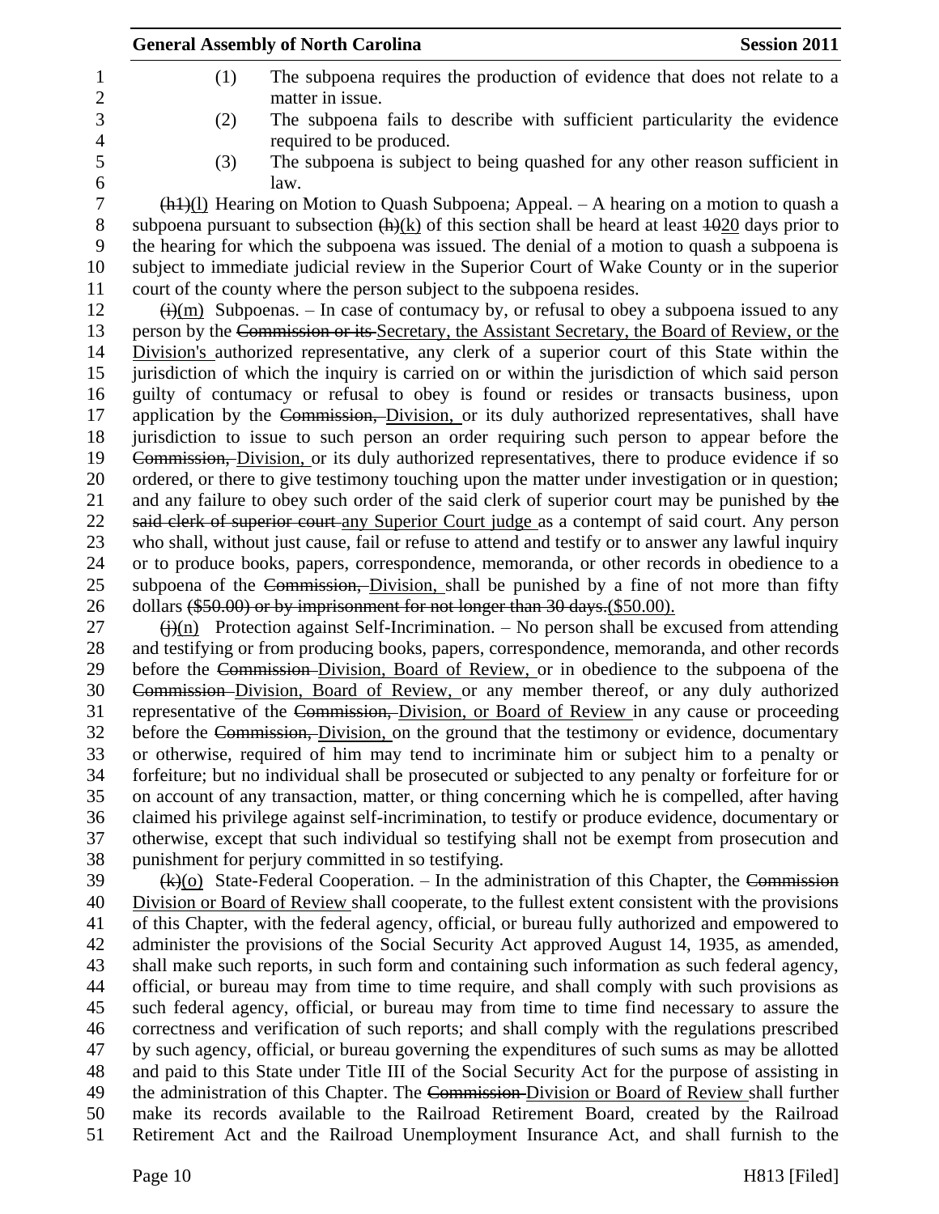(1) The subpoena requires the production of evidence that does not relate to a matter in issue.

(2) The subpoena fails to describe with sufficient particularity the evidence required to be produced.

(3) The subpoena is subject to being quashed for any other reason sufficient in law.

~~(h1)~~(l) Hearing on Motion to Quash Subpoena; Appeal. – A hearing on a motion to quash a subpoena pursuant to subsection ~~(h)~~(k) of this section shall be heard at least ~~10~~20 days prior to the hearing for which the subpoena was issued. The denial of a motion to quash a subpoena is subject to immediate judicial review in the Superior Court of Wake County or in the superior court of the county where the person subject to the subpoena resides.

~~(i)~~(m) Subpoenas. – In case of contumacy by, or refusal to obey a subpoena issued to any person by the ~~Commission or its~~ Secretary, the Assistant Secretary, the Board of Review, or the Division's authorized representative, any clerk of a superior court of this State within the jurisdiction of which the inquiry is carried on or within the jurisdiction of which said person guilty of contumacy or refusal to obey is found or resides or transacts business, upon application by the ~~Commission,~~ Division, or its duly authorized representatives, shall have jurisdiction to issue to such person an order requiring such person to appear before the ~~Commission,~~ Division, or its duly authorized representatives, there to produce evidence if so ordered, or there to give testimony touching upon the matter under investigation or in question; and any failure to obey such order of the said clerk of superior court may be punished by ~~the said clerk of superior court~~ any Superior Court judge as a contempt of said court. Any person who shall, without just cause, fail or refuse to attend and testify or to answer any lawful inquiry or to produce books, papers, correspondence, memoranda, or other records in obedience to a subpoena of the ~~Commission,~~ Division, shall be punished by a fine of not more than fifty dollars ~~($50.00) or by imprisonment for not longer than 30 days.~~($50.00).

~~(j)~~(n) Protection against Self-Incrimination. – No person shall be excused from attending and testifying or from producing books, papers, correspondence, memoranda, and other records before the ~~Commission~~ Division, Board of Review, or in obedience to the subpoena of the ~~Commission~~ Division, Board of Review, or any member thereof, or any duly authorized representative of the ~~Commission,~~ Division, or Board of Review in any cause or proceeding before the ~~Commission,~~ Division, on the ground that the testimony or evidence, documentary or otherwise, required of him may tend to incriminate him or subject him to a penalty or forfeiture; but no individual shall be prosecuted or subjected to any penalty or forfeiture for or on account of any transaction, matter, or thing concerning which he is compelled, after having claimed his privilege against self-incrimination, to testify or produce evidence, documentary or otherwise, except that such individual so testifying shall not be exempt from prosecution and punishment for perjury committed in so testifying.

~~(k)~~(o) State-Federal Cooperation. – In the administration of this Chapter, the ~~Commission~~ Division or Board of Review shall cooperate, to the fullest extent consistent with the provisions of this Chapter, with the federal agency, official, or bureau fully authorized and empowered to administer the provisions of the Social Security Act approved August 14, 1935, as amended, shall make such reports, in such form and containing such information as such federal agency, official, or bureau may from time to time require, and shall comply with such provisions as such federal agency, official, or bureau may from time to time find necessary to assure the correctness and verification of such reports; and shall comply with the regulations prescribed by such agency, official, or bureau governing the expenditures of such sums as may be allotted and paid to this State under Title III of the Social Security Act for the purpose of assisting in the administration of this Chapter. The ~~Commission~~ Division or Board of Review shall further make its records available to the Railroad Retirement Board, created by the Railroad Retirement Act and the Railroad Unemployment Insurance Act, and shall furnish to the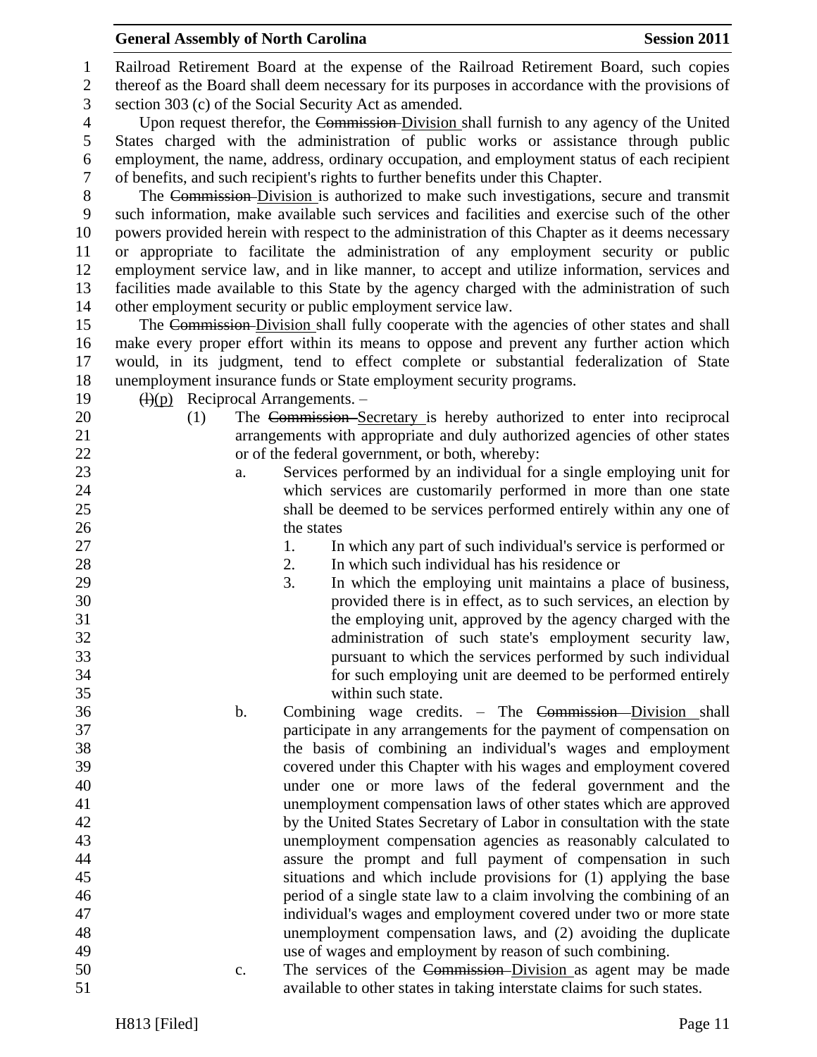Railroad Retirement Board at the expense of the Railroad Retirement Board, such copies thereof as the Board shall deem necessary for its purposes in accordance with the provisions of section 303 (c) of the Social Security Act as amended.

Upon request therefor, the ~~Commission~~ Division shall furnish to any agency of the United States charged with the administration of public works or assistance through public employment, the name, address, ordinary occupation, and employment status of each recipient of benefits, and such recipient's rights to further benefits under this Chapter.

The ~~Commission~~ Division is authorized to make such investigations, secure and transmit such information, make available such services and facilities and exercise such of the other powers provided herein with respect to the administration of this Chapter as it deems necessary or appropriate to facilitate the administration of any employment security or public employment service law, and in like manner, to accept and utilize information, services and facilities made available to this State by the agency charged with the administration of such other employment security or public employment service law.

The ~~Commission~~ Division shall fully cooperate with the agencies of other states and shall make every proper effort within its means to oppose and prevent any further action which would, in its judgment, tend to effect complete or substantial federalization of State unemployment insurance funds or State employment security programs.

~~(l)~~(p) Reciprocal Arrangements. –

(1) The ~~Commission~~ Secretary is hereby authorized to enter into reciprocal arrangements with appropriate and duly authorized agencies of other states or of the federal government, or both, whereby:

a. Services performed by an individual for a single employing unit for which services are customarily performed in more than one state shall be deemed to be services performed entirely within any one of the states

1. In which any part of such individual's service is performed or
2. In which such individual has his residence or
3. In which the employing unit maintains a place of business, provided there is in effect, as to such services, an election by the employing unit, approved by the agency charged with the administration of such state's employment security law, pursuant to which the services performed by such individual for such employing unit are deemed to be performed entirely within such state.

b. Combining wage credits. – The ~~Commission~~ Division shall participate in any arrangements for the payment of compensation on the basis of combining an individual's wages and employment covered under this Chapter with his wages and employment covered under one or more laws of the federal government and the unemployment compensation laws of other states which are approved by the United States Secretary of Labor in consultation with the state unemployment compensation agencies as reasonably calculated to assure the prompt and full payment of compensation in such situations and which include provisions for (1) applying the base period of a single state law to a claim involving the combining of an individual's wages and employment covered under two or more state unemployment compensation laws, and (2) avoiding the duplicate use of wages and employment by reason of such combining.

c. The services of the ~~Commission~~ Division as agent may be made available to other states in taking interstate claims for such states.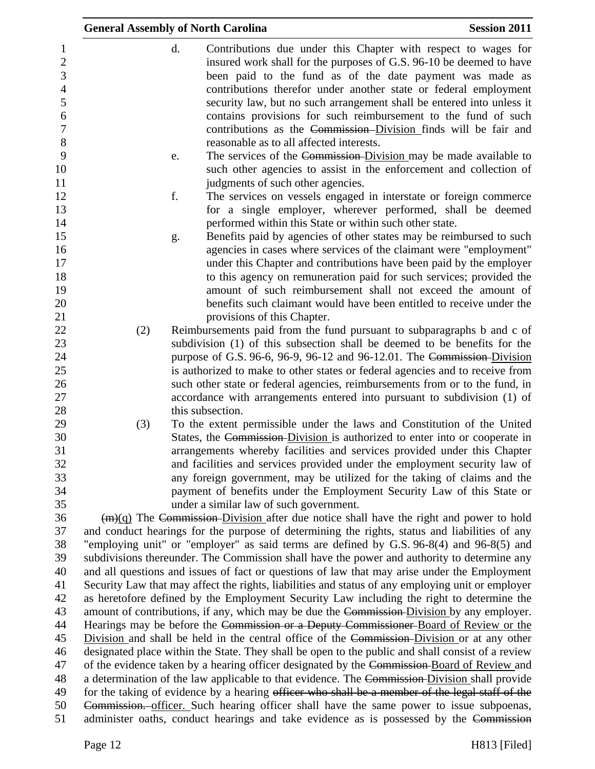d. Contributions due under this Chapter with respect to wages for insured work shall for the purposes of G.S. 96-10 be deemed to have been paid to the fund as of the date payment was made as contributions therefor under another state or federal employment security law, but no such arrangement shall be entered into unless it contains provisions for such reimbursement to the fund of such contributions as the ~~Commission~~ Division finds will be fair and reasonable as to all affected interests.

e. The services of the ~~Commission~~ Division may be made available to such other agencies to assist in the enforcement and collection of judgments of such other agencies.

f. The services on vessels engaged in interstate or foreign commerce for a single employer, wherever performed, shall be deemed performed within this State or within such other state.

g. Benefits paid by agencies of other states may be reimbursed to such agencies in cases where services of the claimant were "employment" under this Chapter and contributions have been paid by the employer to this agency on remuneration paid for such services; provided the amount of such reimbursement shall not exceed the amount of benefits such claimant would have been entitled to receive under the provisions of this Chapter.

(2) Reimbursements paid from the fund pursuant to subparagraphs b and c of subdivision (1) of this subsection shall be deemed to be benefits for the purpose of G.S. 96-6, 96-9, 96-12 and 96-12.01. The ~~Commission~~ Division is authorized to make to other states or federal agencies and to receive from such other state or federal agencies, reimbursements from or to the fund, in accordance with arrangements entered into pursuant to subdivision (1) of this subsection.

(3) To the extent permissible under the laws and Constitution of the United States, the ~~Commission~~ Division is authorized to enter into or cooperate in arrangements whereby facilities and services provided under this Chapter and facilities and services provided under the employment security law of any foreign government, may be utilized for the taking of claims and the payment of benefits under the Employment Security Law of this State or under a similar law of such government.

~~(m)~~(q) The ~~Commission~~ Division after due notice shall have the right and power to hold and conduct hearings for the purpose of determining the rights, status and liabilities of any "employing unit" or "employer" as said terms are defined by G.S. 96-8(4) and 96-8(5) and subdivisions thereunder. The Commission shall have the power and authority to determine any and all questions and issues of fact or questions of law that may arise under the Employment Security Law that may affect the rights, liabilities and status of any employing unit or employer as heretofore defined by the Employment Security Law including the right to determine the amount of contributions, if any, which may be due the ~~Commission~~ Division by any employer. Hearings may be before the ~~Commission or a Deputy Commissioner~~ Board of Review or the Division and shall be held in the central office of the ~~Commission~~ Division or at any other designated place within the State. They shall be open to the public and shall consist of a review of the evidence taken by a hearing officer designated by the ~~Commission~~ Board of Review and a determination of the law applicable to that evidence. The ~~Commission~~ Division shall provide for the taking of evidence by a hearing ~~officer who shall be a member of the legal staff of the Commission.~~ officer. Such hearing officer shall have the same power to issue subpoenas, administer oaths, conduct hearings and take evidence as is possessed by the ~~Commission~~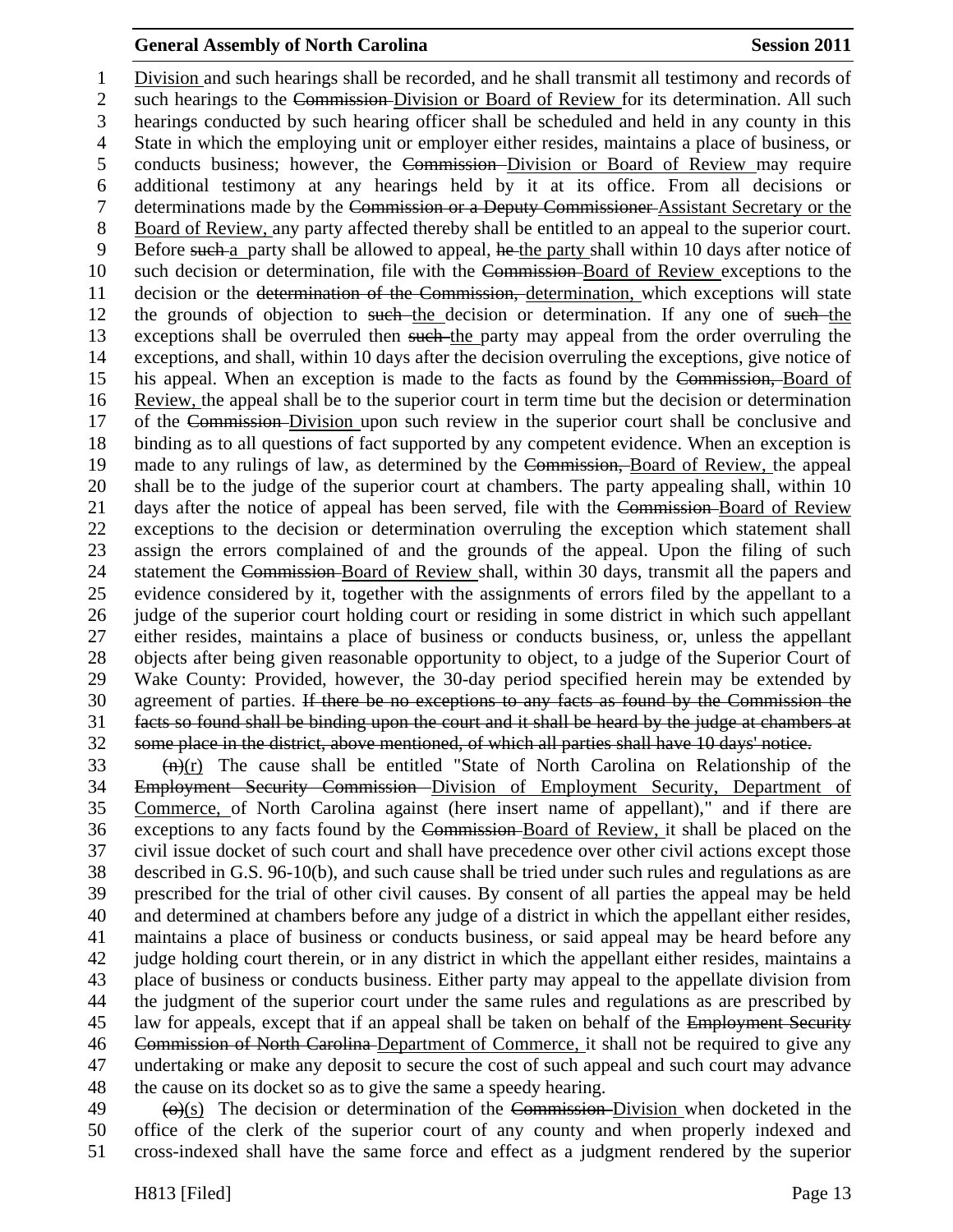Division and such hearings shall be recorded, and he shall transmit all testimony and records of such hearings to the ~~Commission~~ Division or Board of Review for its determination. All such hearings conducted by such hearing officer shall be scheduled and held in any county in this State in which the employing unit or employer either resides, maintains a place of business, or conducts business; however, the ~~Commission~~ Division or Board of Review may require additional testimony at any hearings held by it at its office. From all decisions or determinations made by the ~~Commission or a Deputy Commissioner~~ Assistant Secretary or the Board of Review, any party affected thereby shall be entitled to an appeal to the superior court. Before ~~such~~ a party shall be allowed to appeal, ~~he~~ the party shall within 10 days after notice of such decision or determination, file with the ~~Commission~~ Board of Review exceptions to the decision or the ~~determination of the Commission,~~ determination, which exceptions will state the grounds of objection to ~~such~~ the decision or determination. If any one of ~~such~~ the exceptions shall be overruled then ~~such~~ the party may appeal from the order overruling the exceptions, and shall, within 10 days after the decision overruling the exceptions, give notice of his appeal. When an exception is made to the facts as found by the ~~Commission,~~ Board of Review, the appeal shall be to the superior court in term time but the decision or determination of the ~~Commission~~ Division upon such review in the superior court shall be conclusive and binding as to all questions of fact supported by any competent evidence. When an exception is made to any rulings of law, as determined by the ~~Commission,~~ Board of Review, the appeal shall be to the judge of the superior court at chambers. The party appealing shall, within 10 days after the notice of appeal has been served, file with the ~~Commission~~ Board of Review exceptions to the decision or determination overruling the exception which statement shall assign the errors complained of and the grounds of the appeal. Upon the filing of such statement the ~~Commission~~ Board of Review shall, within 30 days, transmit all the papers and evidence considered by it, together with the assignments of errors filed by the appellant to a judge of the superior court holding court or residing in some district in which such appellant either resides, maintains a place of business or conducts business, or, unless the appellant objects after being given reasonable opportunity to object, to a judge of the Superior Court of Wake County: Provided, however, the 30-day period specified herein may be extended by agreement of parties. ~~If there be no exceptions to any facts as found by the Commission the facts so found shall be binding upon the court and it shall be heard by the judge at chambers at some place in the district, above mentioned, of which all parties shall have 10 days' notice.~~

~~(n)~~(r) The cause shall be entitled "State of North Carolina on Relationship of the ~~Employment Security Commission~~ Division of Employment Security, Department of Commerce, of North Carolina against (here insert name of appellant)," and if there are exceptions to any facts found by the ~~Commission~~ Board of Review, it shall be placed on the civil issue docket of such court and shall have precedence over other civil actions except those described in G.S. 96-10(b), and such cause shall be tried under such rules and regulations as are prescribed for the trial of other civil causes. By consent of all parties the appeal may be held and determined at chambers before any judge of a district in which the appellant either resides, maintains a place of business or conducts business, or said appeal may be heard before any judge holding court therein, or in any district in which the appellant either resides, maintains a place of business or conducts business. Either party may appeal to the appellate division from the judgment of the superior court under the same rules and regulations as are prescribed by law for appeals, except that if an appeal shall be taken on behalf of the ~~Employment Security Commission of North Carolina~~ Department of Commerce, it shall not be required to give any undertaking or make any deposit to secure the cost of such appeal and such court may advance the cause on its docket so as to give the same a speedy hearing.

~~(o)~~(s) The decision or determination of the ~~Commission~~ Division when docketed in the office of the clerk of the superior court of any county and when properly indexed and cross-indexed shall have the same force and effect as a judgment rendered by the superior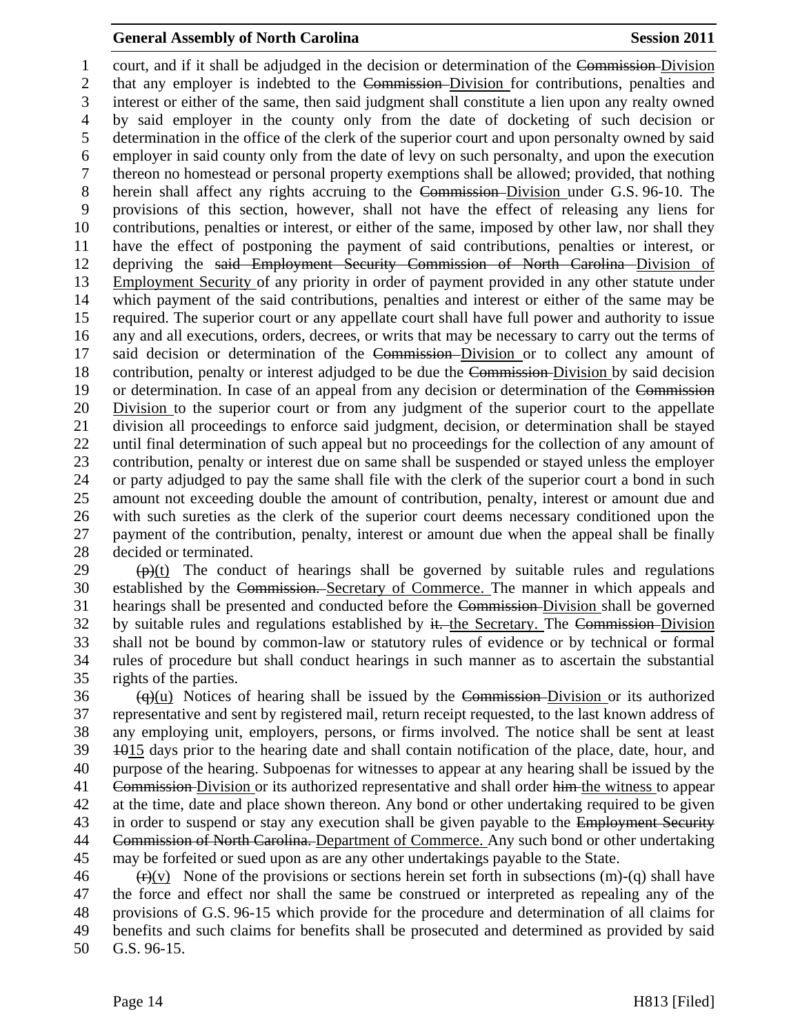court, and if it shall be adjudged in the decision or determination of the ~~Commission~~ Division that any employer is indebted to the ~~Commission~~ Division for contributions, penalties and interest or either of the same, then said judgment shall constitute a lien upon any realty owned by said employer in the county only from the date of docketing of such decision or determination in the office of the clerk of the superior court and upon personalty owned by said employer in said county only from the date of levy on such personalty, and upon the execution thereon no homestead or personal property exemptions shall be allowed; provided, that nothing herein shall affect any rights accruing to the ~~Commission~~ Division under G.S. 96-10. The provisions of this section, however, shall not have the effect of releasing any liens for contributions, penalties or interest, or either of the same, imposed by other law, nor shall they have the effect of postponing the payment of said contributions, penalties or interest, or depriving the ~~said Employment Security Commission of North Carolina~~ Division of Employment Security of any priority in order of payment provided in any other statute under which payment of the said contributions, penalties and interest or either of the same may be required. The superior court or any appellate court shall have full power and authority to issue any and all executions, orders, decrees, or writs that may be necessary to carry out the terms of said decision or determination of the ~~Commission~~ Division or to collect any amount of contribution, penalty or interest adjudged to be due the ~~Commission~~ Division by said decision or determination. In case of an appeal from any decision or determination of the ~~Commission~~ Division to the superior court or from any judgment of the superior court to the appellate division all proceedings to enforce said judgment, decision, or determination shall be stayed until final determination of such appeal but no proceedings for the collection of any amount of contribution, penalty or interest due on same shall be suspended or stayed unless the employer or party adjudged to pay the same shall file with the clerk of the superior court a bond in such amount not exceeding double the amount of contribution, penalty, interest or amount due and with such sureties as the clerk of the superior court deems necessary conditioned upon the payment of the contribution, penalty, interest or amount due when the appeal shall be finally decided or terminated.

~~(p)~~(t) The conduct of hearings shall be governed by suitable rules and regulations established by the ~~Commission.~~ Secretary of Commerce. The manner in which appeals and hearings shall be presented and conducted before the ~~Commission~~ Division shall be governed by suitable rules and regulations established by ~~it.~~ the Secretary. The ~~Commission~~ Division shall not be bound by common-law or statutory rules of evidence or by technical or formal rules of procedure but shall conduct hearings in such manner as to ascertain the substantial rights of the parties.

~~(q)~~(u) Notices of hearing shall be issued by the ~~Commission~~ Division or its authorized representative and sent by registered mail, return receipt requested, to the last known address of any employing unit, employers, persons, or firms involved. The notice shall be sent at least ~~10~~15 days prior to the hearing date and shall contain notification of the place, date, hour, and purpose of the hearing. Subpoenas for witnesses to appear at any hearing shall be issued by the ~~Commission~~ Division or its authorized representative and shall order ~~him~~ the witness to appear at the time, date and place shown thereon. Any bond or other undertaking required to be given in order to suspend or stay any execution shall be given payable to the ~~Employment Security Commission of North Carolina.~~ Department of Commerce. Any such bond or other undertaking may be forfeited or sued upon as are any other undertakings payable to the State.

~~(r)~~(v) None of the provisions or sections herein set forth in subsections (m)-(q) shall have the force and effect nor shall the same be construed or interpreted as repealing any of the provisions of G.S. 96-15 which provide for the procedure and determination of all claims for benefits and such claims for benefits shall be prosecuted and determined as provided by said G.S. 96-15.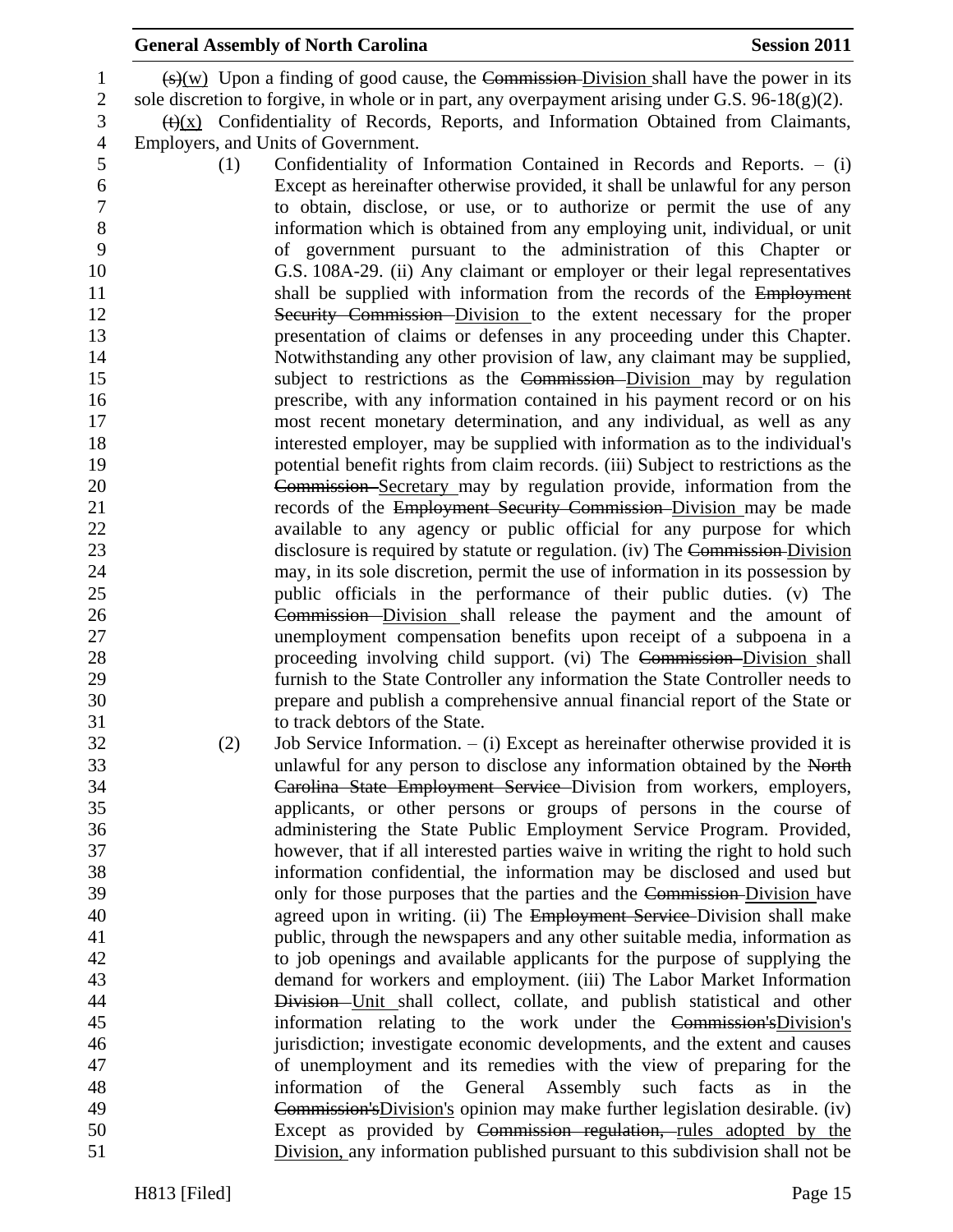~~(s)~~(w) Upon a finding of good cause, the ~~Commission~~ Division shall have the power in its sole discretion to forgive, in whole or in part, any overpayment arising under G.S. 96-18(g)(2).

~~(t)~~(x) Confidentiality of Records, Reports, and Information Obtained from Claimants, Employers, and Units of Government.

(1) Confidentiality of Information Contained in Records and Reports. – (i) Except as hereinafter otherwise provided, it shall be unlawful for any person to obtain, disclose, or use, or to authorize or permit the use of any information which is obtained from any employing unit, individual, or unit of government pursuant to the administration of this Chapter or G.S. 108A-29. (ii) Any claimant or employer or their legal representatives shall be supplied with information from the records of the ~~Employment Security Commission~~ Division to the extent necessary for the proper presentation of claims or defenses in any proceeding under this Chapter. Notwithstanding any other provision of law, any claimant may be supplied, subject to restrictions as the ~~Commission~~ Division may by regulation prescribe, with any information contained in his payment record or on his most recent monetary determination, and any individual, as well as any interested employer, may be supplied with information as to the individual's potential benefit rights from claim records. (iii) Subject to restrictions as the ~~Commission~~ Secretary may by regulation provide, information from the records of the ~~Employment Security Commission~~ Division may be made available to any agency or public official for any purpose for which disclosure is required by statute or regulation. (iv) The ~~Commission~~ Division may, in its sole discretion, permit the use of information in its possession by public officials in the performance of their public duties. (v) The ~~Commission~~ Division shall release the payment and the amount of unemployment compensation benefits upon receipt of a subpoena in a proceeding involving child support. (vi) The ~~Commission~~ Division shall furnish to the State Controller any information the State Controller needs to prepare and publish a comprehensive annual financial report of the State or to track debtors of the State.

(2) Job Service Information. – (i) Except as hereinafter otherwise provided it is unlawful for any person to disclose any information obtained by the ~~North Carolina State Employment Service~~ Division from workers, employers, applicants, or other persons or groups of persons in the course of administering the State Public Employment Service Program. Provided, however, that if all interested parties waive in writing the right to hold such information confidential, the information may be disclosed and used but only for those purposes that the parties and the ~~Commission~~ Division have agreed upon in writing. (ii) The ~~Employment Service~~ Division shall make public, through the newspapers and any other suitable media, information as to job openings and available applicants for the purpose of supplying the demand for workers and employment. (iii) The Labor Market Information ~~Division~~ Unit shall collect, collate, and publish statistical and other information relating to the work under the ~~Commission's~~Division's jurisdiction; investigate economic developments, and the extent and causes of unemployment and its remedies with the view of preparing for the information of the General Assembly such facts as in the ~~Commission's~~Division's opinion may make further legislation desirable. (iv) Except as provided by ~~Commission regulation,~~ rules adopted by the Division, any information published pursuant to this subdivision shall not be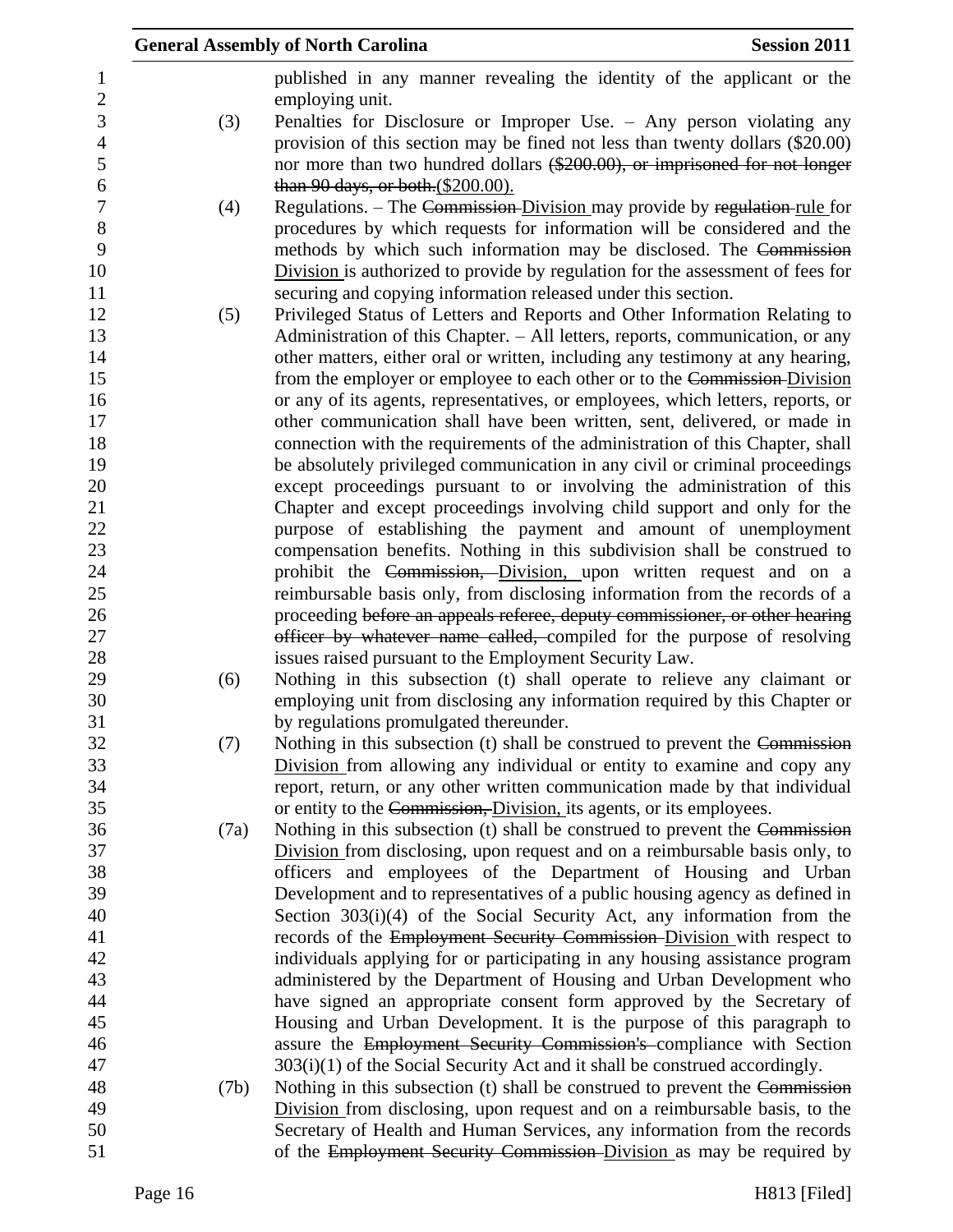published in any manner revealing the identity of the applicant or the employing unit.

(3) Penalties for Disclosure or Improper Use. – Any person violating any provision of this section may be fined not less than twenty dollars ($20.00) nor more than two hundred dollars ~~($200.00), or imprisoned for not longer than 90 days, or both.~~($200.00).

(4) Regulations. – The ~~Commission~~ Division may provide by ~~regulation~~ rule for procedures by which requests for information will be considered and the methods by which such information may be disclosed. The ~~Commission~~ Division is authorized to provide by regulation for the assessment of fees for securing and copying information released under this section.

(5) Privileged Status of Letters and Reports and Other Information Relating to Administration of this Chapter. – All letters, reports, communication, or any other matters, either oral or written, including any testimony at any hearing, from the employer or employee to each other or to the ~~Commission~~ Division or any of its agents, representatives, or employees, which letters, reports, or other communication shall have been written, sent, delivered, or made in connection with the requirements of the administration of this Chapter, shall be absolutely privileged communication in any civil or criminal proceedings except proceedings pursuant to or involving the administration of this Chapter and except proceedings involving child support and only for the purpose of establishing the payment and amount of unemployment compensation benefits. Nothing in this subdivision shall be construed to prohibit the ~~Commission,~~ Division, upon written request and on a reimbursable basis only, from disclosing information from the records of a proceeding ~~before an appeals referee, deputy commissioner, or other hearing officer by whatever name called,~~ compiled for the purpose of resolving issues raised pursuant to the Employment Security Law.

(6) Nothing in this subsection (t) shall operate to relieve any claimant or employing unit from disclosing any information required by this Chapter or by regulations promulgated thereunder.

(7) Nothing in this subsection (t) shall be construed to prevent the ~~Commission~~ Division from allowing any individual or entity to examine and copy any report, return, or any other written communication made by that individual or entity to the ~~Commission,~~ Division, its agents, or its employees.

(7a) Nothing in this subsection (t) shall be construed to prevent the ~~Commission~~ Division from disclosing, upon request and on a reimbursable basis only, to officers and employees of the Department of Housing and Urban Development and to representatives of a public housing agency as defined in Section 303(i)(4) of the Social Security Act, any information from the records of the ~~Employment Security Commission~~ Division with respect to individuals applying for or participating in any housing assistance program administered by the Department of Housing and Urban Development who have signed an appropriate consent form approved by the Secretary of Housing and Urban Development. It is the purpose of this paragraph to assure the ~~Employment Security Commission's~~ compliance with Section 303(i)(1) of the Social Security Act and it shall be construed accordingly.

(7b) Nothing in this subsection (t) shall be construed to prevent the ~~Commission~~ Division from disclosing, upon request and on a reimbursable basis, to the Secretary of Health and Human Services, any information from the records of the ~~Employment Security Commission~~ Division as may be required by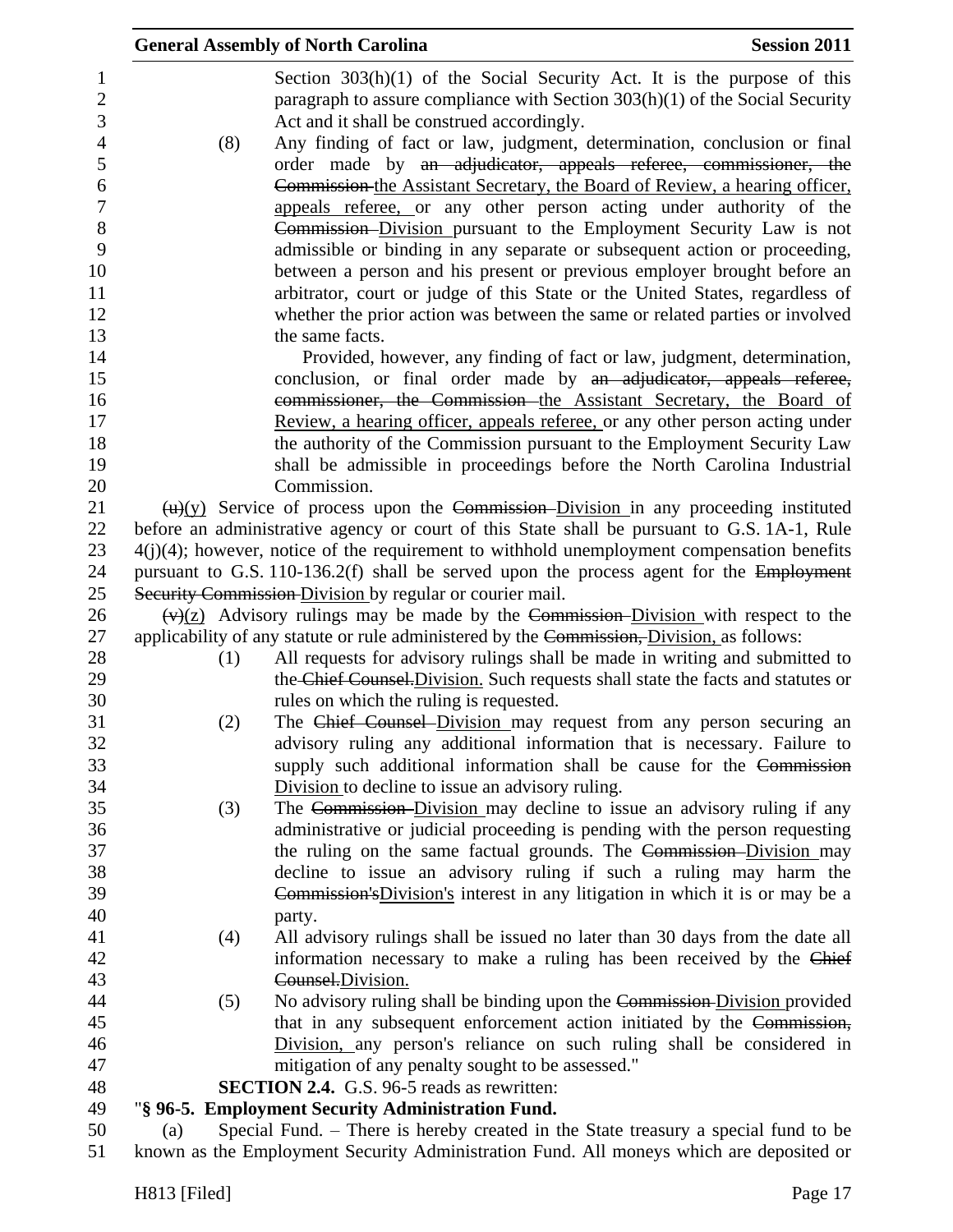Section 303(h)(1) of the Social Security Act. It is the purpose of this paragraph to assure compliance with Section 303(h)(1) of the Social Security Act and it shall be construed accordingly.

(8) Any finding of fact or law, judgment, determination, conclusion or final order made by ~~an adjudicator, appeals referee, commissioner, the Commission~~ the Assistant Secretary, the Board of Review, a hearing officer, appeals referee, or any other person acting under authority of the ~~Commission~~ Division pursuant to the Employment Security Law is not admissible or binding in any separate or subsequent action or proceeding, between a person and his present or previous employer brought before an arbitrator, court or judge of this State or the United States, regardless of whether the prior action was between the same or related parties or involved the same facts.

Provided, however, any finding of fact or law, judgment, determination, conclusion, or final order made by ~~an adjudicator, appeals referee, commissioner, the Commission~~ the Assistant Secretary, the Board of Review, a hearing officer, appeals referee, or any other person acting under the authority of the Commission pursuant to the Employment Security Law shall be admissible in proceedings before the North Carolina Industrial Commission.

~~(u)~~(y) Service of process upon the ~~Commission~~ Division in any proceeding instituted before an administrative agency or court of this State shall be pursuant to G.S. 1A-1, Rule 4(j)(4); however, notice of the requirement to withhold unemployment compensation benefits pursuant to G.S. 110-136.2(f) shall be served upon the process agent for the ~~Employment Security Commission~~ Division by regular or courier mail.

~~(v)~~(z) Advisory rulings may be made by the ~~Commission~~ Division with respect to the applicability of any statute or rule administered by the ~~Commission,~~ Division, as follows:

(1) All requests for advisory rulings shall be made in writing and submitted to the ~~Chief Counsel.~~Division. Such requests shall state the facts and statutes or rules on which the ruling is requested.

(2) The ~~Chief Counsel~~ Division may request from any person securing an advisory ruling any additional information that is necessary. Failure to supply such additional information shall be cause for the ~~Commission~~ Division to decline to issue an advisory ruling.

(3) The ~~Commission~~ Division may decline to issue an advisory ruling if any administrative or judicial proceeding is pending with the person requesting the ruling on the same factual grounds. The ~~Commission~~ Division may decline to issue an advisory ruling if such a ruling may harm the ~~Commission's~~Division's interest in any litigation in which it is or may be a party.

(4) All advisory rulings shall be issued no later than 30 days from the date all information necessary to make a ruling has been received by the ~~Chief Counsel.~~Division.

(5) No advisory ruling shall be binding upon the ~~Commission~~ Division provided that in any subsequent enforcement action initiated by the ~~Commission,~~ Division, any person's reliance on such ruling shall be considered in mitigation of any penalty sought to be assessed."

**SECTION 2.4.** G.S. 96-5 reads as rewritten:

"**§ 96-5. Employment Security Administration Fund.**

(a) Special Fund. – There is hereby created in the State treasury a special fund to be known as the Employment Security Administration Fund. All moneys which are deposited or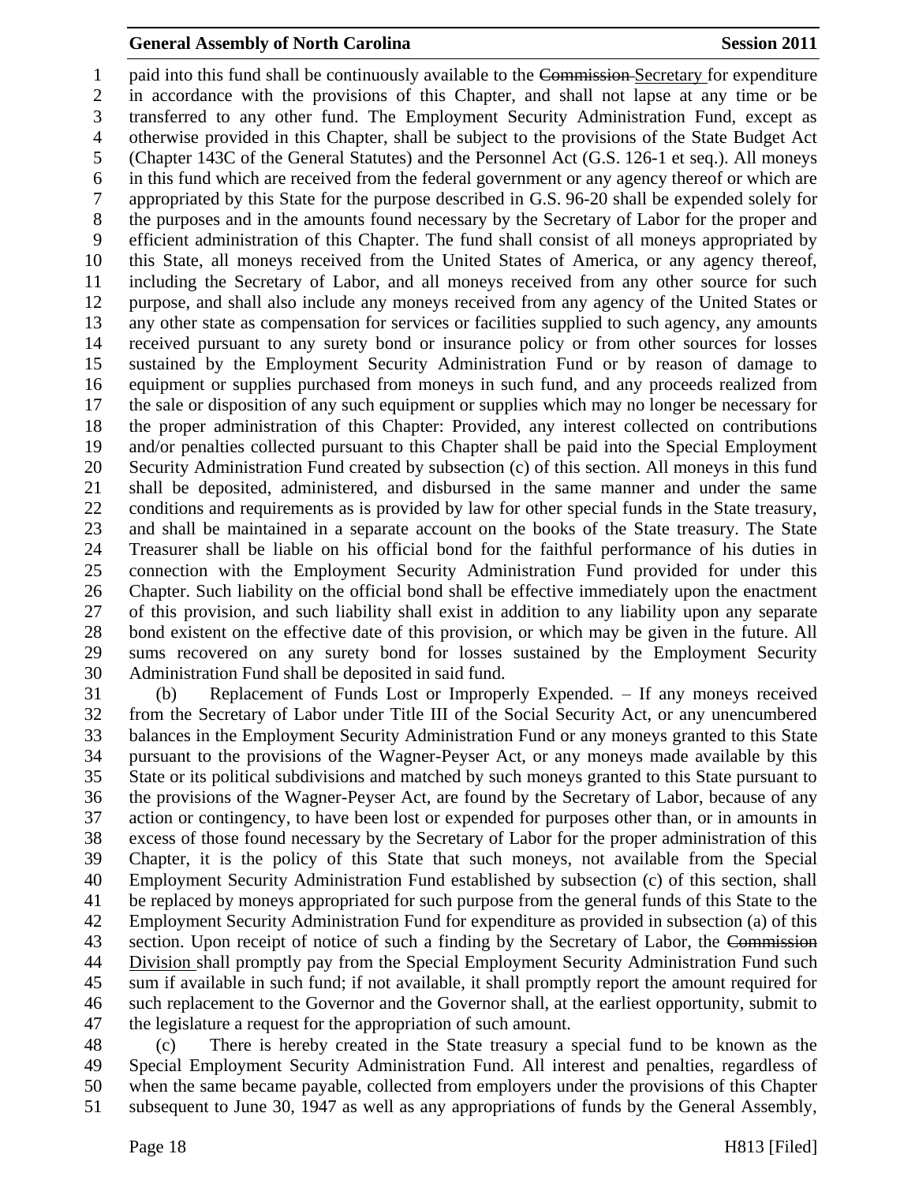paid into this fund shall be continuously available to the ~~Commission~~ Secretary for expenditure in accordance with the provisions of this Chapter, and shall not lapse at any time or be transferred to any other fund. The Employment Security Administration Fund, except as otherwise provided in this Chapter, shall be subject to the provisions of the State Budget Act (Chapter 143C of the General Statutes) and the Personnel Act (G.S. 126-1 et seq.). All moneys in this fund which are received from the federal government or any agency thereof or which are appropriated by this State for the purpose described in G.S. 96-20 shall be expended solely for the purposes and in the amounts found necessary by the Secretary of Labor for the proper and efficient administration of this Chapter. The fund shall consist of all moneys appropriated by this State, all moneys received from the United States of America, or any agency thereof, including the Secretary of Labor, and all moneys received from any other source for such purpose, and shall also include any moneys received from any agency of the United States or any other state as compensation for services or facilities supplied to such agency, any amounts received pursuant to any surety bond or insurance policy or from other sources for losses sustained by the Employment Security Administration Fund or by reason of damage to equipment or supplies purchased from moneys in such fund, and any proceeds realized from the sale or disposition of any such equipment or supplies which may no longer be necessary for the proper administration of this Chapter: Provided, any interest collected on contributions and/or penalties collected pursuant to this Chapter shall be paid into the Special Employment Security Administration Fund created by subsection (c) of this section. All moneys in this fund shall be deposited, administered, and disbursed in the same manner and under the same conditions and requirements as is provided by law for other special funds in the State treasury, and shall be maintained in a separate account on the books of the State treasury. The State Treasurer shall be liable on his official bond for the faithful performance of his duties in connection with the Employment Security Administration Fund provided for under this Chapter. Such liability on the official bond shall be effective immediately upon the enactment of this provision, and such liability shall exist in addition to any liability upon any separate bond existent on the effective date of this provision, or which may be given in the future. All sums recovered on any surety bond for losses sustained by the Employment Security Administration Fund shall be deposited in said fund.

(b) Replacement of Funds Lost or Improperly Expended. – If any moneys received from the Secretary of Labor under Title III of the Social Security Act, or any unencumbered balances in the Employment Security Administration Fund or any moneys granted to this State pursuant to the provisions of the Wagner-Peyser Act, or any moneys made available by this State or its political subdivisions and matched by such moneys granted to this State pursuant to the provisions of the Wagner-Peyser Act, are found by the Secretary of Labor, because of any action or contingency, to have been lost or expended for purposes other than, or in amounts in excess of those found necessary by the Secretary of Labor for the proper administration of this Chapter, it is the policy of this State that such moneys, not available from the Special Employment Security Administration Fund established by subsection (c) of this section, shall be replaced by moneys appropriated for such purpose from the general funds of this State to the Employment Security Administration Fund for expenditure as provided in subsection (a) of this section. Upon receipt of notice of such a finding by the Secretary of Labor, the ~~Commission~~ Division shall promptly pay from the Special Employment Security Administration Fund such sum if available in such fund; if not available, it shall promptly report the amount required for such replacement to the Governor and the Governor shall, at the earliest opportunity, submit to the legislature a request for the appropriation of such amount.

(c) There is hereby created in the State treasury a special fund to be known as the Special Employment Security Administration Fund. All interest and penalties, regardless of when the same became payable, collected from employers under the provisions of this Chapter subsequent to June 30, 1947 as well as any appropriations of funds by the General Assembly,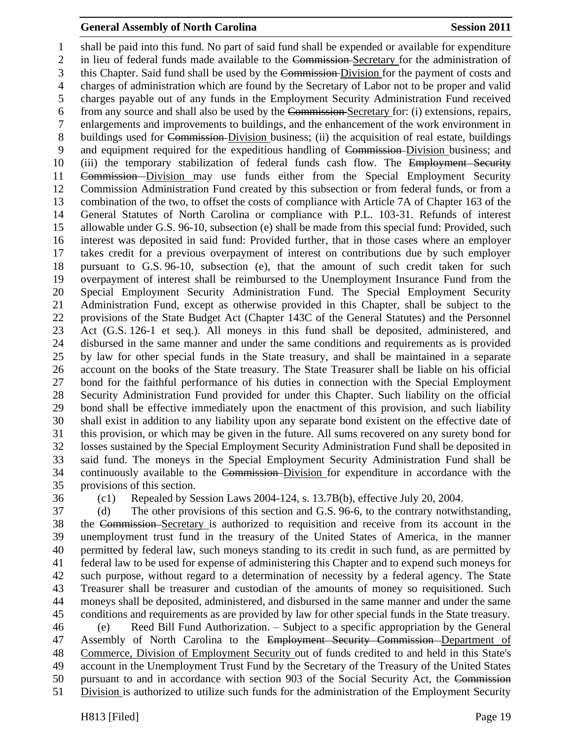shall be paid into this fund. No part of said fund shall be expended or available for expenditure in lieu of federal funds made available to the ~~Commission~~ Secretary for the administration of this Chapter. Said fund shall be used by the ~~Commission~~ Division for the payment of costs and charges of administration which are found by the Secretary of Labor not to be proper and valid charges payable out of any funds in the Employment Security Administration Fund received from any source and shall also be used by the ~~Commission~~ Secretary for: (i) extensions, repairs, enlargements and improvements to buildings, and the enhancement of the work environment in buildings used for ~~Commission~~ Division business; (ii) the acquisition of real estate, buildings and equipment required for the expeditious handling of ~~Commission~~ Division business; and (iii) the temporary stabilization of federal funds cash flow. The ~~Employment Security Commission~~ Division may use funds either from the Special Employment Security Commission Administration Fund created by this subsection or from federal funds, or from a combination of the two, to offset the costs of compliance with Article 7A of Chapter 163 of the General Statutes of North Carolina or compliance with P.L. 103-31. Refunds of interest allowable under G.S. 96-10, subsection (e) shall be made from this special fund: Provided, such interest was deposited in said fund: Provided further, that in those cases where an employer takes credit for a previous overpayment of interest on contributions due by such employer pursuant to G.S. 96-10, subsection (e), that the amount of such credit taken for such overpayment of interest shall be reimbursed to the Unemployment Insurance Fund from the Special Employment Security Administration Fund. The Special Employment Security Administration Fund, except as otherwise provided in this Chapter, shall be subject to the provisions of the State Budget Act (Chapter 143C of the General Statutes) and the Personnel Act (G.S. 126-1 et seq.). All moneys in this fund shall be deposited, administered, and disbursed in the same manner and under the same conditions and requirements as is provided by law for other special funds in the State treasury, and shall be maintained in a separate account on the books of the State treasury. The State Treasurer shall be liable on his official bond for the faithful performance of his duties in connection with the Special Employment Security Administration Fund provided for under this Chapter. Such liability on the official bond shall be effective immediately upon the enactment of this provision, and such liability shall exist in addition to any liability upon any separate bond existent on the effective date of this provision, or which may be given in the future. All sums recovered on any surety bond for losses sustained by the Special Employment Security Administration Fund shall be deposited in said fund. The moneys in the Special Employment Security Administration Fund shall be continuously available to the ~~Commission~~ Division for expenditure in accordance with the provisions of this section.

(c1) Repealed by Session Laws 2004-124, s. 13.7B(b), effective July 20, 2004.

(d) The other provisions of this section and G.S. 96-6, to the contrary notwithstanding, the ~~Commission~~ Secretary is authorized to requisition and receive from its account in the unemployment trust fund in the treasury of the United States of America, in the manner permitted by federal law, such moneys standing to its credit in such fund, as are permitted by federal law to be used for expense of administering this Chapter and to expend such moneys for such purpose, without regard to a determination of necessity by a federal agency. The State Treasurer shall be treasurer and custodian of the amounts of money so requisitioned. Such moneys shall be deposited, administered, and disbursed in the same manner and under the same conditions and requirements as are provided by law for other special funds in the State treasury.

(e) Reed Bill Fund Authorization. – Subject to a specific appropriation by the General Assembly of North Carolina to the ~~Employment Security Commission~~ Department of Commerce, Division of Employment Security out of funds credited to and held in this State's account in the Unemployment Trust Fund by the Secretary of the Treasury of the United States pursuant to and in accordance with section 903 of the Social Security Act, the ~~Commission~~ Division is authorized to utilize such funds for the administration of the Employment Security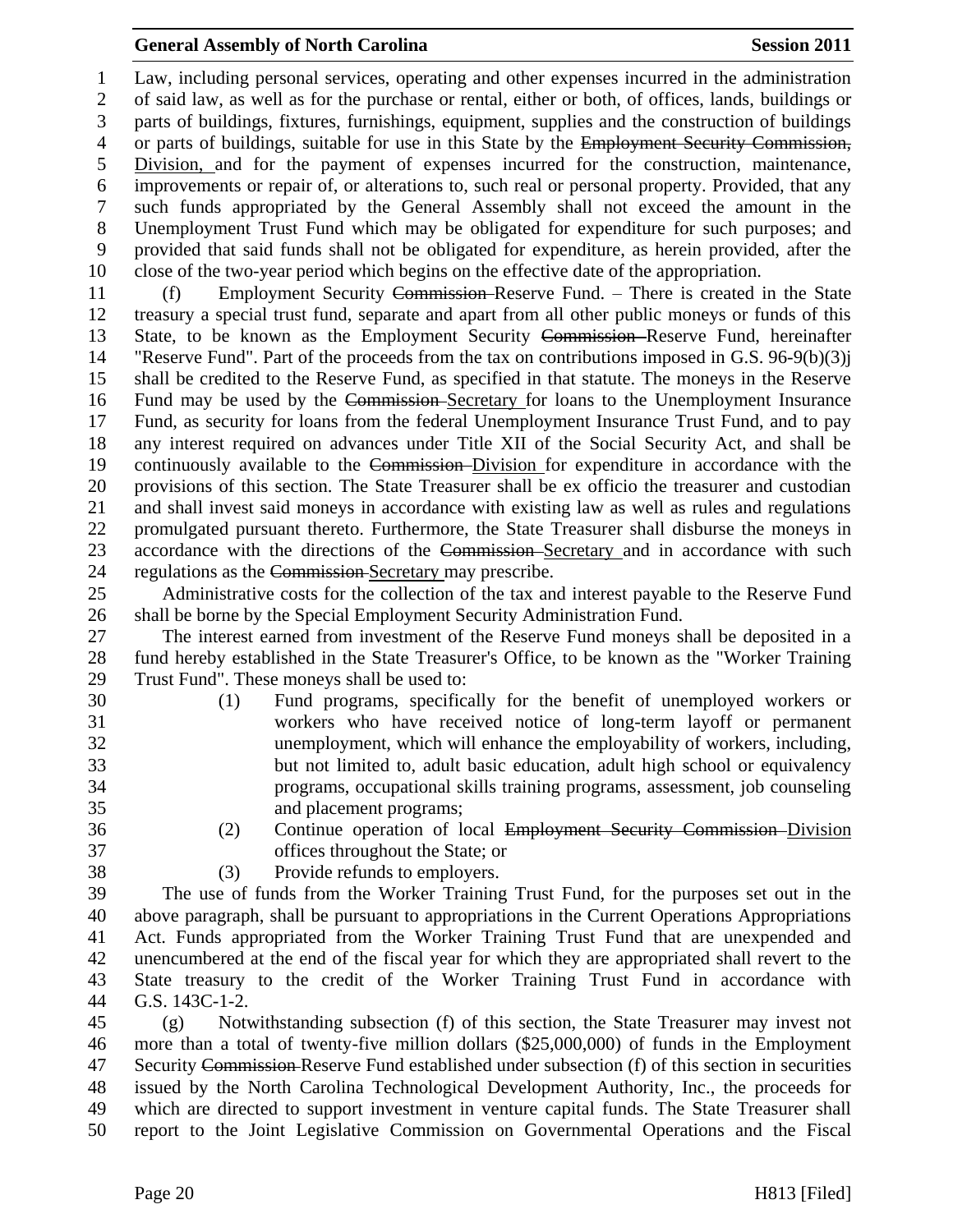Law, including personal services, operating and other expenses incurred in the administration of said law, as well as for the purchase or rental, either or both, of offices, lands, buildings or parts of buildings, fixtures, furnishings, equipment, supplies and the construction of buildings or parts of buildings, suitable for use in this State by the ~~Employment Security Commission,~~ Division, and for the payment of expenses incurred for the construction, maintenance, improvements or repair of, or alterations to, such real or personal property. Provided, that any such funds appropriated by the General Assembly shall not exceed the amount in the Unemployment Trust Fund which may be obligated for expenditure for such purposes; and provided that said funds shall not be obligated for expenditure, as herein provided, after the close of the two-year period which begins on the effective date of the appropriation.

(f) Employment Security ~~Commission~~ Reserve Fund. – There is created in the State treasury a special trust fund, separate and apart from all other public moneys or funds of this State, to be known as the Employment Security ~~Commission~~ Reserve Fund, hereinafter "Reserve Fund". Part of the proceeds from the tax on contributions imposed in G.S. 96-9(b)(3)j shall be credited to the Reserve Fund, as specified in that statute. The moneys in the Reserve Fund may be used by the ~~Commission~~ Secretary for loans to the Unemployment Insurance Fund, as security for loans from the federal Unemployment Insurance Trust Fund, and to pay any interest required on advances under Title XII of the Social Security Act, and shall be continuously available to the ~~Commission~~ Division for expenditure in accordance with the provisions of this section. The State Treasurer shall be ex officio the treasurer and custodian and shall invest said moneys in accordance with existing law as well as rules and regulations promulgated pursuant thereto. Furthermore, the State Treasurer shall disburse the moneys in accordance with the directions of the ~~Commission~~ Secretary and in accordance with such regulations as the ~~Commission~~ Secretary may prescribe.

Administrative costs for the collection of the tax and interest payable to the Reserve Fund shall be borne by the Special Employment Security Administration Fund.

The interest earned from investment of the Reserve Fund moneys shall be deposited in a fund hereby established in the State Treasurer's Office, to be known as the "Worker Training Trust Fund". These moneys shall be used to:

(1) Fund programs, specifically for the benefit of unemployed workers or workers who have received notice of long-term layoff or permanent unemployment, which will enhance the employability of workers, including, but not limited to, adult basic education, adult high school or equivalency programs, occupational skills training programs, assessment, job counseling and placement programs;

(2) Continue operation of local ~~Employment Security Commission~~ Division offices throughout the State; or

(3) Provide refunds to employers.

The use of funds from the Worker Training Trust Fund, for the purposes set out in the above paragraph, shall be pursuant to appropriations in the Current Operations Appropriations Act. Funds appropriated from the Worker Training Trust Fund that are unexpended and unencumbered at the end of the fiscal year for which they are appropriated shall revert to the State treasury to the credit of the Worker Training Trust Fund in accordance with G.S. 143C-1-2.

(g) Notwithstanding subsection (f) of this section, the State Treasurer may invest not more than a total of twenty-five million dollars ($25,000,000) of funds in the Employment Security ~~Commission~~ Reserve Fund established under subsection (f) of this section in securities issued by the North Carolina Technological Development Authority, Inc., the proceeds for which are directed to support investment in venture capital funds. The State Treasurer shall report to the Joint Legislative Commission on Governmental Operations and the Fiscal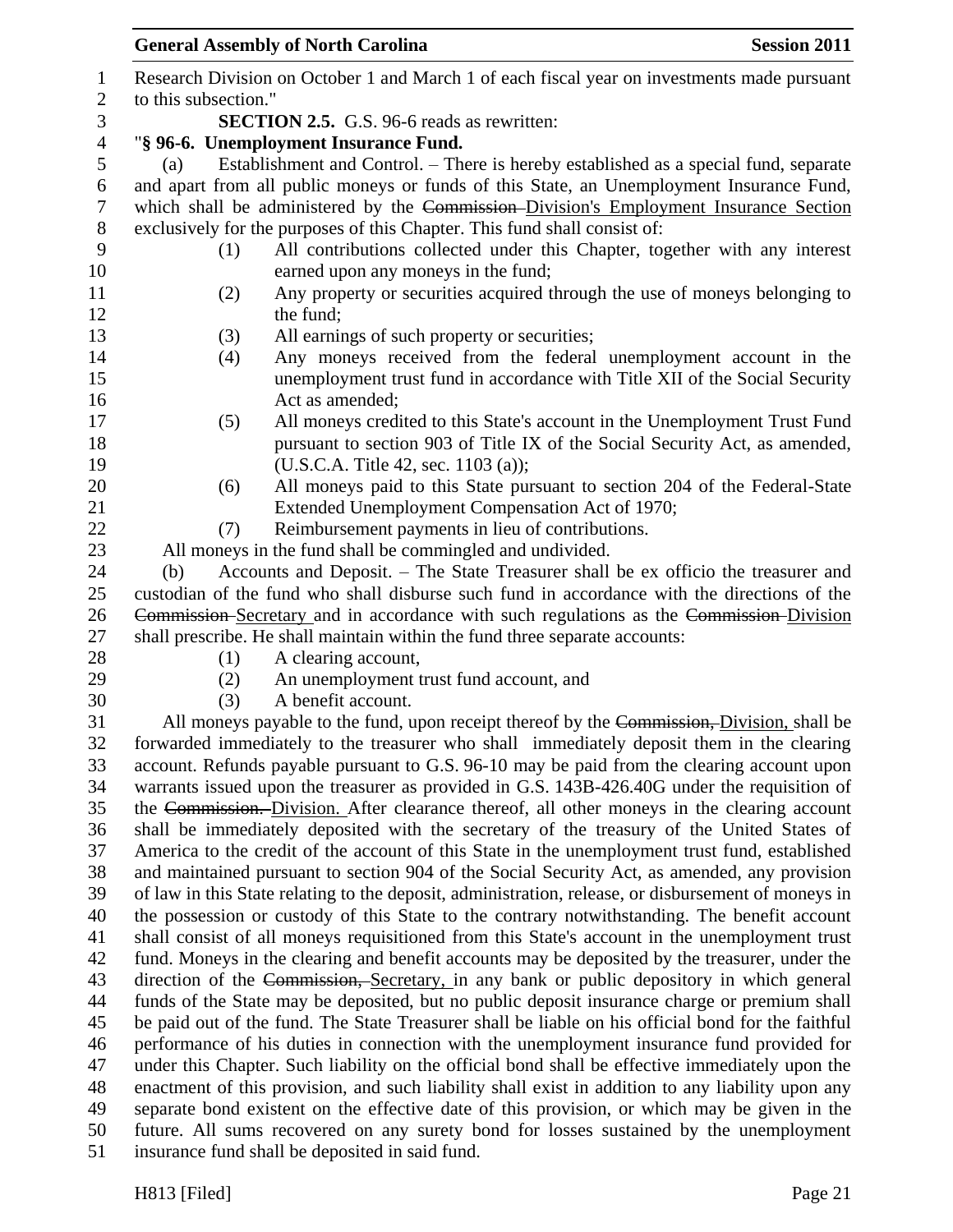Research Division on October 1 and March 1 of each fiscal year on investments made pursuant to this subsection."

**SECTION 2.5.** G.S. 96-6 reads as rewritten:

"**§ 96-6. Unemployment Insurance Fund.**

(a) Establishment and Control. – There is hereby established as a special fund, separate and apart from all public moneys or funds of this State, an Unemployment Insurance Fund, which shall be administered by the ~~Commission~~ Division's Employment Insurance Section exclusively for the purposes of this Chapter. This fund shall consist of:

(1) All contributions collected under this Chapter, together with any interest earned upon any moneys in the fund;

(2) Any property or securities acquired through the use of moneys belonging to the fund;

(3) All earnings of such property or securities;

(4) Any moneys received from the federal unemployment account in the unemployment trust fund in accordance with Title XII of the Social Security Act as amended;

(5) All moneys credited to this State's account in the Unemployment Trust Fund pursuant to section 903 of Title IX of the Social Security Act, as amended, (U.S.C.A. Title 42, sec. 1103 (a));

(6) All moneys paid to this State pursuant to section 204 of the Federal-State Extended Unemployment Compensation Act of 1970;

(7) Reimbursement payments in lieu of contributions.

All moneys in the fund shall be commingled and undivided.

(b) Accounts and Deposit. – The State Treasurer shall be ex officio the treasurer and custodian of the fund who shall disburse such fund in accordance with the directions of the ~~Commission~~ Secretary and in accordance with such regulations as the ~~Commission~~ Division shall prescribe. He shall maintain within the fund three separate accounts:

(1) A clearing account,

(2) An unemployment trust fund account, and

(3) A benefit account.

All moneys payable to the fund, upon receipt thereof by the ~~Commission,~~ Division, shall be forwarded immediately to the treasurer who shall immediately deposit them in the clearing account. Refunds payable pursuant to G.S. 96-10 may be paid from the clearing account upon warrants issued upon the treasurer as provided in G.S. 143B-426.40G under the requisition of the ~~Commission.~~ Division. After clearance thereof, all other moneys in the clearing account shall be immediately deposited with the secretary of the treasury of the United States of America to the credit of the account of this State in the unemployment trust fund, established and maintained pursuant to section 904 of the Social Security Act, as amended, any provision of law in this State relating to the deposit, administration, release, or disbursement of moneys in the possession or custody of this State to the contrary notwithstanding. The benefit account shall consist of all moneys requisitioned from this State's account in the unemployment trust fund. Moneys in the clearing and benefit accounts may be deposited by the treasurer, under the direction of the ~~Commission,~~ Secretary, in any bank or public depository in which general funds of the State may be deposited, but no public deposit insurance charge or premium shall be paid out of the fund. The State Treasurer shall be liable on his official bond for the faithful performance of his duties in connection with the unemployment insurance fund provided for under this Chapter. Such liability on the official bond shall be effective immediately upon the enactment of this provision, and such liability shall exist in addition to any liability upon any separate bond existent on the effective date of this provision, or which may be given in the future. All sums recovered on any surety bond for losses sustained by the unemployment insurance fund shall be deposited in said fund.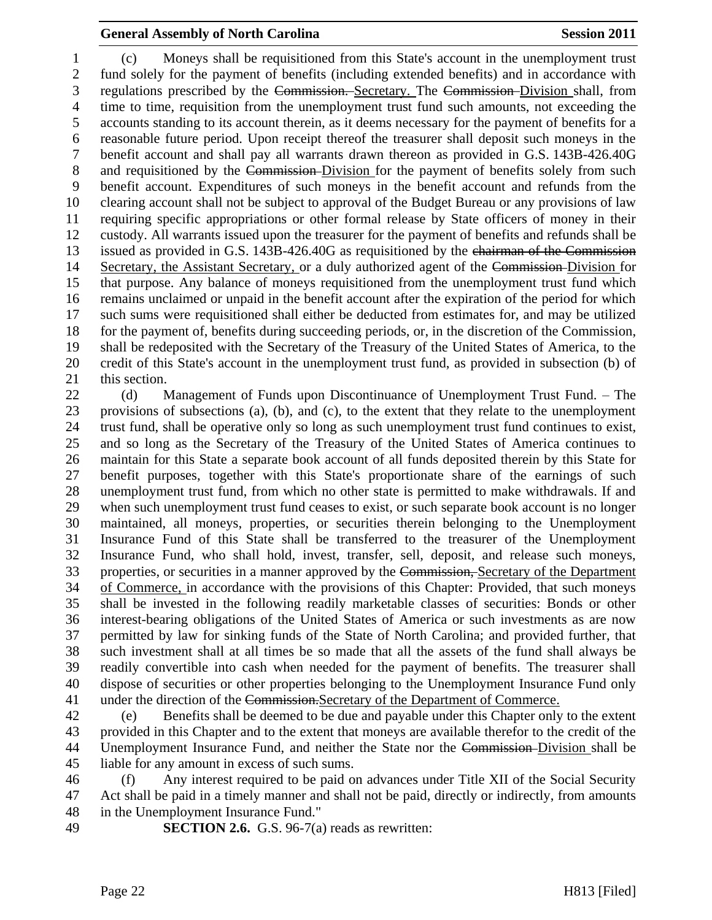(c) Moneys shall be requisitioned from this State's account in the unemployment trust fund solely for the payment of benefits (including extended benefits) and in accordance with regulations prescribed by the ~~Commission.~~ Secretary. The ~~Commission~~ Division shall, from time to time, requisition from the unemployment trust fund such amounts, not exceeding the accounts standing to its account therein, as it deems necessary for the payment of benefits for a reasonable future period. Upon receipt thereof the treasurer shall deposit such moneys in the benefit account and shall pay all warrants drawn thereon as provided in G.S. 143B-426.40G and requisitioned by the ~~Commission~~ Division for the payment of benefits solely from such benefit account. Expenditures of such moneys in the benefit account and refunds from the clearing account shall not be subject to approval of the Budget Bureau or any provisions of law requiring specific appropriations or other formal release by State officers of money in their custody. All warrants issued upon the treasurer for the payment of benefits and refunds shall be issued as provided in G.S. 143B-426.40G as requisitioned by the ~~chairman of the Commission~~ Secretary, the Assistant Secretary, or a duly authorized agent of the ~~Commission~~ Division for that purpose. Any balance of moneys requisitioned from the unemployment trust fund which remains unclaimed or unpaid in the benefit account after the expiration of the period for which such sums were requisitioned shall either be deducted from estimates for, and may be utilized for the payment of, benefits during succeeding periods, or, in the discretion of the Commission, shall be redeposited with the Secretary of the Treasury of the United States of America, to the credit of this State's account in the unemployment trust fund, as provided in subsection (b) of this section.

(d) Management of Funds upon Discontinuance of Unemployment Trust Fund. – The provisions of subsections (a), (b), and (c), to the extent that they relate to the unemployment trust fund, shall be operative only so long as such unemployment trust fund continues to exist, and so long as the Secretary of the Treasury of the United States of America continues to maintain for this State a separate book account of all funds deposited therein by this State for benefit purposes, together with this State's proportionate share of the earnings of such unemployment trust fund, from which no other state is permitted to make withdrawals. If and when such unemployment trust fund ceases to exist, or such separate book account is no longer maintained, all moneys, properties, or securities therein belonging to the Unemployment Insurance Fund of this State shall be transferred to the treasurer of the Unemployment Insurance Fund, who shall hold, invest, transfer, sell, deposit, and release such moneys, properties, or securities in a manner approved by the ~~Commission,~~ Secretary of the Department of Commerce, in accordance with the provisions of this Chapter: Provided, that such moneys shall be invested in the following readily marketable classes of securities: Bonds or other interest-bearing obligations of the United States of America or such investments as are now permitted by law for sinking funds of the State of North Carolina; and provided further, that such investment shall at all times be so made that all the assets of the fund shall always be readily convertible into cash when needed for the payment of benefits. The treasurer shall dispose of securities or other properties belonging to the Unemployment Insurance Fund only under the direction of the ~~Commission.~~Secretary of the Department of Commerce.

(e) Benefits shall be deemed to be due and payable under this Chapter only to the extent provided in this Chapter and to the extent that moneys are available therefor to the credit of the Unemployment Insurance Fund, and neither the State nor the ~~Commission~~ Division shall be liable for any amount in excess of such sums.

(f) Any interest required to be paid on advances under Title XII of the Social Security Act shall be paid in a timely manner and shall not be paid, directly or indirectly, from amounts in the Unemployment Insurance Fund."

**SECTION 2.6.** G.S. 96-7(a) reads as rewritten: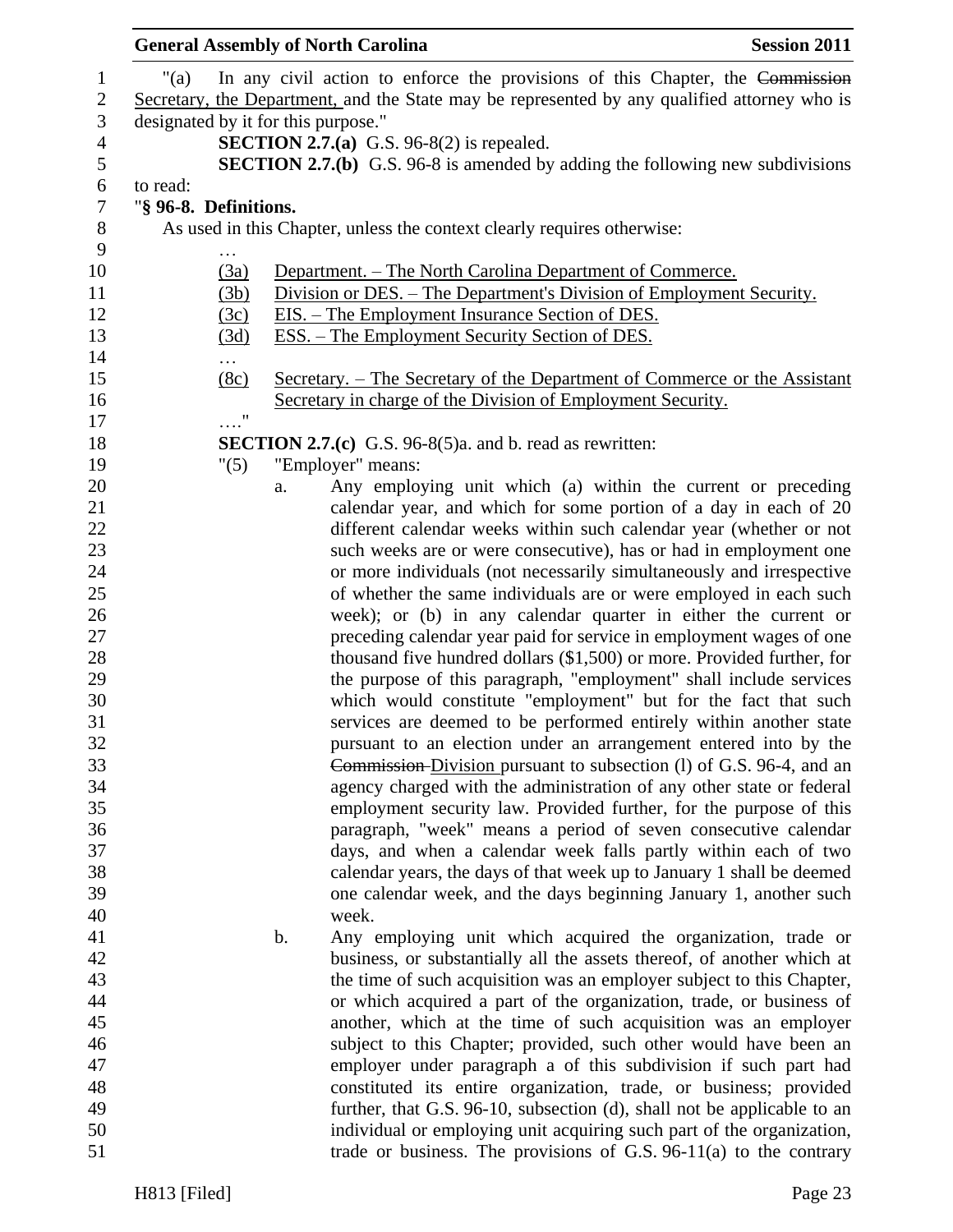"(a) In any civil action to enforce the provisions of this Chapter, the ~~Commission~~ Secretary, the Department, and the State may be represented by any qualified attorney who is designated by it for this purpose."

**SECTION 2.7.(a)** G.S. 96-8(2) is repealed.

**SECTION 2.7.(b)** G.S. 96-8 is amended by adding the following new subdivisions to read:

"**§ 96-8. Definitions.**

As used in this Chapter, unless the context clearly requires otherwise:

…

(3a) Department. – The North Carolina Department of Commerce.

(3b) Division or DES. – The Department's Division of Employment Security.

(3c) EIS. – The Employment Insurance Section of DES.

(3d) ESS. – The Employment Security Section of DES.

…

(8c) Secretary. – The Secretary of the Department of Commerce or the Assistant Secretary in charge of the Division of Employment Security.

…."

**SECTION 2.7.(c)** G.S. 96-8(5)a. and b. read as rewritten:

"(5) "Employer" means:

a. Any employing unit which (a) within the current or preceding calendar year, and which for some portion of a day in each of 20 different calendar weeks within such calendar year (whether or not such weeks are or were consecutive), has or had in employment one or more individuals (not necessarily simultaneously and irrespective of whether the same individuals are or were employed in each such week); or (b) in any calendar quarter in either the current or preceding calendar year paid for service in employment wages of one thousand five hundred dollars ($1,500) or more. Provided further, for the purpose of this paragraph, "employment" shall include services which would constitute "employment" but for the fact that such services are deemed to be performed entirely within another state pursuant to an election under an arrangement entered into by the ~~Commission~~ Division pursuant to subsection (l) of G.S. 96-4, and an agency charged with the administration of any other state or federal employment security law. Provided further, for the purpose of this paragraph, "week" means a period of seven consecutive calendar days, and when a calendar week falls partly within each of two calendar years, the days of that week up to January 1 shall be deemed one calendar week, and the days beginning January 1, another such week.

b. Any employing unit which acquired the organization, trade or business, or substantially all the assets thereof, of another which at the time of such acquisition was an employer subject to this Chapter, or which acquired a part of the organization, trade, or business of another, which at the time of such acquisition was an employer subject to this Chapter; provided, such other would have been an employer under paragraph a of this subdivision if such part had constituted its entire organization, trade, or business; provided further, that G.S. 96-10, subsection (d), shall not be applicable to an individual or employing unit acquiring such part of the organization, trade or business. The provisions of G.S. 96-11(a) to the contrary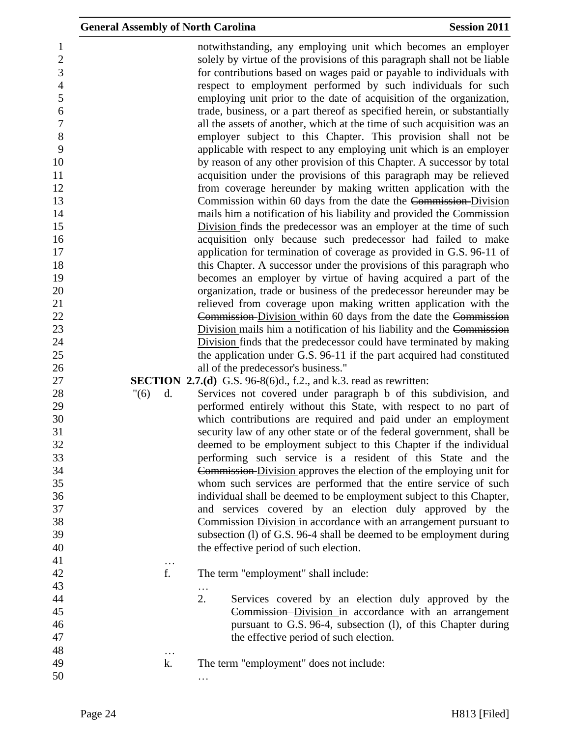notwithstanding, any employing unit which becomes an employer solely by virtue of the provisions of this paragraph shall not be liable for contributions based on wages paid or payable to individuals with respect to employment performed by such individuals for such employing unit prior to the date of acquisition of the organization, trade, business, or a part thereof as specified herein, or substantially all the assets of another, which at the time of such acquisition was an employer subject to this Chapter. This provision shall not be applicable with respect to any employing unit which is an employer by reason of any other provision of this Chapter. A successor by total acquisition under the provisions of this paragraph may be relieved from coverage hereunder by making written application with the Commission within 60 days from the date the ~~Commission~~ Division mails him a notification of his liability and provided the ~~Commission~~ Division finds the predecessor was an employer at the time of such acquisition only because such predecessor had failed to make application for termination of coverage as provided in G.S. 96-11 of this Chapter. A successor under the provisions of this paragraph who becomes an employer by virtue of having acquired a part of the organization, trade or business of the predecessor hereunder may be relieved from coverage upon making written application with the ~~Commission~~ Division within 60 days from the date the ~~Commission~~ Division mails him a notification of his liability and the ~~Commission~~ Division finds that the predecessor could have terminated by making the application under G.S. 96-11 if the part acquired had constituted all of the predecessor's business."

**SECTION 2.7.(d)** G.S. 96-8(6)d., f.2., and k.3. read as rewritten:

"(6) d. Services not covered under paragraph b of this subdivision, and performed entirely without this State, with respect to no part of which contributions are required and paid under an employment security law of any other state or of the federal government, shall be deemed to be employment subject to this Chapter if the individual performing such service is a resident of this State and the ~~Commission~~ Division approves the election of the employing unit for whom such services are performed that the entire service of such individual shall be deemed to be employment subject to this Chapter, and services covered by an election duly approved by the ~~Commission~~ Division in accordance with an arrangement pursuant to subsection (l) of G.S. 96-4 shall be deemed to be employment during the effective period of such election.

…

f. The term "employment" shall include:

…

2. Services covered by an election duly approved by the ~~Commission~~ Division in accordance with an arrangement pursuant to G.S. 96-4, subsection (l), of this Chapter during the effective period of such election.

…

k. The term "employment" does not include:

…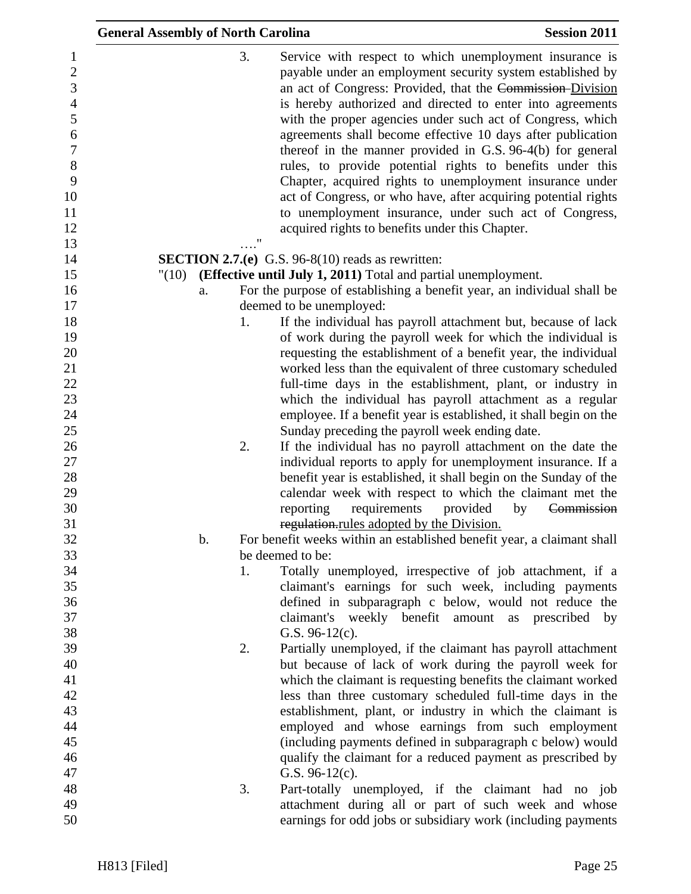3. Service with respect to which unemployment insurance is payable under an employment security system established by an act of Congress: Provided, that the ~~Commission~~ Division is hereby authorized and directed to enter into agreements with the proper agencies under such act of Congress, which agreements shall become effective 10 days after publication thereof in the manner provided in G.S. 96-4(b) for general rules, to provide potential rights to benefits under this Chapter, acquired rights to unemployment insurance under act of Congress, or who have, after acquiring potential rights to unemployment insurance, under such act of Congress, acquired rights to benefits under this Chapter.

…."

**SECTION 2.7.(e)** G.S. 96-8(10) reads as rewritten:

"(10) **(Effective until July 1, 2011)** Total and partial unemployment.

a. For the purpose of establishing a benefit year, an individual shall be deemed to be unemployed:

1. If the individual has payroll attachment but, because of lack of work during the payroll week for which the individual is requesting the establishment of a benefit year, the individual worked less than the equivalent of three customary scheduled full-time days in the establishment, plant, or industry in which the individual has payroll attachment as a regular employee. If a benefit year is established, it shall begin on the Sunday preceding the payroll week ending date.

2. If the individual has no payroll attachment on the date the individual reports to apply for unemployment insurance. If a benefit year is established, it shall begin on the Sunday of the calendar week with respect to which the claimant met the reporting requirements provided by ~~Commission regulation.~~rules adopted by the Division.

b. For benefit weeks within an established benefit year, a claimant shall be deemed to be:

1. Totally unemployed, irrespective of job attachment, if a claimant's earnings for such week, including payments defined in subparagraph c below, would not reduce the claimant's weekly benefit amount as prescribed by G.S. 96-12(c).

2. Partially unemployed, if the claimant has payroll attachment but because of lack of work during the payroll week for which the claimant is requesting benefits the claimant worked less than three customary scheduled full-time days in the establishment, plant, or industry in which the claimant is employed and whose earnings from such employment (including payments defined in subparagraph c below) would qualify the claimant for a reduced payment as prescribed by G.S. 96-12(c).

3. Part-totally unemployed, if the claimant had no job attachment during all or part of such week and whose earnings for odd jobs or subsidiary work (including payments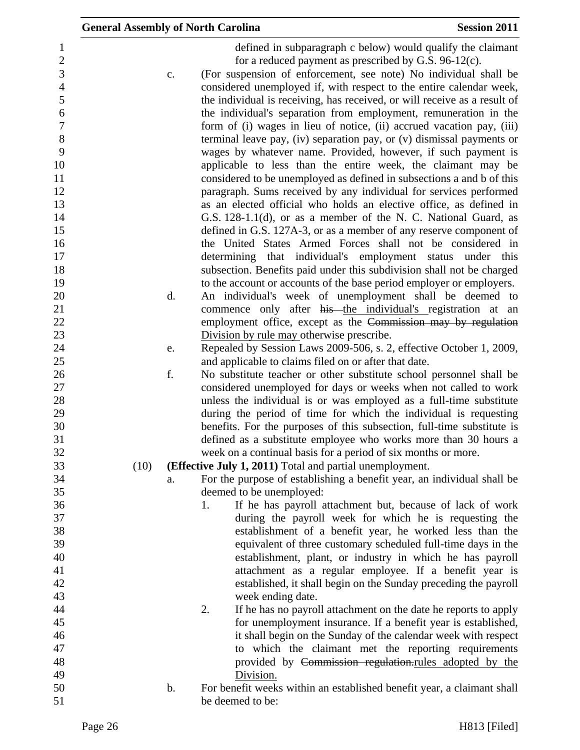defined in subparagraph c below) would qualify the claimant for a reduced payment as prescribed by G.S. 96-12(c).

c. (For suspension of enforcement, see note) No individual shall be considered unemployed if, with respect to the entire calendar week, the individual is receiving, has received, or will receive as a result of the individual's separation from employment, remuneration in the form of (i) wages in lieu of notice, (ii) accrued vacation pay, (iii) terminal leave pay, (iv) separation pay, or (v) dismissal payments or wages by whatever name. Provided, however, if such payment is applicable to less than the entire week, the claimant may be considered to be unemployed as defined in subsections a and b of this paragraph. Sums received by any individual for services performed as an elected official who holds an elective office, as defined in G.S. 128-1.1(d), or as a member of the N. C. National Guard, as defined in G.S. 127A-3, or as a member of any reserve component of the United States Armed Forces shall not be considered in determining that individual's employment status under this subsection. Benefits paid under this subdivision shall not be charged to the account or accounts of the base period employer or employers.

d. An individual's week of unemployment shall be deemed to commence only after ~~his~~ the individual's registration at an employment office, except as the ~~Commission may by regulation~~ Division by rule may otherwise prescribe.

e. Repealed by Session Laws 2009-506, s. 2, effective October 1, 2009, and applicable to claims filed on or after that date.

f. No substitute teacher or other substitute school personnel shall be considered unemployed for days or weeks when not called to work unless the individual is or was employed as a full-time substitute during the period of time for which the individual is requesting benefits. For the purposes of this subsection, full-time substitute is defined as a substitute employee who works more than 30 hours a week on a continual basis for a period of six months or more.

(10) **(Effective July 1, 2011)** Total and partial unemployment.

a. For the purpose of establishing a benefit year, an individual shall be deemed to be unemployed:

1. If he has payroll attachment but, because of lack of work during the payroll week for which he is requesting the establishment of a benefit year, he worked less than the equivalent of three customary scheduled full-time days in the establishment, plant, or industry in which he has payroll attachment as a regular employee. If a benefit year is established, it shall begin on the Sunday preceding the payroll week ending date.

2. If he has no payroll attachment on the date he reports to apply for unemployment insurance. If a benefit year is established, it shall begin on the Sunday of the calendar week with respect to which the claimant met the reporting requirements provided by ~~Commission regulation.~~ rules adopted by the Division.

b. For benefit weeks within an established benefit year, a claimant shall be deemed to be: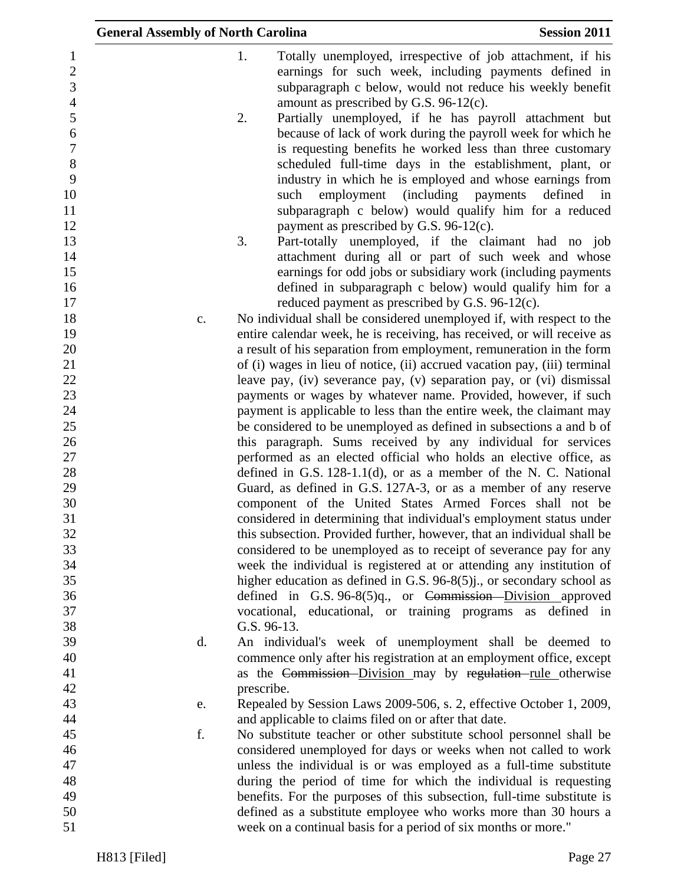1. Totally unemployed, irrespective of job attachment, if his earnings for such week, including payments defined in subparagraph c below, would not reduce his weekly benefit amount as prescribed by G.S. 96-12(c).
2. Partially unemployed, if he has payroll attachment but because of lack of work during the payroll week for which he is requesting benefits he worked less than three customary scheduled full-time days in the establishment, plant, or industry in which he is employed and whose earnings from such employment (including payments defined in subparagraph c below) would qualify him for a reduced payment as prescribed by G.S. 96-12(c).
3. Part-totally unemployed, if the claimant had no job attachment during all or part of such week and whose earnings for odd jobs or subsidiary work (including payments defined in subparagraph c below) would qualify him for a reduced payment as prescribed by G.S. 96-12(c).

c. No individual shall be considered unemployed if, with respect to the entire calendar week, he is receiving, has received, or will receive as a result of his separation from employment, remuneration in the form of (i) wages in lieu of notice, (ii) accrued vacation pay, (iii) terminal leave pay, (iv) severance pay, (v) separation pay, or (vi) dismissal payments or wages by whatever name. Provided, however, if such payment is applicable to less than the entire week, the claimant may be considered to be unemployed as defined in subsections a and b of this paragraph. Sums received by any individual for services performed as an elected official who holds an elective office, as defined in G.S. 128-1.1(d), or as a member of the N. C. National Guard, as defined in G.S. 127A-3, or as a member of any reserve component of the United States Armed Forces shall not be considered in determining that individual's employment status under this subsection. Provided further, however, that an individual shall be considered to be unemployed as to receipt of severance pay for any week the individual is registered at or attending any institution of higher education as defined in G.S. 96-8(5)j., or secondary school as defined in G.S. 96-8(5)q., or ~~Commission~~ <u>Division</u> approved vocational, educational, or training programs as defined in G.S. 96-13.

d. An individual's week of unemployment shall be deemed to commence only after his registration at an employment office, except as the ~~Commission~~ <u>Division</u> may by ~~regulation~~ <u>rule</u> otherwise prescribe.

e. Repealed by Session Laws 2009-506, s. 2, effective October 1, 2009, and applicable to claims filed on or after that date.

f. No substitute teacher or other substitute school personnel shall be considered unemployed for days or weeks when not called to work unless the individual is or was employed as a full-time substitute during the period of time for which the individual is requesting benefits. For the purposes of this subsection, full-time substitute is defined as a substitute employee who works more than 30 hours a week on a continual basis for a period of six months or more."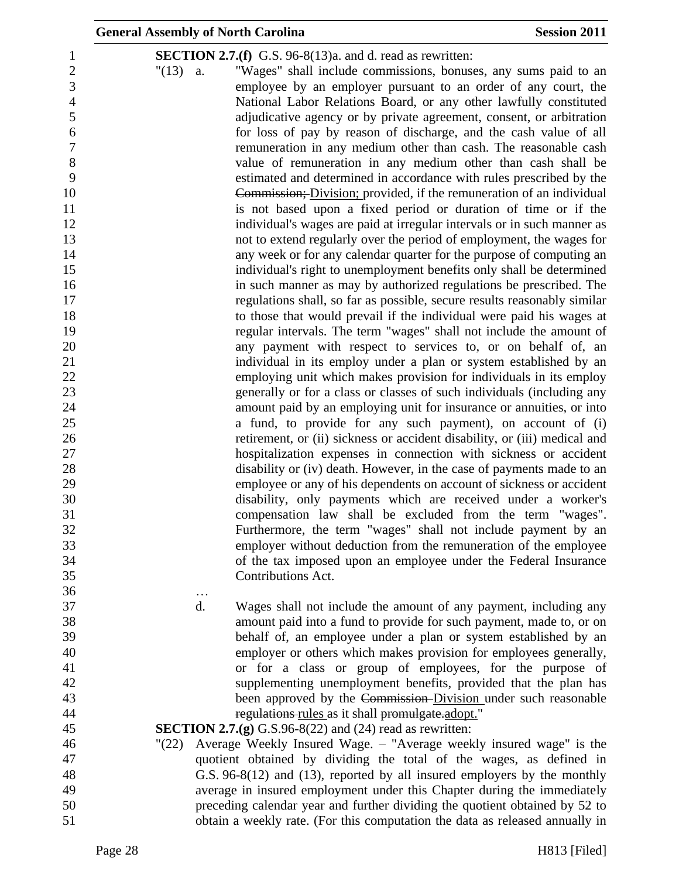**SECTION 2.7.(f)** G.S. 96-8(13)a. and d. read as rewritten:

"(13) a. "Wages" shall include commissions, bonuses, any sums paid to an employee by an employer pursuant to an order of any court, the National Labor Relations Board, or any other lawfully constituted adjudicative agency or by private agreement, consent, or arbitration for loss of pay by reason of discharge, and the cash value of all remuneration in any medium other than cash. The reasonable cash value of remuneration in any medium other than cash shall be estimated and determined in accordance with rules prescribed by the ~~Commission;~~ Division; provided, if the remuneration of an individual is not based upon a fixed period or duration of time or if the individual's wages are paid at irregular intervals or in such manner as not to extend regularly over the period of employment, the wages for any week or for any calendar quarter for the purpose of computing an individual's right to unemployment benefits only shall be determined in such manner as may by authorized regulations be prescribed. The regulations shall, so far as possible, secure results reasonably similar to those that would prevail if the individual were paid his wages at regular intervals. The term "wages" shall not include the amount of any payment with respect to services to, or on behalf of, an individual in its employ under a plan or system established by an employing unit which makes provision for individuals in its employ generally or for a class or classes of such individuals (including any amount paid by an employing unit for insurance or annuities, or into a fund, to provide for any such payment), on account of (i) retirement, or (ii) sickness or accident disability, or (iii) medical and hospitalization expenses in connection with sickness or accident disability or (iv) death. However, in the case of payments made to an employee or any of his dependents on account of sickness or accident disability, only payments which are received under a worker's compensation law shall be excluded from the term "wages". Furthermore, the term "wages" shall not include payment by an employer without deduction from the remuneration of the employee of the tax imposed upon an employee under the Federal Insurance Contributions Act.

…

d. Wages shall not include the amount of any payment, including any amount paid into a fund to provide for such payment, made to, or on behalf of, an employee under a plan or system established by an employer or others which makes provision for employees generally, or for a class or group of employees, for the purpose of supplementing unemployment benefits, provided that the plan has been approved by the ~~Commission~~ Division under such reasonable ~~regulations~~ rules as it shall ~~promulgate.~~adopt."

**SECTION 2.7.(g)** G.S.96-8(22) and (24) read as rewritten:

"(22) Average Weekly Insured Wage. – "Average weekly insured wage" is the quotient obtained by dividing the total of the wages, as defined in G.S. 96-8(12) and (13), reported by all insured employers by the monthly average in insured employment under this Chapter during the immediately preceding calendar year and further dividing the quotient obtained by 52 to obtain a weekly rate. (For this computation the data as released annually in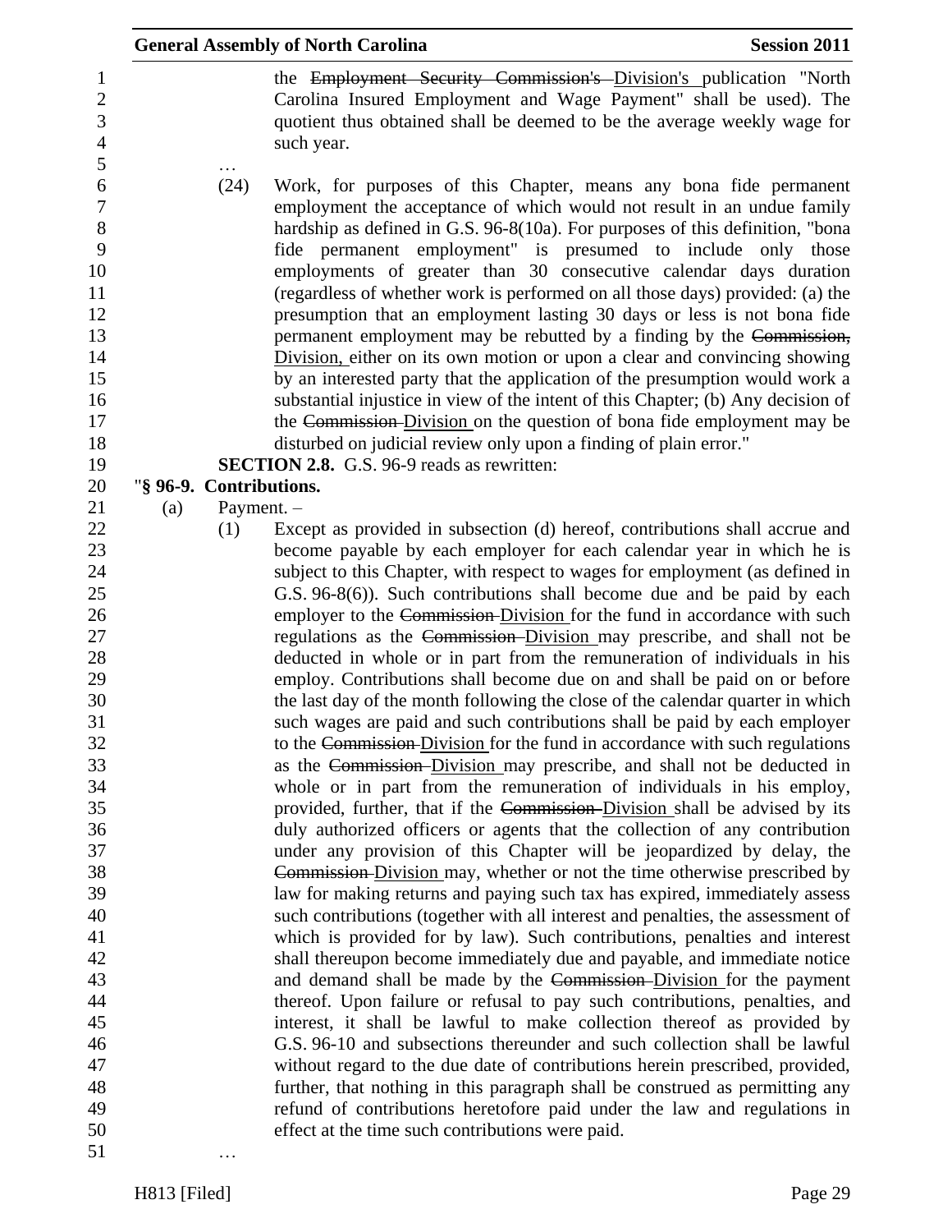the ~~Employment Security Commission's~~ Division's publication "North Carolina Insured Employment and Wage Payment" shall be used). The quotient thus obtained shall be deemed to be the average weekly wage for such year.

…

(24) Work, for purposes of this Chapter, means any bona fide permanent employment the acceptance of which would not result in an undue family hardship as defined in G.S. 96-8(10a). For purposes of this definition, "bona fide permanent employment" is presumed to include only those employments of greater than 30 consecutive calendar days duration (regardless of whether work is performed on all those days) provided: (a) the presumption that an employment lasting 30 days or less is not bona fide permanent employment may be rebutted by a finding by the ~~Commission,~~ Division, either on its own motion or upon a clear and convincing showing by an interested party that the application of the presumption would work a substantial injustice in view of the intent of this Chapter; (b) Any decision of the ~~Commission~~ Division on the question of bona fide employment may be disturbed on judicial review only upon a finding of plain error."

**SECTION 2.8.** G.S. 96-9 reads as rewritten:

"**§ 96-9. Contributions.**

(a) Payment. –

(1) Except as provided in subsection (d) hereof, contributions shall accrue and become payable by each employer for each calendar year in which he is subject to this Chapter, with respect to wages for employment (as defined in G.S. 96-8(6)). Such contributions shall become due and be paid by each employer to the ~~Commission~~ Division for the fund in accordance with such regulations as the ~~Commission~~ Division may prescribe, and shall not be deducted in whole or in part from the remuneration of individuals in his employ. Contributions shall become due on and shall be paid on or before the last day of the month following the close of the calendar quarter in which such wages are paid and such contributions shall be paid by each employer to the ~~Commission~~ Division for the fund in accordance with such regulations as the ~~Commission~~ Division may prescribe, and shall not be deducted in whole or in part from the remuneration of individuals in his employ, provided, further, that if the ~~Commission~~ Division shall be advised by its duly authorized officers or agents that the collection of any contribution under any provision of this Chapter will be jeopardized by delay, the ~~Commission~~ Division may, whether or not the time otherwise prescribed by law for making returns and paying such tax has expired, immediately assess such contributions (together with all interest and penalties, the assessment of which is provided for by law). Such contributions, penalties and interest shall thereupon become immediately due and payable, and immediate notice and demand shall be made by the ~~Commission~~ Division for the payment thereof. Upon failure or refusal to pay such contributions, penalties, and interest, it shall be lawful to make collection thereof as provided by G.S. 96-10 and subsections thereunder and such collection shall be lawful without regard to the due date of contributions herein prescribed, provided, further, that nothing in this paragraph shall be construed as permitting any refund of contributions heretofore paid under the law and regulations in effect at the time such contributions were paid.

…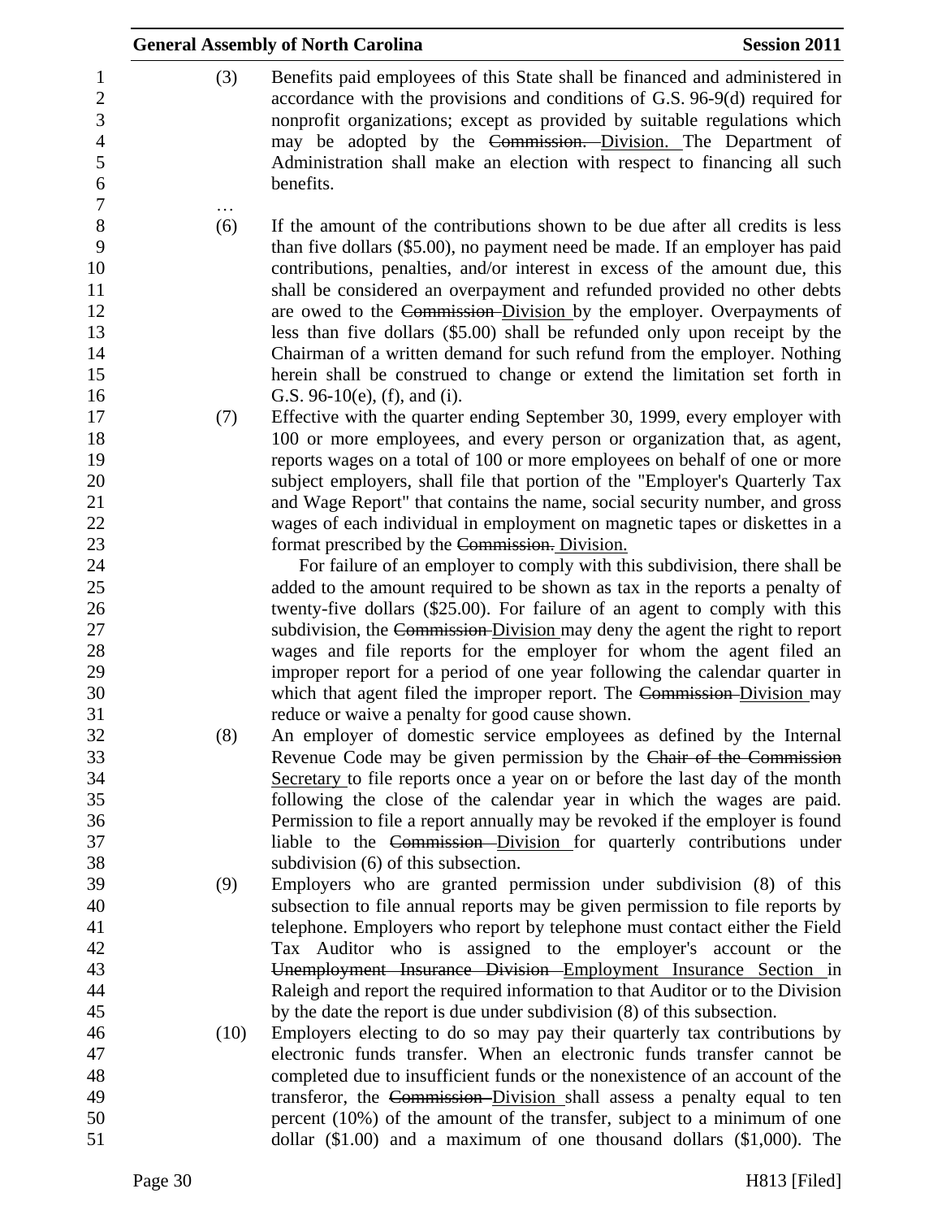(3) Benefits paid employees of this State shall be financed and administered in accordance with the provisions and conditions of G.S. 96-9(d) required for nonprofit organizations; except as provided by suitable regulations which may be adopted by the ~~Commission.~~ Division. The Department of Administration shall make an election with respect to financing all such benefits.

…

(6) If the amount of the contributions shown to be due after all credits is less than five dollars ($5.00), no payment need be made. If an employer has paid contributions, penalties, and/or interest in excess of the amount due, this shall be considered an overpayment and refunded provided no other debts are owed to the ~~Commission~~ Division by the employer. Overpayments of less than five dollars ($5.00) shall be refunded only upon receipt by the Chairman of a written demand for such refund from the employer. Nothing herein shall be construed to change or extend the limitation set forth in G.S. 96-10(e), (f), and (i).

(7) Effective with the quarter ending September 30, 1999, every employer with 100 or more employees, and every person or organization that, as agent, reports wages on a total of 100 or more employees on behalf of one or more subject employers, shall file that portion of the "Employer's Quarterly Tax and Wage Report" that contains the name, social security number, and gross wages of each individual in employment on magnetic tapes or diskettes in a format prescribed by the ~~Commission.~~ Division.

For failure of an employer to comply with this subdivision, there shall be added to the amount required to be shown as tax in the reports a penalty of twenty-five dollars ($25.00). For failure of an agent to comply with this subdivision, the ~~Commission~~ Division may deny the agent the right to report wages and file reports for the employer for whom the agent filed an improper report for a period of one year following the calendar quarter in which that agent filed the improper report. The ~~Commission~~ Division may reduce or waive a penalty for good cause shown.

(8) An employer of domestic service employees as defined by the Internal Revenue Code may be given permission by the ~~Chair of the Commission~~ Secretary to file reports once a year on or before the last day of the month following the close of the calendar year in which the wages are paid. Permission to file a report annually may be revoked if the employer is found liable to the ~~Commission~~ Division for quarterly contributions under subdivision (6) of this subsection.

(9) Employers who are granted permission under subdivision (8) of this subsection to file annual reports may be given permission to file reports by telephone. Employers who report by telephone must contact either the Field Tax Auditor who is assigned to the employer's account or the ~~Unemployment Insurance Division~~ Employment Insurance Section in Raleigh and report the required information to that Auditor or to the Division by the date the report is due under subdivision (8) of this subsection.

(10) Employers electing to do so may pay their quarterly tax contributions by electronic funds transfer. When an electronic funds transfer cannot be completed due to insufficient funds or the nonexistence of an account of the transferor, the ~~Commission~~ Division shall assess a penalty equal to ten percent (10%) of the amount of the transfer, subject to a minimum of one dollar ($1.00) and a maximum of one thousand dollars ($1,000). The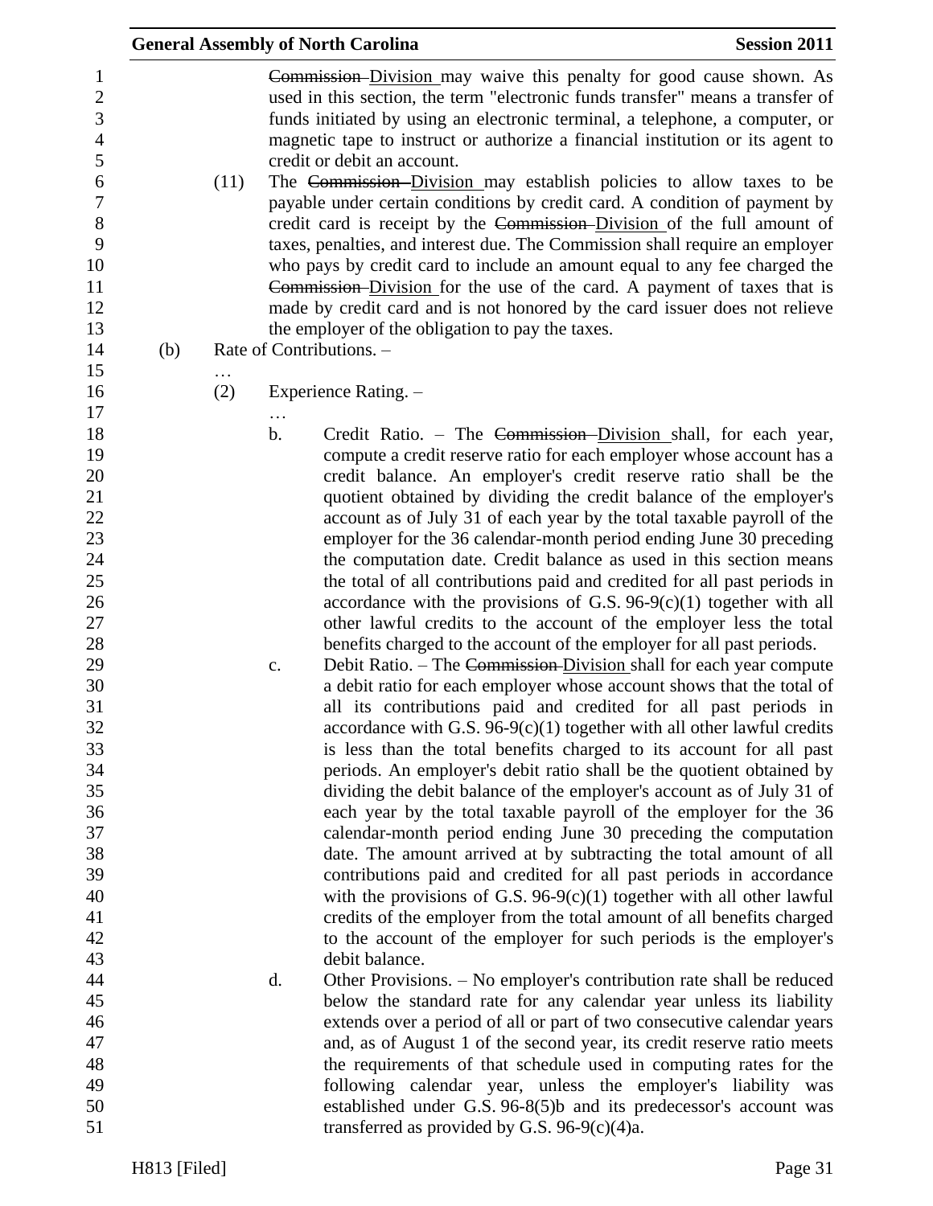~~Commission~~ Division may waive this penalty for good cause shown. As used in this section, the term "electronic funds transfer" means a transfer of funds initiated by using an electronic terminal, a telephone, a computer, or magnetic tape to instruct or authorize a financial institution or its agent to credit or debit an account.

(11) The ~~Commission~~ Division may establish policies to allow taxes to be payable under certain conditions by credit card. A condition of payment by credit card is receipt by the ~~Commission~~ Division of the full amount of taxes, penalties, and interest due. The Commission shall require an employer who pays by credit card to include an amount equal to any fee charged the ~~Commission~~ Division for the use of the card. A payment of taxes that is made by credit card and is not honored by the card issuer does not relieve the employer of the obligation to pay the taxes.

(b) Rate of Contributions. –

…

(2) Experience Rating. –

…

b. Credit Ratio. – The ~~Commission~~ Division shall, for each year, compute a credit reserve ratio for each employer whose account has a credit balance. An employer's credit reserve ratio shall be the quotient obtained by dividing the credit balance of the employer's account as of July 31 of each year by the total taxable payroll of the employer for the 36 calendar-month period ending June 30 preceding the computation date. Credit balance as used in this section means the total of all contributions paid and credited for all past periods in accordance with the provisions of G.S. 96-9(c)(1) together with all other lawful credits to the account of the employer less the total benefits charged to the account of the employer for all past periods.

c. Debit Ratio. – The ~~Commission~~ Division shall for each year compute a debit ratio for each employer whose account shows that the total of all its contributions paid and credited for all past periods in accordance with G.S. 96-9(c)(1) together with all other lawful credits is less than the total benefits charged to its account for all past periods. An employer's debit ratio shall be the quotient obtained by dividing the debit balance of the employer's account as of July 31 of each year by the total taxable payroll of the employer for the 36 calendar-month period ending June 30 preceding the computation date. The amount arrived at by subtracting the total amount of all contributions paid and credited for all past periods in accordance with the provisions of G.S. 96-9(c)(1) together with all other lawful credits of the employer from the total amount of all benefits charged to the account of the employer for such periods is the employer's debit balance.

d. Other Provisions. – No employer's contribution rate shall be reduced below the standard rate for any calendar year unless its liability extends over a period of all or part of two consecutive calendar years and, as of August 1 of the second year, its credit reserve ratio meets the requirements of that schedule used in computing rates for the following calendar year, unless the employer's liability was established under G.S. 96-8(5)b and its predecessor's account was transferred as provided by G.S. 96-9(c)(4)a.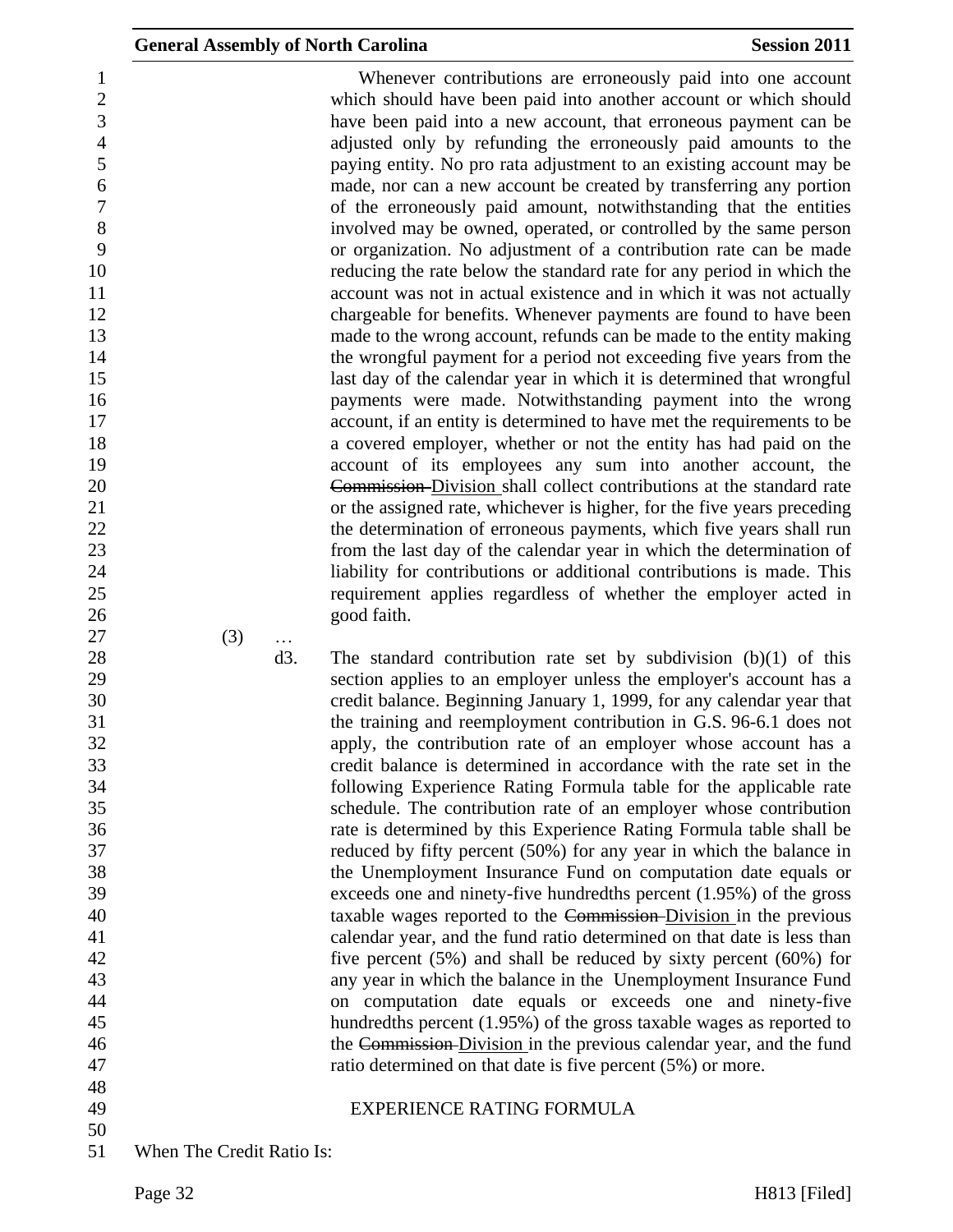Whenever contributions are erroneously paid into one account which should have been paid into another account or which should have been paid into a new account, that erroneous payment can be adjusted only by refunding the erroneously paid amounts to the paying entity. No pro rata adjustment to an existing account may be made, nor can a new account be created by transferring any portion of the erroneously paid amount, notwithstanding that the entities involved may be owned, operated, or controlled by the same person or organization. No adjustment of a contribution rate can be made reducing the rate below the standard rate for any period in which the account was not in actual existence and in which it was not actually chargeable for benefits. Whenever payments are found to have been made to the wrong account, refunds can be made to the entity making the wrongful payment for a period not exceeding five years from the last day of the calendar year in which it is determined that wrongful payments were made. Notwithstanding payment into the wrong account, if an entity is determined to have met the requirements to be a covered employer, whether or not the entity has had paid on the account of its employees any sum into another account, the ~~Commission~~ Division shall collect contributions at the standard rate or the assigned rate, whichever is higher, for the five years preceding the determination of erroneous payments, which five years shall run from the last day of the calendar year in which the determination of liability for contributions or additional contributions is made. This requirement applies regardless of whether the employer acted in good faith.

(3) …

d3. The standard contribution rate set by subdivision (b)(1) of this section applies to an employer unless the employer's account has a credit balance. Beginning January 1, 1999, for any calendar year that the training and reemployment contribution in G.S. 96-6.1 does not apply, the contribution rate of an employer whose account has a credit balance is determined in accordance with the rate set in the following Experience Rating Formula table for the applicable rate schedule. The contribution rate of an employer whose contribution rate is determined by this Experience Rating Formula table shall be reduced by fifty percent (50%) for any year in which the balance in the Unemployment Insurance Fund on computation date equals or exceeds one and ninety-five hundredths percent (1.95%) of the gross taxable wages reported to the ~~Commission~~ Division in the previous calendar year, and the fund ratio determined on that date is less than five percent (5%) and shall be reduced by sixty percent (60%) for any year in which the balance in the Unemployment Insurance Fund on computation date equals or exceeds one and ninety-five hundredths percent (1.95%) of the gross taxable wages as reported to the ~~Commission~~ Division in the previous calendar year, and the fund ratio determined on that date is five percent (5%) or more.

EXPERIENCE RATING FORMULA

When The Credit Ratio Is: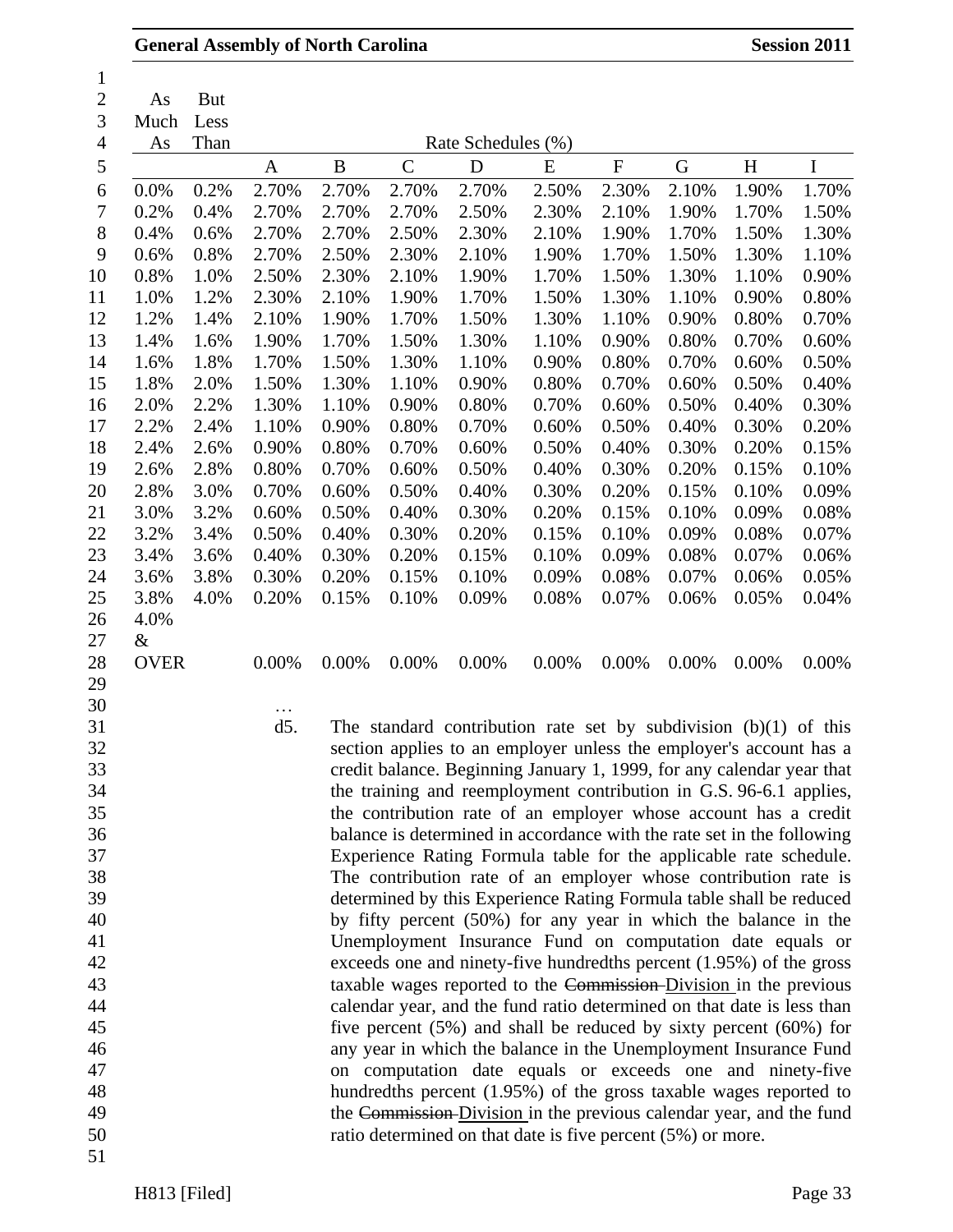| As Much As | But Less Than | A | B | C | D | E | F | G | H | I |
|---|---|---|---|---|---|---|---|---|---|---|
| | | Rate Schedules (%) | | | | | | | | |
| 0.0% | 0.2% | 2.70% | 2.70% | 2.70% | 2.70% | 2.50% | 2.30% | 2.10% | 1.90% | 1.70% |
| 0.2% | 0.4% | 2.70% | 2.70% | 2.70% | 2.50% | 2.30% | 2.10% | 1.90% | 1.70% | 1.50% |
| 0.4% | 0.6% | 2.70% | 2.70% | 2.50% | 2.30% | 2.10% | 1.90% | 1.70% | 1.50% | 1.30% |
| 0.6% | 0.8% | 2.70% | 2.50% | 2.30% | 2.10% | 1.90% | 1.70% | 1.50% | 1.30% | 1.10% |
| 0.8% | 1.0% | 2.50% | 2.30% | 2.10% | 1.90% | 1.70% | 1.50% | 1.30% | 1.10% | 0.90% |
| 1.0% | 1.2% | 2.30% | 2.10% | 1.90% | 1.70% | 1.50% | 1.30% | 1.10% | 0.90% | 0.80% |
| 1.2% | 1.4% | 2.10% | 1.90% | 1.70% | 1.50% | 1.30% | 1.10% | 0.90% | 0.80% | 0.70% |
| 1.4% | 1.6% | 1.90% | 1.70% | 1.50% | 1.30% | 1.10% | 0.90% | 0.80% | 0.70% | 0.60% |
| 1.6% | 1.8% | 1.70% | 1.50% | 1.30% | 1.10% | 0.90% | 0.80% | 0.70% | 0.60% | 0.50% |
| 1.8% | 2.0% | 1.50% | 1.30% | 1.10% | 0.90% | 0.80% | 0.70% | 0.60% | 0.50% | 0.40% |
| 2.0% | 2.2% | 1.30% | 1.10% | 0.90% | 0.80% | 0.70% | 0.60% | 0.50% | 0.40% | 0.30% |
| 2.2% | 2.4% | 1.10% | 0.90% | 0.80% | 0.70% | 0.60% | 0.50% | 0.40% | 0.30% | 0.20% |
| 2.4% | 2.6% | 0.90% | 0.80% | 0.70% | 0.60% | 0.50% | 0.40% | 0.30% | 0.20% | 0.15% |
| 2.6% | 2.8% | 0.80% | 0.70% | 0.60% | 0.50% | 0.40% | 0.30% | 0.20% | 0.15% | 0.10% |
| 2.8% | 3.0% | 0.70% | 0.60% | 0.50% | 0.40% | 0.30% | 0.20% | 0.15% | 0.10% | 0.09% |
| 3.0% | 3.2% | 0.60% | 0.50% | 0.40% | 0.30% | 0.20% | 0.15% | 0.10% | 0.09% | 0.08% |
| 3.2% | 3.4% | 0.50% | 0.40% | 0.30% | 0.20% | 0.15% | 0.10% | 0.09% | 0.08% | 0.07% |
| 3.4% | 3.6% | 0.40% | 0.30% | 0.20% | 0.15% | 0.10% | 0.09% | 0.08% | 0.07% | 0.06% |
| 3.6% | 3.8% | 0.30% | 0.20% | 0.15% | 0.10% | 0.09% | 0.08% | 0.07% | 0.06% | 0.05% |
| 3.8% | 4.0% | 0.20% | 0.15% | 0.10% | 0.09% | 0.08% | 0.07% | 0.06% | 0.05% | 0.04% |
| 4.0% & OVER | | 0.00% | 0.00% | 0.00% | 0.00% | 0.00% | 0.00% | 0.00% | 0.00% | 0.00% |

…

d5. The standard contribution rate set by subdivision (b)(1) of this section applies to an employer unless the employer's account has a credit balance. Beginning January 1, 1999, for any calendar year that the training and reemployment contribution in G.S. 96-6.1 applies, the contribution rate of an employer whose account has a credit balance is determined in accordance with the rate set in the following Experience Rating Formula table for the applicable rate schedule. The contribution rate of an employer whose contribution rate is determined by this Experience Rating Formula table shall be reduced by fifty percent (50%) for any year in which the balance in the Unemployment Insurance Fund on computation date equals or exceeds one and ninety-five hundredths percent (1.95%) of the gross taxable wages reported to the ~~Commission~~ Division in the previous calendar year, and the fund ratio determined on that date is less than five percent (5%) and shall be reduced by sixty percent (60%) for any year in which the balance in the Unemployment Insurance Fund on computation date equals or exceeds one and ninety-five hundredths percent (1.95%) of the gross taxable wages reported to the ~~Commission~~ Division in the previous calendar year, and the fund ratio determined on that date is five percent (5%) or more.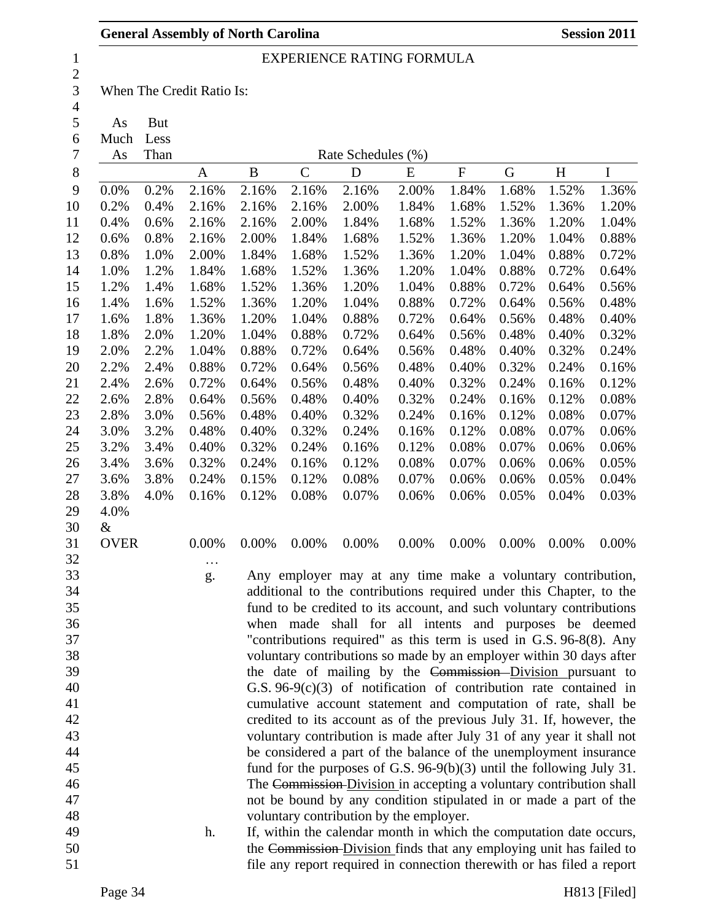## EXPERIENCE RATING FORMULA

When The Credit Ratio Is:

| As Much As | But Less Than | Rate Schedules (%) | | | | | | | | |
|---|---|---|---|---|---|---|---|---|---|---|
| | | A | B | C | D | E | F | G | H | I |
| 0.0% | 0.2% | 2.16% | 2.16% | 2.16% | 2.16% | 2.00% | 1.84% | 1.68% | 1.52% | 1.36% |
| 0.2% | 0.4% | 2.16% | 2.16% | 2.16% | 2.00% | 1.84% | 1.68% | 1.52% | 1.36% | 1.20% |
| 0.4% | 0.6% | 2.16% | 2.16% | 2.00% | 1.84% | 1.68% | 1.52% | 1.36% | 1.20% | 1.04% |
| 0.6% | 0.8% | 2.16% | 2.00% | 1.84% | 1.68% | 1.52% | 1.36% | 1.20% | 1.04% | 0.88% |
| 0.8% | 1.0% | 2.00% | 1.84% | 1.68% | 1.52% | 1.36% | 1.20% | 1.04% | 0.88% | 0.72% |
| 1.0% | 1.2% | 1.84% | 1.68% | 1.52% | 1.36% | 1.20% | 1.04% | 0.88% | 0.72% | 0.64% |
| 1.2% | 1.4% | 1.68% | 1.52% | 1.36% | 1.20% | 1.04% | 0.88% | 0.72% | 0.64% | 0.56% |
| 1.4% | 1.6% | 1.52% | 1.36% | 1.20% | 1.04% | 0.88% | 0.72% | 0.64% | 0.56% | 0.48% |
| 1.6% | 1.8% | 1.36% | 1.20% | 1.04% | 0.88% | 0.72% | 0.64% | 0.56% | 0.48% | 0.40% |
| 1.8% | 2.0% | 1.20% | 1.04% | 0.88% | 0.72% | 0.64% | 0.56% | 0.48% | 0.40% | 0.32% |
| 2.0% | 2.2% | 1.04% | 0.88% | 0.72% | 0.64% | 0.56% | 0.48% | 0.40% | 0.32% | 0.24% |
| 2.2% | 2.4% | 0.88% | 0.72% | 0.64% | 0.56% | 0.48% | 0.40% | 0.32% | 0.24% | 0.16% |
| 2.4% | 2.6% | 0.72% | 0.64% | 0.56% | 0.48% | 0.40% | 0.32% | 0.24% | 0.16% | 0.12% |
| 2.6% | 2.8% | 0.64% | 0.56% | 0.48% | 0.40% | 0.32% | 0.24% | 0.16% | 0.12% | 0.08% |
| 2.8% | 3.0% | 0.56% | 0.48% | 0.40% | 0.32% | 0.24% | 0.16% | 0.12% | 0.08% | 0.07% |
| 3.0% | 3.2% | 0.48% | 0.40% | 0.32% | 0.24% | 0.16% | 0.12% | 0.08% | 0.07% | 0.06% |
| 3.2% | 3.4% | 0.40% | 0.32% | 0.24% | 0.16% | 0.12% | 0.08% | 0.07% | 0.06% | 0.06% |
| 3.4% | 3.6% | 0.32% | 0.24% | 0.16% | 0.12% | 0.08% | 0.07% | 0.06% | 0.06% | 0.05% |
| 3.6% | 3.8% | 0.24% | 0.15% | 0.12% | 0.08% | 0.07% | 0.06% | 0.06% | 0.05% | 0.04% |
| 3.8% | 4.0% | 0.16% | 0.12% | 0.08% | 0.07% | 0.06% | 0.06% | 0.05% | 0.04% | 0.03% |
| 4.0% & OVER | | 0.00% | 0.00% | 0.00% | 0.00% | 0.00% | 0.00% | 0.00% | 0.00% | 0.00% |

…

g. Any employer may at any time make a voluntary contribution, additional to the contributions required under this Chapter, to the fund to be credited to its account, and such voluntary contributions when made shall for all intents and purposes be deemed "contributions required" as this term is used in G.S. 96-8(8). Any voluntary contributions so made by an employer within 30 days after the date of mailing by the ~~Commission~~ Division pursuant to G.S. 96-9(c)(3) of notification of contribution rate contained in cumulative account statement and computation of rate, shall be credited to its account as of the previous July 31. If, however, the voluntary contribution is made after July 31 of any year it shall not be considered a part of the balance of the unemployment insurance fund for the purposes of G.S. 96-9(b)(3) until the following July 31. The ~~Commission~~ Division in accepting a voluntary contribution shall not be bound by any condition stipulated in or made a part of the voluntary contribution by the employer.

h. If, within the calendar month in which the computation date occurs, the ~~Commission~~ Division finds that any employing unit has failed to file any report required in connection therewith or has filed a report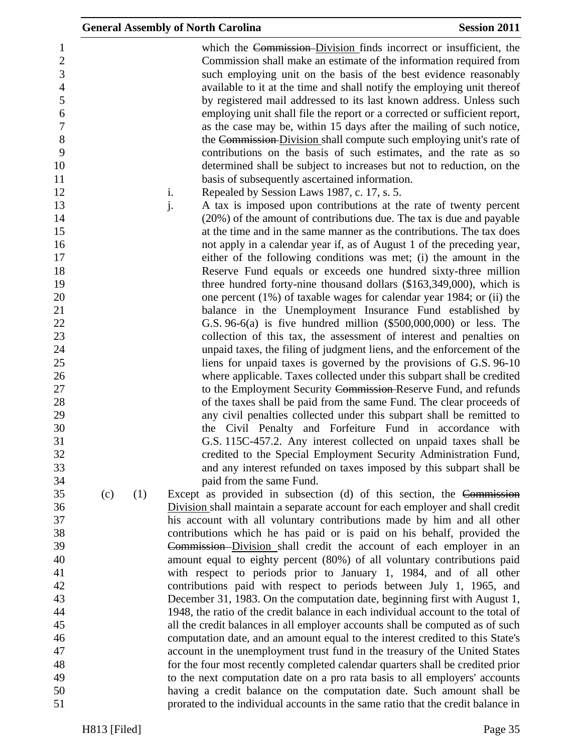which the ~~Commission~~ Division finds incorrect or insufficient, the Commission shall make an estimate of the information required from such employing unit on the basis of the best evidence reasonably available to it at the time and shall notify the employing unit thereof by registered mail addressed to its last known address. Unless such employing unit shall file the report or a corrected or sufficient report, as the case may be, within 15 days after the mailing of such notice, the ~~Commission~~ Division shall compute such employing unit's rate of contributions on the basis of such estimates, and the rate as so determined shall be subject to increases but not to reduction, on the basis of subsequently ascertained information.

i. Repealed by Session Laws 1987, c. 17, s. 5.

j. A tax is imposed upon contributions at the rate of twenty percent (20%) of the amount of contributions due. The tax is due and payable at the time and in the same manner as the contributions. The tax does not apply in a calendar year if, as of August 1 of the preceding year, either of the following conditions was met; (i) the amount in the Reserve Fund equals or exceeds one hundred sixty-three million three hundred forty-nine thousand dollars ($163,349,000), which is one percent (1%) of taxable wages for calendar year 1984; or (ii) the balance in the Unemployment Insurance Fund established by G.S. 96-6(a) is five hundred million ($500,000,000) or less. The collection of this tax, the assessment of interest and penalties on unpaid taxes, the filing of judgment liens, and the enforcement of the liens for unpaid taxes is governed by the provisions of G.S. 96-10 where applicable. Taxes collected under this subpart shall be credited to the Employment Security ~~Commission~~ Reserve Fund, and refunds of the taxes shall be paid from the same Fund. The clear proceeds of any civil penalties collected under this subpart shall be remitted to the Civil Penalty and Forfeiture Fund in accordance with G.S. 115C-457.2. Any interest collected on unpaid taxes shall be credited to the Special Employment Security Administration Fund, and any interest refunded on taxes imposed by this subpart shall be paid from the same Fund.

(c) (1) Except as provided in subsection (d) of this section, the ~~Commission~~ Division shall maintain a separate account for each employer and shall credit his account with all voluntary contributions made by him and all other contributions which he has paid or is paid on his behalf, provided the ~~Commission~~ Division shall credit the account of each employer in an amount equal to eighty percent (80%) of all voluntary contributions paid with respect to periods prior to January 1, 1984, and of all other contributions paid with respect to periods between July 1, 1965, and December 31, 1983. On the computation date, beginning first with August 1, 1948, the ratio of the credit balance in each individual account to the total of all the credit balances in all employer accounts shall be computed as of such computation date, and an amount equal to the interest credited to this State's account in the unemployment trust fund in the treasury of the United States for the four most recently completed calendar quarters shall be credited prior to the next computation date on a pro rata basis to all employers' accounts having a credit balance on the computation date. Such amount shall be prorated to the individual accounts in the same ratio that the credit balance in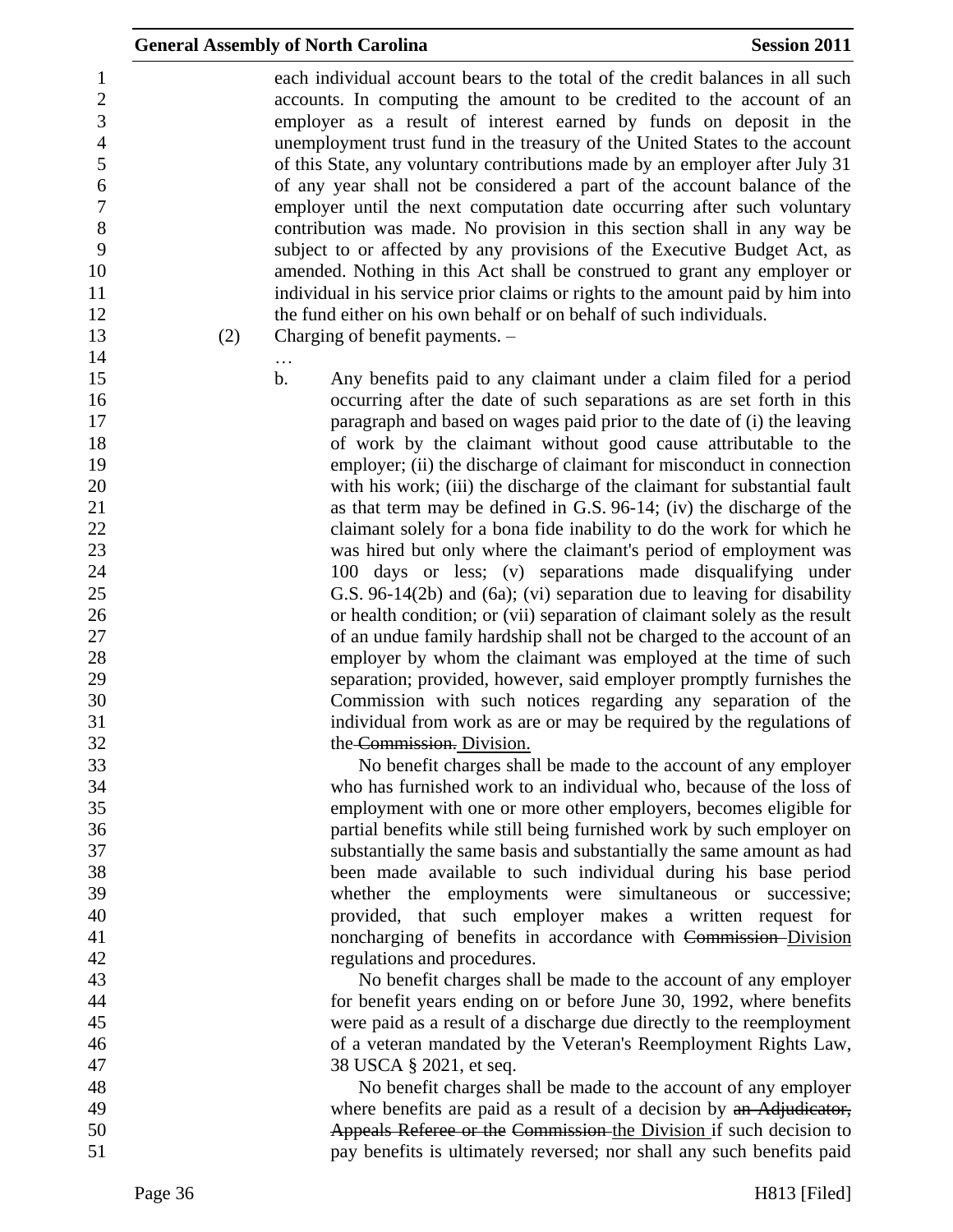each individual account bears to the total of the credit balances in all such accounts. In computing the amount to be credited to the account of an employer as a result of interest earned by funds on deposit in the unemployment trust fund in the treasury of the United States to the account of this State, any voluntary contributions made by an employer after July 31 of any year shall not be considered a part of the account balance of the employer until the next computation date occurring after such voluntary contribution was made. No provision in this section shall in any way be subject to or affected by any provisions of the Executive Budget Act, as amended. Nothing in this Act shall be construed to grant any employer or individual in his service prior claims or rights to the amount paid by him into the fund either on his own behalf or on behalf of such individuals.

(2) Charging of benefit payments. –

…

b. Any benefits paid to any claimant under a claim filed for a period occurring after the date of such separations as are set forth in this paragraph and based on wages paid prior to the date of (i) the leaving of work by the claimant without good cause attributable to the employer; (ii) the discharge of claimant for misconduct in connection with his work; (iii) the discharge of the claimant for substantial fault as that term may be defined in G.S. 96-14; (iv) the discharge of the claimant solely for a bona fide inability to do the work for which he was hired but only where the claimant's period of employment was 100 days or less; (v) separations made disqualifying under G.S. 96-14(2b) and (6a); (vi) separation due to leaving for disability or health condition; or (vii) separation of claimant solely as the result of an undue family hardship shall not be charged to the account of an employer by whom the claimant was employed at the time of such separation; provided, however, said employer promptly furnishes the Commission with such notices regarding any separation of the individual from work as are or may be required by the regulations of the ~~Commission.~~ Division.

No benefit charges shall be made to the account of any employer who has furnished work to an individual who, because of the loss of employment with one or more other employers, becomes eligible for partial benefits while still being furnished work by such employer on substantially the same basis and substantially the same amount as had been made available to such individual during his base period whether the employments were simultaneous or successive; provided, that such employer makes a written request for noncharging of benefits in accordance with ~~Commission~~ Division regulations and procedures.

No benefit charges shall be made to the account of any employer for benefit years ending on or before June 30, 1992, where benefits were paid as a result of a discharge due directly to the reemployment of a veteran mandated by the Veteran's Reemployment Rights Law, 38 USCA § 2021, et seq.

No benefit charges shall be made to the account of any employer where benefits are paid as a result of a decision by ~~an Adjudicator, Appeals Referee or the Commission~~ the Division if such decision to pay benefits is ultimately reversed; nor shall any such benefits paid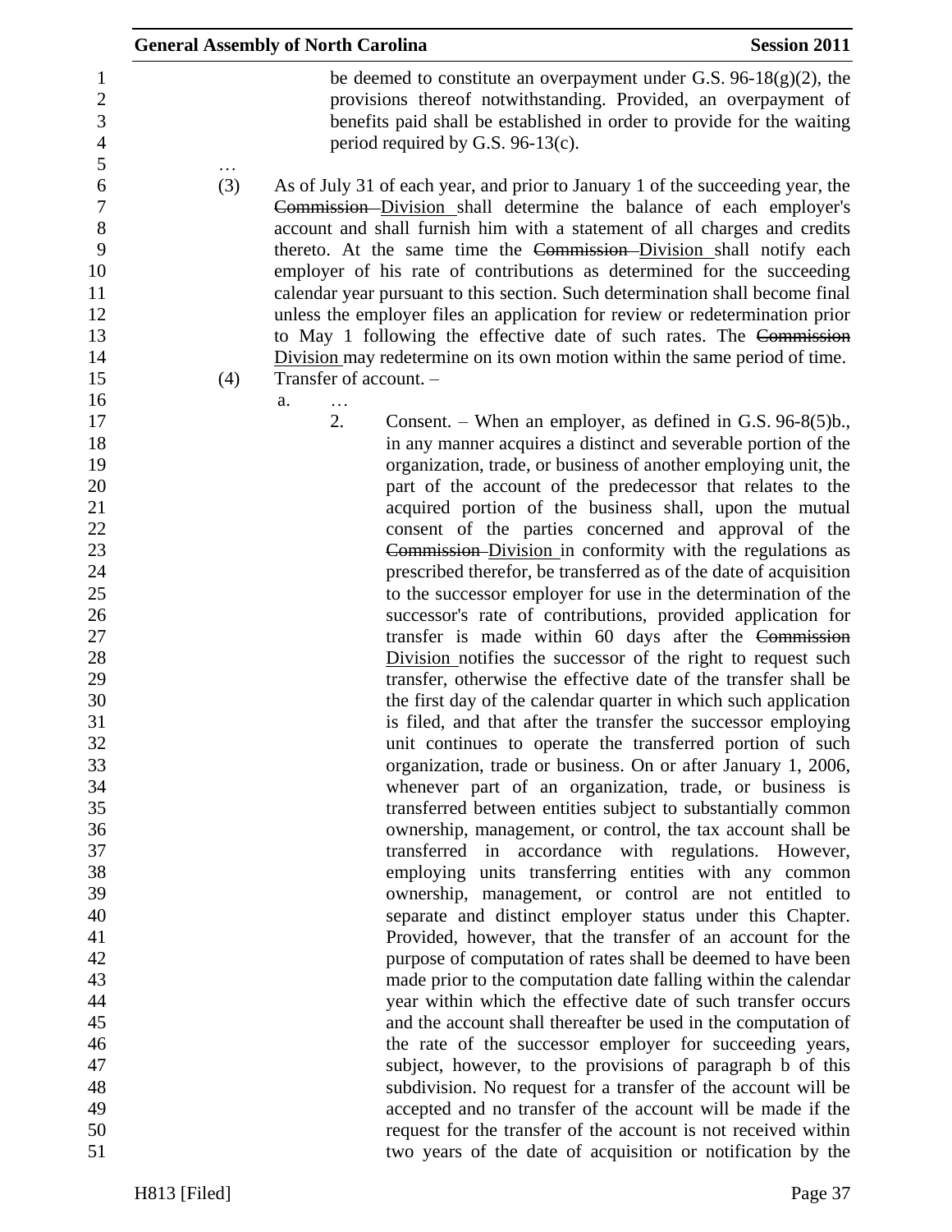be deemed to constitute an overpayment under G.S. 96-18(g)(2), the provisions thereof notwithstanding. Provided, an overpayment of benefits paid shall be established in order to provide for the waiting period required by G.S. 96-13(c).

…

(3) As of July 31 of each year, and prior to January 1 of the succeeding year, the ~~Commission~~ Division shall determine the balance of each employer's account and shall furnish him with a statement of all charges and credits thereto. At the same time the ~~Commission~~ Division shall notify each employer of his rate of contributions as determined for the succeeding calendar year pursuant to this section. Such determination shall become final unless the employer files an application for review or redetermination prior to May 1 following the effective date of such rates. The ~~Commission~~ Division may redetermine on its own motion within the same period of time.

(4) Transfer of account. –

a. …

2. Consent. – When an employer, as defined in G.S. 96-8(5)b., in any manner acquires a distinct and severable portion of the organization, trade, or business of another employing unit, the part of the account of the predecessor that relates to the acquired portion of the business shall, upon the mutual consent of the parties concerned and approval of the ~~Commission~~ Division in conformity with the regulations as prescribed therefor, be transferred as of the date of acquisition to the successor employer for use in the determination of the successor's rate of contributions, provided application for transfer is made within 60 days after the ~~Commission~~ Division notifies the successor of the right to request such transfer, otherwise the effective date of the transfer shall be the first day of the calendar quarter in which such application is filed, and that after the transfer the successor employing unit continues to operate the transferred portion of such organization, trade or business. On or after January 1, 2006, whenever part of an organization, trade, or business is transferred between entities subject to substantially common ownership, management, or control, the tax account shall be transferred in accordance with regulations. However, employing units transferring entities with any common ownership, management, or control are not entitled to separate and distinct employer status under this Chapter. Provided, however, that the transfer of an account for the purpose of computation of rates shall be deemed to have been made prior to the computation date falling within the calendar year within which the effective date of such transfer occurs and the account shall thereafter be used in the computation of the rate of the successor employer for succeeding years, subject, however, to the provisions of paragraph b of this subdivision. No request for a transfer of the account will be accepted and no transfer of the account will be made if the request for the transfer of the account is not received within two years of the date of acquisition or notification by the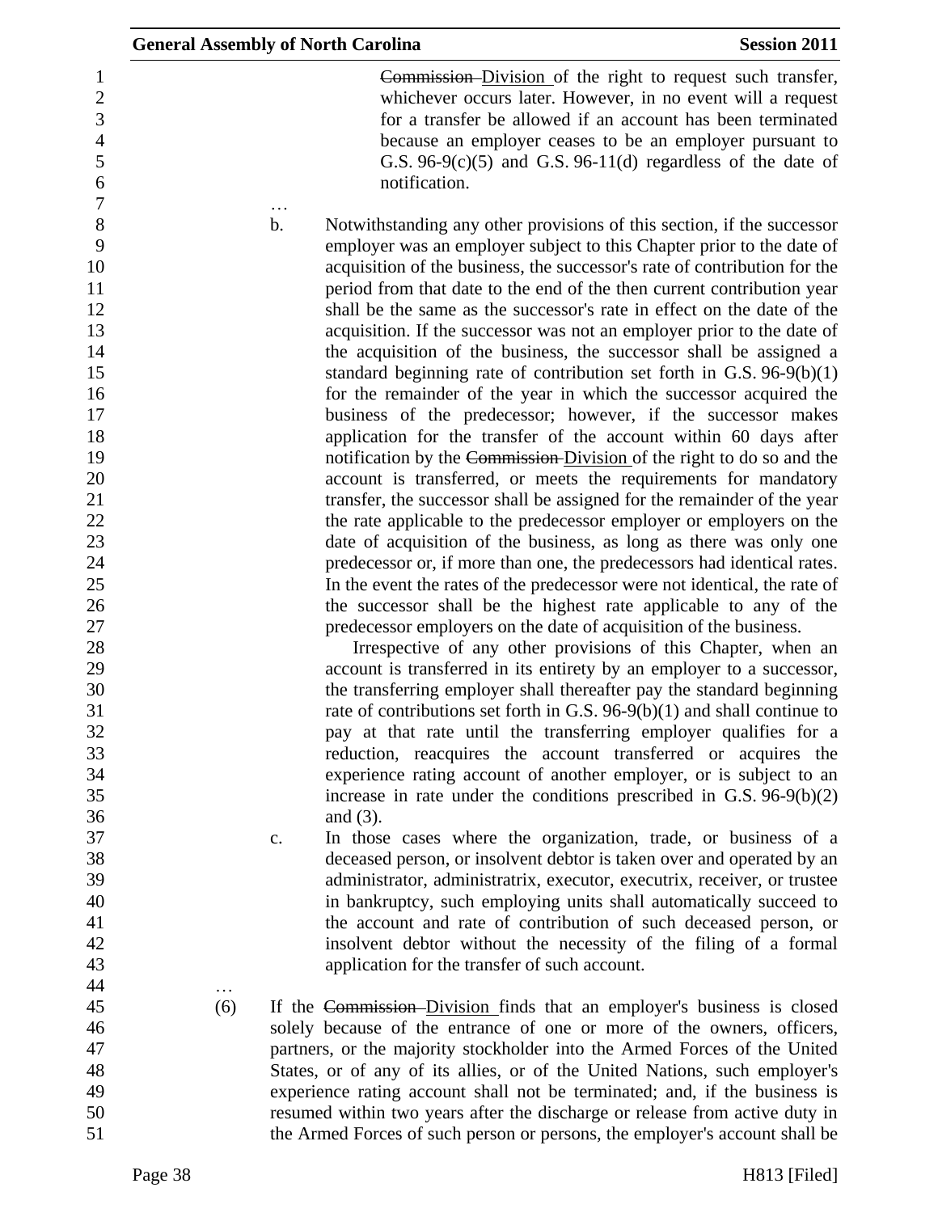~~Commission~~ Division of the right to request such transfer, whichever occurs later. However, in no event will a request for a transfer be allowed if an account has been terminated because an employer ceases to be an employer pursuant to G.S. 96-9(c)(5) and G.S. 96-11(d) regardless of the date of notification.

…

b. Notwithstanding any other provisions of this section, if the successor employer was an employer subject to this Chapter prior to the date of acquisition of the business, the successor's rate of contribution for the period from that date to the end of the then current contribution year shall be the same as the successor's rate in effect on the date of the acquisition. If the successor was not an employer prior to the date of the acquisition of the business, the successor shall be assigned a standard beginning rate of contribution set forth in G.S. 96-9(b)(1) for the remainder of the year in which the successor acquired the business of the predecessor; however, if the successor makes application for the transfer of the account within 60 days after notification by the ~~Commission~~ Division of the right to do so and the account is transferred, or meets the requirements for mandatory transfer, the successor shall be assigned for the remainder of the year the rate applicable to the predecessor employer or employers on the date of acquisition of the business, as long as there was only one predecessor or, if more than one, the predecessors had identical rates. In the event the rates of the predecessor were not identical, the rate of the successor shall be the highest rate applicable to any of the predecessor employers on the date of acquisition of the business.

Irrespective of any other provisions of this Chapter, when an account is transferred in its entirety by an employer to a successor, the transferring employer shall thereafter pay the standard beginning rate of contributions set forth in G.S. 96-9(b)(1) and shall continue to pay at that rate until the transferring employer qualifies for a reduction, reacquires the account transferred or acquires the experience rating account of another employer, or is subject to an increase in rate under the conditions prescribed in G.S. 96-9(b)(2) and (3).

c. In those cases where the organization, trade, or business of a deceased person, or insolvent debtor is taken over and operated by an administrator, administratrix, executor, executrix, receiver, or trustee in bankruptcy, such employing units shall automatically succeed to the account and rate of contribution of such deceased person, or insolvent debtor without the necessity of the filing of a formal application for the transfer of such account.

…

(6) If the ~~Commission~~ Division finds that an employer's business is closed solely because of the entrance of one or more of the owners, officers, partners, or the majority stockholder into the Armed Forces of the United States, or of any of its allies, or of the United Nations, such employer's experience rating account shall not be terminated; and, if the business is resumed within two years after the discharge or release from active duty in the Armed Forces of such person or persons, the employer's account shall be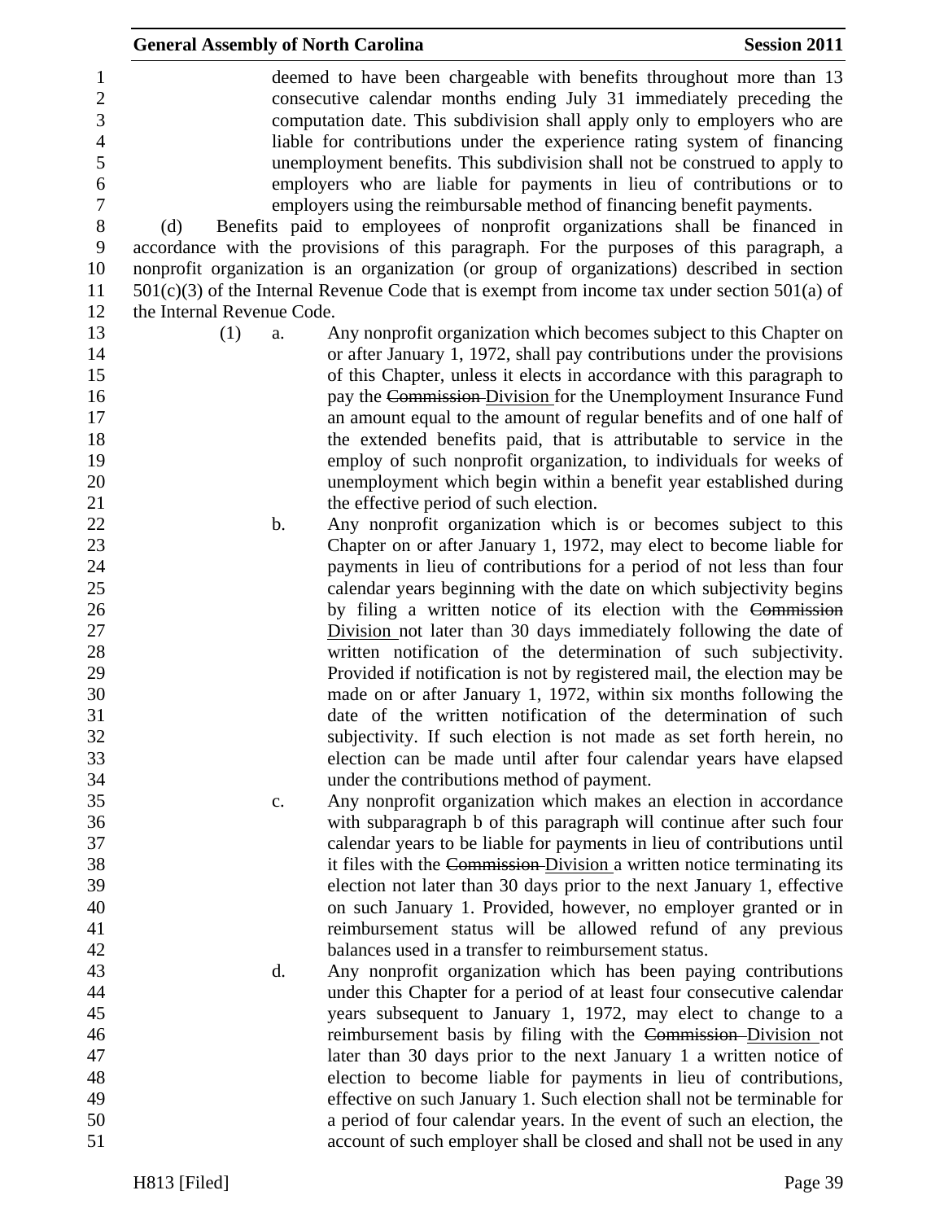deemed to have been chargeable with benefits throughout more than 13 consecutive calendar months ending July 31 immediately preceding the computation date. This subdivision shall apply only to employers who are liable for contributions under the experience rating system of financing unemployment benefits. This subdivision shall not be construed to apply to employers who are liable for payments in lieu of contributions or to employers using the reimbursable method of financing benefit payments.

(d) Benefits paid to employees of nonprofit organizations shall be financed in accordance with the provisions of this paragraph. For the purposes of this paragraph, a nonprofit organization is an organization (or group of organizations) described in section 501(c)(3) of the Internal Revenue Code that is exempt from income tax under section 501(a) of the Internal Revenue Code.

(1) a. Any nonprofit organization which becomes subject to this Chapter on or after January 1, 1972, shall pay contributions under the provisions of this Chapter, unless it elects in accordance with this paragraph to pay the ~~Commission~~ Division for the Unemployment Insurance Fund an amount equal to the amount of regular benefits and of one half of the extended benefits paid, that is attributable to service in the employ of such nonprofit organization, to individuals for weeks of unemployment which begin within a benefit year established during the effective period of such election.

b. Any nonprofit organization which is or becomes subject to this Chapter on or after January 1, 1972, may elect to become liable for payments in lieu of contributions for a period of not less than four calendar years beginning with the date on which subjectivity begins by filing a written notice of its election with the ~~Commission~~ Division not later than 30 days immediately following the date of written notification of the determination of such subjectivity. Provided if notification is not by registered mail, the election may be made on or after January 1, 1972, within six months following the date of the written notification of the determination of such subjectivity. If such election is not made as set forth herein, no election can be made until after four calendar years have elapsed under the contributions method of payment.

c. Any nonprofit organization which makes an election in accordance with subparagraph b of this paragraph will continue after such four calendar years to be liable for payments in lieu of contributions until it files with the ~~Commission~~ Division a written notice terminating its election not later than 30 days prior to the next January 1, effective on such January 1. Provided, however, no employer granted or in reimbursement status will be allowed refund of any previous balances used in a transfer to reimbursement status.

d. Any nonprofit organization which has been paying contributions under this Chapter for a period of at least four consecutive calendar years subsequent to January 1, 1972, may elect to change to a reimbursement basis by filing with the ~~Commission~~ Division not later than 30 days prior to the next January 1 a written notice of election to become liable for payments in lieu of contributions, effective on such January 1. Such election shall not be terminable for a period of four calendar years. In the event of such an election, the account of such employer shall be closed and shall not be used in any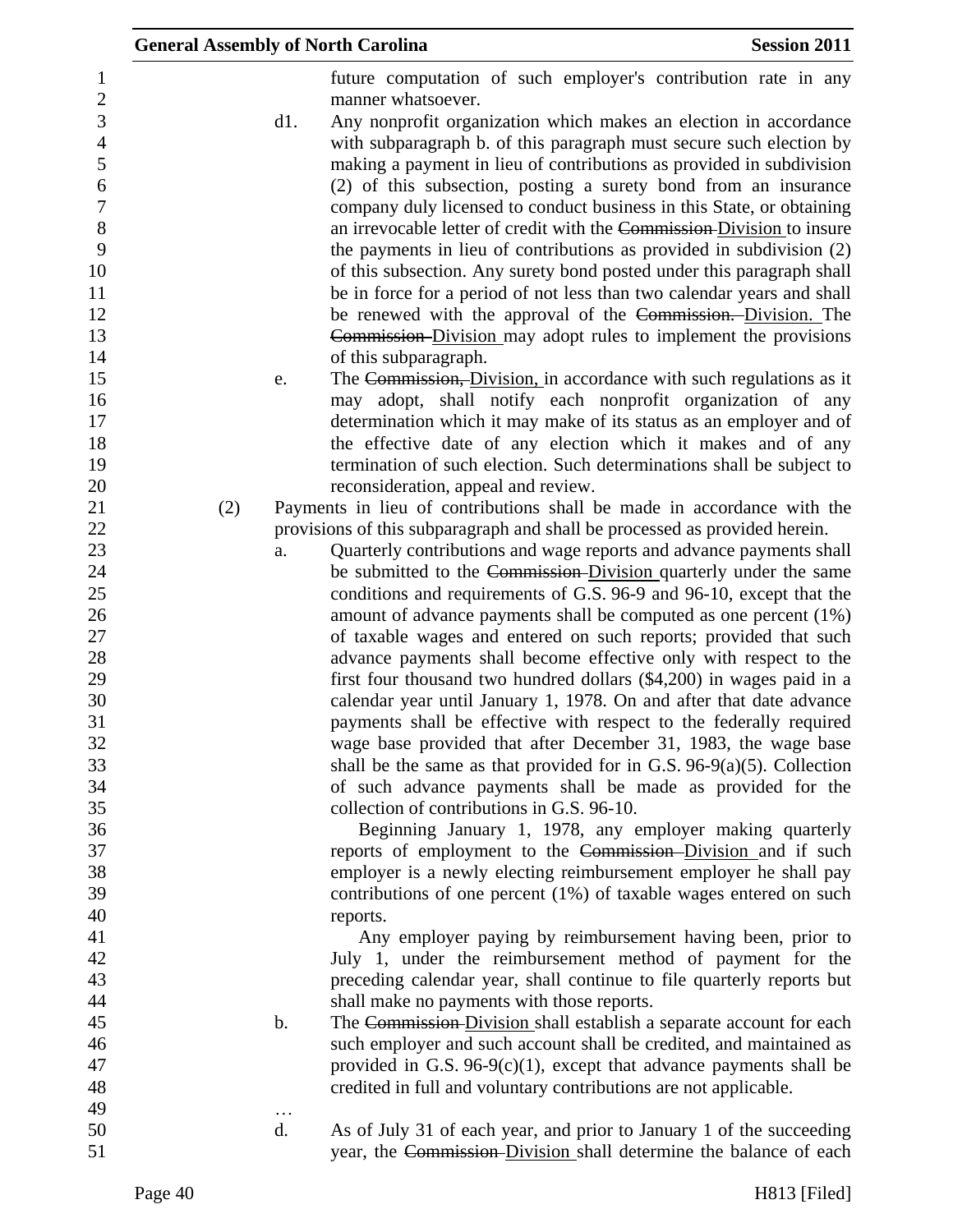future computation of such employer's contribution rate in any manner whatsoever.

d1. Any nonprofit organization which makes an election in accordance with subparagraph b. of this paragraph must secure such election by making a payment in lieu of contributions as provided in subdivision (2) of this subsection, posting a surety bond from an insurance company duly licensed to conduct business in this State, or obtaining an irrevocable letter of credit with the ~~Commission~~ Division to insure the payments in lieu of contributions as provided in subdivision (2) of this subsection. Any surety bond posted under this paragraph shall be in force for a period of not less than two calendar years and shall be renewed with the approval of the ~~Commission.~~ Division. The ~~Commission~~ Division may adopt rules to implement the provisions of this subparagraph.

e. The ~~Commission,~~ Division, in accordance with such regulations as it may adopt, shall notify each nonprofit organization of any determination which it may make of its status as an employer and of the effective date of any election which it makes and of any termination of such election. Such determinations shall be subject to reconsideration, appeal and review.

(2) Payments in lieu of contributions shall be made in accordance with the provisions of this subparagraph and shall be processed as provided herein.

a. Quarterly contributions and wage reports and advance payments shall be submitted to the ~~Commission~~ Division quarterly under the same conditions and requirements of G.S. 96-9 and 96-10, except that the amount of advance payments shall be computed as one percent (1%) of taxable wages and entered on such reports; provided that such advance payments shall become effective only with respect to the first four thousand two hundred dollars ($4,200) in wages paid in a calendar year until January 1, 1978. On and after that date advance payments shall be effective with respect to the federally required wage base provided that after December 31, 1983, the wage base shall be the same as that provided for in G.S. 96-9(a)(5). Collection of such advance payments shall be made as provided for the collection of contributions in G.S. 96-10.

Beginning January 1, 1978, any employer making quarterly reports of employment to the ~~Commission~~ Division and if such employer is a newly electing reimbursement employer he shall pay contributions of one percent (1%) of taxable wages entered on such reports.

Any employer paying by reimbursement having been, prior to July 1, under the reimbursement method of payment for the preceding calendar year, shall continue to file quarterly reports but shall make no payments with those reports.

b. The ~~Commission~~ Division shall establish a separate account for each such employer and such account shall be credited, and maintained as provided in G.S. 96-9(c)(1), except that advance payments shall be credited in full and voluntary contributions are not applicable.

…

d. As of July 31 of each year, and prior to January 1 of the succeeding year, the ~~Commission~~ Division shall determine the balance of each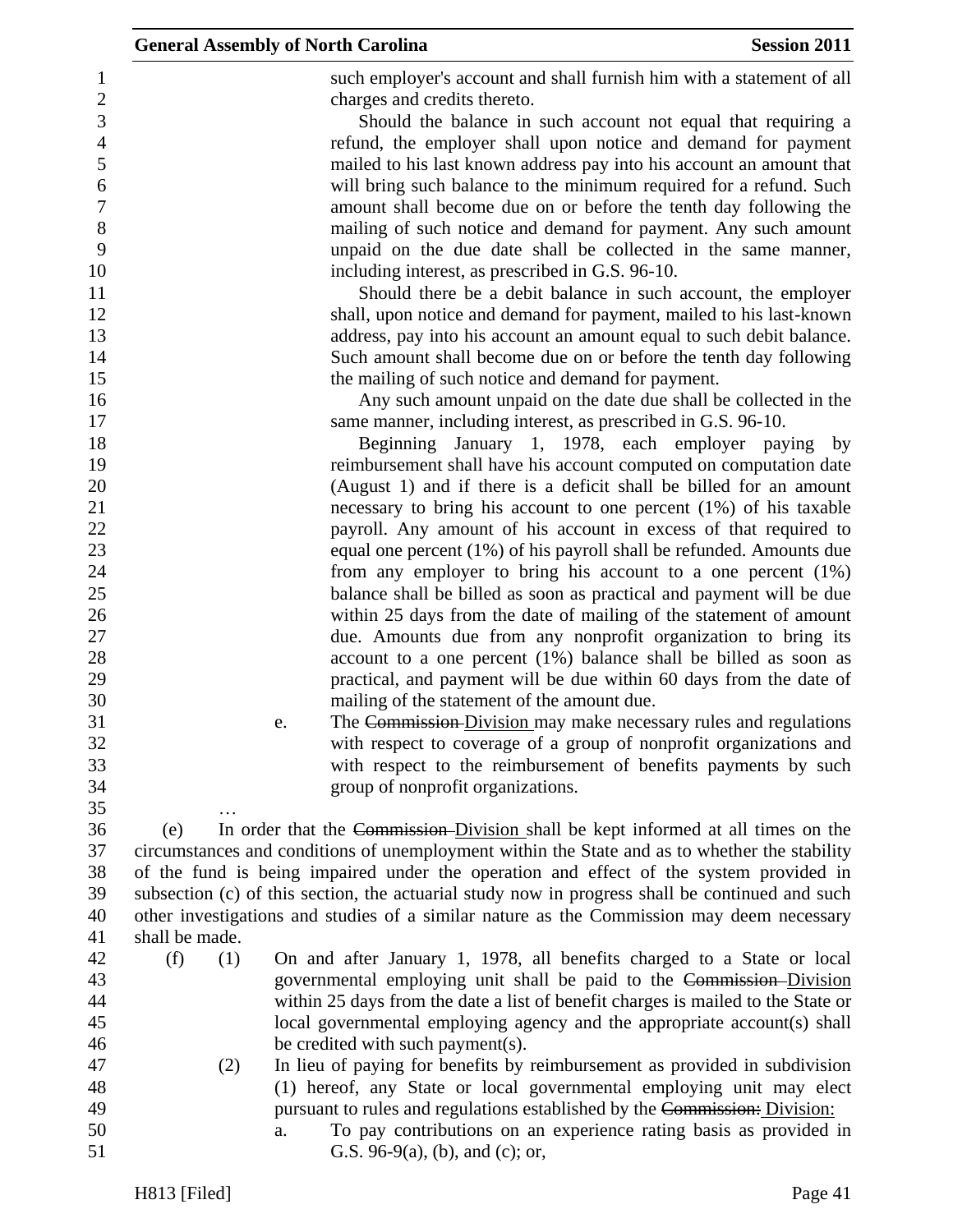such employer's account and shall furnish him with a statement of all charges and credits thereto.

Should the balance in such account not equal that requiring a refund, the employer shall upon notice and demand for payment mailed to his last known address pay into his account an amount that will bring such balance to the minimum required for a refund. Such amount shall become due on or before the tenth day following the mailing of such notice and demand for payment. Any such amount unpaid on the due date shall be collected in the same manner, including interest, as prescribed in G.S. 96-10.

Should there be a debit balance in such account, the employer shall, upon notice and demand for payment, mailed to his last-known address, pay into his account an amount equal to such debit balance. Such amount shall become due on or before the tenth day following the mailing of such notice and demand for payment.

Any such amount unpaid on the date due shall be collected in the same manner, including interest, as prescribed in G.S. 96-10.

Beginning January 1, 1978, each employer paying by reimbursement shall have his account computed on computation date (August 1) and if there is a deficit shall be billed for an amount necessary to bring his account to one percent (1%) of his taxable payroll. Any amount of his account in excess of that required to equal one percent (1%) of his payroll shall be refunded. Amounts due from any employer to bring his account to a one percent (1%) balance shall be billed as soon as practical and payment will be due within 25 days from the date of mailing of the statement of amount due. Amounts due from any nonprofit organization to bring its account to a one percent (1%) balance shall be billed as soon as practical, and payment will be due within 60 days from the date of mailing of the statement of the amount due.

e. The ~~Commission~~ Division may make necessary rules and regulations with respect to coverage of a group of nonprofit organizations and with respect to the reimbursement of benefits payments by such group of nonprofit organizations.

…

(e) In order that the ~~Commission~~ Division shall be kept informed at all times on the circumstances and conditions of unemployment within the State and as to whether the stability of the fund is being impaired under the operation and effect of the system provided in subsection (c) of this section, the actuarial study now in progress shall be continued and such other investigations and studies of a similar nature as the Commission may deem necessary shall be made.

(f) (1) On and after January 1, 1978, all benefits charged to a State or local governmental employing unit shall be paid to the ~~Commission~~ Division within 25 days from the date a list of benefit charges is mailed to the State or local governmental employing agency and the appropriate account(s) shall be credited with such payment(s).

(2) In lieu of paying for benefits by reimbursement as provided in subdivision (1) hereof, any State or local governmental employing unit may elect pursuant to rules and regulations established by the ~~Commission:~~ Division:

a. To pay contributions on an experience rating basis as provided in G.S. 96-9(a), (b), and (c); or,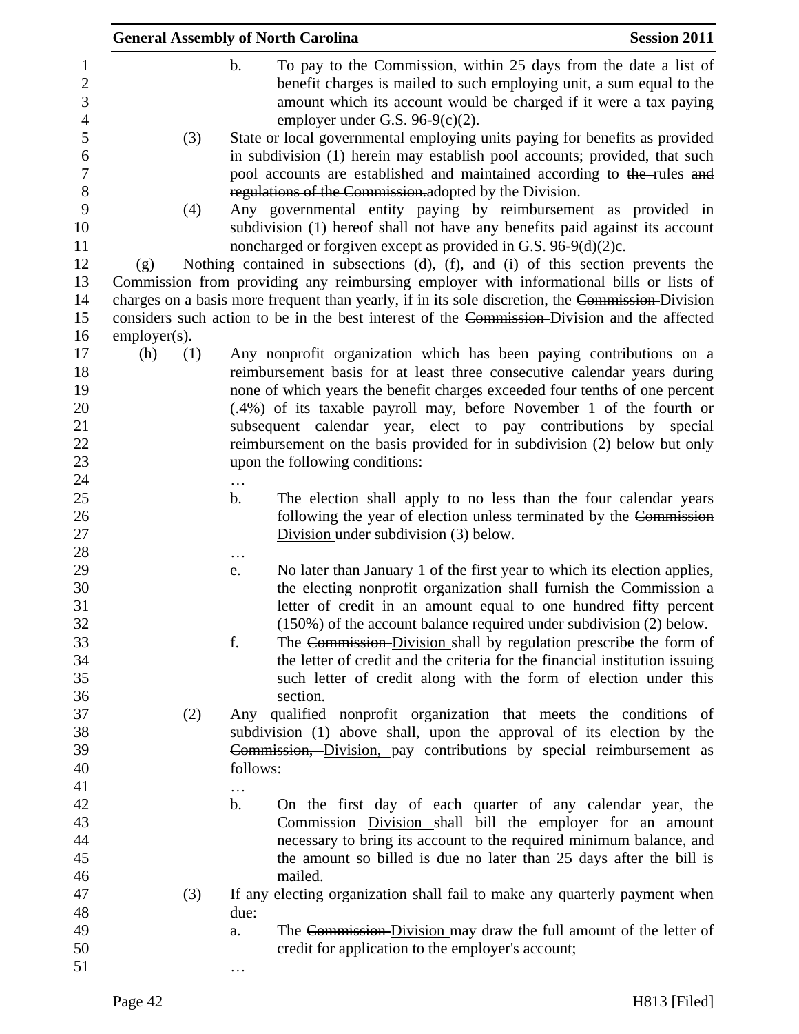b. To pay to the Commission, within 25 days from the date a list of benefit charges is mailed to such employing unit, a sum equal to the amount which its account would be charged if it were a tax paying employer under G.S. 96-9(c)(2).

(3) State or local governmental employing units paying for benefits as provided in subdivision (1) herein may establish pool accounts; provided, that such pool accounts are established and maintained according to ~~the~~ rules ~~and regulations of the Commission.~~adopted by the Division.

(4) Any governmental entity paying by reimbursement as provided in subdivision (1) hereof shall not have any benefits paid against its account noncharged or forgiven except as provided in G.S. 96-9(d)(2)c.

(g) Nothing contained in subsections (d), (f), and (i) of this section prevents the Commission from providing any reimbursing employer with informational bills or lists of charges on a basis more frequent than yearly, if in its sole discretion, the ~~Commission~~ Division considers such action to be in the best interest of the ~~Commission~~ Division and the affected employer(s).

(h) (1) Any nonprofit organization which has been paying contributions on a reimbursement basis for at least three consecutive calendar years during none of which years the benefit charges exceeded four tenths of one percent (.4%) of its taxable payroll may, before November 1 of the fourth or subsequent calendar year, elect to pay contributions by special reimbursement on the basis provided for in subdivision (2) below but only upon the following conditions:

…

b. The election shall apply to no less than the four calendar years following the year of election unless terminated by the ~~Commission~~ Division under subdivision (3) below.

…

e. No later than January 1 of the first year to which its election applies, the electing nonprofit organization shall furnish the Commission a letter of credit in an amount equal to one hundred fifty percent (150%) of the account balance required under subdivision (2) below.

f. The ~~Commission~~ Division shall by regulation prescribe the form of the letter of credit and the criteria for the financial institution issuing such letter of credit along with the form of election under this section.

(2) Any qualified nonprofit organization that meets the conditions of subdivision (1) above shall, upon the approval of its election by the ~~Commission,~~ Division, pay contributions by special reimbursement as follows:

…

b. On the first day of each quarter of any calendar year, the ~~Commission~~ Division shall bill the employer for an amount necessary to bring its account to the required minimum balance, and the amount so billed is due no later than 25 days after the bill is mailed.

(3) If any electing organization shall fail to make any quarterly payment when due:

a. The ~~Commission~~ Division may draw the full amount of the letter of credit for application to the employer's account;

…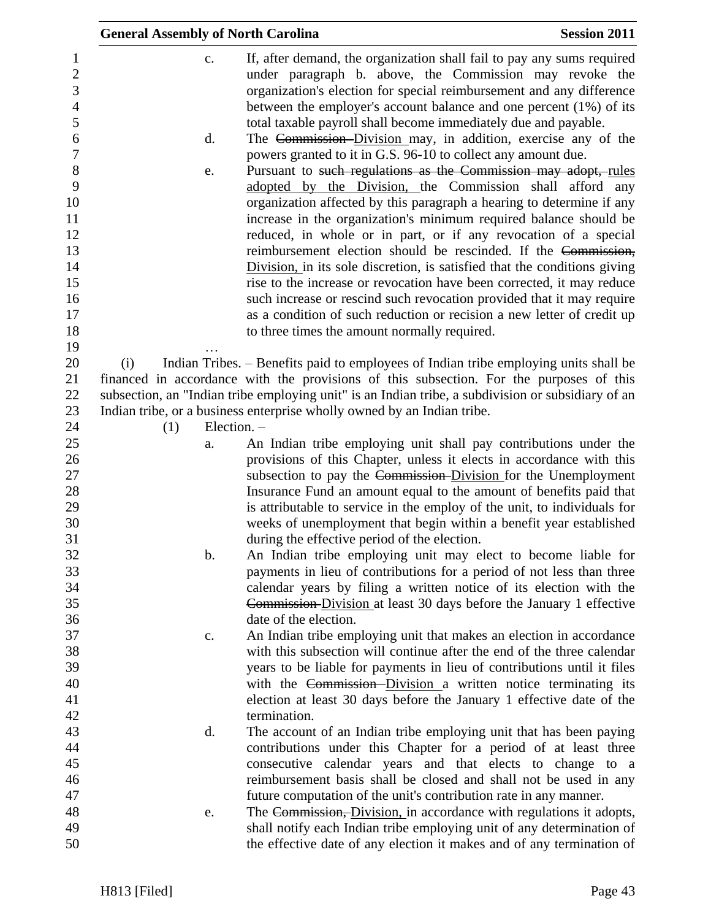c. If, after demand, the organization shall fail to pay any sums required under paragraph b. above, the Commission may revoke the organization's election for special reimbursement and any difference between the employer's account balance and one percent (1%) of its total taxable payroll shall become immediately due and payable.

d. The ~~Commission~~ Division may, in addition, exercise any of the powers granted to it in G.S. 96-10 to collect any amount due.

e. Pursuant to ~~such regulations as the Commission may adopt,~~ rules adopted by the Division, the Commission shall afford any organization affected by this paragraph a hearing to determine if any increase in the organization's minimum required balance should be reduced, in whole or in part, or if any revocation of a special reimbursement election should be rescinded. If the ~~Commission,~~ Division, in its sole discretion, is satisfied that the conditions giving rise to the increase or revocation have been corrected, it may reduce such increase or rescind such revocation provided that it may require as a condition of such reduction or recision a new letter of credit up to three times the amount normally required.

…

(i) Indian Tribes. – Benefits paid to employees of Indian tribe employing units shall be financed in accordance with the provisions of this subsection. For the purposes of this subsection, an "Indian tribe employing unit" is an Indian tribe, a subdivision or subsidiary of an Indian tribe, or a business enterprise wholly owned by an Indian tribe.

(1) Election. –

a. An Indian tribe employing unit shall pay contributions under the provisions of this Chapter, unless it elects in accordance with this subsection to pay the ~~Commission~~ Division for the Unemployment Insurance Fund an amount equal to the amount of benefits paid that is attributable to service in the employ of the unit, to individuals for weeks of unemployment that begin within a benefit year established during the effective period of the election.

b. An Indian tribe employing unit may elect to become liable for payments in lieu of contributions for a period of not less than three calendar years by filing a written notice of its election with the ~~Commission~~ Division at least 30 days before the January 1 effective date of the election.

c. An Indian tribe employing unit that makes an election in accordance with this subsection will continue after the end of the three calendar years to be liable for payments in lieu of contributions until it files with the ~~Commission~~ Division a written notice terminating its election at least 30 days before the January 1 effective date of the termination.

d. The account of an Indian tribe employing unit that has been paying contributions under this Chapter for a period of at least three consecutive calendar years and that elects to change to a reimbursement basis shall be closed and shall not be used in any future computation of the unit's contribution rate in any manner.

e. The ~~Commission,~~ Division, in accordance with regulations it adopts, shall notify each Indian tribe employing unit of any determination of the effective date of any election it makes and of any termination of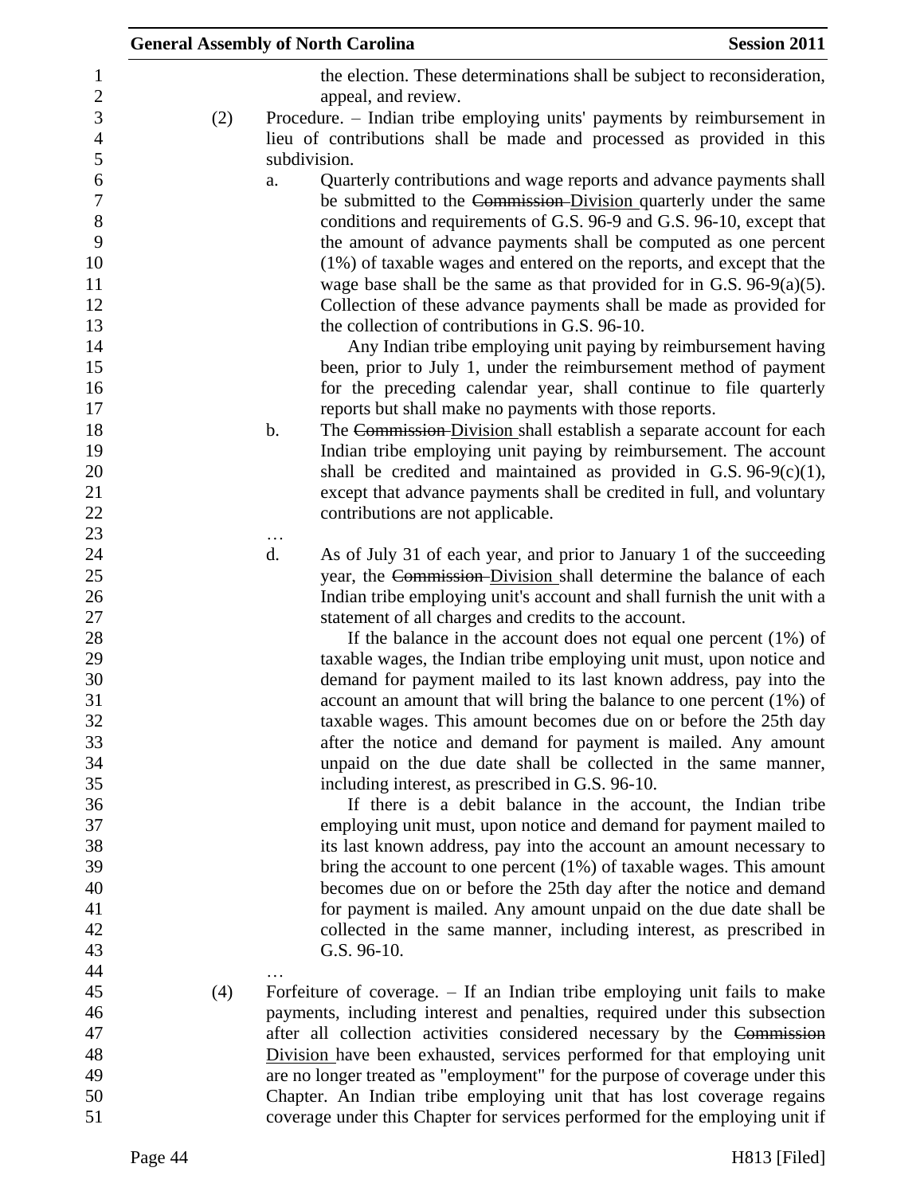the election. These determinations shall be subject to reconsideration, appeal, and review.

(2) Procedure. – Indian tribe employing units' payments by reimbursement in lieu of contributions shall be made and processed as provided in this subdivision.

a. Quarterly contributions and wage reports and advance payments shall be submitted to the ~~Commission~~ Division quarterly under the same conditions and requirements of G.S. 96-9 and G.S. 96-10, except that the amount of advance payments shall be computed as one percent (1%) of taxable wages and entered on the reports, and except that the wage base shall be the same as that provided for in G.S. 96-9(a)(5). Collection of these advance payments shall be made as provided for the collection of contributions in G.S. 96-10.

Any Indian tribe employing unit paying by reimbursement having been, prior to July 1, under the reimbursement method of payment for the preceding calendar year, shall continue to file quarterly reports but shall make no payments with those reports.

b. The ~~Commission~~ Division shall establish a separate account for each Indian tribe employing unit paying by reimbursement. The account shall be credited and maintained as provided in G.S. 96-9(c)(1), except that advance payments shall be credited in full, and voluntary contributions are not applicable.

…

d. As of July 31 of each year, and prior to January 1 of the succeeding year, the ~~Commission~~ Division shall determine the balance of each Indian tribe employing unit's account and shall furnish the unit with a statement of all charges and credits to the account.

If the balance in the account does not equal one percent (1%) of taxable wages, the Indian tribe employing unit must, upon notice and demand for payment mailed to its last known address, pay into the account an amount that will bring the balance to one percent (1%) of taxable wages. This amount becomes due on or before the 25th day after the notice and demand for payment is mailed. Any amount unpaid on the due date shall be collected in the same manner, including interest, as prescribed in G.S. 96-10.

If there is a debit balance in the account, the Indian tribe employing unit must, upon notice and demand for payment mailed to its last known address, pay into the account an amount necessary to bring the account to one percent (1%) of taxable wages. This amount becomes due on or before the 25th day after the notice and demand for payment is mailed. Any amount unpaid on the due date shall be collected in the same manner, including interest, as prescribed in G.S. 96-10.

…

(4) Forfeiture of coverage. – If an Indian tribe employing unit fails to make payments, including interest and penalties, required under this subsection after all collection activities considered necessary by the ~~Commission~~ Division have been exhausted, services performed for that employing unit are no longer treated as "employment" for the purpose of coverage under this Chapter. An Indian tribe employing unit that has lost coverage regains coverage under this Chapter for services performed for the employing unit if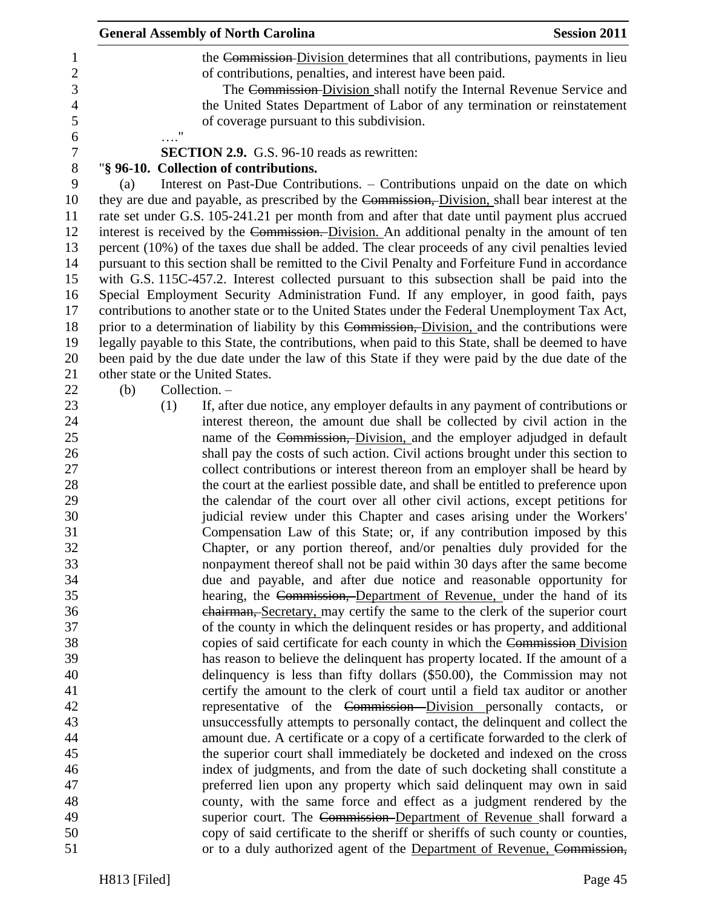the ~~Commission~~ Division determines that all contributions, payments in lieu of contributions, penalties, and interest have been paid.

The ~~Commission~~ Division shall notify the Internal Revenue Service and the United States Department of Labor of any termination or reinstatement of coverage pursuant to this subdivision.

…."

**SECTION 2.9.** G.S. 96-10 reads as rewritten:

"**§ 96-10. Collection of contributions.**

(a) Interest on Past-Due Contributions. – Contributions unpaid on the date on which they are due and payable, as prescribed by the ~~Commission,~~ Division, shall bear interest at the rate set under G.S. 105-241.21 per month from and after that date until payment plus accrued interest is received by the ~~Commission.~~ Division. An additional penalty in the amount of ten percent (10%) of the taxes due shall be added. The clear proceeds of any civil penalties levied pursuant to this section shall be remitted to the Civil Penalty and Forfeiture Fund in accordance with G.S. 115C-457.2. Interest collected pursuant to this subsection shall be paid into the Special Employment Security Administration Fund. If any employer, in good faith, pays contributions to another state or to the United States under the Federal Unemployment Tax Act, prior to a determination of liability by this ~~Commission,~~ Division, and the contributions were legally payable to this State, the contributions, when paid to this State, shall be deemed to have been paid by the due date under the law of this State if they were paid by the due date of the other state or the United States.

(b) Collection. –

(1) If, after due notice, any employer defaults in any payment of contributions or interest thereon, the amount due shall be collected by civil action in the name of the ~~Commission,~~ Division, and the employer adjudged in default shall pay the costs of such action. Civil actions brought under this section to collect contributions or interest thereon from an employer shall be heard by the court at the earliest possible date, and shall be entitled to preference upon the calendar of the court over all other civil actions, except petitions for judicial review under this Chapter and cases arising under the Workers' Compensation Law of this State; or, if any contribution imposed by this Chapter, or any portion thereof, and/or penalties duly provided for the nonpayment thereof shall not be paid within 30 days after the same become due and payable, and after due notice and reasonable opportunity for hearing, the ~~Commission,~~ Department of Revenue, under the hand of its ~~chairman,~~ Secretary, may certify the same to the clerk of the superior court of the county in which the delinquent resides or has property, and additional copies of said certificate for each county in which the ~~Commission~~ Division has reason to believe the delinquent has property located. If the amount of a delinquency is less than fifty dollars ($50.00), the Commission may not certify the amount to the clerk of court until a field tax auditor or another representative of the ~~Commission~~ Division personally contacts, or unsuccessfully attempts to personally contact, the delinquent and collect the amount due. A certificate or a copy of a certificate forwarded to the clerk of the superior court shall immediately be docketed and indexed on the cross index of judgments, and from the date of such docketing shall constitute a preferred lien upon any property which said delinquent may own in said county, with the same force and effect as a judgment rendered by the superior court. The ~~Commission~~ Department of Revenue shall forward a copy of said certificate to the sheriff or sheriffs of such county or counties, or to a duly authorized agent of the Department of Revenue, ~~Commission,~~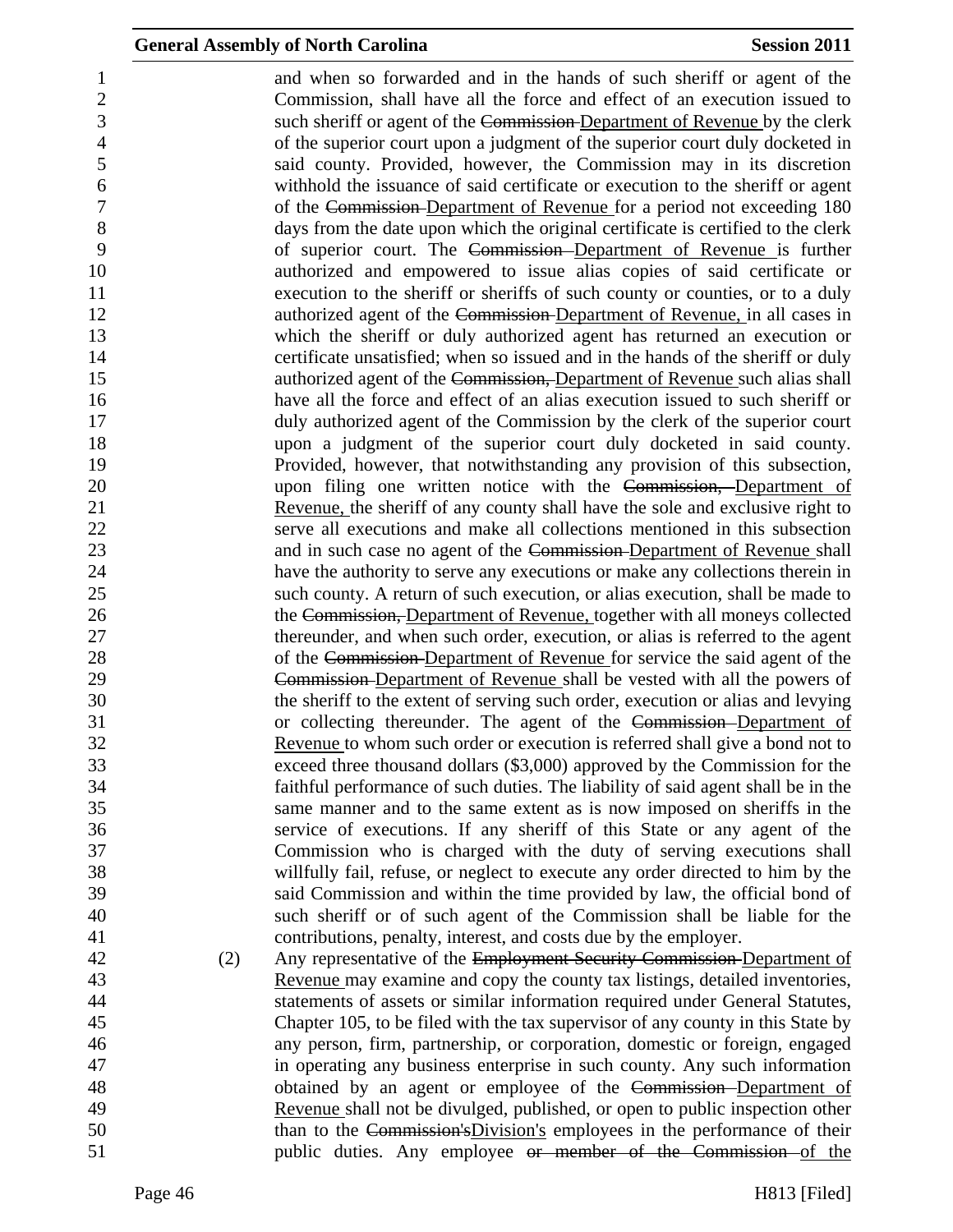and when so forwarded and in the hands of such sheriff or agent of the Commission, shall have all the force and effect of an execution issued to such sheriff or agent of the ~~Commission~~ Department of Revenue by the clerk of the superior court upon a judgment of the superior court duly docketed in said county. Provided, however, the Commission may in its discretion withhold the issuance of said certificate or execution to the sheriff or agent of the ~~Commission~~ Department of Revenue for a period not exceeding 180 days from the date upon which the original certificate is certified to the clerk of superior court. The ~~Commission~~ Department of Revenue is further authorized and empowered to issue alias copies of said certificate or execution to the sheriff or sheriffs of such county or counties, or to a duly authorized agent of the ~~Commission~~ Department of Revenue, in all cases in which the sheriff or duly authorized agent has returned an execution or certificate unsatisfied; when so issued and in the hands of the sheriff or duly authorized agent of the ~~Commission,~~ Department of Revenue such alias shall have all the force and effect of an alias execution issued to such sheriff or duly authorized agent of the Commission by the clerk of the superior court upon a judgment of the superior court duly docketed in said county. Provided, however, that notwithstanding any provision of this subsection, upon filing one written notice with the ~~Commission,~~ Department of Revenue, the sheriff of any county shall have the sole and exclusive right to serve all executions and make all collections mentioned in this subsection and in such case no agent of the ~~Commission~~ Department of Revenue shall have the authority to serve any executions or make any collections therein in such county. A return of such execution, or alias execution, shall be made to the ~~Commission,~~ Department of Revenue, together with all moneys collected thereunder, and when such order, execution, or alias is referred to the agent of the ~~Commission~~ Department of Revenue for service the said agent of the ~~Commission~~ Department of Revenue shall be vested with all the powers of the sheriff to the extent of serving such order, execution or alias and levying or collecting thereunder. The agent of the ~~Commission~~ Department of Revenue to whom such order or execution is referred shall give a bond not to exceed three thousand dollars ($3,000) approved by the Commission for the faithful performance of such duties. The liability of said agent shall be in the same manner and to the same extent as is now imposed on sheriffs in the service of executions. If any sheriff of this State or any agent of the Commission who is charged with the duty of serving executions shall willfully fail, refuse, or neglect to execute any order directed to him by the said Commission and within the time provided by law, the official bond of such sheriff or of such agent of the Commission shall be liable for the contributions, penalty, interest, and costs due by the employer.

(2) Any representative of the ~~Employment Security Commission~~ Department of Revenue may examine and copy the county tax listings, detailed inventories, statements of assets or similar information required under General Statutes, Chapter 105, to be filed with the tax supervisor of any county in this State by any person, firm, partnership, or corporation, domestic or foreign, engaged in operating any business enterprise in such county. Any such information obtained by an agent or employee of the ~~Commission~~ Department of Revenue shall not be divulged, published, or open to public inspection other than to the ~~Commission's~~Division's employees in the performance of their public duties. Any employee ~~or member of the Commission~~ of the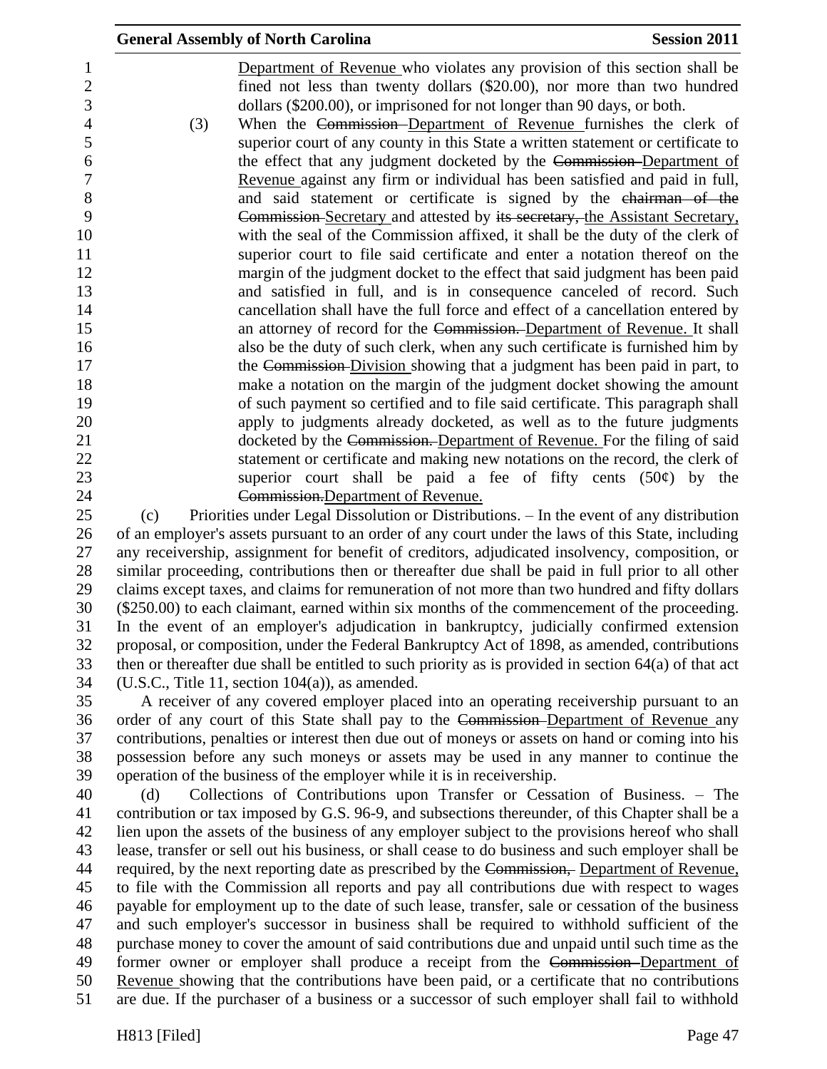Department of Revenue who violates any provision of this section shall be fined not less than twenty dollars ($20.00), nor more than two hundred dollars ($200.00), or imprisoned for not longer than 90 days, or both.

(3) When the ~~Commission~~ Department of Revenue furnishes the clerk of superior court of any county in this State a written statement or certificate to the effect that any judgment docketed by the ~~Commission~~ Department of Revenue against any firm or individual has been satisfied and paid in full, and said statement or certificate is signed by the ~~chairman of the Commission~~ Secretary and attested by ~~its secretary,~~ the Assistant Secretary, with the seal of the Commission affixed, it shall be the duty of the clerk of superior court to file said certificate and enter a notation thereof on the margin of the judgment docket to the effect that said judgment has been paid and satisfied in full, and is in consequence canceled of record. Such cancellation shall have the full force and effect of a cancellation entered by an attorney of record for the ~~Commission.~~ Department of Revenue. It shall also be the duty of such clerk, when any such certificate is furnished him by the ~~Commission~~ Division showing that a judgment has been paid in part, to make a notation on the margin of the judgment docket showing the amount of such payment so certified and to file said certificate. This paragraph shall apply to judgments already docketed, as well as to the future judgments docketed by the ~~Commission.~~ Department of Revenue. For the filing of said statement or certificate and making new notations on the record, the clerk of superior court shall be paid a fee of fifty cents (50¢) by the ~~Commission.~~Department of Revenue.

(c) Priorities under Legal Dissolution or Distributions. – In the event of any distribution of an employer's assets pursuant to an order of any court under the laws of this State, including any receivership, assignment for benefit of creditors, adjudicated insolvency, composition, or similar proceeding, contributions then or thereafter due shall be paid in full prior to all other claims except taxes, and claims for remuneration of not more than two hundred and fifty dollars ($250.00) to each claimant, earned within six months of the commencement of the proceeding. In the event of an employer's adjudication in bankruptcy, judicially confirmed extension proposal, or composition, under the Federal Bankruptcy Act of 1898, as amended, contributions then or thereafter due shall be entitled to such priority as is provided in section 64(a) of that act (U.S.C., Title 11, section 104(a)), as amended.

A receiver of any covered employer placed into an operating receivership pursuant to an order of any court of this State shall pay to the ~~Commission~~ Department of Revenue any contributions, penalties or interest then due out of moneys or assets on hand or coming into his possession before any such moneys or assets may be used in any manner to continue the operation of the business of the employer while it is in receivership.

(d) Collections of Contributions upon Transfer or Cessation of Business. – The contribution or tax imposed by G.S. 96-9, and subsections thereunder, of this Chapter shall be a lien upon the assets of the business of any employer subject to the provisions hereof who shall lease, transfer or sell out his business, or shall cease to do business and such employer shall be required, by the next reporting date as prescribed by the ~~Commission,~~ Department of Revenue, to file with the Commission all reports and pay all contributions due with respect to wages payable for employment up to the date of such lease, transfer, sale or cessation of the business and such employer's successor in business shall be required to withhold sufficient of the purchase money to cover the amount of said contributions due and unpaid until such time as the former owner or employer shall produce a receipt from the ~~Commission~~ Department of Revenue showing that the contributions have been paid, or a certificate that no contributions are due. If the purchaser of a business or a successor of such employer shall fail to withhold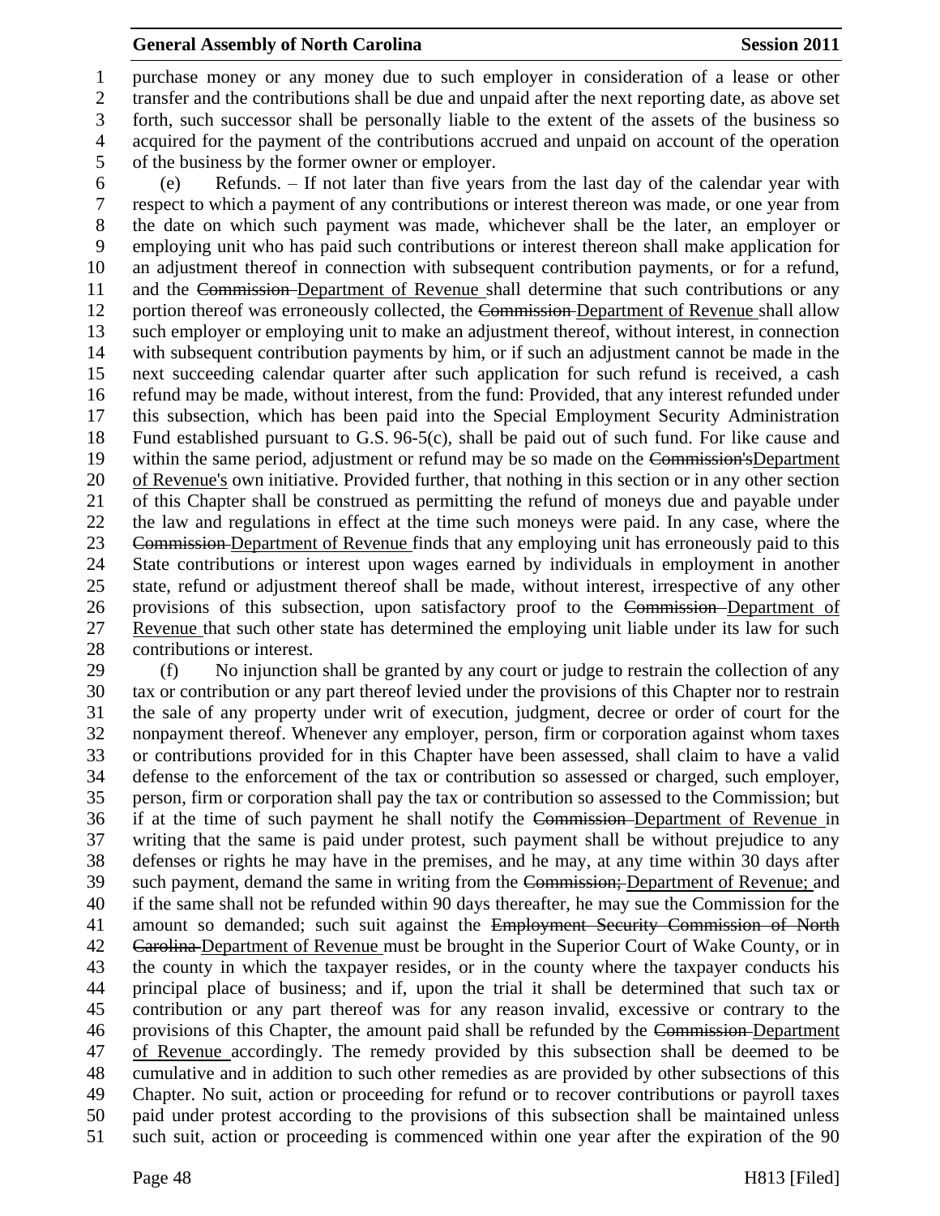purchase money or any money due to such employer in consideration of a lease or other transfer and the contributions shall be due and unpaid after the next reporting date, as above set forth, such successor shall be personally liable to the extent of the assets of the business so acquired for the payment of the contributions accrued and unpaid on account of the operation of the business by the former owner or employer.

(e) Refunds. – If not later than five years from the last day of the calendar year with respect to which a payment of any contributions or interest thereon was made, or one year from the date on which such payment was made, whichever shall be the later, an employer or employing unit who has paid such contributions or interest thereon shall make application for an adjustment thereof in connection with subsequent contribution payments, or for a refund, and the ~~Commission~~ Department of Revenue shall determine that such contributions or any portion thereof was erroneously collected, the ~~Commission~~ Department of Revenue shall allow such employer or employing unit to make an adjustment thereof, without interest, in connection with subsequent contribution payments by him, or if such an adjustment cannot be made in the next succeeding calendar quarter after such application for such refund is received, a cash refund may be made, without interest, from the fund: Provided, that any interest refunded under this subsection, which has been paid into the Special Employment Security Administration Fund established pursuant to G.S. 96-5(c), shall be paid out of such fund. For like cause and within the same period, adjustment or refund may be so made on the ~~Commission's~~Department of Revenue's own initiative. Provided further, that nothing in this section or in any other section of this Chapter shall be construed as permitting the refund of moneys due and payable under the law and regulations in effect at the time such moneys were paid. In any case, where the ~~Commission~~ Department of Revenue finds that any employing unit has erroneously paid to this State contributions or interest upon wages earned by individuals in employment in another state, refund or adjustment thereof shall be made, without interest, irrespective of any other provisions of this subsection, upon satisfactory proof to the ~~Commission~~ Department of Revenue that such other state has determined the employing unit liable under its law for such contributions or interest.

(f) No injunction shall be granted by any court or judge to restrain the collection of any tax or contribution or any part thereof levied under the provisions of this Chapter nor to restrain the sale of any property under writ of execution, judgment, decree or order of court for the nonpayment thereof. Whenever any employer, person, firm or corporation against whom taxes or contributions provided for in this Chapter have been assessed, shall claim to have a valid defense to the enforcement of the tax or contribution so assessed or charged, such employer, person, firm or corporation shall pay the tax or contribution so assessed to the Commission; but if at the time of such payment he shall notify the ~~Commission~~ Department of Revenue in writing that the same is paid under protest, such payment shall be without prejudice to any defenses or rights he may have in the premises, and he may, at any time within 30 days after such payment, demand the same in writing from the ~~Commission;~~ Department of Revenue; and if the same shall not be refunded within 90 days thereafter, he may sue the Commission for the amount so demanded; such suit against the ~~Employment Security Commission of North Carolina~~ Department of Revenue must be brought in the Superior Court of Wake County, or in the county in which the taxpayer resides, or in the county where the taxpayer conducts his principal place of business; and if, upon the trial it shall be determined that such tax or contribution or any part thereof was for any reason invalid, excessive or contrary to the provisions of this Chapter, the amount paid shall be refunded by the ~~Commission~~ Department of Revenue accordingly. The remedy provided by this subsection shall be deemed to be cumulative and in addition to such other remedies as are provided by other subsections of this Chapter. No suit, action or proceeding for refund or to recover contributions or payroll taxes paid under protest according to the provisions of this subsection shall be maintained unless such suit, action or proceeding is commenced within one year after the expiration of the 90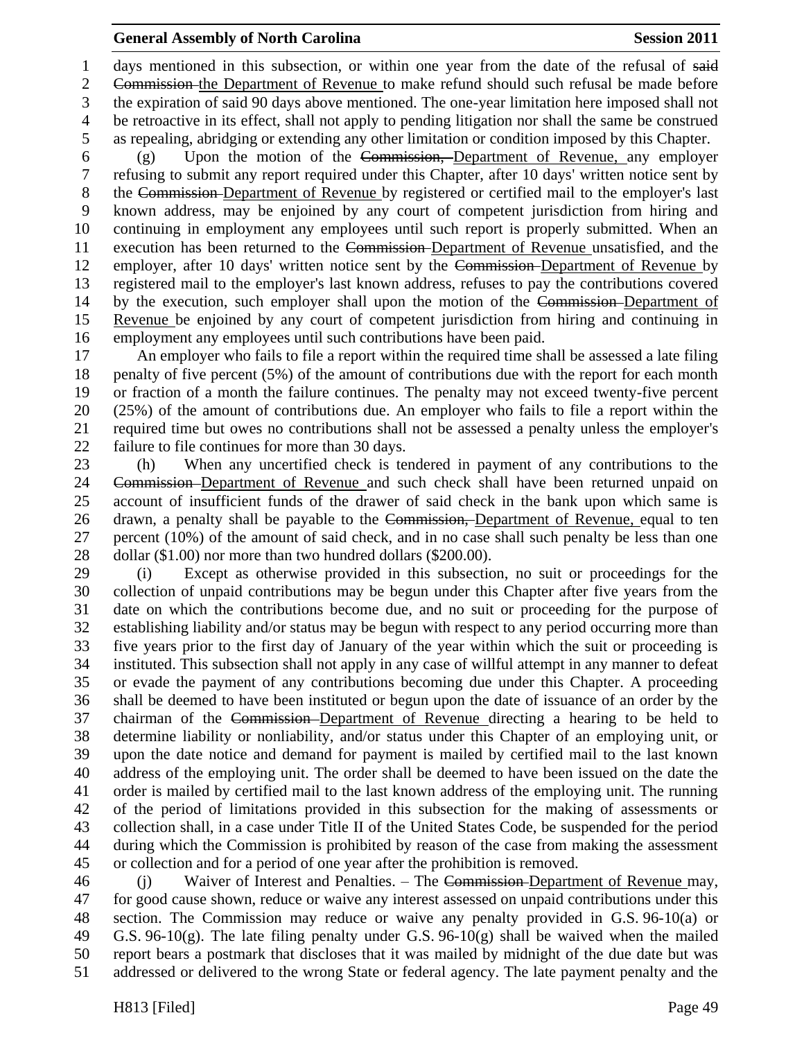days mentioned in this subsection, or within one year from the date of the refusal of ~~said Commission~~ the Department of Revenue to make refund should such refusal be made before the expiration of said 90 days above mentioned. The one-year limitation here imposed shall not be retroactive in its effect, shall not apply to pending litigation nor shall the same be construed as repealing, abridging or extending any other limitation or condition imposed by this Chapter.

(g) Upon the motion of the ~~Commission,~~ Department of Revenue, any employer refusing to submit any report required under this Chapter, after 10 days' written notice sent by the ~~Commission~~ Department of Revenue by registered or certified mail to the employer's last known address, may be enjoined by any court of competent jurisdiction from hiring and continuing in employment any employees until such report is properly submitted. When an execution has been returned to the ~~Commission~~ Department of Revenue unsatisfied, and the employer, after 10 days' written notice sent by the ~~Commission~~ Department of Revenue by registered mail to the employer's last known address, refuses to pay the contributions covered by the execution, such employer shall upon the motion of the ~~Commission~~ Department of Revenue be enjoined by any court of competent jurisdiction from hiring and continuing in employment any employees until such contributions have been paid.

An employer who fails to file a report within the required time shall be assessed a late filing penalty of five percent (5%) of the amount of contributions due with the report for each month or fraction of a month the failure continues. The penalty may not exceed twenty-five percent (25%) of the amount of contributions due. An employer who fails to file a report within the required time but owes no contributions shall not be assessed a penalty unless the employer's failure to file continues for more than 30 days.

(h) When any uncertified check is tendered in payment of any contributions to the ~~Commission~~ Department of Revenue and such check shall have been returned unpaid on account of insufficient funds of the drawer of said check in the bank upon which same is drawn, a penalty shall be payable to the ~~Commission,~~ Department of Revenue, equal to ten percent (10%) of the amount of said check, and in no case shall such penalty be less than one dollar ($1.00) nor more than two hundred dollars ($200.00).

(i) Except as otherwise provided in this subsection, no suit or proceedings for the collection of unpaid contributions may be begun under this Chapter after five years from the date on which the contributions become due, and no suit or proceeding for the purpose of establishing liability and/or status may be begun with respect to any period occurring more than five years prior to the first day of January of the year within which the suit or proceeding is instituted. This subsection shall not apply in any case of willful attempt in any manner to defeat or evade the payment of any contributions becoming due under this Chapter. A proceeding shall be deemed to have been instituted or begun upon the date of issuance of an order by the chairman of the ~~Commission~~ Department of Revenue directing a hearing to be held to determine liability or nonliability, and/or status under this Chapter of an employing unit, or upon the date notice and demand for payment is mailed by certified mail to the last known address of the employing unit. The order shall be deemed to have been issued on the date the order is mailed by certified mail to the last known address of the employing unit. The running of the period of limitations provided in this subsection for the making of assessments or collection shall, in a case under Title II of the United States Code, be suspended for the period during which the Commission is prohibited by reason of the case from making the assessment or collection and for a period of one year after the prohibition is removed.

(j) Waiver of Interest and Penalties. – The ~~Commission~~ Department of Revenue may, for good cause shown, reduce or waive any interest assessed on unpaid contributions under this section. The Commission may reduce or waive any penalty provided in G.S. 96-10(a) or G.S. 96-10(g). The late filing penalty under G.S. 96-10(g) shall be waived when the mailed report bears a postmark that discloses that it was mailed by midnight of the due date but was addressed or delivered to the wrong State or federal agency. The late payment penalty and the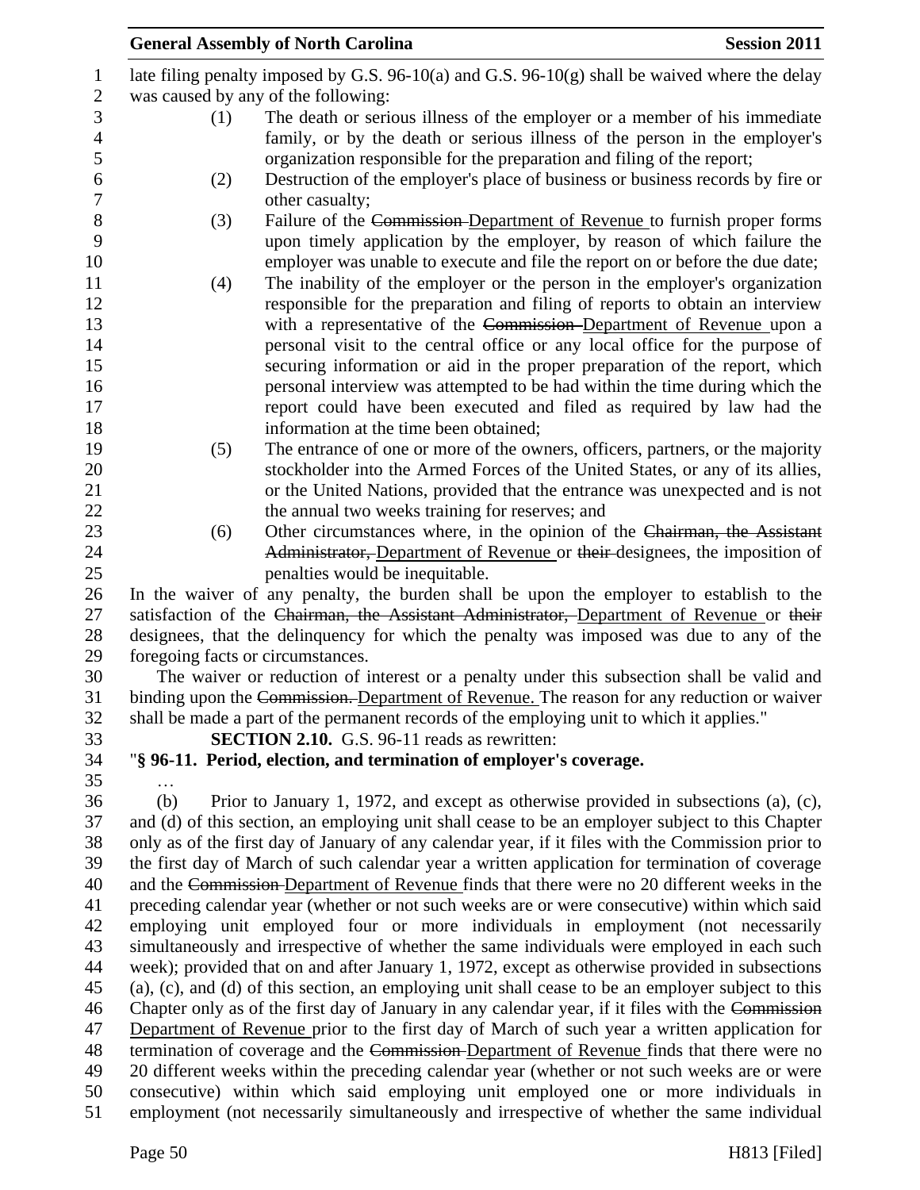late filing penalty imposed by G.S. 96-10(a) and G.S. 96-10(g) shall be waived where the delay was caused by any of the following:

(1) The death or serious illness of the employer or a member of his immediate family, or by the death or serious illness of the person in the employer's organization responsible for the preparation and filing of the report;

(2) Destruction of the employer's place of business or business records by fire or other casualty;

(3) Failure of the ~~Commission~~ Department of Revenue to furnish proper forms upon timely application by the employer, by reason of which failure the employer was unable to execute and file the report on or before the due date;

(4) The inability of the employer or the person in the employer's organization responsible for the preparation and filing of reports to obtain an interview with a representative of the ~~Commission~~ Department of Revenue upon a personal visit to the central office or any local office for the purpose of securing information or aid in the proper preparation of the report, which personal interview was attempted to be had within the time during which the report could have been executed and filed as required by law had the information at the time been obtained;

(5) The entrance of one or more of the owners, officers, partners, or the majority stockholder into the Armed Forces of the United States, or any of its allies, or the United Nations, provided that the entrance was unexpected and is not the annual two weeks training for reserves; and

(6) Other circumstances where, in the opinion of the ~~Chairman, the Assistant Administrator,~~ Department of Revenue or ~~their~~ designees, the imposition of penalties would be inequitable.

In the waiver of any penalty, the burden shall be upon the employer to establish to the satisfaction of the ~~Chairman, the Assistant Administrator,~~ Department of Revenue or ~~their~~ designees, that the delinquency for which the penalty was imposed was due to any of the foregoing facts or circumstances.

The waiver or reduction of interest or a penalty under this subsection shall be valid and binding upon the ~~Commission.~~ Department of Revenue. The reason for any reduction or waiver shall be made a part of the permanent records of the employing unit to which it applies."

**SECTION 2.10.** G.S. 96-11 reads as rewritten:

"**§ 96-11. Period, election, and termination of employer's coverage.**

…

(b) Prior to January 1, 1972, and except as otherwise provided in subsections (a), (c), and (d) of this section, an employing unit shall cease to be an employer subject to this Chapter only as of the first day of January of any calendar year, if it files with the Commission prior to the first day of March of such calendar year a written application for termination of coverage and the ~~Commission~~ Department of Revenue finds that there were no 20 different weeks in the preceding calendar year (whether or not such weeks are or were consecutive) within which said employing unit employed four or more individuals in employment (not necessarily simultaneously and irrespective of whether the same individuals were employed in each such week); provided that on and after January 1, 1972, except as otherwise provided in subsections (a), (c), and (d) of this section, an employing unit shall cease to be an employer subject to this Chapter only as of the first day of January in any calendar year, if it files with the ~~Commission~~ Department of Revenue prior to the first day of March of such year a written application for termination of coverage and the ~~Commission~~ Department of Revenue finds that there were no 20 different weeks within the preceding calendar year (whether or not such weeks are or were consecutive) within which said employing unit employed one or more individuals in employment (not necessarily simultaneously and irrespective of whether the same individual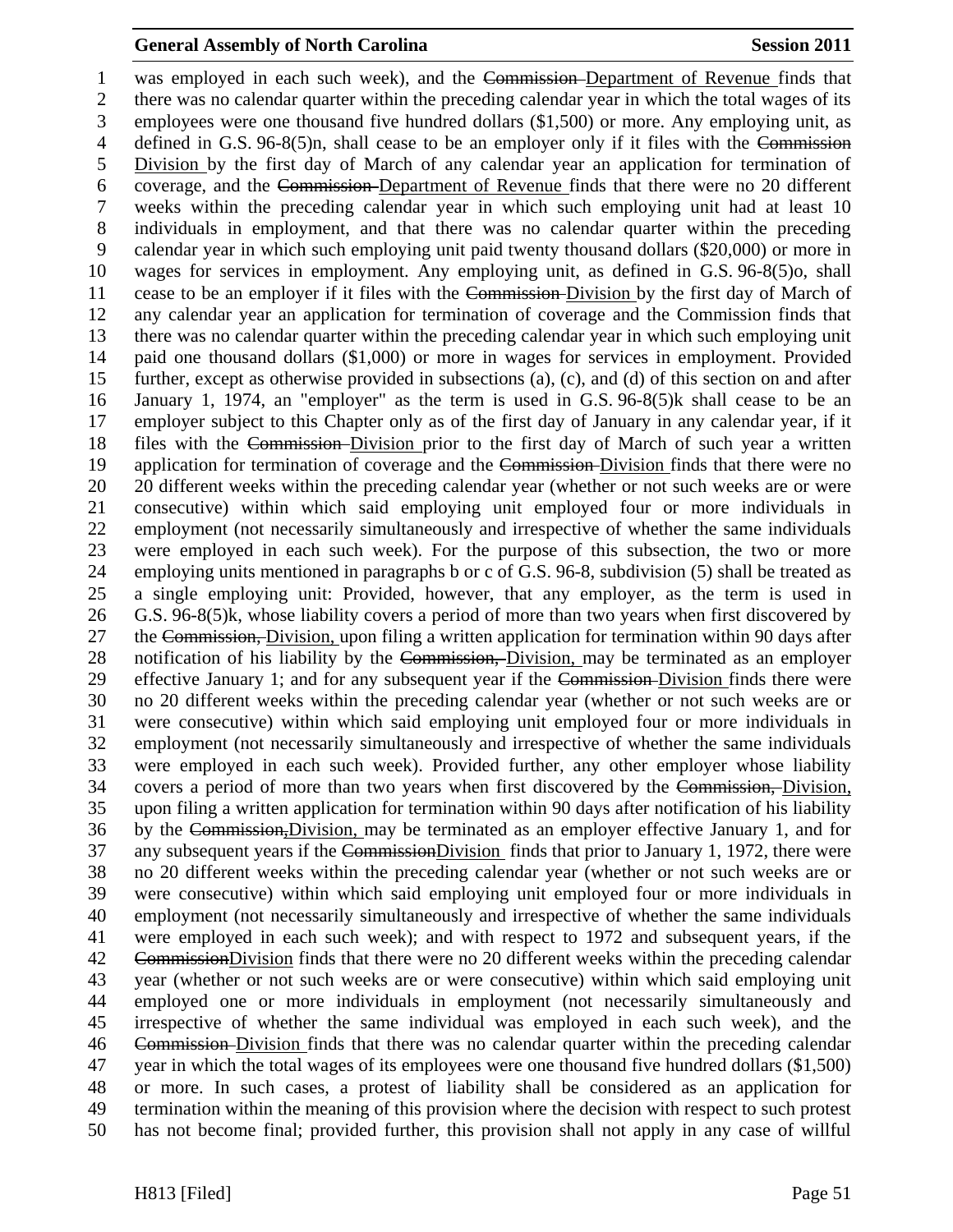was employed in each such week), and the ~~Commission~~ Department of Revenue finds that there was no calendar quarter within the preceding calendar year in which the total wages of its employees were one thousand five hundred dollars ($1,500) or more. Any employing unit, as defined in G.S. 96-8(5)n, shall cease to be an employer only if it files with the ~~Commission~~ Division by the first day of March of any calendar year an application for termination of coverage, and the ~~Commission~~ Department of Revenue finds that there were no 20 different weeks within the preceding calendar year in which such employing unit had at least 10 individuals in employment, and that there was no calendar quarter within the preceding calendar year in which such employing unit paid twenty thousand dollars ($20,000) or more in wages for services in employment. Any employing unit, as defined in G.S. 96-8(5)o, shall cease to be an employer if it files with the ~~Commission~~ Division by the first day of March of any calendar year an application for termination of coverage and the Commission finds that there was no calendar quarter within the preceding calendar year in which such employing unit paid one thousand dollars ($1,000) or more in wages for services in employment. Provided further, except as otherwise provided in subsections (a), (c), and (d) of this section on and after January 1, 1974, an "employer" as the term is used in G.S. 96-8(5)k shall cease to be an employer subject to this Chapter only as of the first day of January in any calendar year, if it files with the ~~Commission~~ Division prior to the first day of March of such year a written application for termination of coverage and the ~~Commission~~ Division finds that there were no 20 different weeks within the preceding calendar year (whether or not such weeks are or were consecutive) within which said employing unit employed four or more individuals in employment (not necessarily simultaneously and irrespective of whether the same individuals were employed in each such week). For the purpose of this subsection, the two or more employing units mentioned in paragraphs b or c of G.S. 96-8, subdivision (5) shall be treated as a single employing unit: Provided, however, that any employer, as the term is used in G.S. 96-8(5)k, whose liability covers a period of more than two years when first discovered by the ~~Commission,~~ Division, upon filing a written application for termination within 90 days after notification of his liability by the ~~Commission,~~ Division, may be terminated as an employer effective January 1; and for any subsequent year if the ~~Commission~~ Division finds there were no 20 different weeks within the preceding calendar year (whether or not such weeks are or were consecutive) within which said employing unit employed four or more individuals in employment (not necessarily simultaneously and irrespective of whether the same individuals were employed in each such week). Provided further, any other employer whose liability covers a period of more than two years when first discovered by the ~~Commission,~~ Division, upon filing a written application for termination within 90 days after notification of his liability by the ~~Commission,~~Division, may be terminated as an employer effective January 1, and for any subsequent years if the ~~Commission~~Division finds that prior to January 1, 1972, there were no 20 different weeks within the preceding calendar year (whether or not such weeks are or were consecutive) within which said employing unit employed four or more individuals in employment (not necessarily simultaneously and irrespective of whether the same individuals were employed in each such week); and with respect to 1972 and subsequent years, if the ~~Commission~~Division finds that there were no 20 different weeks within the preceding calendar year (whether or not such weeks are or were consecutive) within which said employing unit employed one or more individuals in employment (not necessarily simultaneously and irrespective of whether the same individual was employed in each such week), and the ~~Commission~~ Division finds that there was no calendar quarter within the preceding calendar year in which the total wages of its employees were one thousand five hundred dollars ($1,500) or more. In such cases, a protest of liability shall be considered as an application for termination within the meaning of this provision where the decision with respect to such protest has not become final; provided further, this provision shall not apply in any case of willful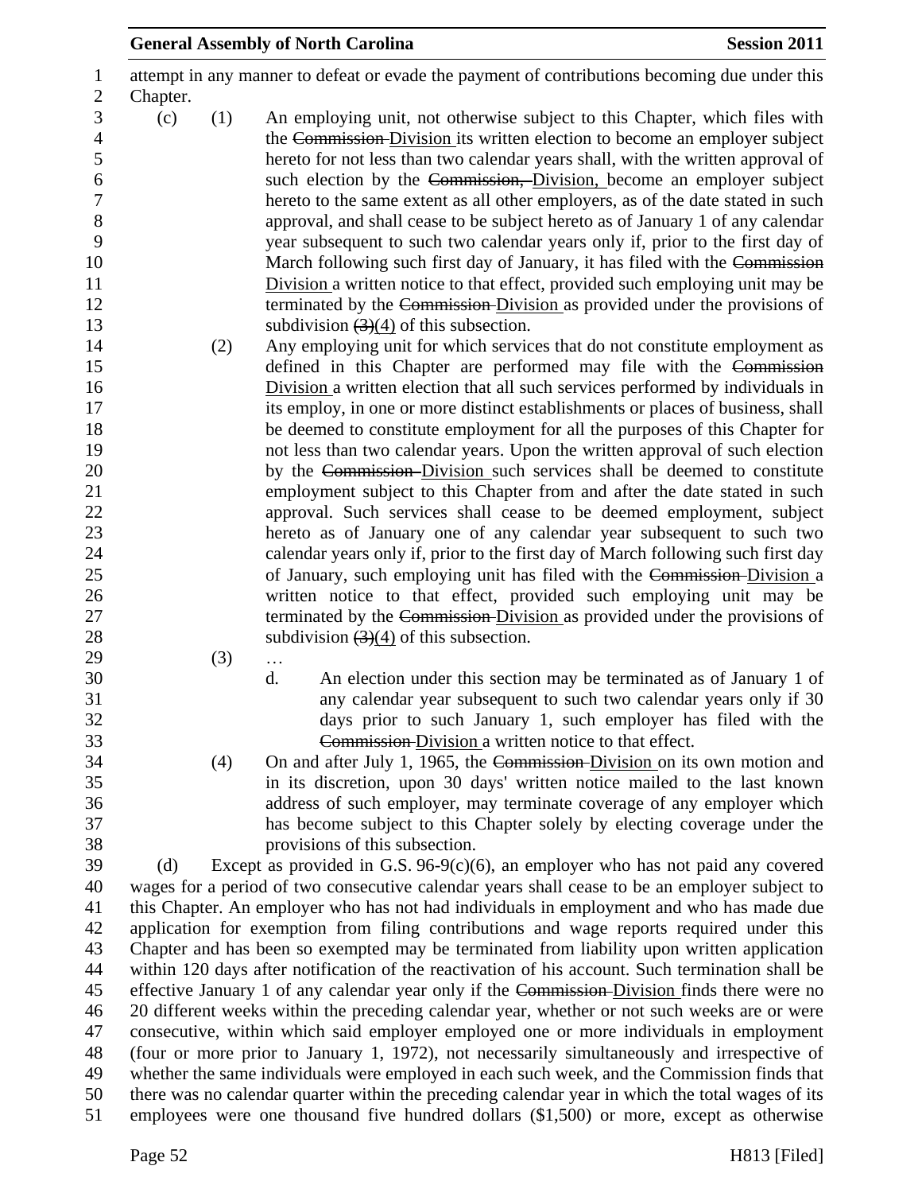attempt in any manner to defeat or evade the payment of contributions becoming due under this Chapter.

(c) (1) An employing unit, not otherwise subject to this Chapter, which files with the ~~Commission~~ Division its written election to become an employer subject hereto for not less than two calendar years shall, with the written approval of such election by the ~~Commission,~~ Division, become an employer subject hereto to the same extent as all other employers, as of the date stated in such approval, and shall cease to be subject hereto as of January 1 of any calendar year subsequent to such two calendar years only if, prior to the first day of March following such first day of January, it has filed with the ~~Commission~~ Division a written notice to that effect, provided such employing unit may be terminated by the ~~Commission~~ Division as provided under the provisions of subdivision ~~(3)~~(4) of this subsection.

(2) Any employing unit for which services that do not constitute employment as defined in this Chapter are performed may file with the ~~Commission~~ Division a written election that all such services performed by individuals in its employ, in one or more distinct establishments or places of business, shall be deemed to constitute employment for all the purposes of this Chapter for not less than two calendar years. Upon the written approval of such election by the ~~Commission~~ Division such services shall be deemed to constitute employment subject to this Chapter from and after the date stated in such approval. Such services shall cease to be deemed employment, subject hereto as of January one of any calendar year subsequent to such two calendar years only if, prior to the first day of March following such first day of January, such employing unit has filed with the ~~Commission~~ Division a written notice to that effect, provided such employing unit may be terminated by the ~~Commission~~ Division as provided under the provisions of subdivision ~~(3)~~(4) of this subsection.

(3) …

d. An election under this section may be terminated as of January 1 of any calendar year subsequent to such two calendar years only if 30 days prior to such January 1, such employer has filed with the ~~Commission~~ Division a written notice to that effect.

(4) On and after July 1, 1965, the ~~Commission~~ Division on its own motion and in its discretion, upon 30 days' written notice mailed to the last known address of such employer, may terminate coverage of any employer which has become subject to this Chapter solely by electing coverage under the provisions of this subsection.

(d) Except as provided in G.S. 96-9(c)(6), an employer who has not paid any covered wages for a period of two consecutive calendar years shall cease to be an employer subject to this Chapter. An employer who has not had individuals in employment and who has made due application for exemption from filing contributions and wage reports required under this Chapter and has been so exempted may be terminated from liability upon written application within 120 days after notification of the reactivation of his account. Such termination shall be effective January 1 of any calendar year only if the ~~Commission~~ Division finds there were no 20 different weeks within the preceding calendar year, whether or not such weeks are or were consecutive, within which said employer employed one or more individuals in employment (four or more prior to January 1, 1972), not necessarily simultaneously and irrespective of whether the same individuals were employed in each such week, and the Commission finds that there was no calendar quarter within the preceding calendar year in which the total wages of its employees were one thousand five hundred dollars ($1,500) or more, except as otherwise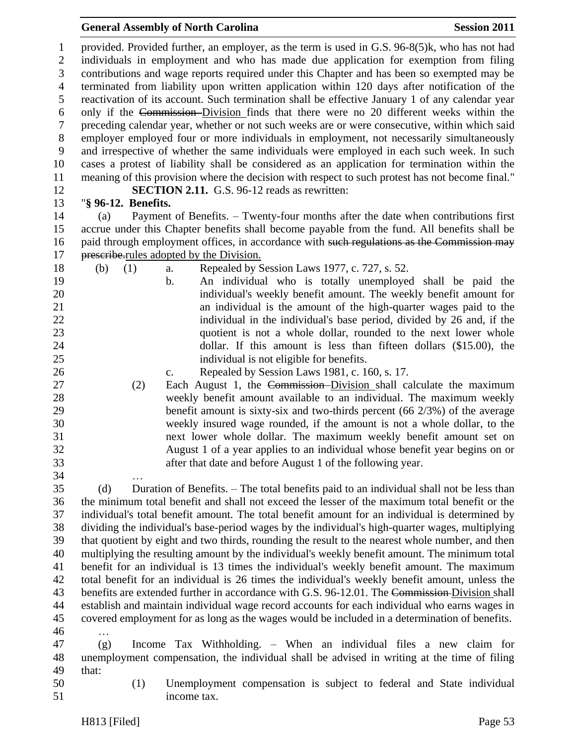provided. Provided further, an employer, as the term is used in G.S. 96-8(5)k, who has not had individuals in employment and who has made due application for exemption from filing contributions and wage reports required under this Chapter and has been so exempted may be terminated from liability upon written application within 120 days after notification of the reactivation of its account. Such termination shall be effective January 1 of any calendar year only if the ~~Commission~~ Division finds that there were no 20 different weeks within the preceding calendar year, whether or not such weeks are or were consecutive, within which said employer employed four or more individuals in employment, not necessarily simultaneously and irrespective of whether the same individuals were employed in each such week. In such cases a protest of liability shall be considered as an application for termination within the meaning of this provision where the decision with respect to such protest has not become final."

**SECTION 2.11.** G.S. 96-12 reads as rewritten:

"**§ 96-12. Benefits.**

(a) Payment of Benefits. – Twenty-four months after the date when contributions first accrue under this Chapter benefits shall become payable from the fund. All benefits shall be paid through employment offices, in accordance with ~~such regulations as the Commission may prescribe.~~rules adopted by the Division.

(b) (1) a. Repealed by Session Laws 1977, c. 727, s. 52.

b. An individual who is totally unemployed shall be paid the individual's weekly benefit amount. The weekly benefit amount for an individual is the amount of the high-quarter wages paid to the individual in the individual's base period, divided by 26 and, if the quotient is not a whole dollar, rounded to the next lower whole dollar. If this amount is less than fifteen dollars ($15.00), the individual is not eligible for benefits.

c. Repealed by Session Laws 1981, c. 160, s. 17.

(2) Each August 1, the ~~Commission~~ Division shall calculate the maximum weekly benefit amount available to an individual. The maximum weekly benefit amount is sixty-six and two-thirds percent (66 2/3%) of the average weekly insured wage rounded, if the amount is not a whole dollar, to the next lower whole dollar. The maximum weekly benefit amount set on August 1 of a year applies to an individual whose benefit year begins on or after that date and before August 1 of the following year.

…

(d) Duration of Benefits. – The total benefits paid to an individual shall not be less than the minimum total benefit and shall not exceed the lesser of the maximum total benefit or the individual's total benefit amount. The total benefit amount for an individual is determined by dividing the individual's base-period wages by the individual's high-quarter wages, multiplying that quotient by eight and two thirds, rounding the result to the nearest whole number, and then multiplying the resulting amount by the individual's weekly benefit amount. The minimum total benefit for an individual is 13 times the individual's weekly benefit amount. The maximum total benefit for an individual is 26 times the individual's weekly benefit amount, unless the benefits are extended further in accordance with G.S. 96-12.01. The ~~Commission~~ Division shall establish and maintain individual wage record accounts for each individual who earns wages in covered employment for as long as the wages would be included in a determination of benefits.

…

(g) Income Tax Withholding. – When an individual files a new claim for unemployment compensation, the individual shall be advised in writing at the time of filing that:

(1) Unemployment compensation is subject to federal and State individual income tax.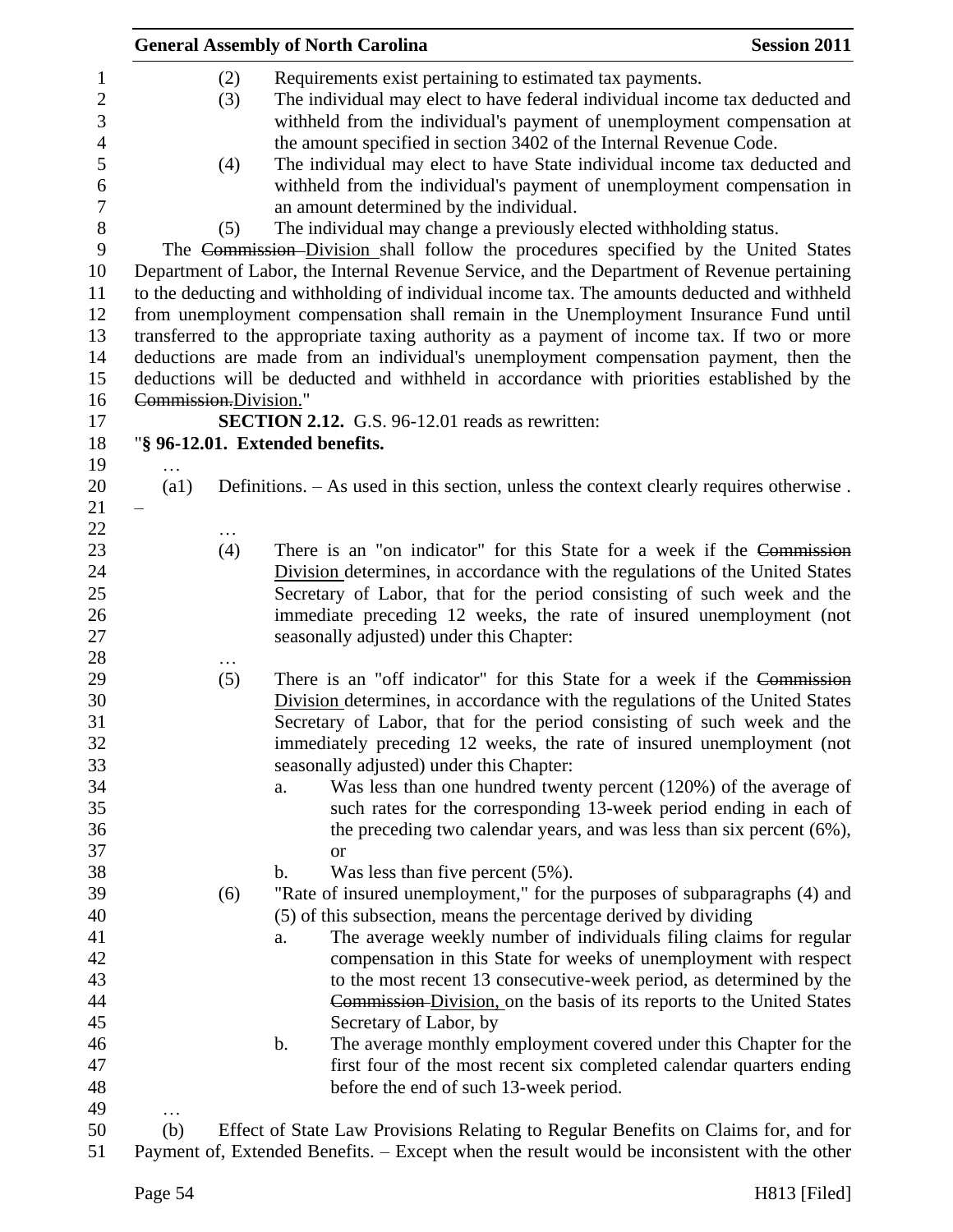(2) Requirements exist pertaining to estimated tax payments.

(3) The individual may elect to have federal individual income tax deducted and withheld from the individual's payment of unemployment compensation at the amount specified in section 3402 of the Internal Revenue Code.

(4) The individual may elect to have State individual income tax deducted and withheld from the individual's payment of unemployment compensation in an amount determined by the individual.

(5) The individual may change a previously elected withholding status.

The ~~Commission~~ Division shall follow the procedures specified by the United States Department of Labor, the Internal Revenue Service, and the Department of Revenue pertaining to the deducting and withholding of individual income tax. The amounts deducted and withheld from unemployment compensation shall remain in the Unemployment Insurance Fund until transferred to the appropriate taxing authority as a payment of income tax. If two or more deductions are made from an individual's unemployment compensation payment, then the deductions will be deducted and withheld in accordance with priorities established by the ~~Commission.~~Division."

**SECTION 2.12.** G.S. 96-12.01 reads as rewritten:

"**§ 96-12.01. Extended benefits.**

…

(a1) Definitions. – As used in this section, unless the context clearly requires otherwise . –

…

(4) There is an "on indicator" for this State for a week if the ~~Commission~~ Division determines, in accordance with the regulations of the United States Secretary of Labor, that for the period consisting of such week and the immediate preceding 12 weeks, the rate of insured unemployment (not seasonally adjusted) under this Chapter:

…

(5) There is an "off indicator" for this State for a week if the ~~Commission~~ Division determines, in accordance with the regulations of the United States Secretary of Labor, that for the period consisting of such week and the immediately preceding 12 weeks, the rate of insured unemployment (not seasonally adjusted) under this Chapter:

a. Was less than one hundred twenty percent (120%) of the average of such rates for the corresponding 13-week period ending in each of the preceding two calendar years, and was less than six percent (6%), or

b. Was less than five percent (5%).

(6) "Rate of insured unemployment," for the purposes of subparagraphs (4) and (5) of this subsection, means the percentage derived by dividing

a. The average weekly number of individuals filing claims for regular compensation in this State for weeks of unemployment with respect to the most recent 13 consecutive-week period, as determined by the ~~Commission~~ Division, on the basis of its reports to the United States Secretary of Labor, by

b. The average monthly employment covered under this Chapter for the first four of the most recent six completed calendar quarters ending before the end of such 13-week period.

…

(b) Effect of State Law Provisions Relating to Regular Benefits on Claims for, and for Payment of, Extended Benefits. – Except when the result would be inconsistent with the other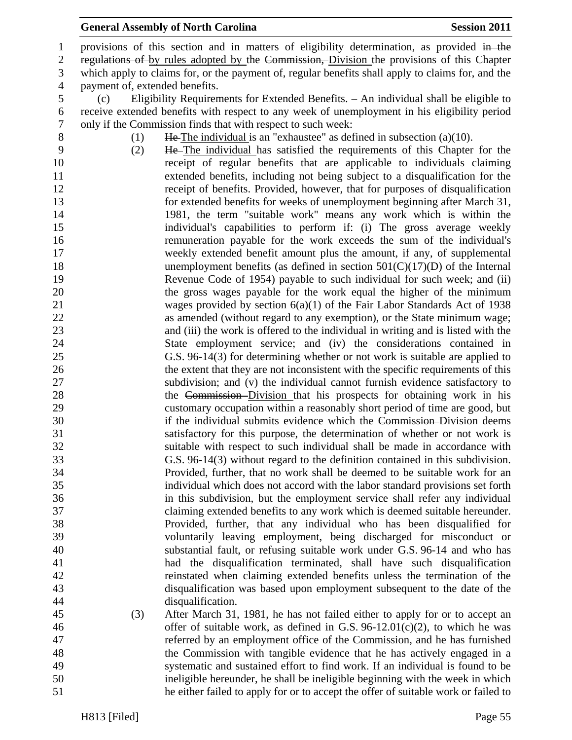provisions of this section and in matters of eligibility determination, as provided ~~in the regulations of~~ by rules adopted by the ~~Commission,~~ Division the provisions of this Chapter which apply to claims for, or the payment of, regular benefits shall apply to claims for, and the payment of, extended benefits.

(c) Eligibility Requirements for Extended Benefits. – An individual shall be eligible to receive extended benefits with respect to any week of unemployment in his eligibility period only if the Commission finds that with respect to such week:

(1) ~~He~~ The individual is an "exhaustee" as defined in subsection (a)(10).

(2) ~~He~~ The individual has satisfied the requirements of this Chapter for the receipt of regular benefits that are applicable to individuals claiming extended benefits, including not being subject to a disqualification for the receipt of benefits. Provided, however, that for purposes of disqualification for extended benefits for weeks of unemployment beginning after March 31, 1981, the term "suitable work" means any work which is within the individual's capabilities to perform if: (i) The gross average weekly remuneration payable for the work exceeds the sum of the individual's weekly extended benefit amount plus the amount, if any, of supplemental unemployment benefits (as defined in section 501(C)(17)(D) of the Internal Revenue Code of 1954) payable to such individual for such week; and (ii) the gross wages payable for the work equal the higher of the minimum wages provided by section 6(a)(1) of the Fair Labor Standards Act of 1938 as amended (without regard to any exemption), or the State minimum wage; and (iii) the work is offered to the individual in writing and is listed with the State employment service; and (iv) the considerations contained in G.S. 96-14(3) for determining whether or not work is suitable are applied to the extent that they are not inconsistent with the specific requirements of this subdivision; and (v) the individual cannot furnish evidence satisfactory to the ~~Commission~~ Division that his prospects for obtaining work in his customary occupation within a reasonably short period of time are good, but if the individual submits evidence which the ~~Commission~~ Division deems satisfactory for this purpose, the determination of whether or not work is suitable with respect to such individual shall be made in accordance with G.S. 96-14(3) without regard to the definition contained in this subdivision. Provided, further, that no work shall be deemed to be suitable work for an individual which does not accord with the labor standard provisions set forth in this subdivision, but the employment service shall refer any individual claiming extended benefits to any work which is deemed suitable hereunder. Provided, further, that any individual who has been disqualified for voluntarily leaving employment, being discharged for misconduct or substantial fault, or refusing suitable work under G.S. 96-14 and who has had the disqualification terminated, shall have such disqualification reinstated when claiming extended benefits unless the termination of the disqualification was based upon employment subsequent to the date of the disqualification.

(3) After March 31, 1981, he has not failed either to apply for or to accept an offer of suitable work, as defined in G.S. 96-12.01(c)(2), to which he was referred by an employment office of the Commission, and he has furnished the Commission with tangible evidence that he has actively engaged in a systematic and sustained effort to find work. If an individual is found to be ineligible hereunder, he shall be ineligible beginning with the week in which he either failed to apply for or to accept the offer of suitable work or failed to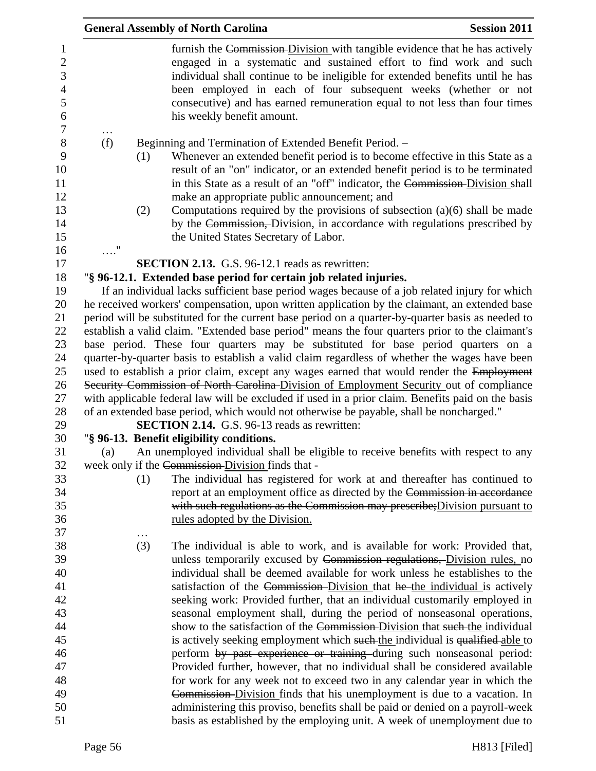furnish the ~~Commission~~ Division with tangible evidence that he has actively engaged in a systematic and sustained effort to find work and such individual shall continue to be ineligible for extended benefits until he has been employed in each of four subsequent weeks (whether or not consecutive) and has earned remuneration equal to not less than four times his weekly benefit amount.

…

(f) Beginning and Termination of Extended Benefit Period. –

(1) Whenever an extended benefit period is to become effective in this State as a result of an "on" indicator, or an extended benefit period is to be terminated in this State as a result of an "off" indicator, the ~~Commission~~ Division shall make an appropriate public announcement; and

(2) Computations required by the provisions of subsection (a)(6) shall be made by the ~~Commission,~~ Division, in accordance with regulations prescribed by the United States Secretary of Labor.

…."

**SECTION 2.13.** G.S. 96-12.1 reads as rewritten:

"**§ 96-12.1. Extended base period for certain job related injuries.**

If an individual lacks sufficient base period wages because of a job related injury for which he received workers' compensation, upon written application by the claimant, an extended base period will be substituted for the current base period on a quarter-by-quarter basis as needed to establish a valid claim. "Extended base period" means the four quarters prior to the claimant's base period. These four quarters may be substituted for base period quarters on a quarter-by-quarter basis to establish a valid claim regardless of whether the wages have been used to establish a prior claim, except any wages earned that would render the ~~Employment Security Commission of North Carolina~~ Division of Employment Security out of compliance with applicable federal law will be excluded if used in a prior claim. Benefits paid on the basis of an extended base period, which would not otherwise be payable, shall be noncharged."

**SECTION 2.14.** G.S. 96-13 reads as rewritten:

"**§ 96-13. Benefit eligibility conditions.**

(a) An unemployed individual shall be eligible to receive benefits with respect to any week only if the ~~Commission~~ Division finds that -

(1) The individual has registered for work at and thereafter has continued to report at an employment office as directed by the ~~Commission in accordance with such regulations as the Commission may prescribe;~~Division pursuant to rules adopted by the Division.

…

(3) The individual is able to work, and is available for work: Provided that, unless temporarily excused by ~~Commission regulations,~~ Division rules, no individual shall be deemed available for work unless he establishes to the satisfaction of the ~~Commission~~ Division that ~~he~~ the individual is actively seeking work: Provided further, that an individual customarily employed in seasonal employment shall, during the period of nonseasonal operations, show to the satisfaction of the ~~Commission~~ Division that ~~such~~ the individual is actively seeking employment which ~~such~~ the individual is ~~qualified~~ able to perform ~~by past experience or training~~ during such nonseasonal period: Provided further, however, that no individual shall be considered available for work for any week not to exceed two in any calendar year in which the ~~Commission~~ Division finds that his unemployment is due to a vacation. In administering this proviso, benefits shall be paid or denied on a payroll-week basis as established by the employing unit. A week of unemployment due to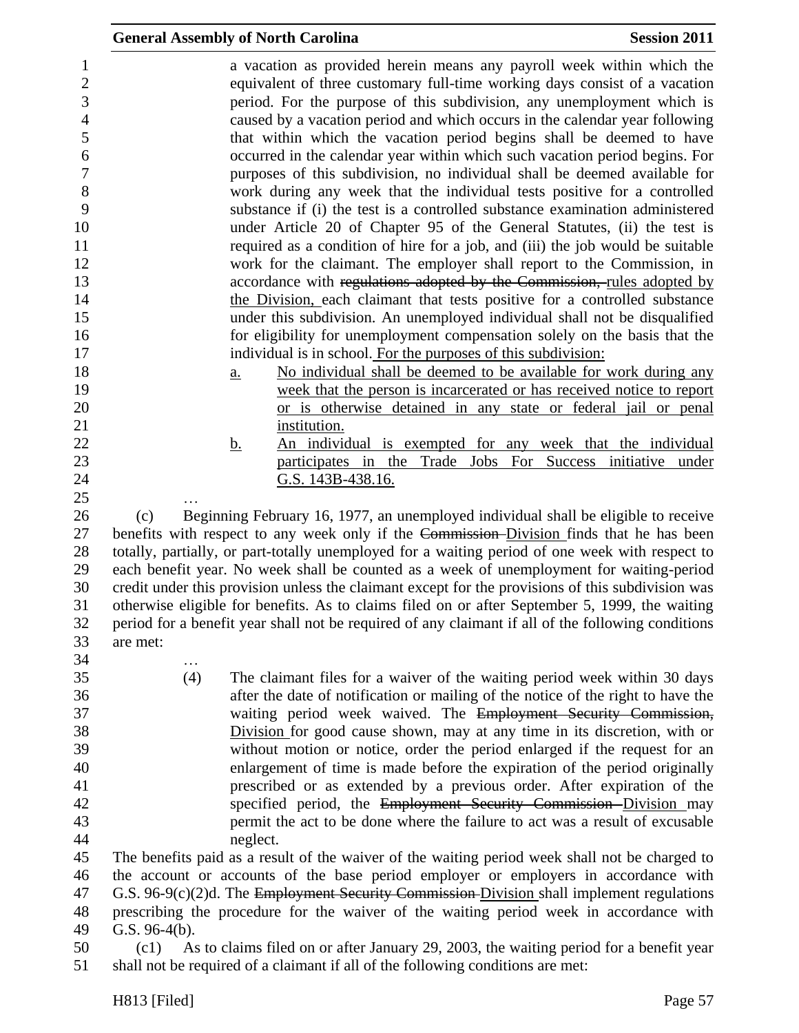a vacation as provided herein means any payroll week within which the equivalent of three customary full-time working days consist of a vacation period. For the purpose of this subdivision, any unemployment which is caused by a vacation period and which occurs in the calendar year following that within which the vacation period begins shall be deemed to have occurred in the calendar year within which such vacation period begins. For purposes of this subdivision, no individual shall be deemed available for work during any week that the individual tests positive for a controlled substance if (i) the test is a controlled substance examination administered under Article 20 of Chapter 95 of the General Statutes, (ii) the test is required as a condition of hire for a job, and (iii) the job would be suitable work for the claimant. The employer shall report to the Commission, in accordance with ~~regulations adopted by the Commission,~~ rules adopted by the Division, each claimant that tests positive for a controlled substance under this subdivision. An unemployed individual shall not be disqualified for eligibility for unemployment compensation solely on the basis that the individual is in school. For the purposes of this subdivision:

a. No individual shall be deemed to be available for work during any week that the person is incarcerated or has received notice to report or is otherwise detained in any state or federal jail or penal institution.

b. An individual is exempted for any week that the individual participates in the Trade Jobs For Success initiative under G.S. 143B-438.16.

…

(c) Beginning February 16, 1977, an unemployed individual shall be eligible to receive benefits with respect to any week only if the ~~Commission~~ Division finds that he has been totally, partially, or part-totally unemployed for a waiting period of one week with respect to each benefit year. No week shall be counted as a week of unemployment for waiting-period credit under this provision unless the claimant except for the provisions of this subdivision was otherwise eligible for benefits. As to claims filed on or after September 5, 1999, the waiting period for a benefit year shall not be required of any claimant if all of the following conditions are met:

…

(4) The claimant files for a waiver of the waiting period week within 30 days after the date of notification or mailing of the notice of the right to have the waiting period week waived. The ~~Employment Security Commission,~~ Division for good cause shown, may at any time in its discretion, with or without motion or notice, order the period enlarged if the request for an enlargement of time is made before the expiration of the period originally prescribed or as extended by a previous order. After expiration of the specified period, the ~~Employment Security Commission~~ Division may permit the act to be done where the failure to act was a result of excusable neglect.

The benefits paid as a result of the waiver of the waiting period week shall not be charged to the account or accounts of the base period employer or employers in accordance with G.S. 96-9(c)(2)d. The ~~Employment Security Commission~~ Division shall implement regulations prescribing the procedure for the waiver of the waiting period week in accordance with G.S. 96-4(b).

(c1) As to claims filed on or after January 29, 2003, the waiting period for a benefit year shall not be required of a claimant if all of the following conditions are met: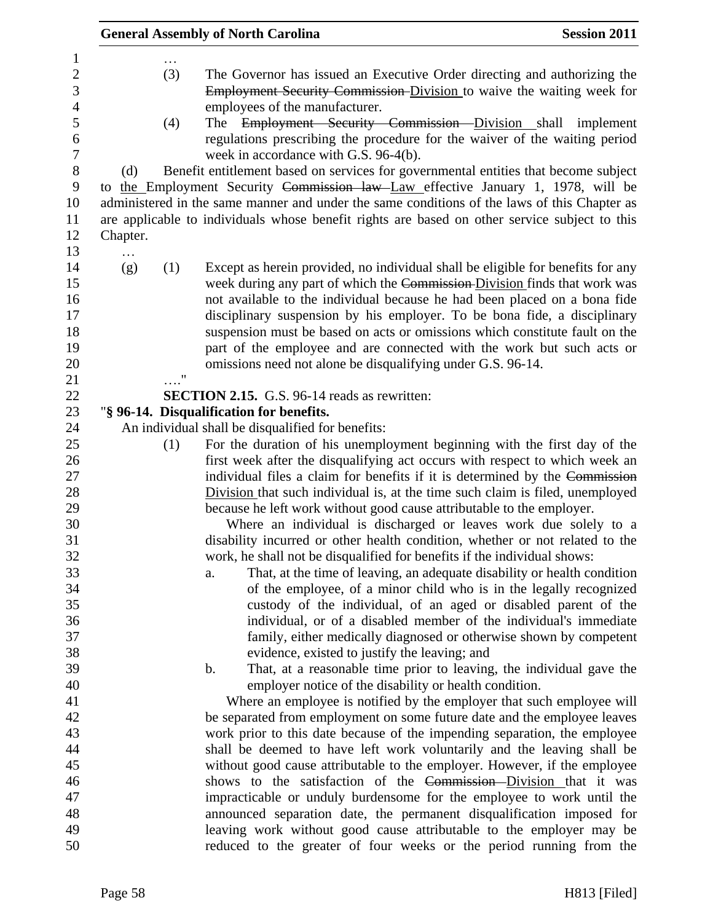…

(3) The Governor has issued an Executive Order directing and authorizing the ~~Employment Security Commission~~ Division to waive the waiting week for employees of the manufacturer.

(4) The ~~Employment Security Commission~~ Division shall implement regulations prescribing the procedure for the waiver of the waiting period week in accordance with G.S. 96-4(b).

(d) Benefit entitlement based on services for governmental entities that become subject to the Employment Security ~~Commission law~~ Law effective January 1, 1978, will be administered in the same manner and under the same conditions of the laws of this Chapter as are applicable to individuals whose benefit rights are based on other service subject to this Chapter.

…

(g) (1) Except as herein provided, no individual shall be eligible for benefits for any week during any part of which the ~~Commission~~ Division finds that work was not available to the individual because he had been placed on a bona fide disciplinary suspension by his employer. To be bona fide, a disciplinary suspension must be based on acts or omissions which constitute fault on the part of the employee and are connected with the work but such acts or omissions need not alone be disqualifying under G.S. 96-14.

…."

**SECTION 2.15.** G.S. 96-14 reads as rewritten:

"**§ 96-14. Disqualification for benefits.**

An individual shall be disqualified for benefits:

(1) For the duration of his unemployment beginning with the first day of the first week after the disqualifying act occurs with respect to which week an individual files a claim for benefits if it is determined by the ~~Commission~~ Division that such individual is, at the time such claim is filed, unemployed because he left work without good cause attributable to the employer.

Where an individual is discharged or leaves work due solely to a disability incurred or other health condition, whether or not related to the work, he shall not be disqualified for benefits if the individual shows:

a. That, at the time of leaving, an adequate disability or health condition of the employee, of a minor child who is in the legally recognized custody of the individual, of an aged or disabled parent of the individual, or of a disabled member of the individual's immediate family, either medically diagnosed or otherwise shown by competent evidence, existed to justify the leaving; and

b. That, at a reasonable time prior to leaving, the individual gave the employer notice of the disability or health condition.

Where an employee is notified by the employer that such employee will be separated from employment on some future date and the employee leaves work prior to this date because of the impending separation, the employee shall be deemed to have left work voluntarily and the leaving shall be without good cause attributable to the employer. However, if the employee shows to the satisfaction of the ~~Commission~~ Division that it was impracticable or unduly burdensome for the employee to work until the announced separation date, the permanent disqualification imposed for leaving work without good cause attributable to the employer may be reduced to the greater of four weeks or the period running from the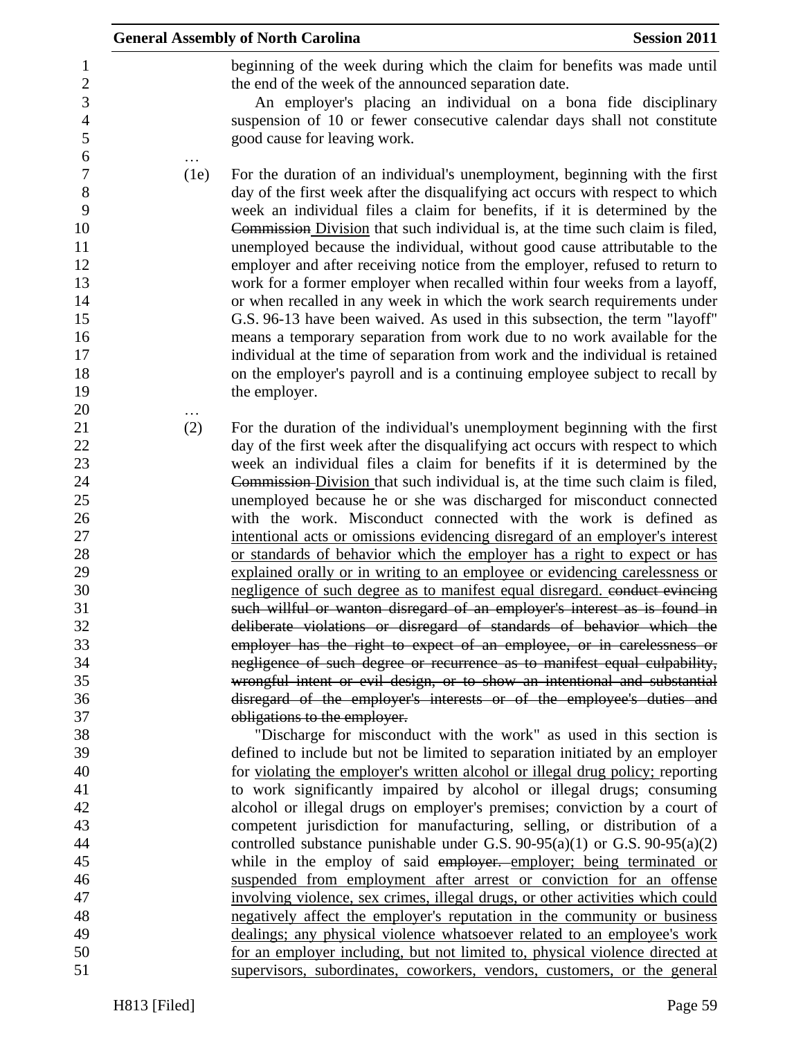beginning of the week during which the claim for benefits was made until the end of the week of the announced separation date.

An employer's placing an individual on a bona fide disciplinary suspension of 10 or fewer consecutive calendar days shall not constitute good cause for leaving work.

…

(1e) For the duration of an individual's unemployment, beginning with the first day of the first week after the disqualifying act occurs with respect to which week an individual files a claim for benefits, if it is determined by the ~~Commission~~ Division that such individual is, at the time such claim is filed, unemployed because the individual, without good cause attributable to the employer and after receiving notice from the employer, refused to return to work for a former employer when recalled within four weeks from a layoff, or when recalled in any week in which the work search requirements under G.S. 96-13 have been waived. As used in this subsection, the term "layoff" means a temporary separation from work due to no work available for the individual at the time of separation from work and the individual is retained on the employer's payroll and is a continuing employee subject to recall by the employer.

…

(2) For the duration of the individual's unemployment beginning with the first day of the first week after the disqualifying act occurs with respect to which week an individual files a claim for benefits if it is determined by the ~~Commission~~ Division that such individual is, at the time such claim is filed, unemployed because he or she was discharged for misconduct connected with the work. Misconduct connected with the work is defined as intentional acts or omissions evidencing disregard of an employer's interest or standards of behavior which the employer has a right to expect or has explained orally or in writing to an employee or evidencing carelessness or negligence of such degree as to manifest equal disregard. ~~conduct evincing such willful or wanton disregard of an employer's interest as is found in deliberate violations or disregard of standards of behavior which the employer has the right to expect of an employee, or in carelessness or negligence of such degree or recurrence as to manifest equal culpability, wrongful intent or evil design, or to show an intentional and substantial disregard of the employer's interests or of the employee's duties and obligations to the employer.~~

"Discharge for misconduct with the work" as used in this section is defined to include but not be limited to separation initiated by an employer for violating the employer's written alcohol or illegal drug policy; reporting to work significantly impaired by alcohol or illegal drugs; consuming alcohol or illegal drugs on employer's premises; conviction by a court of competent jurisdiction for manufacturing, selling, or distribution of a controlled substance punishable under G.S. 90-95(a)(1) or G.S. 90-95(a)(2) while in the employ of said ~~employer.~~ employer; being terminated or suspended from employment after arrest or conviction for an offense involving violence, sex crimes, illegal drugs, or other activities which could negatively affect the employer's reputation in the community or business dealings; any physical violence whatsoever related to an employee's work for an employer including, but not limited to, physical violence directed at supervisors, subordinates, coworkers, vendors, customers, or the general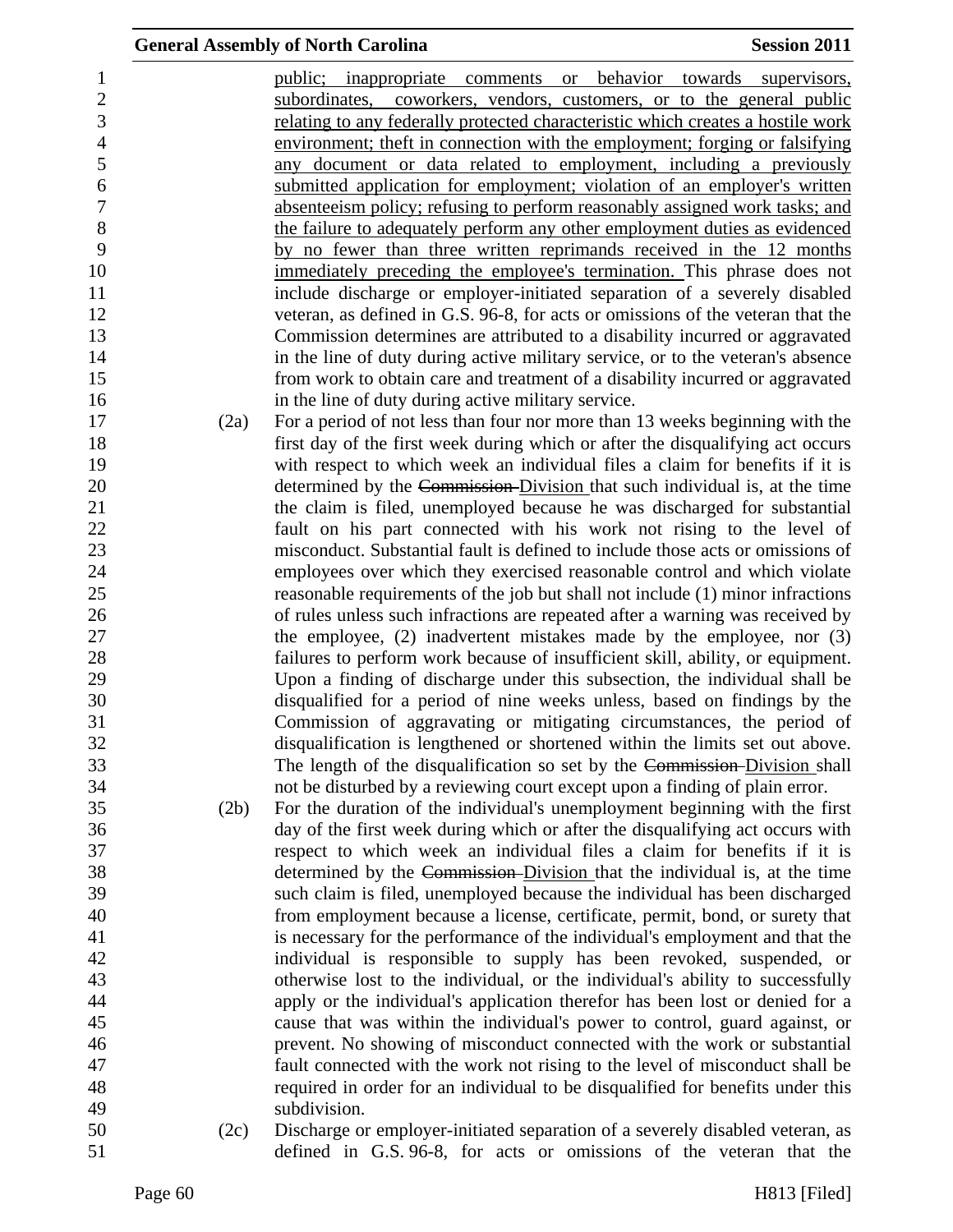public; inappropriate comments or behavior towards supervisors, subordinates, coworkers, vendors, customers, or to the general public relating to any federally protected characteristic which creates a hostile work environment; theft in connection with the employment; forging or falsifying any document or data related to employment, including a previously submitted application for employment; violation of an employer's written absenteeism policy; refusing to perform reasonably assigned work tasks; and the failure to adequately perform any other employment duties as evidenced by no fewer than three written reprimands received in the 12 months immediately preceding the employee's termination. This phrase does not include discharge or employer-initiated separation of a severely disabled veteran, as defined in G.S. 96-8, for acts or omissions of the veteran that the Commission determines are attributed to a disability incurred or aggravated in the line of duty during active military service, or to the veteran's absence from work to obtain care and treatment of a disability incurred or aggravated in the line of duty during active military service.

(2a) For a period of not less than four nor more than 13 weeks beginning with the first day of the first week during which or after the disqualifying act occurs with respect to which week an individual files a claim for benefits if it is determined by the ~~Commission~~ Division that such individual is, at the time the claim is filed, unemployed because he was discharged for substantial fault on his part connected with his work not rising to the level of misconduct. Substantial fault is defined to include those acts or omissions of employees over which they exercised reasonable control and which violate reasonable requirements of the job but shall not include (1) minor infractions of rules unless such infractions are repeated after a warning was received by the employee, (2) inadvertent mistakes made by the employee, nor (3) failures to perform work because of insufficient skill, ability, or equipment. Upon a finding of discharge under this subsection, the individual shall be disqualified for a period of nine weeks unless, based on findings by the Commission of aggravating or mitigating circumstances, the period of disqualification is lengthened or shortened within the limits set out above. The length of the disqualification so set by the ~~Commission~~ Division shall not be disturbed by a reviewing court except upon a finding of plain error.

(2b) For the duration of the individual's unemployment beginning with the first day of the first week during which or after the disqualifying act occurs with respect to which week an individual files a claim for benefits if it is determined by the ~~Commission~~ Division that the individual is, at the time such claim is filed, unemployed because the individual has been discharged from employment because a license, certificate, permit, bond, or surety that is necessary for the performance of the individual's employment and that the individual is responsible to supply has been revoked, suspended, or otherwise lost to the individual, or the individual's ability to successfully apply or the individual's application therefor has been lost or denied for a cause that was within the individual's power to control, guard against, or prevent. No showing of misconduct connected with the work or substantial fault connected with the work not rising to the level of misconduct shall be required in order for an individual to be disqualified for benefits under this subdivision.

(2c) Discharge or employer-initiated separation of a severely disabled veteran, as defined in G.S. 96-8, for acts or omissions of the veteran that the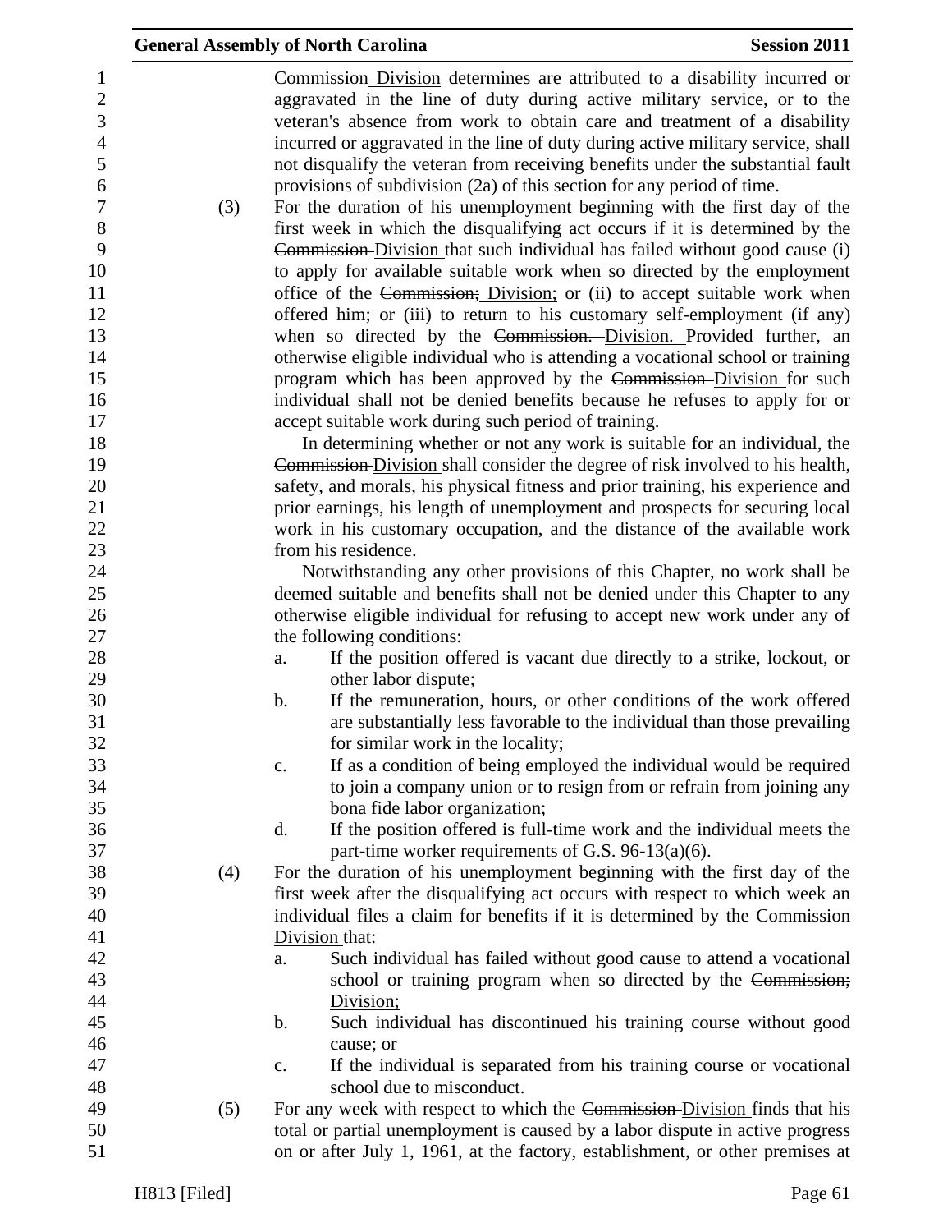~~Commission~~ Division determines are attributed to a disability incurred or aggravated in the line of duty during active military service, or to the veteran's absence from work to obtain care and treatment of a disability incurred or aggravated in the line of duty during active military service, shall not disqualify the veteran from receiving benefits under the substantial fault provisions of subdivision (2a) of this section for any period of time.

(3) For the duration of his unemployment beginning with the first day of the first week in which the disqualifying act occurs if it is determined by the ~~Commission~~ Division that such individual has failed without good cause (i) to apply for available suitable work when so directed by the employment office of the ~~Commission;~~ Division; or (ii) to accept suitable work when offered him; or (iii) to return to his customary self-employment (if any) when so directed by the ~~Commission.~~ Division. Provided further, an otherwise eligible individual who is attending a vocational school or training program which has been approved by the ~~Commission~~ Division for such individual shall not be denied benefits because he refuses to apply for or accept suitable work during such period of training.

In determining whether or not any work is suitable for an individual, the ~~Commission~~ Division shall consider the degree of risk involved to his health, safety, and morals, his physical fitness and prior training, his experience and prior earnings, his length of unemployment and prospects for securing local work in his customary occupation, and the distance of the available work from his residence.

Notwithstanding any other provisions of this Chapter, no work shall be deemed suitable and benefits shall not be denied under this Chapter to any otherwise eligible individual for refusing to accept new work under any of the following conditions:

a. If the position offered is vacant due directly to a strike, lockout, or other labor dispute;
b. If the remuneration, hours, or other conditions of the work offered are substantially less favorable to the individual than those prevailing for similar work in the locality;
c. If as a condition of being employed the individual would be required to join a company union or to resign from or refrain from joining any bona fide labor organization;
d. If the position offered is full-time work and the individual meets the part-time worker requirements of G.S. 96-13(a)(6).

(4) For the duration of his unemployment beginning with the first day of the first week after the disqualifying act occurs with respect to which week an individual files a claim for benefits if it is determined by the ~~Commission~~ Division that:

a. Such individual has failed without good cause to attend a vocational school or training program when so directed by the ~~Commission;~~ Division;
b. Such individual has discontinued his training course without good cause; or
c. If the individual is separated from his training course or vocational school due to misconduct.

(5) For any week with respect to which the ~~Commission~~ Division finds that his total or partial unemployment is caused by a labor dispute in active progress on or after July 1, 1961, at the factory, establishment, or other premises at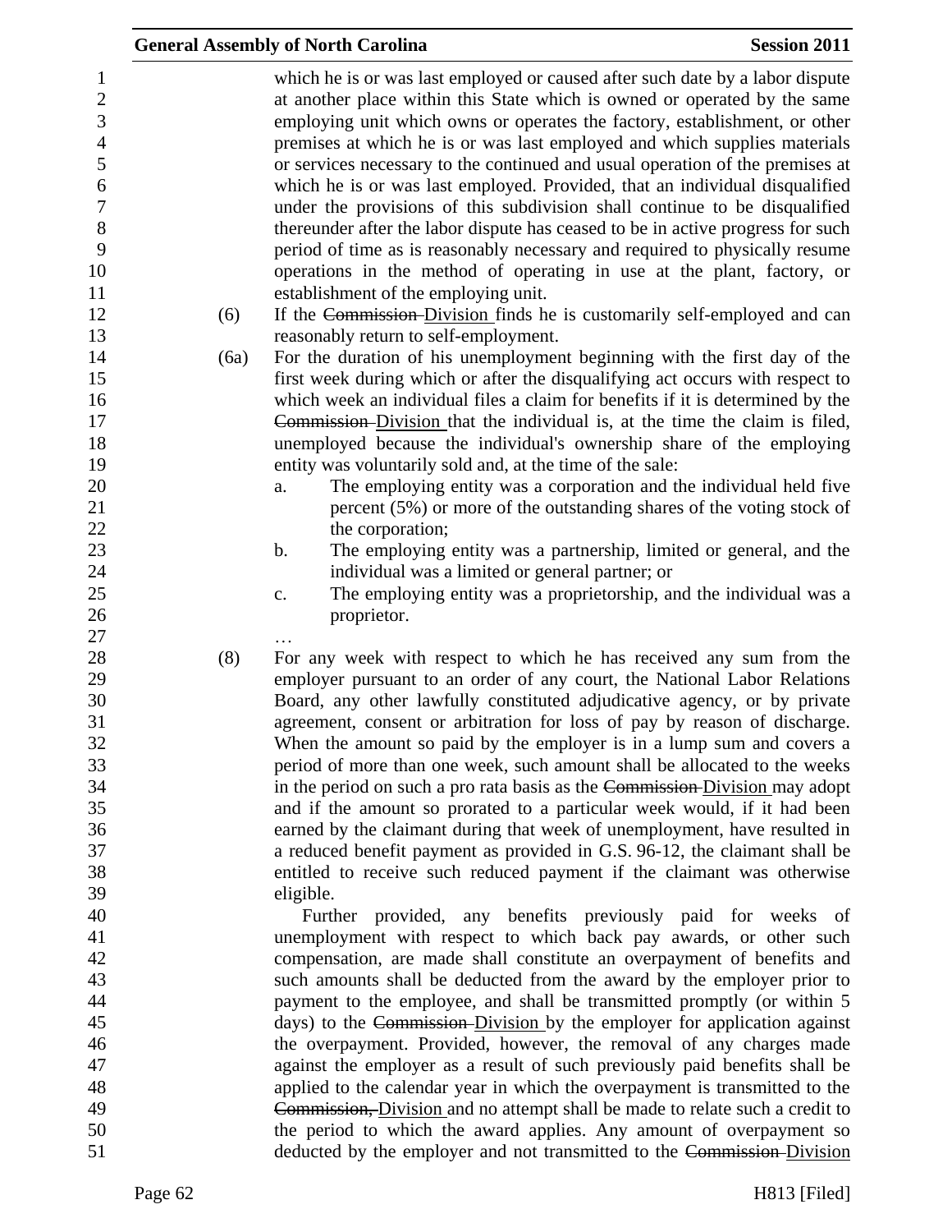which he is or was last employed or caused after such date by a labor dispute at another place within this State which is owned or operated by the same employing unit which owns or operates the factory, establishment, or other premises at which he is or was last employed and which supplies materials or services necessary to the continued and usual operation of the premises at which he is or was last employed. Provided, that an individual disqualified under the provisions of this subdivision shall continue to be disqualified thereunder after the labor dispute has ceased to be in active progress for such period of time as is reasonably necessary and required to physically resume operations in the method of operating in use at the plant, factory, or establishment of the employing unit.

(6) If the ~~Commission~~ Division finds he is customarily self-employed and can reasonably return to self-employment.

(6a) For the duration of his unemployment beginning with the first day of the first week during which or after the disqualifying act occurs with respect to which week an individual files a claim for benefits if it is determined by the ~~Commission~~ Division that the individual is, at the time the claim is filed, unemployed because the individual's ownership share of the employing entity was voluntarily sold and, at the time of the sale:

a. The employing entity was a corporation and the individual held five percent (5%) or more of the outstanding shares of the voting stock of the corporation;

b. The employing entity was a partnership, limited or general, and the individual was a limited or general partner; or

c. The employing entity was a proprietorship, and the individual was a proprietor.

…

(8) For any week with respect to which he has received any sum from the employer pursuant to an order of any court, the National Labor Relations Board, any other lawfully constituted adjudicative agency, or by private agreement, consent or arbitration for loss of pay by reason of discharge. When the amount so paid by the employer is in a lump sum and covers a period of more than one week, such amount shall be allocated to the weeks in the period on such a pro rata basis as the ~~Commission~~ Division may adopt and if the amount so prorated to a particular week would, if it had been earned by the claimant during that week of unemployment, have resulted in a reduced benefit payment as provided in G.S. 96-12, the claimant shall be entitled to receive such reduced payment if the claimant was otherwise eligible.

Further provided, any benefits previously paid for weeks of unemployment with respect to which back pay awards, or other such compensation, are made shall constitute an overpayment of benefits and such amounts shall be deducted from the award by the employer prior to payment to the employee, and shall be transmitted promptly (or within 5 days) to the ~~Commission~~ Division by the employer for application against the overpayment. Provided, however, the removal of any charges made against the employer as a result of such previously paid benefits shall be applied to the calendar year in which the overpayment is transmitted to the ~~Commission,~~ Division and no attempt shall be made to relate such a credit to the period to which the award applies. Any amount of overpayment so deducted by the employer and not transmitted to the ~~Commission~~ Division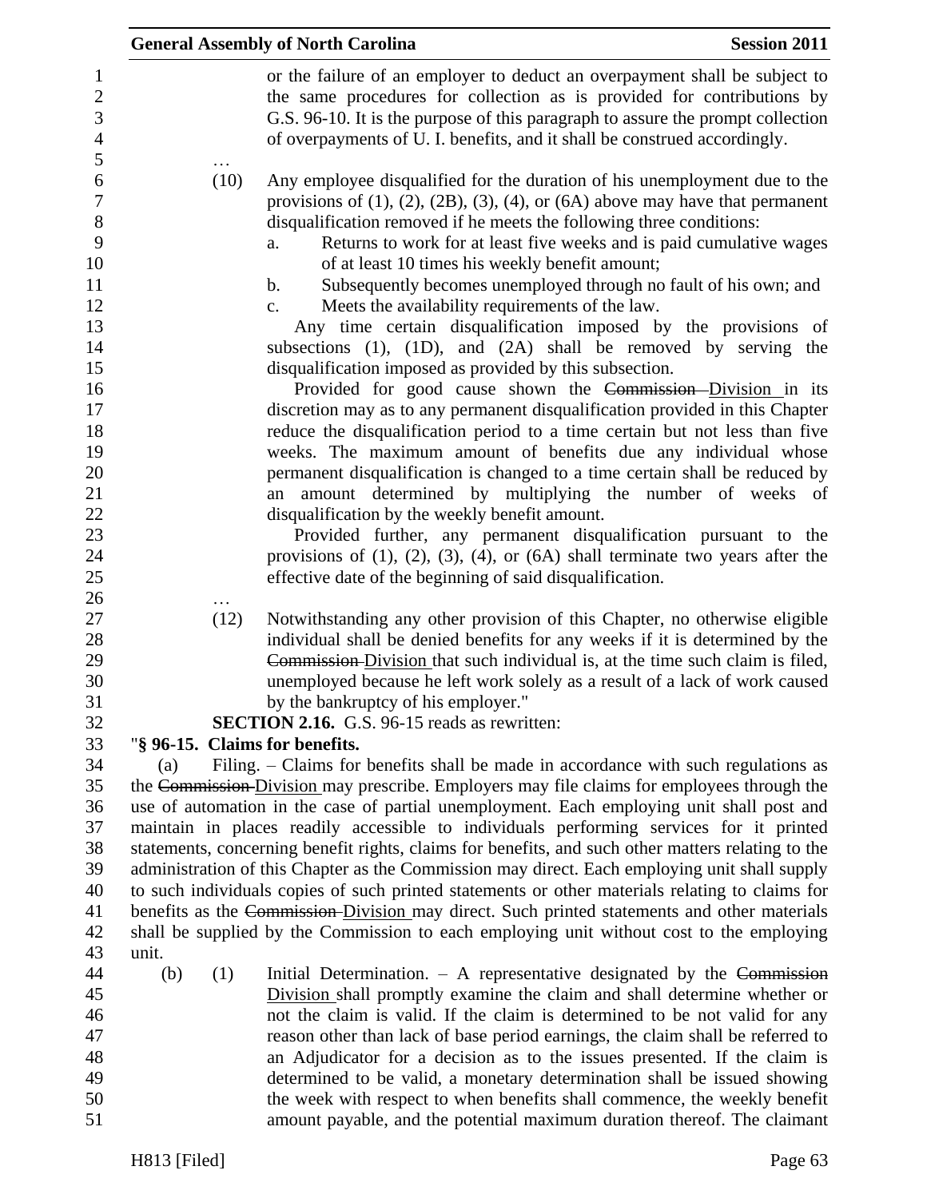or the failure of an employer to deduct an overpayment shall be subject to the same procedures for collection as is provided for contributions by G.S. 96-10. It is the purpose of this paragraph to assure the prompt collection of overpayments of U. I. benefits, and it shall be construed accordingly.

…

(10) Any employee disqualified for the duration of his unemployment due to the provisions of (1), (2), (2B), (3), (4), or (6A) above may have that permanent disqualification removed if he meets the following three conditions:

a. Returns to work for at least five weeks and is paid cumulative wages of at least 10 times his weekly benefit amount;

b. Subsequently becomes unemployed through no fault of his own; and

c. Meets the availability requirements of the law.

Any time certain disqualification imposed by the provisions of subsections (1), (1D), and (2A) shall be removed by serving the disqualification imposed as provided by this subsection.

Provided for good cause shown the ~~Commission~~ Division in its discretion may as to any permanent disqualification provided in this Chapter reduce the disqualification period to a time certain but not less than five weeks. The maximum amount of benefits due any individual whose permanent disqualification is changed to a time certain shall be reduced by an amount determined by multiplying the number of weeks of disqualification by the weekly benefit amount.

Provided further, any permanent disqualification pursuant to the provisions of (1), (2), (3), (4), or (6A) shall terminate two years after the effective date of the beginning of said disqualification.

…

(12) Notwithstanding any other provision of this Chapter, no otherwise eligible individual shall be denied benefits for any weeks if it is determined by the ~~Commission~~ Division that such individual is, at the time such claim is filed, unemployed because he left work solely as a result of a lack of work caused by the bankruptcy of his employer."

**SECTION 2.16.** G.S. 96-15 reads as rewritten:

"**§ 96-15. Claims for benefits.**

(a) Filing. – Claims for benefits shall be made in accordance with such regulations as the ~~Commission~~ Division may prescribe. Employers may file claims for employees through the use of automation in the case of partial unemployment. Each employing unit shall post and maintain in places readily accessible to individuals performing services for it printed statements, concerning benefit rights, claims for benefits, and such other matters relating to the administration of this Chapter as the Commission may direct. Each employing unit shall supply to such individuals copies of such printed statements or other materials relating to claims for benefits as the ~~Commission~~ Division may direct. Such printed statements and other materials shall be supplied by the Commission to each employing unit without cost to the employing unit.

(b) (1) Initial Determination. – A representative designated by the ~~Commission~~ Division shall promptly examine the claim and shall determine whether or not the claim is valid. If the claim is determined to be not valid for any reason other than lack of base period earnings, the claim shall be referred to an Adjudicator for a decision as to the issues presented. If the claim is determined to be valid, a monetary determination shall be issued showing the week with respect to when benefits shall commence, the weekly benefit amount payable, and the potential maximum duration thereof. The claimant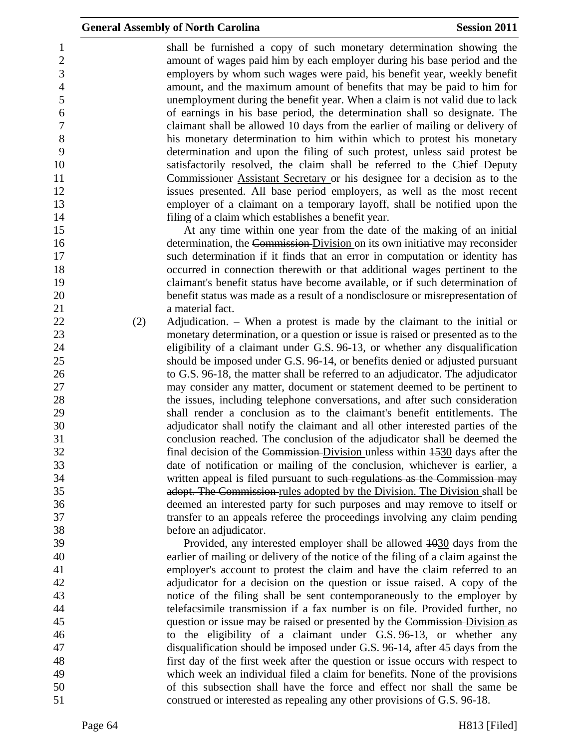shall be furnished a copy of such monetary determination showing the amount of wages paid him by each employer during his base period and the employers by whom such wages were paid, his benefit year, weekly benefit amount, and the maximum amount of benefits that may be paid to him for unemployment during the benefit year. When a claim is not valid due to lack of earnings in his base period, the determination shall so designate. The claimant shall be allowed 10 days from the earlier of mailing or delivery of his monetary determination to him within which to protest his monetary determination and upon the filing of such protest, unless said protest be satisfactorily resolved, the claim shall be referred to the ~~Chief Deputy Commissioner~~ Assistant Secretary or ~~his~~ designee for a decision as to the issues presented. All base period employers, as well as the most recent employer of a claimant on a temporary layoff, shall be notified upon the filing of a claim which establishes a benefit year.

At any time within one year from the date of the making of an initial determination, the ~~Commission~~ Division on its own initiative may reconsider such determination if it finds that an error in computation or identity has occurred in connection therewith or that additional wages pertinent to the claimant's benefit status have become available, or if such determination of benefit status was made as a result of a nondisclosure or misrepresentation of a material fact.

(2) Adjudication. – When a protest is made by the claimant to the initial or monetary determination, or a question or issue is raised or presented as to the eligibility of a claimant under G.S. 96-13, or whether any disqualification should be imposed under G.S. 96-14, or benefits denied or adjusted pursuant to G.S. 96-18, the matter shall be referred to an adjudicator. The adjudicator may consider any matter, document or statement deemed to be pertinent to the issues, including telephone conversations, and after such consideration shall render a conclusion as to the claimant's benefit entitlements. The adjudicator shall notify the claimant and all other interested parties of the conclusion reached. The conclusion of the adjudicator shall be deemed the final decision of the ~~Commission~~ Division unless within ~~15~~30 days after the date of notification or mailing of the conclusion, whichever is earlier, a written appeal is filed pursuant to ~~such regulations as the Commission may adopt. The Commission~~ rules adopted by the Division. The Division shall be deemed an interested party for such purposes and may remove to itself or transfer to an appeals referee the proceedings involving any claim pending before an adjudicator.

Provided, any interested employer shall be allowed ~~10~~30 days from the earlier of mailing or delivery of the notice of the filing of a claim against the employer's account to protest the claim and have the claim referred to an adjudicator for a decision on the question or issue raised. A copy of the notice of the filing shall be sent contemporaneously to the employer by telefacsimile transmission if a fax number is on file. Provided further, no question or issue may be raised or presented by the ~~Commission~~ Division as to the eligibility of a claimant under G.S. 96-13, or whether any disqualification should be imposed under G.S. 96-14, after 45 days from the first day of the first week after the question or issue occurs with respect to which week an individual filed a claim for benefits. None of the provisions of this subsection shall have the force and effect nor shall the same be construed or interested as repealing any other provisions of G.S. 96-18.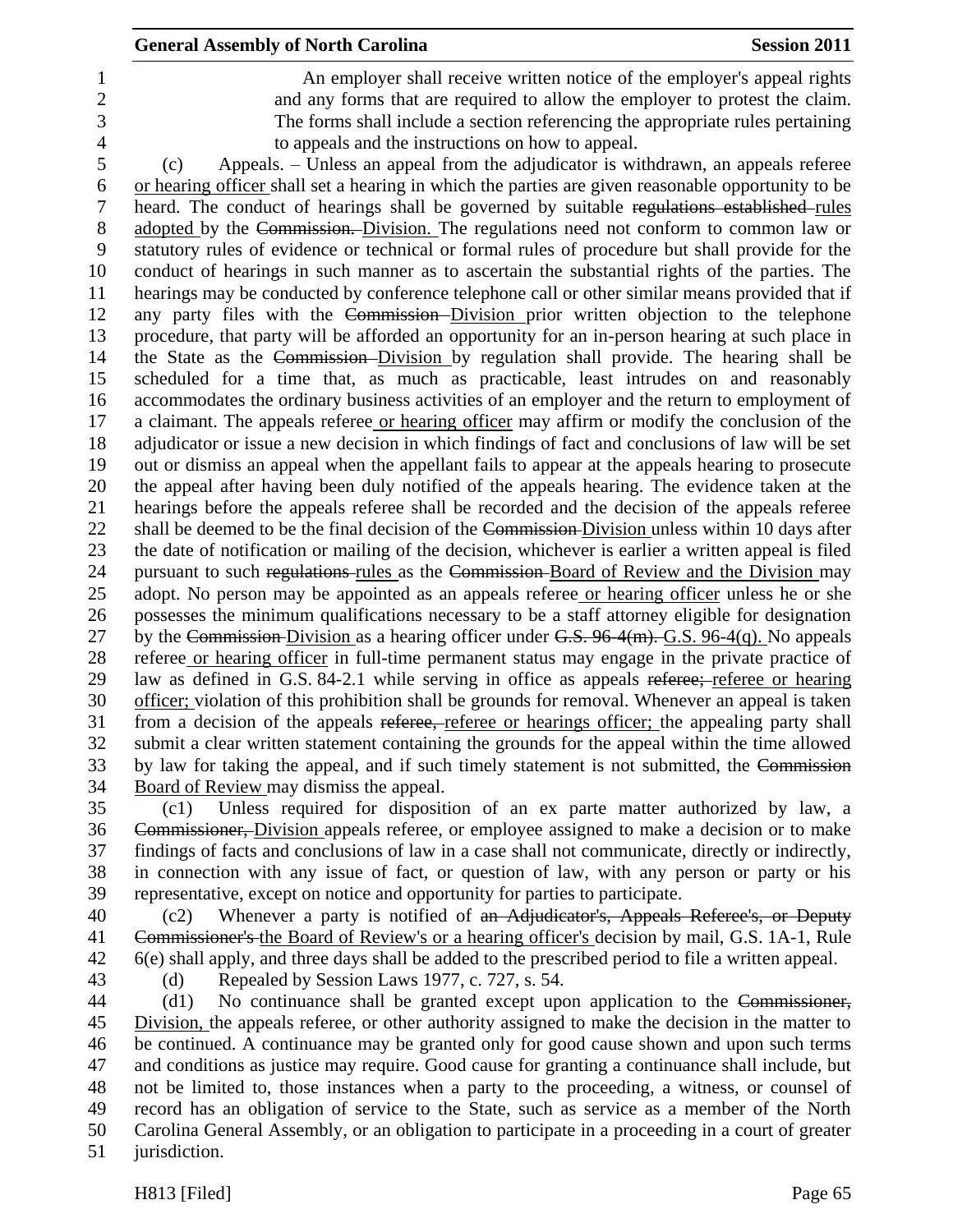An employer shall receive written notice of the employer's appeal rights and any forms that are required to allow the employer to protest the claim. The forms shall include a section referencing the appropriate rules pertaining to appeals and the instructions on how to appeal.

(c) Appeals. – Unless an appeal from the adjudicator is withdrawn, an appeals referee or hearing officer shall set a hearing in which the parties are given reasonable opportunity to be heard. The conduct of hearings shall be governed by suitable ~~regulations established~~ rules adopted by the ~~Commission.~~ Division. The regulations need not conform to common law or statutory rules of evidence or technical or formal rules of procedure but shall provide for the conduct of hearings in such manner as to ascertain the substantial rights of the parties. The hearings may be conducted by conference telephone call or other similar means provided that if any party files with the ~~Commission~~ Division prior written objection to the telephone procedure, that party will be afforded an opportunity for an in-person hearing at such place in the State as the ~~Commission~~ Division by regulation shall provide. The hearing shall be scheduled for a time that, as much as practicable, least intrudes on and reasonably accommodates the ordinary business activities of an employer and the return to employment of a claimant. The appeals referee or hearing officer may affirm or modify the conclusion of the adjudicator or issue a new decision in which findings of fact and conclusions of law will be set out or dismiss an appeal when the appellant fails to appear at the appeals hearing to prosecute the appeal after having been duly notified of the appeals hearing. The evidence taken at the hearings before the appeals referee shall be recorded and the decision of the appeals referee shall be deemed to be the final decision of the ~~Commission~~ Division unless within 10 days after the date of notification or mailing of the decision, whichever is earlier a written appeal is filed pursuant to such ~~regulations~~ rules as the ~~Commission~~ Board of Review and the Division may adopt. No person may be appointed as an appeals referee or hearing officer unless he or she possesses the minimum qualifications necessary to be a staff attorney eligible for designation by the ~~Commission~~ Division as a hearing officer under ~~G.S. 96-4(m).~~ G.S. 96-4(q). No appeals referee or hearing officer in full-time permanent status may engage in the private practice of law as defined in G.S. 84-2.1 while serving in office as appeals ~~referee;~~ referee or hearing officer; violation of this prohibition shall be grounds for removal. Whenever an appeal is taken from a decision of the appeals ~~referee,~~ referee or hearings officer; the appealing party shall submit a clear written statement containing the grounds for the appeal within the time allowed by law for taking the appeal, and if such timely statement is not submitted, the ~~Commission~~ Board of Review may dismiss the appeal.

(c1) Unless required for disposition of an ex parte matter authorized by law, a ~~Commissioner,~~ Division appeals referee, or employee assigned to make a decision or to make findings of facts and conclusions of law in a case shall not communicate, directly or indirectly, in connection with any issue of fact, or question of law, with any person or party or his representative, except on notice and opportunity for parties to participate.

(c2) Whenever a party is notified of ~~an Adjudicator's, Appeals Referee's, or Deputy Commissioner's~~ the Board of Review's or a hearing officer's decision by mail, G.S. 1A-1, Rule 6(e) shall apply, and three days shall be added to the prescribed period to file a written appeal.

(d) Repealed by Session Laws 1977, c. 727, s. 54.

(d1) No continuance shall be granted except upon application to the ~~Commissioner,~~ Division, the appeals referee, or other authority assigned to make the decision in the matter to be continued. A continuance may be granted only for good cause shown and upon such terms and conditions as justice may require. Good cause for granting a continuance shall include, but not be limited to, those instances when a party to the proceeding, a witness, or counsel of record has an obligation of service to the State, such as service as a member of the North Carolina General Assembly, or an obligation to participate in a proceeding in a court of greater jurisdiction.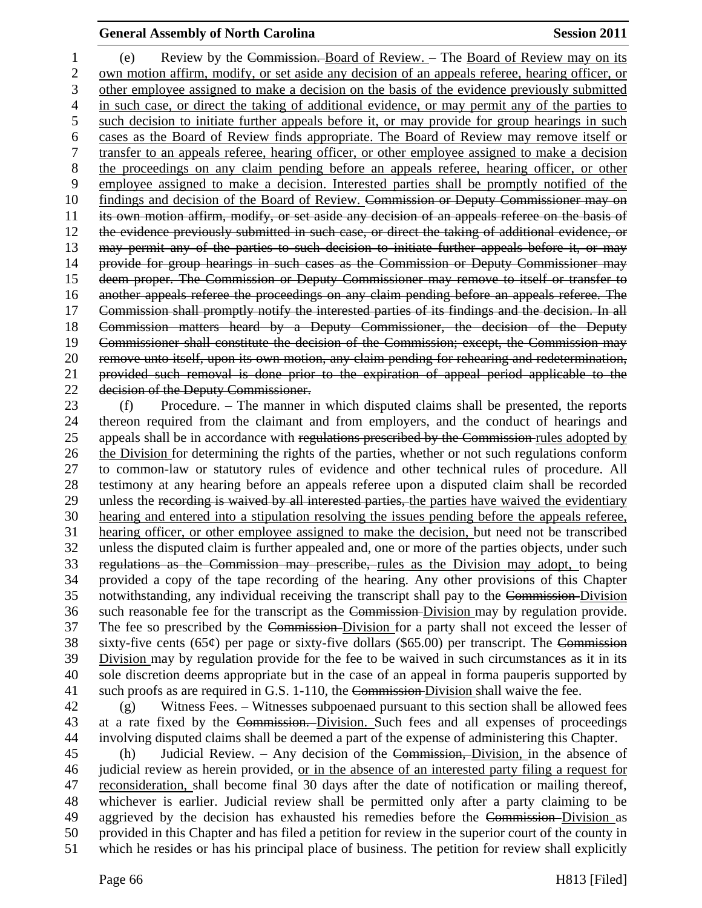(e) Review by the ~~Commission.~~ Board of Review. – The Board of Review may on its own motion affirm, modify, or set aside any decision of an appeals referee, hearing officer, or other employee assigned to make a decision on the basis of the evidence previously submitted in such case, or direct the taking of additional evidence, or may permit any of the parties to such decision to initiate further appeals before it, or may provide for group hearings in such cases as the Board of Review finds appropriate. The Board of Review may remove itself or transfer to an appeals referee, hearing officer, or other employee assigned to make a decision the proceedings on any claim pending before an appeals referee, hearing officer, or other employee assigned to make a decision. Interested parties shall be promptly notified of the findings and decision of the Board of Review. ~~Commission or Deputy Commissioner may on its own motion affirm, modify, or set aside any decision of an appeals referee on the basis of the evidence previously submitted in such case, or direct the taking of additional evidence, or may permit any of the parties to such decision to initiate further appeals before it, or may provide for group hearings in such cases as the Commission or Deputy Commissioner may deem proper. The Commission or Deputy Commissioner may remove to itself or transfer to another appeals referee the proceedings on any claim pending before an appeals referee. The Commission shall promptly notify the interested parties of its findings and the decision. In all Commission matters heard by a Deputy Commissioner, the decision of the Deputy Commissioner shall constitute the decision of the Commission; except, the Commission may remove unto itself, upon its own motion, any claim pending for rehearing and redetermination, provided such removal is done prior to the expiration of appeal period applicable to the decision of the Deputy Commissioner.~~

(f) Procedure. – The manner in which disputed claims shall be presented, the reports thereon required from the claimant and from employers, and the conduct of hearings and appeals shall be in accordance with ~~regulations prescribed by the Commission~~ rules adopted by the Division for determining the rights of the parties, whether or not such regulations conform to common-law or statutory rules of evidence and other technical rules of procedure. All testimony at any hearing before an appeals referee upon a disputed claim shall be recorded unless the ~~recording is waived by all interested parties,~~ the parties have waived the evidentiary hearing and entered into a stipulation resolving the issues pending before the appeals referee, hearing officer, or other employee assigned to make the decision, but need not be transcribed unless the disputed claim is further appealed and, one or more of the parties objects, under such ~~regulations as the Commission may prescribe,~~ rules as the Division may adopt, to being provided a copy of the tape recording of the hearing. Any other provisions of this Chapter notwithstanding, any individual receiving the transcript shall pay to the ~~Commission~~ Division such reasonable fee for the transcript as the ~~Commission~~ Division may by regulation provide. The fee so prescribed by the ~~Commission~~ Division for a party shall not exceed the lesser of sixty-five cents (65¢) per page or sixty-five dollars ($65.00) per transcript. The ~~Commission~~ Division may by regulation provide for the fee to be waived in such circumstances as it in its sole discretion deems appropriate but in the case of an appeal in forma pauperis supported by such proofs as are required in G.S. 1-110, the ~~Commission~~ Division shall waive the fee.

(g) Witness Fees. – Witnesses subpoenaed pursuant to this section shall be allowed fees at a rate fixed by the ~~Commission.~~ Division. Such fees and all expenses of proceedings involving disputed claims shall be deemed a part of the expense of administering this Chapter.

(h) Judicial Review. – Any decision of the ~~Commission,~~ Division, in the absence of judicial review as herein provided, or in the absence of an interested party filing a request for reconsideration, shall become final 30 days after the date of notification or mailing thereof, whichever is earlier. Judicial review shall be permitted only after a party claiming to be aggrieved by the decision has exhausted his remedies before the ~~Commission~~ Division as provided in this Chapter and has filed a petition for review in the superior court of the county in which he resides or has his principal place of business. The petition for review shall explicitly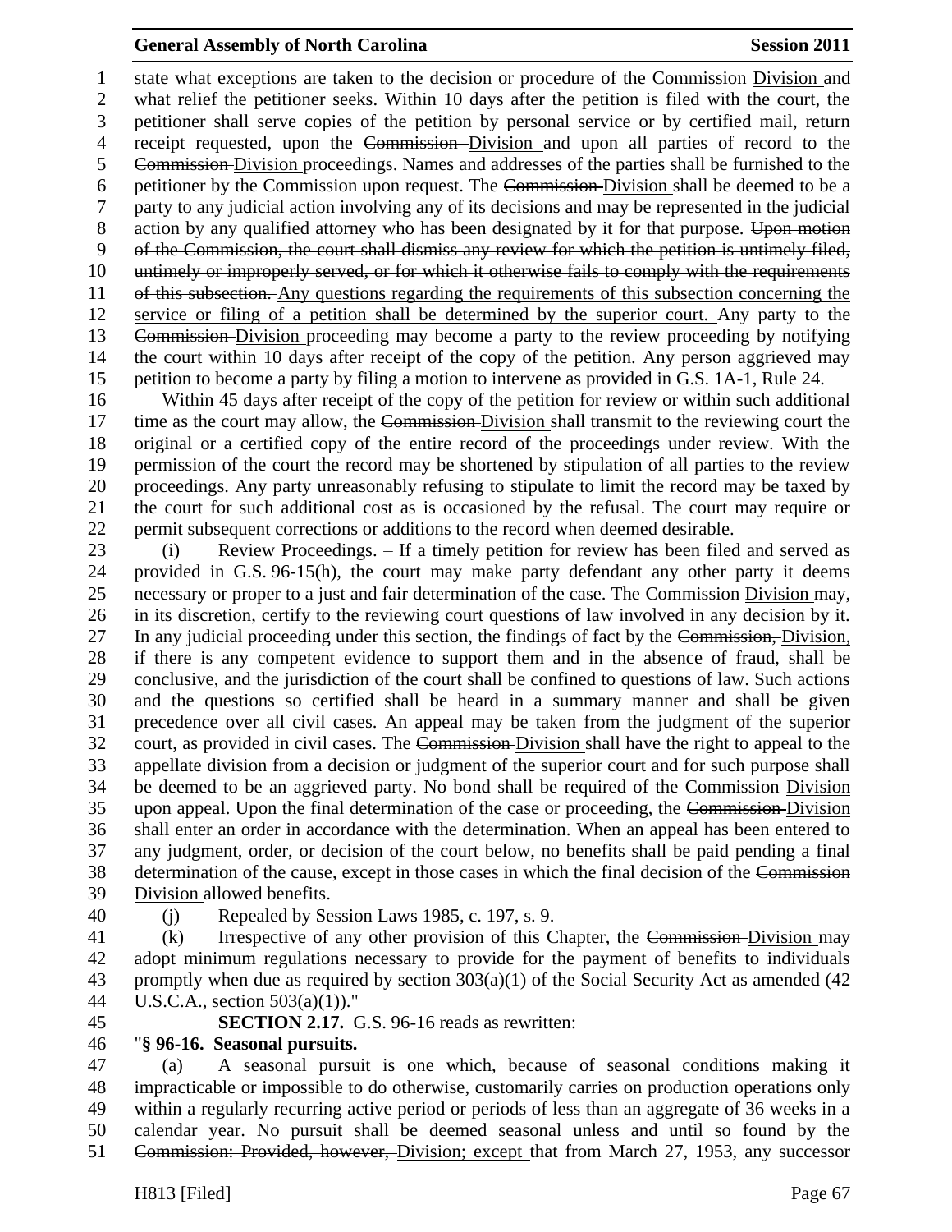state what exceptions are taken to the decision or procedure of the ~~Commission~~ Division and what relief the petitioner seeks. Within 10 days after the petition is filed with the court, the petitioner shall serve copies of the petition by personal service or by certified mail, return receipt requested, upon the ~~Commission~~ Division and upon all parties of record to the ~~Commission~~ Division proceedings. Names and addresses of the parties shall be furnished to the petitioner by the Commission upon request. The ~~Commission~~ Division shall be deemed to be a party to any judicial action involving any of its decisions and may be represented in the judicial action by any qualified attorney who has been designated by it for that purpose. ~~Upon motion of the Commission, the court shall dismiss any review for which the petition is untimely filed, untimely or improperly served, or for which it otherwise fails to comply with the requirements of this subsection.~~ Any questions regarding the requirements of this subsection concerning the service or filing of a petition shall be determined by the superior court. Any party to the ~~Commission~~ Division proceeding may become a party to the review proceeding by notifying the court within 10 days after receipt of the copy of the petition. Any person aggrieved may petition to become a party by filing a motion to intervene as provided in G.S. 1A-1, Rule 24.

Within 45 days after receipt of the copy of the petition for review or within such additional time as the court may allow, the ~~Commission~~ Division shall transmit to the reviewing court the original or a certified copy of the entire record of the proceedings under review. With the permission of the court the record may be shortened by stipulation of all parties to the review proceedings. Any party unreasonably refusing to stipulate to limit the record may be taxed by the court for such additional cost as is occasioned by the refusal. The court may require or permit subsequent corrections or additions to the record when deemed desirable.

(i) Review Proceedings. – If a timely petition for review has been filed and served as provided in G.S. 96-15(h), the court may make party defendant any other party it deems necessary or proper to a just and fair determination of the case. The ~~Commission~~ Division may, in its discretion, certify to the reviewing court questions of law involved in any decision by it. In any judicial proceeding under this section, the findings of fact by the ~~Commission,~~ Division, if there is any competent evidence to support them and in the absence of fraud, shall be conclusive, and the jurisdiction of the court shall be confined to questions of law. Such actions and the questions so certified shall be heard in a summary manner and shall be given precedence over all civil cases. An appeal may be taken from the judgment of the superior court, as provided in civil cases. The ~~Commission~~ Division shall have the right to appeal to the appellate division from a decision or judgment of the superior court and for such purpose shall be deemed to be an aggrieved party. No bond shall be required of the ~~Commission~~ Division upon appeal. Upon the final determination of the case or proceeding, the ~~Commission~~ Division shall enter an order in accordance with the determination. When an appeal has been entered to any judgment, order, or decision of the court below, no benefits shall be paid pending a final determination of the cause, except in those cases in which the final decision of the ~~Commission~~ Division allowed benefits.

(j) Repealed by Session Laws 1985, c. 197, s. 9.

(k) Irrespective of any other provision of this Chapter, the ~~Commission~~ Division may adopt minimum regulations necessary to provide for the payment of benefits to individuals promptly when due as required by section 303(a)(1) of the Social Security Act as amended (42 U.S.C.A., section 503(a)(1))."

**SECTION 2.17.** G.S. 96-16 reads as rewritten:

"**§ 96-16. Seasonal pursuits.**

(a) A seasonal pursuit is one which, because of seasonal conditions making it impracticable or impossible to do otherwise, customarily carries on production operations only within a regularly recurring active period or periods of less than an aggregate of 36 weeks in a calendar year. No pursuit shall be deemed seasonal unless and until so found by the ~~Commission: Provided, however,~~ Division; except that from March 27, 1953, any successor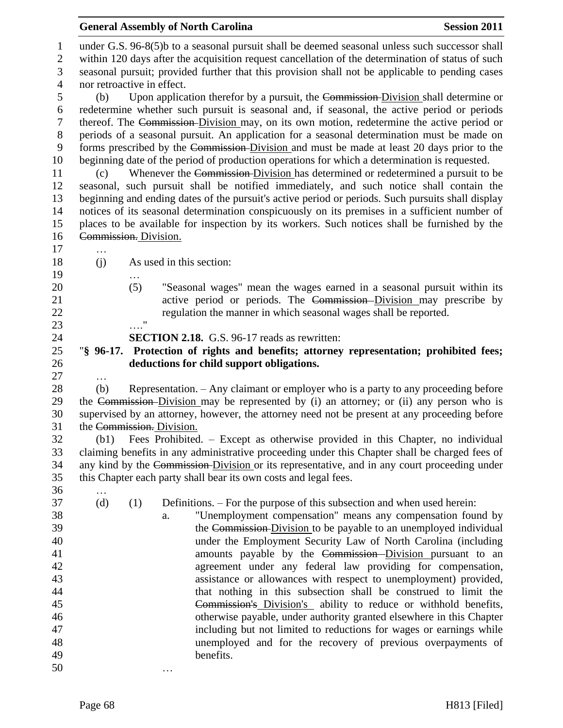under G.S. 96-8(5)b to a seasonal pursuit shall be deemed seasonal unless such successor shall within 120 days after the acquisition request cancellation of the determination of status of such seasonal pursuit; provided further that this provision shall not be applicable to pending cases nor retroactive in effect.

(b) Upon application therefor by a pursuit, the ~~Commission~~ Division shall determine or redetermine whether such pursuit is seasonal and, if seasonal, the active period or periods thereof. The ~~Commission~~ Division may, on its own motion, redetermine the active period or periods of a seasonal pursuit. An application for a seasonal determination must be made on forms prescribed by the ~~Commission~~ Division and must be made at least 20 days prior to the beginning date of the period of production operations for which a determination is requested.

(c) Whenever the ~~Commission~~ Division has determined or redetermined a pursuit to be seasonal, such pursuit shall be notified immediately, and such notice shall contain the beginning and ending dates of the pursuit's active period or periods. Such pursuits shall display notices of its seasonal determination conspicuously on its premises in a sufficient number of places to be available for inspection by its workers. Such notices shall be furnished by the ~~Commission.~~ Division.

…

(j) As used in this section:

…

(5) "Seasonal wages" mean the wages earned in a seasonal pursuit within its active period or periods. The ~~Commission~~ Division may prescribe by regulation the manner in which seasonal wages shall be reported.

…."

**SECTION 2.18.** G.S. 96-17 reads as rewritten:

"**§ 96-17. Protection of rights and benefits; attorney representation; prohibited fees; deductions for child support obligations.**

…

(b) Representation. – Any claimant or employer who is a party to any proceeding before the ~~Commission~~ Division may be represented by (i) an attorney; or (ii) any person who is supervised by an attorney, however, the attorney need not be present at any proceeding before the ~~Commission.~~ Division.

(b1) Fees Prohibited. – Except as otherwise provided in this Chapter, no individual claiming benefits in any administrative proceeding under this Chapter shall be charged fees of any kind by the ~~Commission~~ Division or its representative, and in any court proceeding under this Chapter each party shall bear its own costs and legal fees.

…

(d) (1) Definitions. – For the purpose of this subsection and when used herein:

a. "Unemployment compensation" means any compensation found by the ~~Commission~~ Division to be payable to an unemployed individual under the Employment Security Law of North Carolina (including amounts payable by the ~~Commission~~ Division pursuant to an agreement under any federal law providing for compensation, assistance or allowances with respect to unemployment) provided, that nothing in this subsection shall be construed to limit the ~~Commission's~~ Division's ability to reduce or withhold benefits, otherwise payable, under authority granted elsewhere in this Chapter including but not limited to reductions for wages or earnings while unemployed and for the recovery of previous overpayments of benefits.

…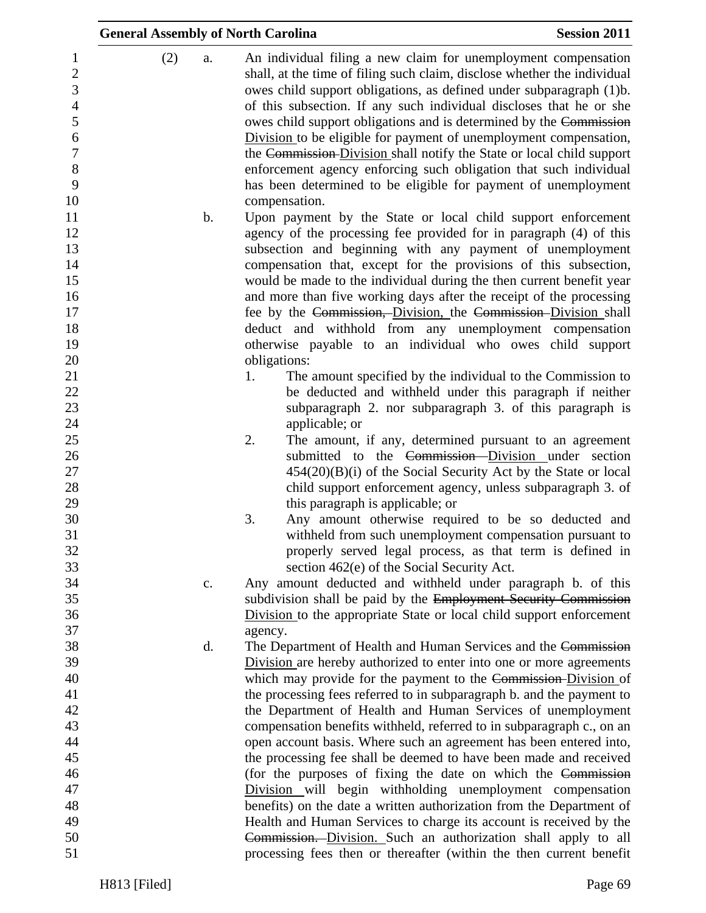(2) a. An individual filing a new claim for unemployment compensation shall, at the time of filing such claim, disclose whether the individual owes child support obligations, as defined under subparagraph (1)b. of this subsection. If any such individual discloses that he or she owes child support obligations and is determined by the ~~Commission~~ Division to be eligible for payment of unemployment compensation, the ~~Commission~~ Division shall notify the State or local child support enforcement agency enforcing such obligation that such individual has been determined to be eligible for payment of unemployment compensation.

b. Upon payment by the State or local child support enforcement agency of the processing fee provided for in paragraph (4) of this subsection and beginning with any payment of unemployment compensation that, except for the provisions of this subsection, would be made to the individual during the then current benefit year and more than five working days after the receipt of the processing fee by the ~~Commission,~~ Division, the ~~Commission~~ Division shall deduct and withhold from any unemployment compensation otherwise payable to an individual who owes child support obligations:

1. The amount specified by the individual to the Commission to be deducted and withheld under this paragraph if neither subparagraph 2. nor subparagraph 3. of this paragraph is applicable; or
2. The amount, if any, determined pursuant to an agreement submitted to the ~~Commission~~ Division under section 454(20)(B)(i) of the Social Security Act by the State or local child support enforcement agency, unless subparagraph 3. of this paragraph is applicable; or
3. Any amount otherwise required to be so deducted and withheld from such unemployment compensation pursuant to properly served legal process, as that term is defined in section 462(e) of the Social Security Act.

c. Any amount deducted and withheld under paragraph b. of this subdivision shall be paid by the ~~Employment Security Commission~~ Division to the appropriate State or local child support enforcement agency.

d. The Department of Health and Human Services and the ~~Commission~~ Division are hereby authorized to enter into one or more agreements which may provide for the payment to the ~~Commission~~ Division of the processing fees referred to in subparagraph b. and the payment to the Department of Health and Human Services of unemployment compensation benefits withheld, referred to in subparagraph c., on an open account basis. Where such an agreement has been entered into, the processing fee shall be deemed to have been made and received (for the purposes of fixing the date on which the ~~Commission~~ Division will begin withholding unemployment compensation benefits) on the date a written authorization from the Department of Health and Human Services to charge its account is received by the ~~Commission.~~ Division. Such an authorization shall apply to all processing fees then or thereafter (within the then current benefit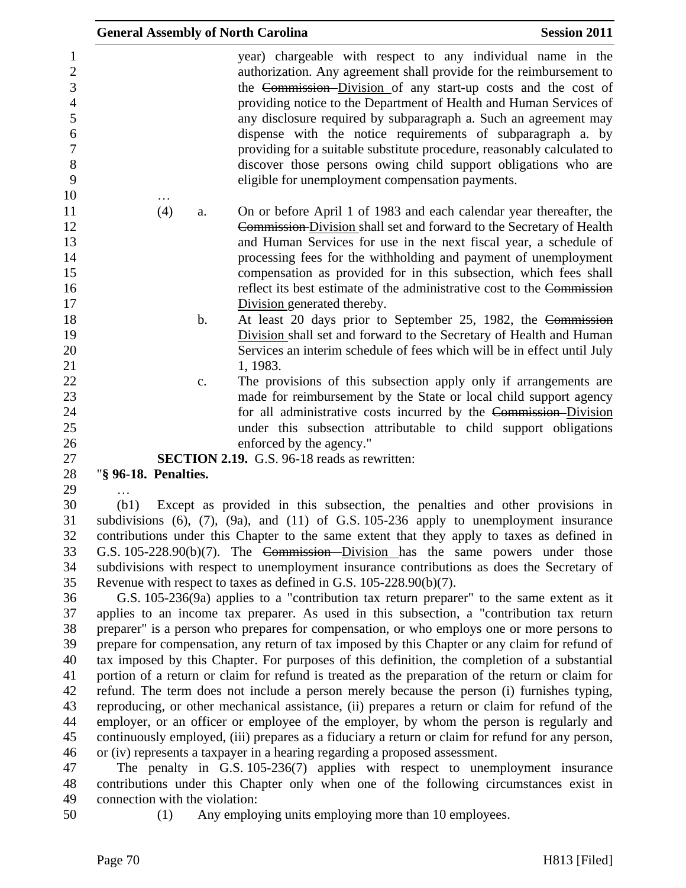year) chargeable with respect to any individual name in the authorization. Any agreement shall provide for the reimbursement to the ~~Commission~~ Division of any start-up costs and the cost of providing notice to the Department of Health and Human Services of any disclosure required by subparagraph a. Such an agreement may dispense with the notice requirements of subparagraph a. by providing for a suitable substitute procedure, reasonably calculated to discover those persons owing child support obligations who are eligible for unemployment compensation payments.

…

(4) a. On or before April 1 of 1983 and each calendar year thereafter, the ~~Commission~~ Division shall set and forward to the Secretary of Health and Human Services for use in the next fiscal year, a schedule of processing fees for the withholding and payment of unemployment compensation as provided for in this subsection, which fees shall reflect its best estimate of the administrative cost to the ~~Commission~~ Division generated thereby.

b. At least 20 days prior to September 25, 1982, the ~~Commission~~ Division shall set and forward to the Secretary of Health and Human Services an interim schedule of fees which will be in effect until July 1, 1983.

c. The provisions of this subsection apply only if arrangements are made for reimbursement by the State or local child support agency for all administrative costs incurred by the ~~Commission~~ Division under this subsection attributable to child support obligations enforced by the agency."

**SECTION 2.19.** G.S. 96-18 reads as rewritten:

"**§ 96-18. Penalties.**

…

(b1) Except as provided in this subsection, the penalties and other provisions in subdivisions (6), (7), (9a), and (11) of G.S. 105-236 apply to unemployment insurance contributions under this Chapter to the same extent that they apply to taxes as defined in G.S. 105-228.90(b)(7). The ~~Commission~~ Division has the same powers under those subdivisions with respect to unemployment insurance contributions as does the Secretary of Revenue with respect to taxes as defined in G.S. 105-228.90(b)(7).

G.S. 105-236(9a) applies to a "contribution tax return preparer" to the same extent as it applies to an income tax preparer. As used in this subsection, a "contribution tax return preparer" is a person who prepares for compensation, or who employs one or more persons to prepare for compensation, any return of tax imposed by this Chapter or any claim for refund of tax imposed by this Chapter. For purposes of this definition, the completion of a substantial portion of a return or claim for refund is treated as the preparation of the return or claim for refund. The term does not include a person merely because the person (i) furnishes typing, reproducing, or other mechanical assistance, (ii) prepares a return or claim for refund of the employer, or an officer or employee of the employer, by whom the person is regularly and continuously employed, (iii) prepares as a fiduciary a return or claim for refund for any person, or (iv) represents a taxpayer in a hearing regarding a proposed assessment.

The penalty in G.S. 105-236(7) applies with respect to unemployment insurance contributions under this Chapter only when one of the following circumstances exist in connection with the violation:

(1) Any employing units employing more than 10 employees.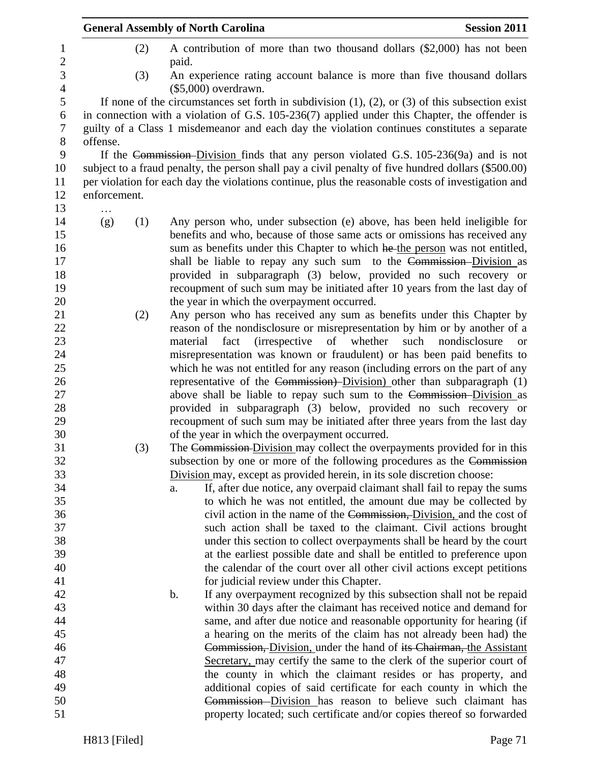(2) A contribution of more than two thousand dollars ($2,000) has not been paid.

(3) An experience rating account balance is more than five thousand dollars ($5,000) overdrawn.

If none of the circumstances set forth in subdivision (1), (2), or (3) of this subsection exist in connection with a violation of G.S. 105-236(7) applied under this Chapter, the offender is guilty of a Class 1 misdemeanor and each day the violation continues constitutes a separate offense.

If the ~~Commission~~ Division finds that any person violated G.S. 105-236(9a) and is not subject to a fraud penalty, the person shall pay a civil penalty of five hundred dollars ($500.00) per violation for each day the violations continue, plus the reasonable costs of investigation and enforcement.

…

(g) (1) Any person who, under subsection (e) above, has been held ineligible for benefits and who, because of those same acts or omissions has received any sum as benefits under this Chapter to which ~~he~~ the person was not entitled, shall be liable to repay any such sum to the ~~Commission~~ Division as provided in subparagraph (3) below, provided no such recovery or recoupment of such sum may be initiated after 10 years from the last day of the year in which the overpayment occurred.

(2) Any person who has received any sum as benefits under this Chapter by reason of the nondisclosure or misrepresentation by him or by another of a material fact (irrespective of whether such nondisclosure or misrepresentation was known or fraudulent) or has been paid benefits to which he was not entitled for any reason (including errors on the part of any representative of the ~~Commission)~~ Division) other than subparagraph (1) above shall be liable to repay such sum to the ~~Commission~~ Division as provided in subparagraph (3) below, provided no such recovery or recoupment of such sum may be initiated after three years from the last day of the year in which the overpayment occurred.

(3) The ~~Commission~~ Division may collect the overpayments provided for in this subsection by one or more of the following procedures as the ~~Commission~~ Division may, except as provided herein, in its sole discretion choose:

a. If, after due notice, any overpaid claimant shall fail to repay the sums to which he was not entitled, the amount due may be collected by civil action in the name of the ~~Commission,~~ Division, and the cost of such action shall be taxed to the claimant. Civil actions brought under this section to collect overpayments shall be heard by the court at the earliest possible date and shall be entitled to preference upon the calendar of the court over all other civil actions except petitions for judicial review under this Chapter.

b. If any overpayment recognized by this subsection shall not be repaid within 30 days after the claimant has received notice and demand for same, and after due notice and reasonable opportunity for hearing (if a hearing on the merits of the claim has not already been had) the ~~Commission,~~ Division, under the hand of ~~its Chairman,~~ the Assistant Secretary, may certify the same to the clerk of the superior court of the county in which the claimant resides or has property, and additional copies of said certificate for each county in which the ~~Commission~~ Division has reason to believe such claimant has property located; such certificate and/or copies thereof so forwarded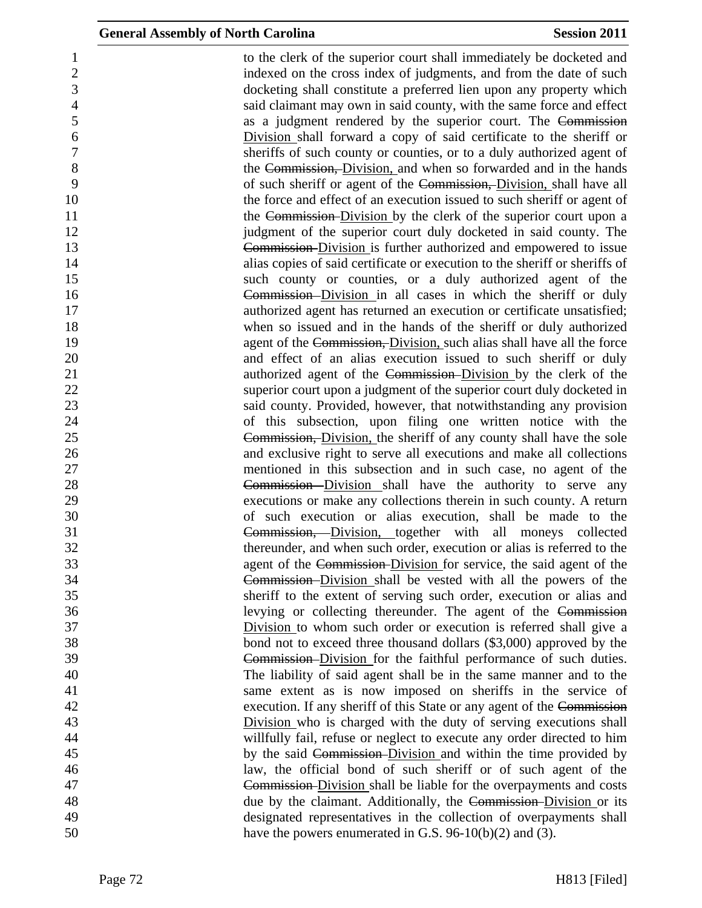to the clerk of the superior court shall immediately be docketed and indexed on the cross index of judgments, and from the date of such docketing shall constitute a preferred lien upon any property which said claimant may own in said county, with the same force and effect as a judgment rendered by the superior court. The ~~Commission~~ <u>Division</u> shall forward a copy of said certificate to the sheriff or sheriffs of such county or counties, or to a duly authorized agent of the ~~Commission,~~ <u>Division,</u> and when so forwarded and in the hands of such sheriff or agent of the ~~Commission,~~ <u>Division,</u> shall have all the force and effect of an execution issued to such sheriff or agent of the ~~Commission~~ <u>Division</u> by the clerk of the superior court upon a judgment of the superior court duly docketed in said county. The ~~Commission~~ <u>Division</u> is further authorized and empowered to issue alias copies of said certificate or execution to the sheriff or sheriffs of such county or counties, or a duly authorized agent of the ~~Commission~~ <u>Division</u> in all cases in which the sheriff or duly authorized agent has returned an execution or certificate unsatisfied; when so issued and in the hands of the sheriff or duly authorized agent of the ~~Commission,~~ <u>Division,</u> such alias shall have all the force and effect of an alias execution issued to such sheriff or duly authorized agent of the ~~Commission~~ <u>Division</u> by the clerk of the superior court upon a judgment of the superior court duly docketed in said county. Provided, however, that notwithstanding any provision of this subsection, upon filing one written notice with the ~~Commission,~~ <u>Division,</u> the sheriff of any county shall have the sole and exclusive right to serve all executions and make all collections mentioned in this subsection and in such case, no agent of the ~~Commission~~ <u>Division</u> shall have the authority to serve any executions or make any collections therein in such county. A return of such execution or alias execution, shall be made to the ~~Commission,~~ <u>Division,</u> together with all moneys collected thereunder, and when such order, execution or alias is referred to the agent of the ~~Commission~~ <u>Division</u> for service, the said agent of the ~~Commission~~ <u>Division</u> shall be vested with all the powers of the sheriff to the extent of serving such order, execution or alias and levying or collecting thereunder. The agent of the ~~Commission~~ <u>Division</u> to whom such order or execution is referred shall give a bond not to exceed three thousand dollars ($3,000) approved by the ~~Commission~~ <u>Division</u> for the faithful performance of such duties. The liability of said agent shall be in the same manner and to the same extent as is now imposed on sheriffs in the service of execution. If any sheriff of this State or any agent of the ~~Commission~~ <u>Division</u> who is charged with the duty of serving executions shall willfully fail, refuse or neglect to execute any order directed to him by the said ~~Commission~~ <u>Division</u> and within the time provided by law, the official bond of such sheriff or of such agent of the ~~Commission~~ <u>Division</u> shall be liable for the overpayments and costs due by the claimant. Additionally, the ~~Commission~~ <u>Division</u> or its designated representatives in the collection of overpayments shall have the powers enumerated in G.S. 96-10(b)(2) and (3).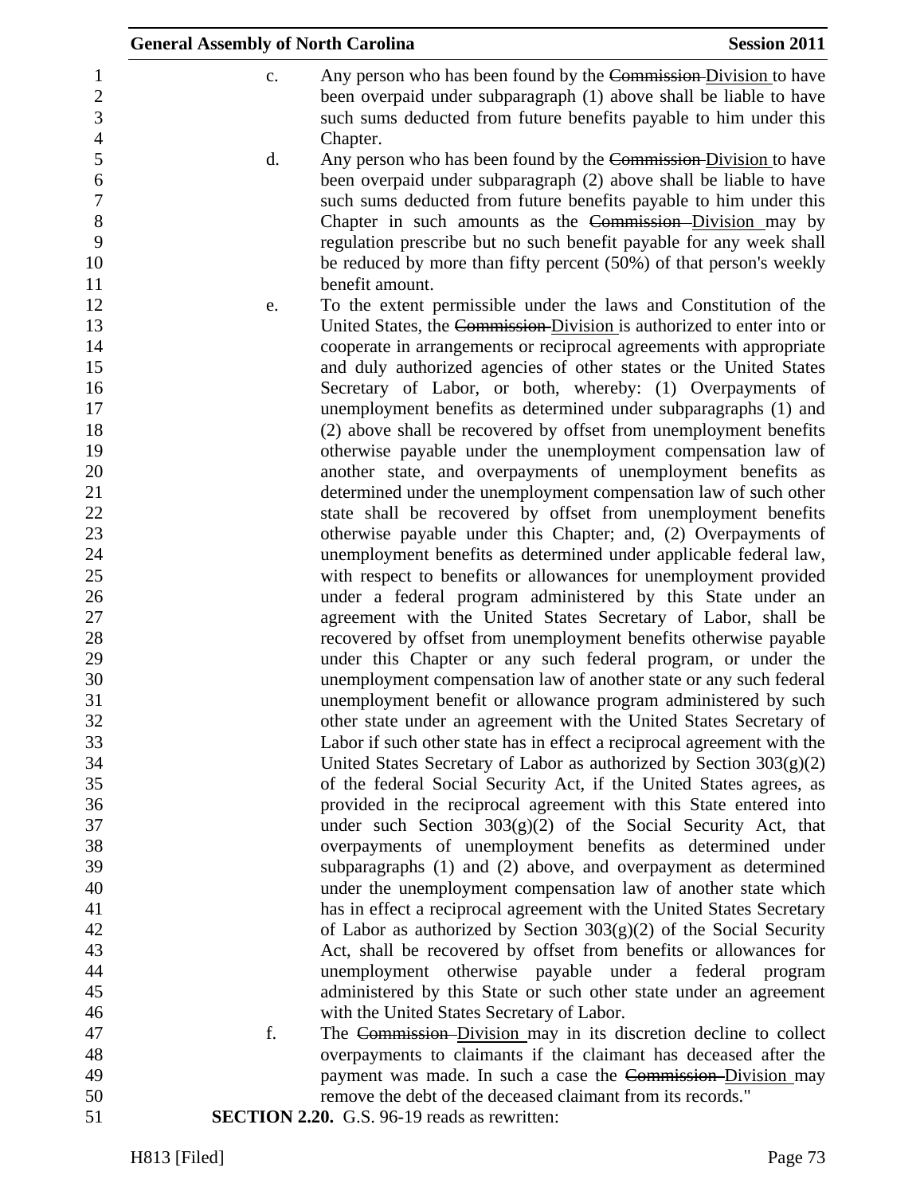c. Any person who has been found by the ~~Commission~~ Division to have been overpaid under subparagraph (1) above shall be liable to have such sums deducted from future benefits payable to him under this Chapter.

d. Any person who has been found by the ~~Commission~~ Division to have been overpaid under subparagraph (2) above shall be liable to have such sums deducted from future benefits payable to him under this Chapter in such amounts as the ~~Commission~~ Division may by regulation prescribe but no such benefit payable for any week shall be reduced by more than fifty percent (50%) of that person's weekly benefit amount.

e. To the extent permissible under the laws and Constitution of the United States, the ~~Commission~~ Division is authorized to enter into or cooperate in arrangements or reciprocal agreements with appropriate and duly authorized agencies of other states or the United States Secretary of Labor, or both, whereby: (1) Overpayments of unemployment benefits as determined under subparagraphs (1) and (2) above shall be recovered by offset from unemployment benefits otherwise payable under the unemployment compensation law of another state, and overpayments of unemployment benefits as determined under the unemployment compensation law of such other state shall be recovered by offset from unemployment benefits otherwise payable under this Chapter; and, (2) Overpayments of unemployment benefits as determined under applicable federal law, with respect to benefits or allowances for unemployment provided under a federal program administered by this State under an agreement with the United States Secretary of Labor, shall be recovered by offset from unemployment benefits otherwise payable under this Chapter or any such federal program, or under the unemployment compensation law of another state or any such federal unemployment benefit or allowance program administered by such other state under an agreement with the United States Secretary of Labor if such other state has in effect a reciprocal agreement with the United States Secretary of Labor as authorized by Section 303(g)(2) of the federal Social Security Act, if the United States agrees, as provided in the reciprocal agreement with this State entered into under such Section 303(g)(2) of the Social Security Act, that overpayments of unemployment benefits as determined under subparagraphs (1) and (2) above, and overpayment as determined under the unemployment compensation law of another state which has in effect a reciprocal agreement with the United States Secretary of Labor as authorized by Section 303(g)(2) of the Social Security Act, shall be recovered by offset from benefits or allowances for unemployment otherwise payable under a federal program administered by this State or such other state under an agreement with the United States Secretary of Labor.

f. The ~~Commission~~ Division may in its discretion decline to collect overpayments to claimants if the claimant has deceased after the payment was made. In such a case the ~~Commission~~ Division may remove the debt of the deceased claimant from its records."

**SECTION 2.20.** G.S. 96-19 reads as rewritten: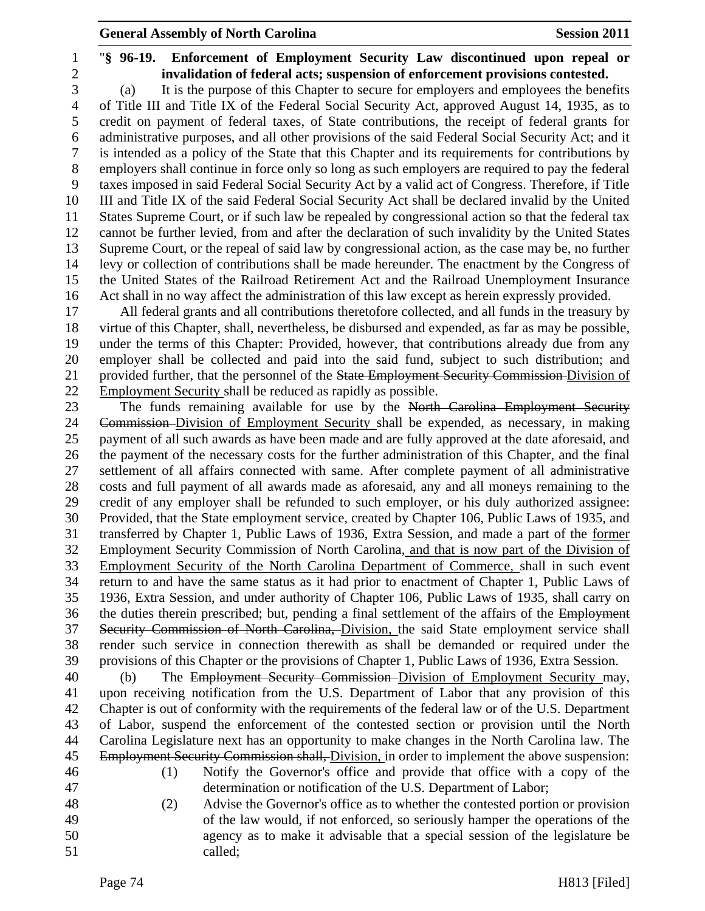"**§ 96-19. Enforcement of Employment Security Law discontinued upon repeal or invalidation of federal acts; suspension of enforcement provisions contested.**

(a) It is the purpose of this Chapter to secure for employers and employees the benefits of Title III and Title IX of the Federal Social Security Act, approved August 14, 1935, as to credit on payment of federal taxes, of State contributions, the receipt of federal grants for administrative purposes, and all other provisions of the said Federal Social Security Act; and it is intended as a policy of the State that this Chapter and its requirements for contributions by employers shall continue in force only so long as such employers are required to pay the federal taxes imposed in said Federal Social Security Act by a valid act of Congress. Therefore, if Title III and Title IX of the said Federal Social Security Act shall be declared invalid by the United States Supreme Court, or if such law be repealed by congressional action so that the federal tax cannot be further levied, from and after the declaration of such invalidity by the United States Supreme Court, or the repeal of said law by congressional action, as the case may be, no further levy or collection of contributions shall be made hereunder. The enactment by the Congress of the United States of the Railroad Retirement Act and the Railroad Unemployment Insurance Act shall in no way affect the administration of this law except as herein expressly provided.

All federal grants and all contributions theretofore collected, and all funds in the treasury by virtue of this Chapter, shall, nevertheless, be disbursed and expended, as far as may be possible, under the terms of this Chapter: Provided, however, that contributions already due from any employer shall be collected and paid into the said fund, subject to such distribution; and provided further, that the personnel of the ~~State Employment Security Commission~~ Division of Employment Security shall be reduced as rapidly as possible.

The funds remaining available for use by the ~~North Carolina Employment Security Commission~~ Division of Employment Security shall be expended, as necessary, in making payment of all such awards as have been made and are fully approved at the date aforesaid, and the payment of the necessary costs for the further administration of this Chapter, and the final settlement of all affairs connected with same. After complete payment of all administrative costs and full payment of all awards made as aforesaid, any and all moneys remaining to the credit of any employer shall be refunded to such employer, or his duly authorized assignee: Provided, that the State employment service, created by Chapter 106, Public Laws of 1935, and transferred by Chapter 1, Public Laws of 1936, Extra Session, and made a part of the former Employment Security Commission of North Carolina, and that is now part of the Division of Employment Security of the North Carolina Department of Commerce, shall in such event return to and have the same status as it had prior to enactment of Chapter 1, Public Laws of 1936, Extra Session, and under authority of Chapter 106, Public Laws of 1935, shall carry on the duties therein prescribed; but, pending a final settlement of the affairs of the ~~Employment Security Commission of North Carolina,~~ Division, the said State employment service shall render such service in connection therewith as shall be demanded or required under the provisions of this Chapter or the provisions of Chapter 1, Public Laws of 1936, Extra Session.

(b) The ~~Employment Security Commission~~ Division of Employment Security may, upon receiving notification from the U.S. Department of Labor that any provision of this Chapter is out of conformity with the requirements of the federal law or of the U.S. Department of Labor, suspend the enforcement of the contested section or provision until the North Carolina Legislature next has an opportunity to make changes in the North Carolina law. The ~~Employment Security Commission shall,~~ Division, in order to implement the above suspension:

(1) Notify the Governor's office and provide that office with a copy of the determination or notification of the U.S. Department of Labor;

(2) Advise the Governor's office as to whether the contested portion or provision of the law would, if not enforced, so seriously hamper the operations of the agency as to make it advisable that a special session of the legislature be called;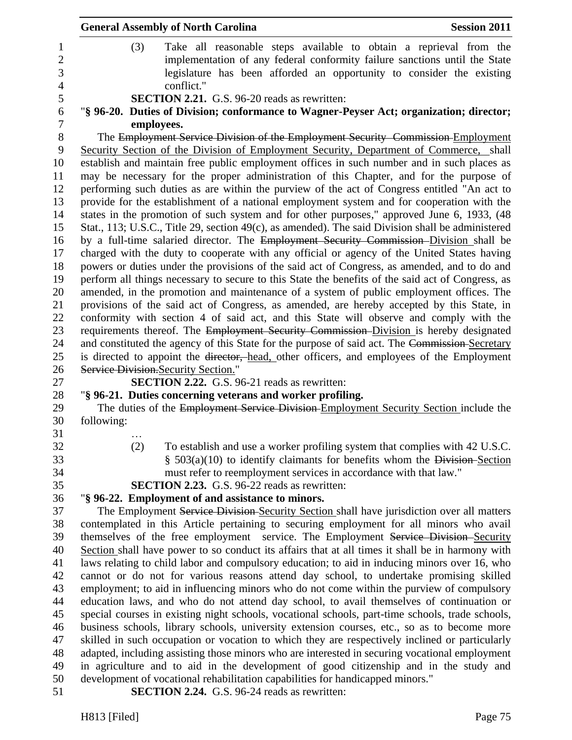(3) Take all reasonable steps available to obtain a reprieval from the implementation of any federal conformity failure sanctions until the State legislature has been afforded an opportunity to consider the existing conflict."

**SECTION 2.21.** G.S. 96-20 reads as rewritten:

"**§ 96-20. Duties of Division; conformance to Wagner-Peyser Act; organization; director; employees.**

The ~~Employment Service Division of the Employment Security Commission~~ Employment Security Section of the Division of Employment Security, Department of Commerce, shall establish and maintain free public employment offices in such number and in such places as may be necessary for the proper administration of this Chapter, and for the purpose of performing such duties as are within the purview of the act of Congress entitled "An act to provide for the establishment of a national employment system and for cooperation with the states in the promotion of such system and for other purposes," approved June 6, 1933, (48 Stat., 113; U.S.C., Title 29, section 49(c), as amended). The said Division shall be administered by a full-time salaried director. The ~~Employment Security Commission~~ Division shall be charged with the duty to cooperate with any official or agency of the United States having powers or duties under the provisions of the said act of Congress, as amended, and to do and perform all things necessary to secure to this State the benefits of the said act of Congress, as amended, in the promotion and maintenance of a system of public employment offices. The provisions of the said act of Congress, as amended, are hereby accepted by this State, in conformity with section 4 of said act, and this State will observe and comply with the requirements thereof. The ~~Employment Security Commission~~ Division is hereby designated and constituted the agency of this State for the purpose of said act. The ~~Commission~~ Secretary is directed to appoint the ~~director,~~ head, other officers, and employees of the Employment ~~Service Division.~~Security Section."

**SECTION 2.22.** G.S. 96-21 reads as rewritten:

"**§ 96-21. Duties concerning veterans and worker profiling.**

The duties of the ~~Employment Service Division~~ Employment Security Section include the following:

…

(2) To establish and use a worker profiling system that complies with 42 U.S.C. § 503(a)(10) to identify claimants for benefits whom the ~~Division~~ Section must refer to reemployment services in accordance with that law."

**SECTION 2.23.** G.S. 96-22 reads as rewritten:

"**§ 96-22. Employment of and assistance to minors.**

The Employment ~~Service Division~~ Security Section shall have jurisdiction over all matters contemplated in this Article pertaining to securing employment for all minors who avail themselves of the free employment service. The Employment ~~Service Division~~ Security Section shall have power to so conduct its affairs that at all times it shall be in harmony with laws relating to child labor and compulsory education; to aid in inducing minors over 16, who cannot or do not for various reasons attend day school, to undertake promising skilled employment; to aid in influencing minors who do not come within the purview of compulsory education laws, and who do not attend day school, to avail themselves of continuation or special courses in existing night schools, vocational schools, part-time schools, trade schools, business schools, library schools, university extension courses, etc., so as to become more skilled in such occupation or vocation to which they are respectively inclined or particularly adapted, including assisting those minors who are interested in securing vocational employment in agriculture and to aid in the development of good citizenship and in the study and development of vocational rehabilitation capabilities for handicapped minors."

**SECTION 2.24.** G.S. 96-24 reads as rewritten: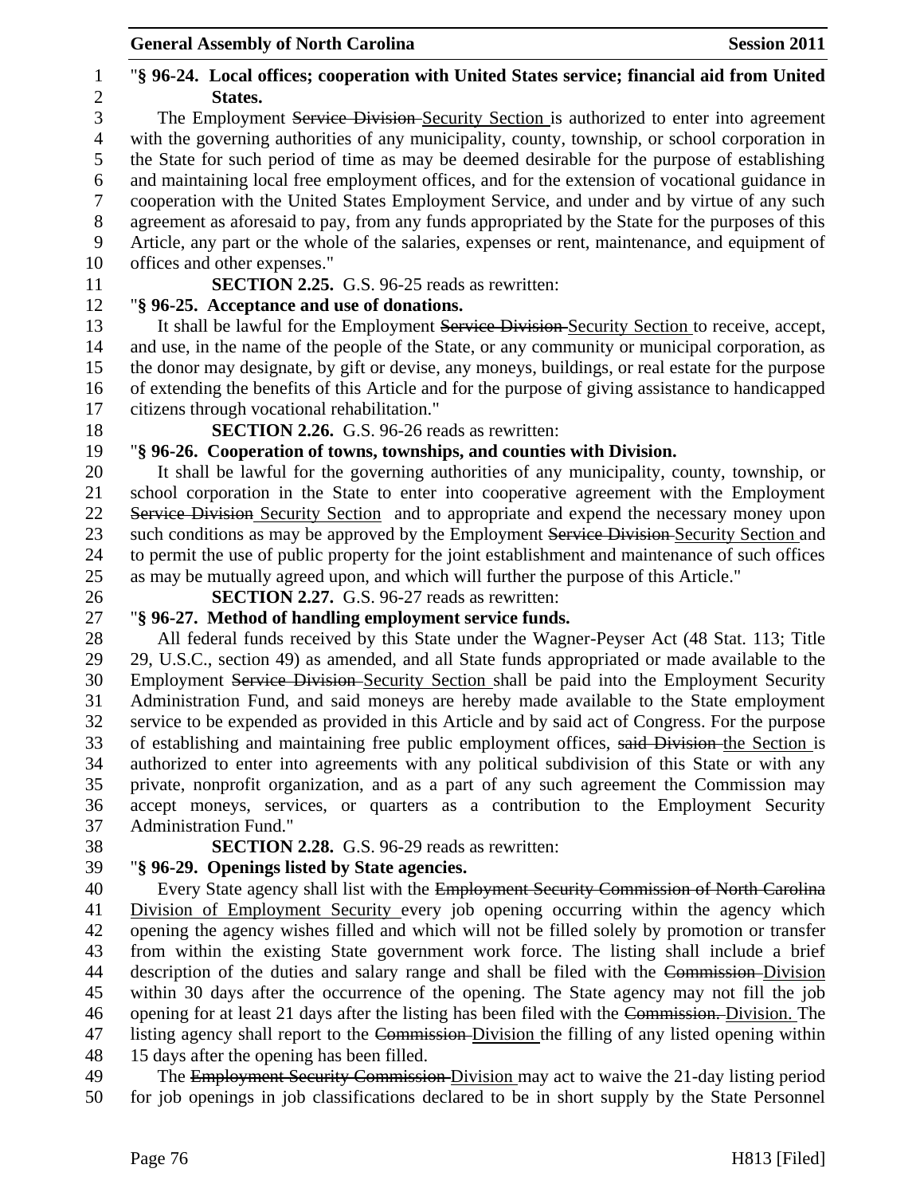"**§ 96-24. Local offices; cooperation with United States service; financial aid from United States.**

The Employment ~~Service Division~~ Security Section is authorized to enter into agreement with the governing authorities of any municipality, county, township, or school corporation in the State for such period of time as may be deemed desirable for the purpose of establishing and maintaining local free employment offices, and for the extension of vocational guidance in cooperation with the United States Employment Service, and under and by virtue of any such agreement as aforesaid to pay, from any funds appropriated by the State for the purposes of this Article, any part or the whole of the salaries, expenses or rent, maintenance, and equipment of offices and other expenses."

**SECTION 2.25.** G.S. 96-25 reads as rewritten:

"**§ 96-25. Acceptance and use of donations.**

It shall be lawful for the Employment ~~Service Division~~ Security Section to receive, accept, and use, in the name of the people of the State, or any community or municipal corporation, as the donor may designate, by gift or devise, any moneys, buildings, or real estate for the purpose of extending the benefits of this Article and for the purpose of giving assistance to handicapped citizens through vocational rehabilitation."

**SECTION 2.26.** G.S. 96-26 reads as rewritten:

"**§ 96-26. Cooperation of towns, townships, and counties with Division.**

It shall be lawful for the governing authorities of any municipality, county, township, or school corporation in the State to enter into cooperative agreement with the Employment ~~Service Division~~ Security Section and to appropriate and expend the necessary money upon such conditions as may be approved by the Employment ~~Service Division~~ Security Section and to permit the use of public property for the joint establishment and maintenance of such offices as may be mutually agreed upon, and which will further the purpose of this Article."

**SECTION 2.27.** G.S. 96-27 reads as rewritten:

"**§ 96-27. Method of handling employment service funds.**

All federal funds received by this State under the Wagner-Peyser Act (48 Stat. 113; Title 29, U.S.C., section 49) as amended, and all State funds appropriated or made available to the Employment ~~Service Division~~ Security Section shall be paid into the Employment Security Administration Fund, and said moneys are hereby made available to the State employment service to be expended as provided in this Article and by said act of Congress. For the purpose of establishing and maintaining free public employment offices, ~~said Division~~ the Section is authorized to enter into agreements with any political subdivision of this State or with any private, nonprofit organization, and as a part of any such agreement the Commission may accept moneys, services, or quarters as a contribution to the Employment Security Administration Fund."

**SECTION 2.28.** G.S. 96-29 reads as rewritten:

"**§ 96-29. Openings listed by State agencies.**

Every State agency shall list with the ~~Employment Security Commission of North Carolina~~ Division of Employment Security every job opening occurring within the agency which opening the agency wishes filled and which will not be filled solely by promotion or transfer from within the existing State government work force. The listing shall include a brief description of the duties and salary range and shall be filed with the ~~Commission~~ Division within 30 days after the occurrence of the opening. The State agency may not fill the job opening for at least 21 days after the listing has been filed with the ~~Commission.~~ Division. The listing agency shall report to the ~~Commission~~ Division the filling of any listed opening within 15 days after the opening has been filled.

The ~~Employment Security Commission~~ Division may act to waive the 21-day listing period for job openings in job classifications declared to be in short supply by the State Personnel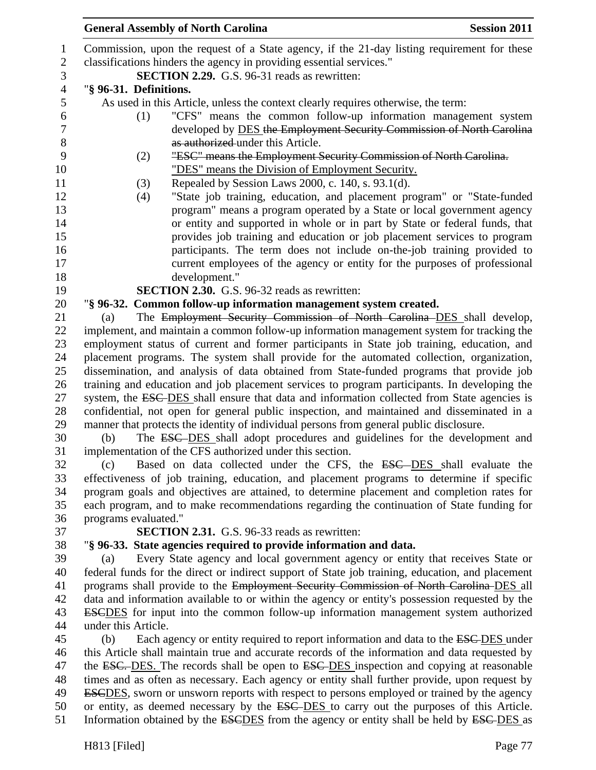Commission, upon the request of a State agency, if the 21-day listing requirement for these classifications hinders the agency in providing essential services."

**SECTION 2.29.** G.S. 96-31 reads as rewritten:

"**§ 96-31. Definitions.**

As used in this Article, unless the context clearly requires otherwise, the term:

(1) "CFS" means the common follow-up information management system developed by <u>DES</u> ~~the Employment Security Commission of North Carolina as authorized~~ under this Article.

(2) ~~"ESC" means the Employment Security Commission of North Carolina.~~ <u>"DES" means the Division of Employment Security.</u>

(3) Repealed by Session Laws 2000, c. 140, s. 93.1(d).

(4) "State job training, education, and placement program" or "State-funded program" means a program operated by a State or local government agency or entity and supported in whole or in part by State or federal funds, that provides job training and education or job placement services to program participants. The term does not include on-the-job training provided to current employees of the agency or entity for the purposes of professional development."

**SECTION 2.30.** G.S. 96-32 reads as rewritten:

"**§ 96-32. Common follow-up information management system created.**

(a) The ~~Employment Security Commission of North Carolina~~ <u>DES</u> shall develop, implement, and maintain a common follow-up information management system for tracking the employment status of current and former participants in State job training, education, and placement programs. The system shall provide for the automated collection, organization, dissemination, and analysis of data obtained from State-funded programs that provide job training and education and job placement services to program participants. In developing the system, the ~~ESC~~ <u>DES</u> shall ensure that data and information collected from State agencies is confidential, not open for general public inspection, and maintained and disseminated in a manner that protects the identity of individual persons from general public disclosure.

(b) The ~~ESC~~ <u>DES</u> shall adopt procedures and guidelines for the development and implementation of the CFS authorized under this section.

(c) Based on data collected under the CFS, the ~~ESC~~ <u>DES</u> shall evaluate the effectiveness of job training, education, and placement programs to determine if specific program goals and objectives are attained, to determine placement and completion rates for each program, and to make recommendations regarding the continuation of State funding for programs evaluated."

**SECTION 2.31.** G.S. 96-33 reads as rewritten:

"**§ 96-33. State agencies required to provide information and data.**

(a) Every State agency and local government agency or entity that receives State or federal funds for the direct or indirect support of State job training, education, and placement programs shall provide to the ~~Employment Security Commission of North Carolina~~ <u>DES</u> all data and information available to or within the agency or entity's possession requested by the ~~ESC~~<u>DES</u> for input into the common follow-up information management system authorized under this Article.

(b) Each agency or entity required to report information and data to the ~~ESC~~ <u>DES</u> under this Article shall maintain true and accurate records of the information and data requested by the ~~ESC.~~ <u>DES.</u> The records shall be open to ~~ESC~~ <u>DES</u> inspection and copying at reasonable times and as often as necessary. Each agency or entity shall further provide, upon request by ~~ESC~~<u>DES</u>, sworn or unsworn reports with respect to persons employed or trained by the agency or entity, as deemed necessary by the ~~ESC~~ <u>DES</u> to carry out the purposes of this Article. Information obtained by the ~~ESC~~<u>DES</u> from the agency or entity shall be held by ~~ESC~~ <u>DES</u> as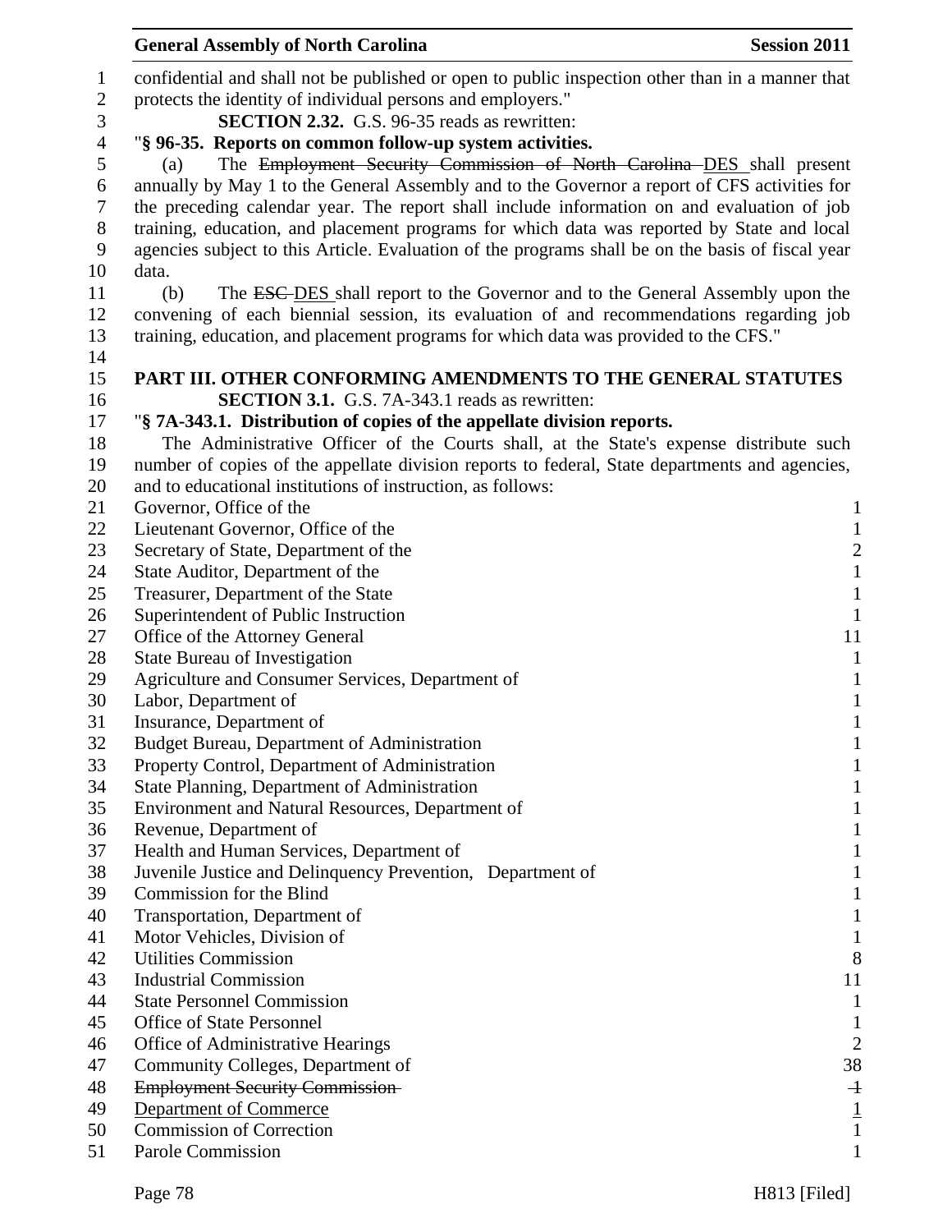confidential and shall not be published or open to public inspection other than in a manner that protects the identity of individual persons and employers."

**SECTION 2.32.** G.S. 96-35 reads as rewritten:

"**§ 96-35. Reports on common follow-up system activities.**

(a) The ~~Employment Security Commission of North Carolina~~ DES shall present annually by May 1 to the General Assembly and to the Governor a report of CFS activities for the preceding calendar year. The report shall include information on and evaluation of job training, education, and placement programs for which data was reported by State and local agencies subject to this Article. Evaluation of the programs shall be on the basis of fiscal year data.

(b) The ~~ESC~~ DES shall report to the Governor and to the General Assembly upon the convening of each biennial session, its evaluation of and recommendations regarding job training, education, and placement programs for which data was provided to the CFS."

**PART III. OTHER CONFORMING AMENDMENTS TO THE GENERAL STATUTES**

**SECTION 3.1.** G.S. 7A-343.1 reads as rewritten:

"**§ 7A-343.1. Distribution of copies of the appellate division reports.**

The Administrative Officer of the Courts shall, at the State's expense distribute such number of copies of the appellate division reports to federal, State departments and agencies, and to educational institutions of instruction, as follows:

| | |
|---|---|
| Governor, Office of the | 1 |
| Lieutenant Governor, Office of the | 1 |
| Secretary of State, Department of the | 2 |
| State Auditor, Department of the | 1 |
| Treasurer, Department of the State | 1 |
| Superintendent of Public Instruction | 1 |
| Office of the Attorney General | 11 |
| State Bureau of Investigation | 1 |
| Agriculture and Consumer Services, Department of | 1 |
| Labor, Department of | 1 |
| Insurance, Department of | 1 |
| Budget Bureau, Department of Administration | 1 |
| Property Control, Department of Administration | 1 |
| State Planning, Department of Administration | 1 |
| Environment and Natural Resources, Department of | 1 |
| Revenue, Department of | 1 |
| Health and Human Services, Department of | 1 |
| Juvenile Justice and Delinquency Prevention, Department of | 1 |
| Commission for the Blind | 1 |
| Transportation, Department of | 1 |
| Motor Vehicles, Division of | 1 |
| Utilities Commission | 8 |
| Industrial Commission | 11 |
| State Personnel Commission | 1 |
| Office of State Personnel | 1 |
| Office of Administrative Hearings | 2 |
| Community Colleges, Department of | 38 |
| ~~Employment Security Commission~~ | ~~1~~ |
| <u>Department of Commerce</u> | <u>1</u> |
| Commission of Correction | 1 |
| Parole Commission | 1 |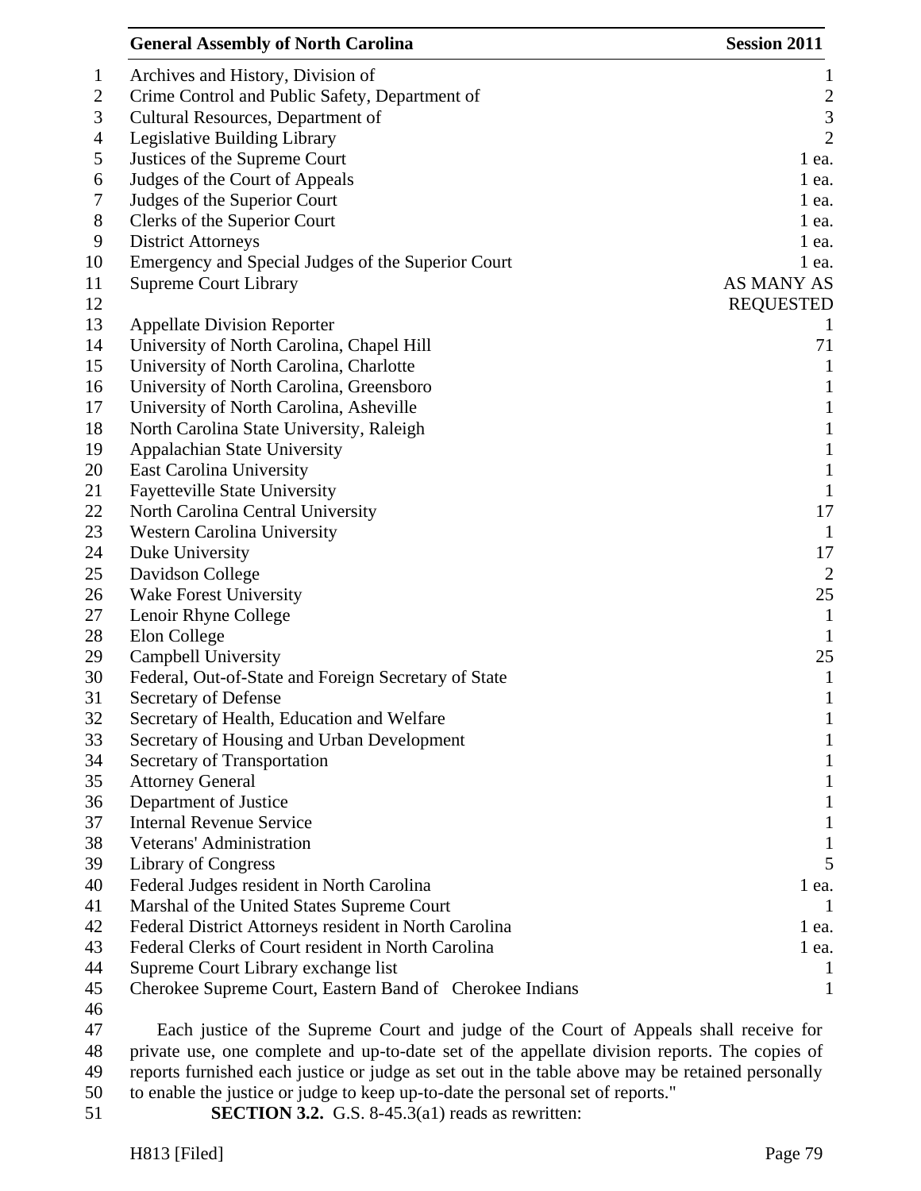| | |
|---|---|
| Archives and History, Division of | 1 |
| Crime Control and Public Safety, Department of | 2 |
| Cultural Resources, Department of | 3 |
| Legislative Building Library | 2 |
| Justices of the Supreme Court | 1 ea. |
| Judges of the Court of Appeals | 1 ea. |
| Judges of the Superior Court | 1 ea. |
| Clerks of the Superior Court | 1 ea. |
| District Attorneys | 1 ea. |
| Emergency and Special Judges of the Superior Court | 1 ea. |
| Supreme Court Library | AS MANY AS REQUESTED |
| Appellate Division Reporter | 1 |
| University of North Carolina, Chapel Hill | 71 |
| University of North Carolina, Charlotte | 1 |
| University of North Carolina, Greensboro | 1 |
| University of North Carolina, Asheville | 1 |
| North Carolina State University, Raleigh | 1 |
| Appalachian State University | 1 |
| East Carolina University | 1 |
| Fayetteville State University | 1 |
| North Carolina Central University | 17 |
| Western Carolina University | 1 |
| Duke University | 17 |
| Davidson College | 2 |
| Wake Forest University | 25 |
| Lenoir Rhyne College | 1 |
| Elon College | 1 |
| Campbell University | 25 |
| Federal, Out-of-State and Foreign Secretary of State | 1 |
| Secretary of Defense | 1 |
| Secretary of Health, Education and Welfare | 1 |
| Secretary of Housing and Urban Development | 1 |
| Secretary of Transportation | 1 |
| Attorney General | 1 |
| Department of Justice | 1 |
| Internal Revenue Service | 1 |
| Veterans' Administration | 1 |
| Library of Congress | 5 |
| Federal Judges resident in North Carolina | 1 ea. |
| Marshal of the United States Supreme Court | 1 |
| Federal District Attorneys resident in North Carolina | 1 ea. |
| Federal Clerks of Court resident in North Carolina | 1 ea. |
| Supreme Court Library exchange list | 1 |
| Cherokee Supreme Court, Eastern Band of Cherokee Indians | 1 |

Each justice of the Supreme Court and judge of the Court of Appeals shall receive for private use, one complete and up-to-date set of the appellate division reports. The copies of reports furnished each justice or judge as set out in the table above may be retained personally to enable the justice or judge to keep up-to-date the personal set of reports."

**SECTION 3.2.** G.S. 8-45.3(a1) reads as rewritten: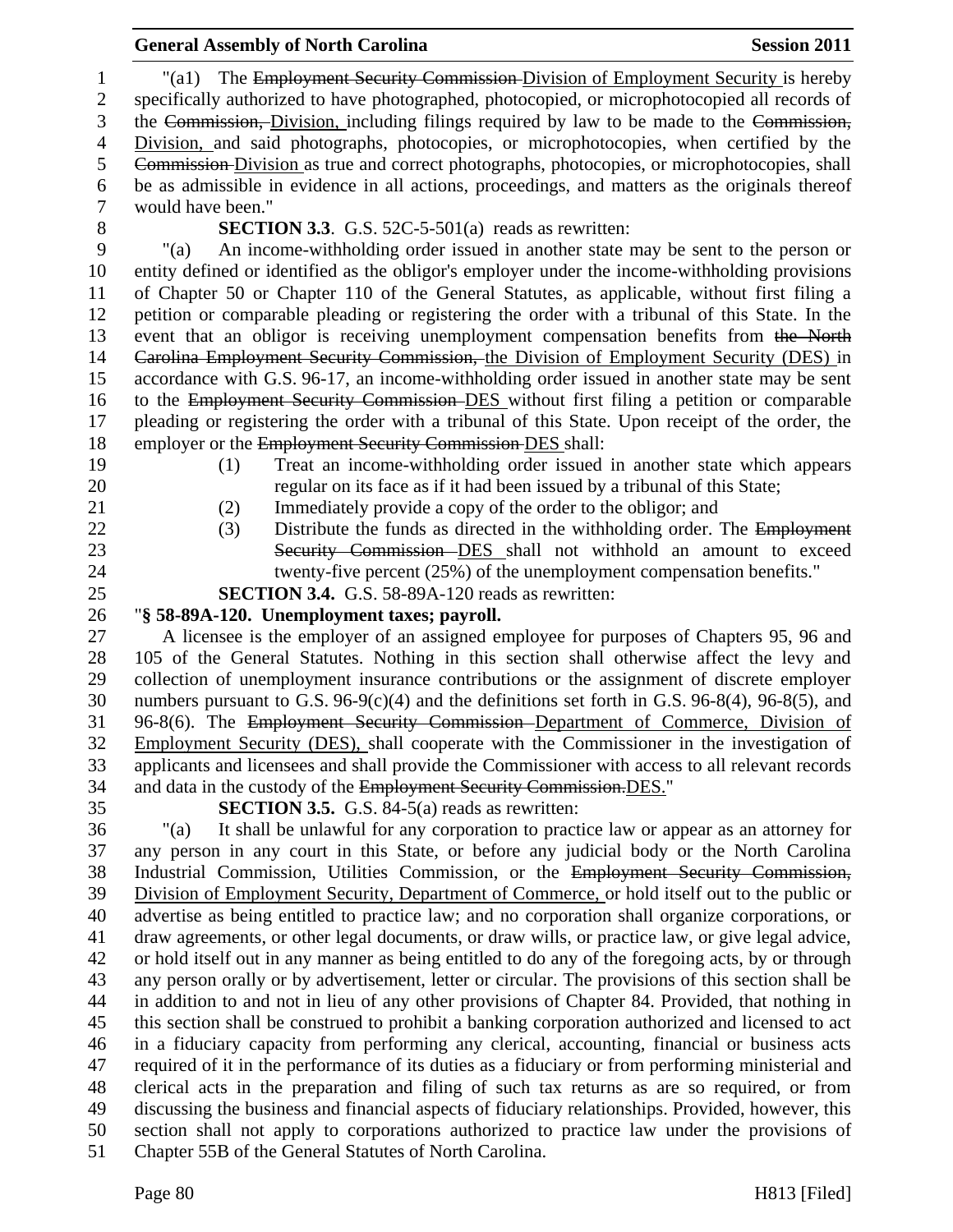"(a1) The ~~Employment Security Commission~~ Division of Employment Security is hereby specifically authorized to have photographed, photocopied, or microphotocopied all records of the ~~Commission,~~ Division, including filings required by law to be made to the ~~Commission,~~ Division, and said photographs, photocopies, or microphotocopies, when certified by the ~~Commission~~ Division as true and correct photographs, photocopies, or microphotocopies, shall be as admissible in evidence in all actions, proceedings, and matters as the originals thereof would have been."

**SECTION 3.3**. G.S. 52C-5-501(a) reads as rewritten:

"(a) An income-withholding order issued in another state may be sent to the person or entity defined or identified as the obligor's employer under the income-withholding provisions of Chapter 50 or Chapter 110 of the General Statutes, as applicable, without first filing a petition or comparable pleading or registering the order with a tribunal of this State. In the event that an obligor is receiving unemployment compensation benefits from ~~the North Carolina Employment Security Commission,~~ the Division of Employment Security (DES) in accordance with G.S. 96-17, an income-withholding order issued in another state may be sent to the ~~Employment Security Commission~~ DES without first filing a petition or comparable pleading or registering the order with a tribunal of this State. Upon receipt of the order, the employer or the ~~Employment Security Commission~~ DES shall:

(1) Treat an income-withholding order issued in another state which appears regular on its face as if it had been issued by a tribunal of this State;

(2) Immediately provide a copy of the order to the obligor; and

(3) Distribute the funds as directed in the withholding order. The ~~Employment Security Commission~~ DES shall not withhold an amount to exceed twenty-five percent (25%) of the unemployment compensation benefits."

**SECTION 3.4.** G.S. 58-89A-120 reads as rewritten:

"**§ 58-89A-120. Unemployment taxes; payroll.**

A licensee is the employer of an assigned employee for purposes of Chapters 95, 96 and 105 of the General Statutes. Nothing in this section shall otherwise affect the levy and collection of unemployment insurance contributions or the assignment of discrete employer numbers pursuant to G.S. 96-9(c)(4) and the definitions set forth in G.S. 96-8(4), 96-8(5), and 96-8(6). The ~~Employment Security Commission~~ Department of Commerce, Division of Employment Security (DES), shall cooperate with the Commissioner in the investigation of applicants and licensees and shall provide the Commissioner with access to all relevant records and data in the custody of the ~~Employment Security Commission.~~DES."

**SECTION 3.5.** G.S. 84-5(a) reads as rewritten:

"(a) It shall be unlawful for any corporation to practice law or appear as an attorney for any person in any court in this State, or before any judicial body or the North Carolina Industrial Commission, Utilities Commission, or the ~~Employment Security Commission,~~ Division of Employment Security, Department of Commerce, or hold itself out to the public or advertise as being entitled to practice law; and no corporation shall organize corporations, or draw agreements, or other legal documents, or draw wills, or practice law, or give legal advice, or hold itself out in any manner as being entitled to do any of the foregoing acts, by or through any person orally or by advertisement, letter or circular. The provisions of this section shall be in addition to and not in lieu of any other provisions of Chapter 84. Provided, that nothing in this section shall be construed to prohibit a banking corporation authorized and licensed to act in a fiduciary capacity from performing any clerical, accounting, financial or business acts required of it in the performance of its duties as a fiduciary or from performing ministerial and clerical acts in the preparation and filing of such tax returns as are so required, or from discussing the business and financial aspects of fiduciary relationships. Provided, however, this section shall not apply to corporations authorized to practice law under the provisions of Chapter 55B of the General Statutes of North Carolina.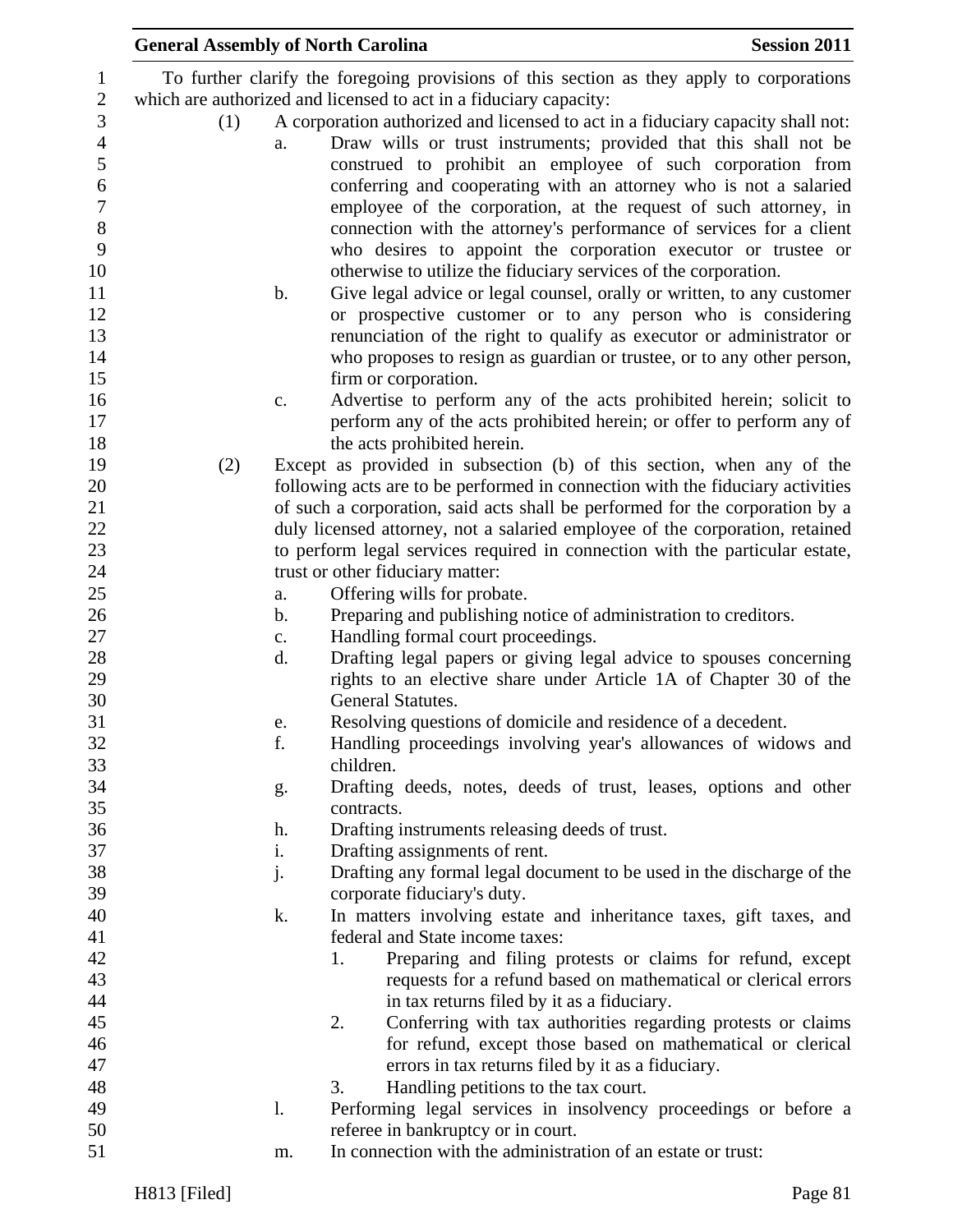To further clarify the foregoing provisions of this section as they apply to corporations which are authorized and licensed to act in a fiduciary capacity:

(1) A corporation authorized and licensed to act in a fiduciary capacity shall not:

a. Draw wills or trust instruments; provided that this shall not be construed to prohibit an employee of such corporation from conferring and cooperating with an attorney who is not a salaried employee of the corporation, at the request of such attorney, in connection with the attorney's performance of services for a client who desires to appoint the corporation executor or trustee or otherwise to utilize the fiduciary services of the corporation.

b. Give legal advice or legal counsel, orally or written, to any customer or prospective customer or to any person who is considering renunciation of the right to qualify as executor or administrator or who proposes to resign as guardian or trustee, or to any other person, firm or corporation.

c. Advertise to perform any of the acts prohibited herein; solicit to perform any of the acts prohibited herein; or offer to perform any of the acts prohibited herein.

(2) Except as provided in subsection (b) of this section, when any of the following acts are to be performed in connection with the fiduciary activities of such a corporation, said acts shall be performed for the corporation by a duly licensed attorney, not a salaried employee of the corporation, retained to perform legal services required in connection with the particular estate, trust or other fiduciary matter:

a. Offering wills for probate.

b. Preparing and publishing notice of administration to creditors.

c. Handling formal court proceedings.

d. Drafting legal papers or giving legal advice to spouses concerning rights to an elective share under Article 1A of Chapter 30 of the General Statutes.

e. Resolving questions of domicile and residence of a decedent.

f. Handling proceedings involving year's allowances of widows and children.

g. Drafting deeds, notes, deeds of trust, leases, options and other contracts.

h. Drafting instruments releasing deeds of trust.

i. Drafting assignments of rent.

j. Drafting any formal legal document to be used in the discharge of the corporate fiduciary's duty.

k. In matters involving estate and inheritance taxes, gift taxes, and federal and State income taxes:

1. Preparing and filing protests or claims for refund, except requests for a refund based on mathematical or clerical errors in tax returns filed by it as a fiduciary.

2. Conferring with tax authorities regarding protests or claims for refund, except those based on mathematical or clerical errors in tax returns filed by it as a fiduciary.

3. Handling petitions to the tax court.

l. Performing legal services in insolvency proceedings or before a referee in bankruptcy or in court.

m. In connection with the administration of an estate or trust: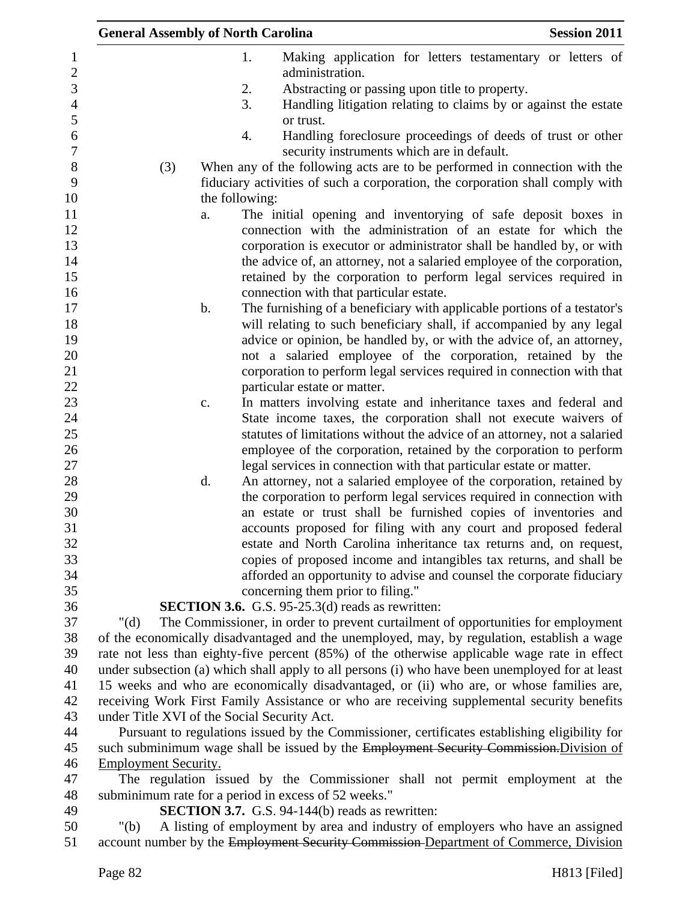1. Making application for letters testamentary or letters of administration.
2. Abstracting or passing upon title to property.
3. Handling litigation relating to claims by or against the estate or trust.
4. Handling foreclosure proceedings of deeds of trust or other security instruments which are in default.

(3) When any of the following acts are to be performed in connection with the fiduciary activities of such a corporation, the corporation shall comply with the following:

a. The initial opening and inventorying of safe deposit boxes in connection with the administration of an estate for which the corporation is executor or administrator shall be handled by, or with the advice of, an attorney, not a salaried employee of the corporation, retained by the corporation to perform legal services required in connection with that particular estate.

b. The furnishing of a beneficiary with applicable portions of a testator's will relating to such beneficiary shall, if accompanied by any legal advice or opinion, be handled by, or with the advice of, an attorney, not a salaried employee of the corporation, retained by the corporation to perform legal services required in connection with that particular estate or matter.

c. In matters involving estate and inheritance taxes and federal and State income taxes, the corporation shall not execute waivers of statutes of limitations without the advice of an attorney, not a salaried employee of the corporation, retained by the corporation to perform legal services in connection with that particular estate or matter.

d. An attorney, not a salaried employee of the corporation, retained by the corporation to perform legal services required in connection with an estate or trust shall be furnished copies of inventories and accounts proposed for filing with any court and proposed federal estate and North Carolina inheritance tax returns and, on request, copies of proposed income and intangibles tax returns, and shall be afforded an opportunity to advise and counsel the corporate fiduciary concerning them prior to filing."

**SECTION 3.6.** G.S. 95-25.3(d) reads as rewritten:

"(d) The Commissioner, in order to prevent curtailment of opportunities for employment of the economically disadvantaged and the unemployed, may, by regulation, establish a wage rate not less than eighty-five percent (85%) of the otherwise applicable wage rate in effect under subsection (a) which shall apply to all persons (i) who have been unemployed for at least 15 weeks and who are economically disadvantaged, or (ii) who are, or whose families are, receiving Work First Family Assistance or who are receiving supplemental security benefits under Title XVI of the Social Security Act.

Pursuant to regulations issued by the Commissioner, certificates establishing eligibility for such subminimum wage shall be issued by the ~~Employment Security Commission.~~Division of Employment Security.

The regulation issued by the Commissioner shall not permit employment at the subminimum rate for a period in excess of 52 weeks."

**SECTION 3.7.** G.S. 94-144(b) reads as rewritten:

"(b) A listing of employment by area and industry of employers who have an assigned account number by the ~~Employment Security Commission~~ Department of Commerce, Division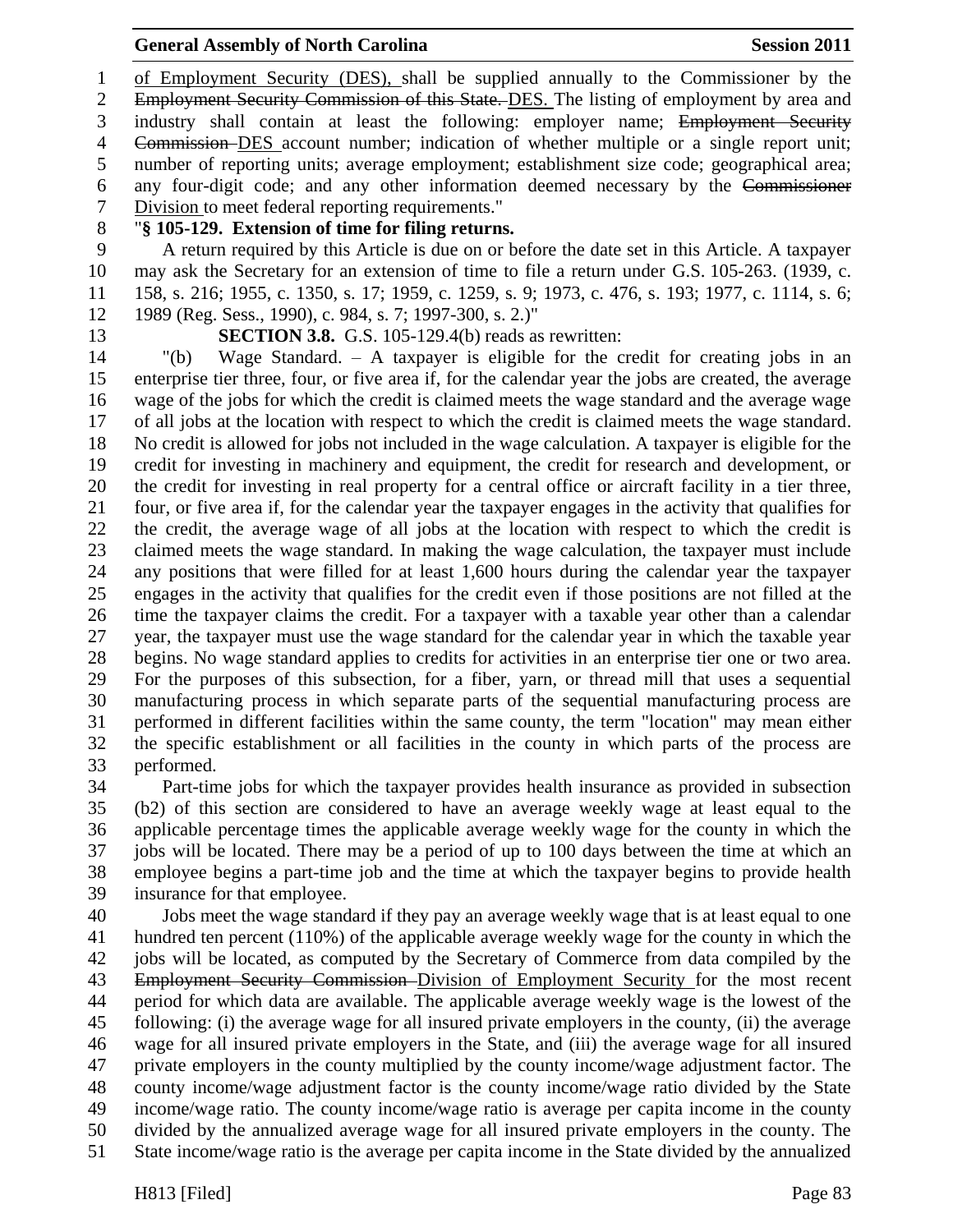of Employment Security (DES), shall be supplied annually to the Commissioner by the ~~Employment Security Commission of this State.~~ DES. The listing of employment by area and industry shall contain at least the following: employer name; ~~Employment Security Commission~~ DES account number; indication of whether multiple or a single report unit; number of reporting units; average employment; establishment size code; geographical area; any four-digit code; and any other information deemed necessary by the ~~Commissioner~~ Division to meet federal reporting requirements."

"**§ 105-129. Extension of time for filing returns.**

A return required by this Article is due on or before the date set in this Article. A taxpayer may ask the Secretary for an extension of time to file a return under G.S. 105-263. (1939, c. 158, s. 216; 1955, c. 1350, s. 17; 1959, c. 1259, s. 9; 1973, c. 476, s. 193; 1977, c. 1114, s. 6; 1989 (Reg. Sess., 1990), c. 984, s. 7; 1997-300, s. 2.)"

**SECTION 3.8.** G.S. 105-129.4(b) reads as rewritten:

"(b) Wage Standard. – A taxpayer is eligible for the credit for creating jobs in an enterprise tier three, four, or five area if, for the calendar year the jobs are created, the average wage of the jobs for which the credit is claimed meets the wage standard and the average wage of all jobs at the location with respect to which the credit is claimed meets the wage standard. No credit is allowed for jobs not included in the wage calculation. A taxpayer is eligible for the credit for investing in machinery and equipment, the credit for research and development, or the credit for investing in real property for a central office or aircraft facility in a tier three, four, or five area if, for the calendar year the taxpayer engages in the activity that qualifies for the credit, the average wage of all jobs at the location with respect to which the credit is claimed meets the wage standard. In making the wage calculation, the taxpayer must include any positions that were filled for at least 1,600 hours during the calendar year the taxpayer engages in the activity that qualifies for the credit even if those positions are not filled at the time the taxpayer claims the credit. For a taxpayer with a taxable year other than a calendar year, the taxpayer must use the wage standard for the calendar year in which the taxable year begins. No wage standard applies to credits for activities in an enterprise tier one or two area. For the purposes of this subsection, for a fiber, yarn, or thread mill that uses a sequential manufacturing process in which separate parts of the sequential manufacturing process are performed in different facilities within the same county, the term "location" may mean either the specific establishment or all facilities in the county in which parts of the process are performed.

Part-time jobs for which the taxpayer provides health insurance as provided in subsection (b2) of this section are considered to have an average weekly wage at least equal to the applicable percentage times the applicable average weekly wage for the county in which the jobs will be located. There may be a period of up to 100 days between the time at which an employee begins a part-time job and the time at which the taxpayer begins to provide health insurance for that employee.

Jobs meet the wage standard if they pay an average weekly wage that is at least equal to one hundred ten percent (110%) of the applicable average weekly wage for the county in which the jobs will be located, as computed by the Secretary of Commerce from data compiled by the ~~Employment Security Commission~~ Division of Employment Security for the most recent period for which data are available. The applicable average weekly wage is the lowest of the following: (i) the average wage for all insured private employers in the county, (ii) the average wage for all insured private employers in the State, and (iii) the average wage for all insured private employers in the county multiplied by the county income/wage adjustment factor. The county income/wage adjustment factor is the county income/wage ratio divided by the State income/wage ratio. The county income/wage ratio is average per capita income in the county divided by the annualized average wage for all insured private employers in the county. The State income/wage ratio is the average per capita income in the State divided by the annualized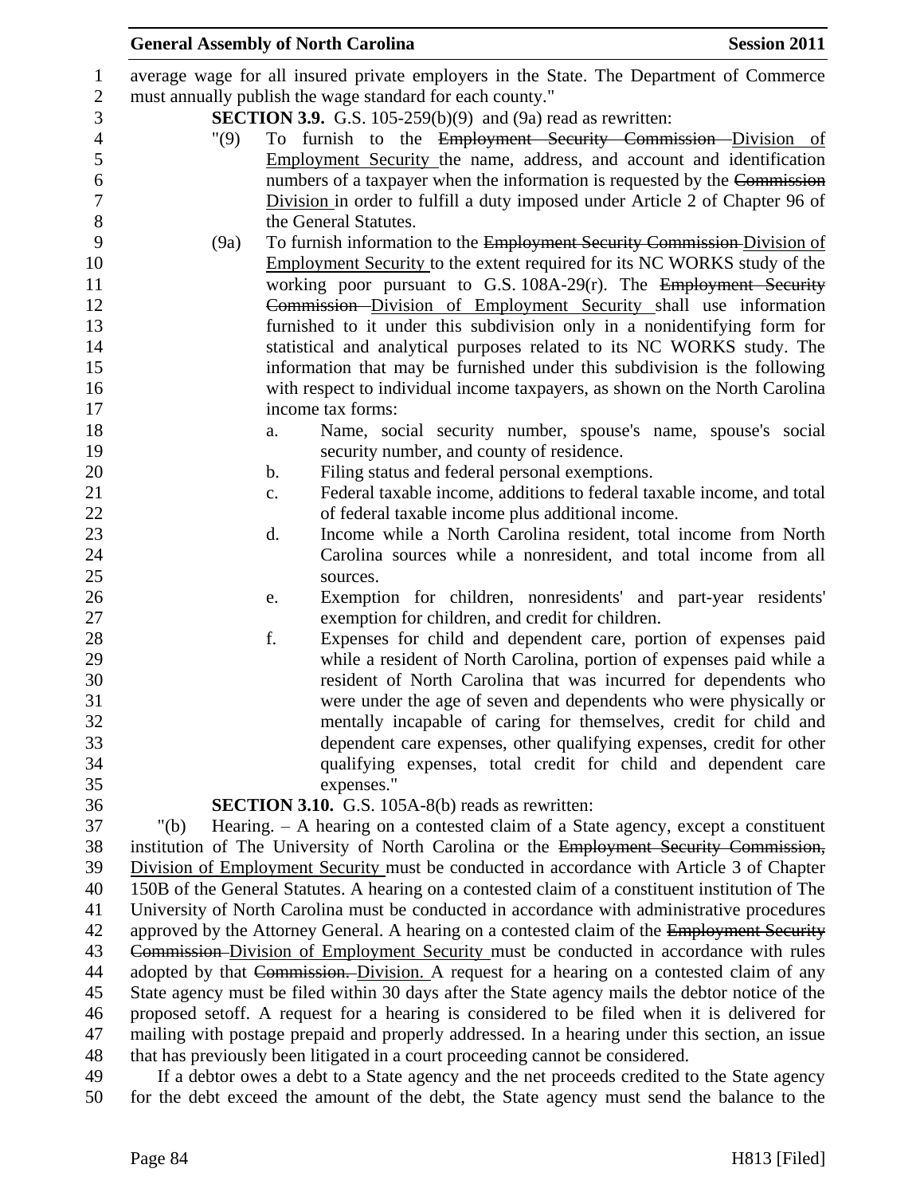average wage for all insured private employers in the State. The Department of Commerce must annually publish the wage standard for each county."

**SECTION 3.9.** G.S. 105-259(b)(9) and (9a) read as rewritten:

"(9) To furnish to the ~~Employment Security Commission~~ Division of Employment Security the name, address, and account and identification numbers of a taxpayer when the information is requested by the ~~Commission~~ Division in order to fulfill a duty imposed under Article 2 of Chapter 96 of the General Statutes.

(9a) To furnish information to the ~~Employment Security Commission~~ Division of Employment Security to the extent required for its NC WORKS study of the working poor pursuant to G.S. 108A-29(r). The ~~Employment Security Commission~~ Division of Employment Security shall use information furnished to it under this subdivision only in a nonidentifying form for statistical and analytical purposes related to its NC WORKS study. The information that may be furnished under this subdivision is the following with respect to individual income taxpayers, as shown on the North Carolina income tax forms:

a. Name, social security number, spouse's name, spouse's social security number, and county of residence.

b. Filing status and federal personal exemptions.

c. Federal taxable income, additions to federal taxable income, and total of federal taxable income plus additional income.

d. Income while a North Carolina resident, total income from North Carolina sources while a nonresident, and total income from all sources.

e. Exemption for children, nonresidents' and part-year residents' exemption for children, and credit for children.

f. Expenses for child and dependent care, portion of expenses paid while a resident of North Carolina, portion of expenses paid while a resident of North Carolina that was incurred for dependents who were under the age of seven and dependents who were physically or mentally incapable of caring for themselves, credit for child and dependent care expenses, other qualifying expenses, credit for other qualifying expenses, total credit for child and dependent care expenses."

**SECTION 3.10.** G.S. 105A-8(b) reads as rewritten:

"(b) Hearing. – A hearing on a contested claim of a State agency, except a constituent institution of The University of North Carolina or the ~~Employment Security Commission,~~ Division of Employment Security must be conducted in accordance with Article 3 of Chapter 150B of the General Statutes. A hearing on a contested claim of a constituent institution of The University of North Carolina must be conducted in accordance with administrative procedures approved by the Attorney General. A hearing on a contested claim of the ~~Employment Security Commission~~ Division of Employment Security must be conducted in accordance with rules adopted by that ~~Commission.~~ Division. A request for a hearing on a contested claim of any State agency must be filed within 30 days after the State agency mails the debtor notice of the proposed setoff. A request for a hearing is considered to be filed when it is delivered for mailing with postage prepaid and properly addressed. In a hearing under this section, an issue that has previously been litigated in a court proceeding cannot be considered.

If a debtor owes a debt to a State agency and the net proceeds credited to the State agency for the debt exceed the amount of the debt, the State agency must send the balance to the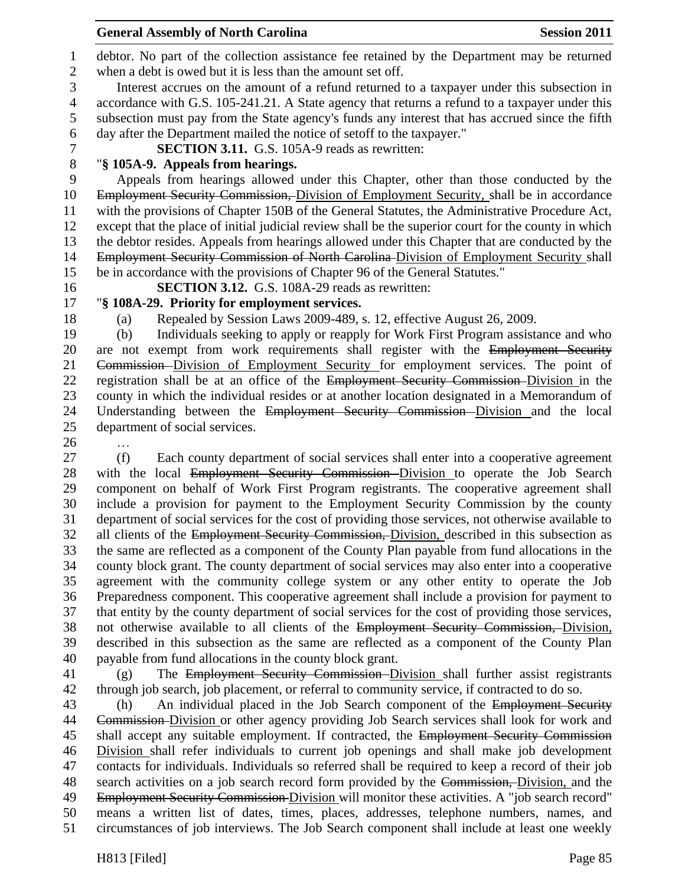debtor. No part of the collection assistance fee retained by the Department may be returned when a debt is owed but it is less than the amount set off.

Interest accrues on the amount of a refund returned to a taxpayer under this subsection in accordance with G.S. 105-241.21. A State agency that returns a refund to a taxpayer under this subsection must pay from the State agency's funds any interest that has accrued since the fifth day after the Department mailed the notice of setoff to the taxpayer."

**SECTION 3.11.** G.S. 105A-9 reads as rewritten:

"**§ 105A-9. Appeals from hearings.**

Appeals from hearings allowed under this Chapter, other than those conducted by the ~~Employment Security Commission,~~ Division of Employment Security, shall be in accordance with the provisions of Chapter 150B of the General Statutes, the Administrative Procedure Act, except that the place of initial judicial review shall be the superior court for the county in which the debtor resides. Appeals from hearings allowed under this Chapter that are conducted by the ~~Employment Security Commission of North Carolina~~ Division of Employment Security shall be in accordance with the provisions of Chapter 96 of the General Statutes."

**SECTION 3.12.** G.S. 108A-29 reads as rewritten:

"**§ 108A-29. Priority for employment services.**

(a) Repealed by Session Laws 2009-489, s. 12, effective August 26, 2009.

(b) Individuals seeking to apply or reapply for Work First Program assistance and who are not exempt from work requirements shall register with the ~~Employment Security Commission~~ Division of Employment Security for employment services. The point of registration shall be at an office of the ~~Employment Security Commission~~ Division in the county in which the individual resides or at another location designated in a Memorandum of Understanding between the ~~Employment Security Commission~~ Division and the local department of social services.

…

(f) Each county department of social services shall enter into a cooperative agreement with the local ~~Employment Security Commission~~ Division to operate the Job Search component on behalf of Work First Program registrants. The cooperative agreement shall include a provision for payment to the Employment Security Commission by the county department of social services for the cost of providing those services, not otherwise available to all clients of the ~~Employment Security Commission,~~ Division, described in this subsection as the same are reflected as a component of the County Plan payable from fund allocations in the county block grant. The county department of social services may also enter into a cooperative agreement with the community college system or any other entity to operate the Job Preparedness component. This cooperative agreement shall include a provision for payment to that entity by the county department of social services for the cost of providing those services, not otherwise available to all clients of the ~~Employment Security Commission,~~ Division, described in this subsection as the same are reflected as a component of the County Plan payable from fund allocations in the county block grant.

(g) The ~~Employment Security Commission~~ Division shall further assist registrants through job search, job placement, or referral to community service, if contracted to do so.

(h) An individual placed in the Job Search component of the ~~Employment Security Commission~~ Division or other agency providing Job Search services shall look for work and shall accept any suitable employment. If contracted, the ~~Employment Security Commission~~ Division shall refer individuals to current job openings and shall make job development contacts for individuals. Individuals so referred shall be required to keep a record of their job search activities on a job search record form provided by the ~~Commission,~~ Division, and the ~~Employment Security Commission~~ Division will monitor these activities. A "job search record" means a written list of dates, times, places, addresses, telephone numbers, names, and circumstances of job interviews. The Job Search component shall include at least one weekly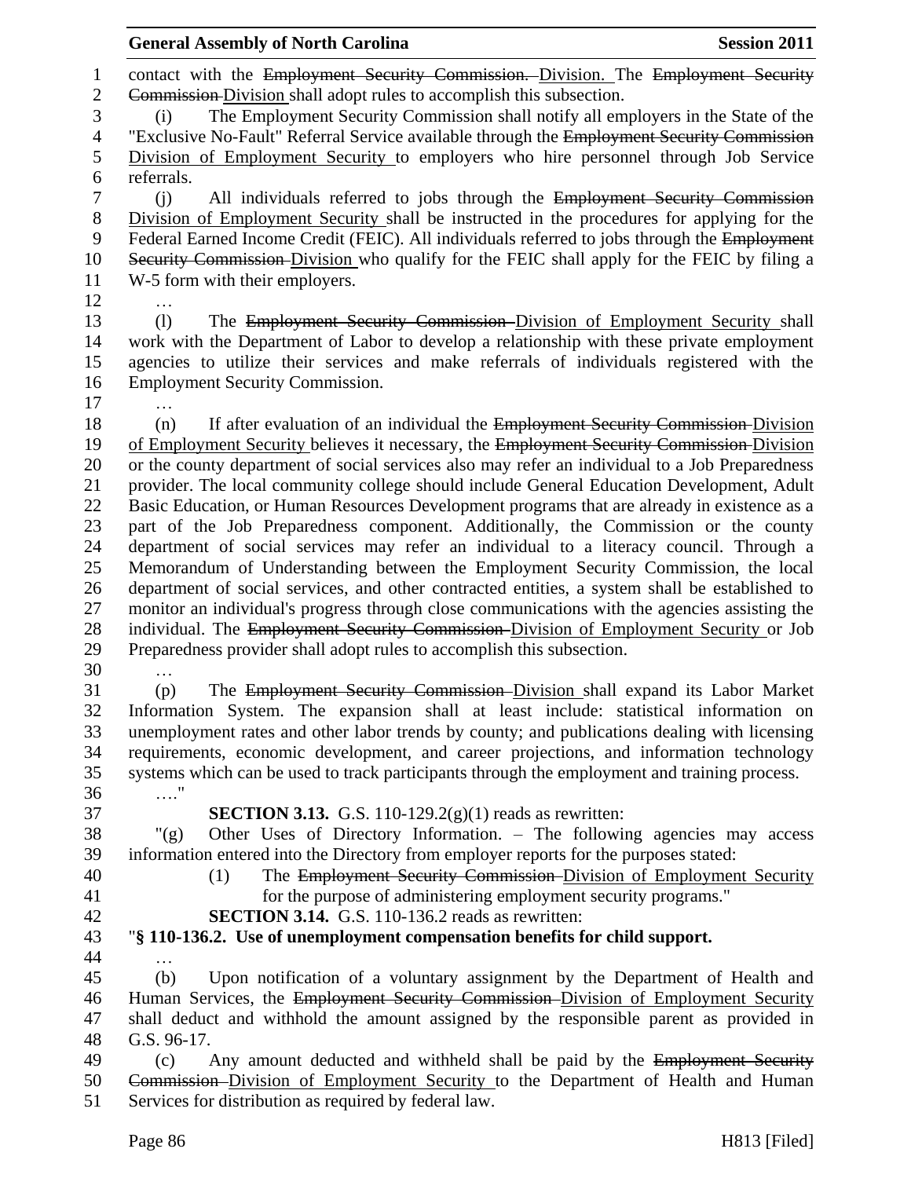contact with the ~~Employment Security Commission.~~ Division. The ~~Employment Security Commission~~ Division shall adopt rules to accomplish this subsection.

(i) The Employment Security Commission shall notify all employers in the State of the "Exclusive No-Fault" Referral Service available through the ~~Employment Security Commission~~ Division of Employment Security to employers who hire personnel through Job Service referrals.

(j) All individuals referred to jobs through the ~~Employment Security Commission~~ Division of Employment Security shall be instructed in the procedures for applying for the Federal Earned Income Credit (FEIC). All individuals referred to jobs through the ~~Employment Security Commission~~ Division who qualify for the FEIC shall apply for the FEIC by filing a W-5 form with their employers.

…

(l) The ~~Employment Security Commission~~ Division of Employment Security shall work with the Department of Labor to develop a relationship with these private employment agencies to utilize their services and make referrals of individuals registered with the Employment Security Commission.

…

(n) If after evaluation of an individual the ~~Employment Security Commission~~ Division of Employment Security believes it necessary, the ~~Employment Security Commission~~ Division or the county department of social services also may refer an individual to a Job Preparedness provider. The local community college should include General Education Development, Adult Basic Education, or Human Resources Development programs that are already in existence as a part of the Job Preparedness component. Additionally, the Commission or the county department of social services may refer an individual to a literacy council. Through a Memorandum of Understanding between the Employment Security Commission, the local department of social services, and other contracted entities, a system shall be established to monitor an individual's progress through close communications with the agencies assisting the individual. The ~~Employment Security Commission~~ Division of Employment Security or Job Preparedness provider shall adopt rules to accomplish this subsection.

…

(p) The ~~Employment Security Commission~~ Division shall expand its Labor Market Information System. The expansion shall at least include: statistical information on unemployment rates and other labor trends by county; and publications dealing with licensing requirements, economic development, and career projections, and information technology systems which can be used to track participants through the employment and training process.

…."

**SECTION 3.13.** G.S. 110-129.2(g)(1) reads as rewritten:

"(g) Other Uses of Directory Information. – The following agencies may access information entered into the Directory from employer reports for the purposes stated:

(1) The ~~Employment Security Commission~~ Division of Employment Security for the purpose of administering employment security programs."

**SECTION 3.14.** G.S. 110-136.2 reads as rewritten:

"**§ 110-136.2. Use of unemployment compensation benefits for child support.**

…

(b) Upon notification of a voluntary assignment by the Department of Health and Human Services, the ~~Employment Security Commission~~ Division of Employment Security shall deduct and withhold the amount assigned by the responsible parent as provided in G.S. 96-17.

(c) Any amount deducted and withheld shall be paid by the ~~Employment Security Commission~~ Division of Employment Security to the Department of Health and Human Services for distribution as required by federal law.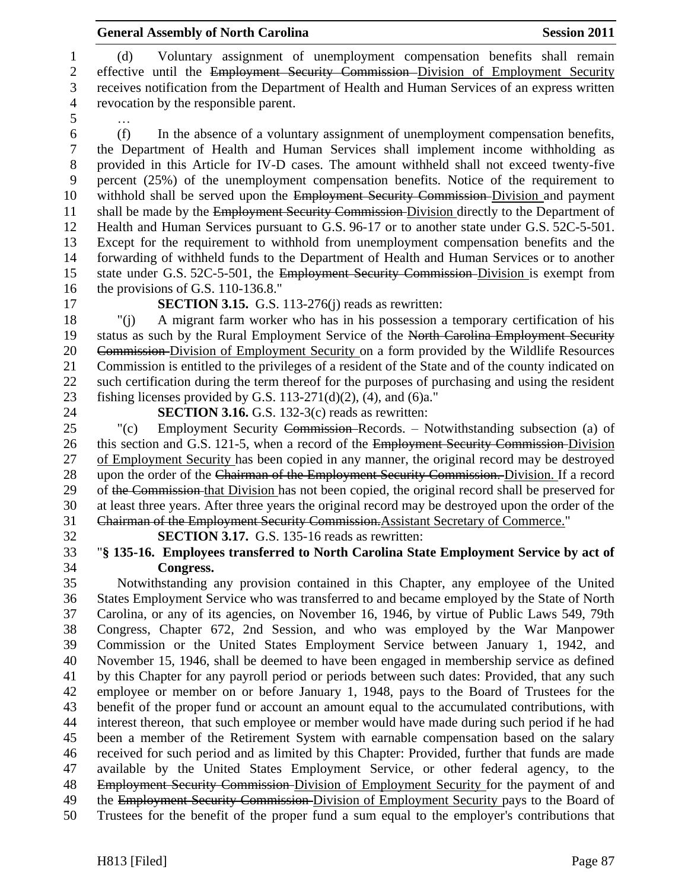(d) Voluntary assignment of unemployment compensation benefits shall remain effective until the ~~Employment Security Commission~~ Division of Employment Security receives notification from the Department of Health and Human Services of an express written revocation by the responsible parent.

…

(f) In the absence of a voluntary assignment of unemployment compensation benefits, the Department of Health and Human Services shall implement income withholding as provided in this Article for IV-D cases. The amount withheld shall not exceed twenty-five percent (25%) of the unemployment compensation benefits. Notice of the requirement to withhold shall be served upon the ~~Employment Security Commission~~ Division and payment shall be made by the ~~Employment Security Commission~~ Division directly to the Department of Health and Human Services pursuant to G.S. 96-17 or to another state under G.S. 52C-5-501. Except for the requirement to withhold from unemployment compensation benefits and the forwarding of withheld funds to the Department of Health and Human Services or to another state under G.S. 52C-5-501, the ~~Employment Security Commission~~ Division is exempt from the provisions of G.S. 110-136.8."

**SECTION 3.15.** G.S. 113-276(j) reads as rewritten:

"(j) A migrant farm worker who has in his possession a temporary certification of his status as such by the Rural Employment Service of the ~~North Carolina Employment Security Commission~~ Division of Employment Security on a form provided by the Wildlife Resources Commission is entitled to the privileges of a resident of the State and of the county indicated on such certification during the term thereof for the purposes of purchasing and using the resident fishing licenses provided by G.S. 113-271(d)(2), (4), and (6)a."

**SECTION 3.16.** G.S. 132-3(c) reads as rewritten:

"(c) Employment Security ~~Commission~~ Records. – Notwithstanding subsection (a) of this section and G.S. 121-5, when a record of the ~~Employment Security Commission~~ Division of Employment Security has been copied in any manner, the original record may be destroyed upon the order of the ~~Chairman of the Employment Security Commission.~~ Division. If a record of ~~the Commission~~ that Division has not been copied, the original record shall be preserved for at least three years. After three years the original record may be destroyed upon the order of the ~~Chairman of the Employment Security Commission.~~Assistant Secretary of Commerce."

**SECTION 3.17.** G.S. 135-16 reads as rewritten:

"**§ 135-16. Employees transferred to North Carolina State Employment Service by act of Congress.**

Notwithstanding any provision contained in this Chapter, any employee of the United States Employment Service who was transferred to and became employed by the State of North Carolina, or any of its agencies, on November 16, 1946, by virtue of Public Laws 549, 79th Congress, Chapter 672, 2nd Session, and who was employed by the War Manpower Commission or the United States Employment Service between January 1, 1942, and November 15, 1946, shall be deemed to have been engaged in membership service as defined by this Chapter for any payroll period or periods between such dates: Provided, that any such employee or member on or before January 1, 1948, pays to the Board of Trustees for the benefit of the proper fund or account an amount equal to the accumulated contributions, with interest thereon, that such employee or member would have made during such period if he had been a member of the Retirement System with earnable compensation based on the salary received for such period and as limited by this Chapter: Provided, further that funds are made available by the United States Employment Service, or other federal agency, to the ~~Employment Security Commission~~ Division of Employment Security for the payment of and the ~~Employment Security Commission~~ Division of Employment Security pays to the Board of Trustees for the benefit of the proper fund a sum equal to the employer's contributions that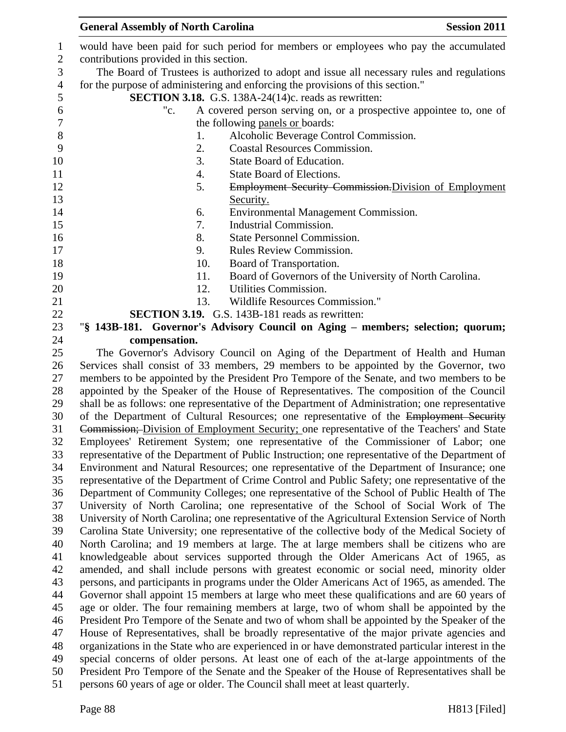would have been paid for such period for members or employees who pay the accumulated contributions provided in this section.

The Board of Trustees is authorized to adopt and issue all necessary rules and regulations for the purpose of administering and enforcing the provisions of this section."

**SECTION 3.18.** G.S. 138A-24(14)c. reads as rewritten:

"c. A covered person serving on, or a prospective appointee to, one of the following panels or boards:

1. Alcoholic Beverage Control Commission.
2. Coastal Resources Commission.
3. State Board of Education.
4. State Board of Elections.
5. ~~Employment Security Commission.~~Division of Employment Security.
6. Environmental Management Commission.
7. Industrial Commission.
8. State Personnel Commission.
9. Rules Review Commission.
10. Board of Transportation.
11. Board of Governors of the University of North Carolina.
12. Utilities Commission.
13. Wildlife Resources Commission."

**SECTION 3.19.** G.S. 143B-181 reads as rewritten:

"**§ 143B-181. Governor's Advisory Council on Aging – members; selection; quorum; compensation.**

The Governor's Advisory Council on Aging of the Department of Health and Human Services shall consist of 33 members, 29 members to be appointed by the Governor, two members to be appointed by the President Pro Tempore of the Senate, and two members to be appointed by the Speaker of the House of Representatives. The composition of the Council shall be as follows: one representative of the Department of Administration; one representative of the Department of Cultural Resources; one representative of the ~~Employment Security Commission;~~ Division of Employment Security; one representative of the Teachers' and State Employees' Retirement System; one representative of the Commissioner of Labor; one representative of the Department of Public Instruction; one representative of the Department of Environment and Natural Resources; one representative of the Department of Insurance; one representative of the Department of Crime Control and Public Safety; one representative of the Department of Community Colleges; one representative of the School of Public Health of The University of North Carolina; one representative of the School of Social Work of The University of North Carolina; one representative of the Agricultural Extension Service of North Carolina State University; one representative of the collective body of the Medical Society of North Carolina; and 19 members at large. The at large members shall be citizens who are knowledgeable about services supported through the Older Americans Act of 1965, as amended, and shall include persons with greatest economic or social need, minority older persons, and participants in programs under the Older Americans Act of 1965, as amended. The Governor shall appoint 15 members at large who meet these qualifications and are 60 years of age or older. The four remaining members at large, two of whom shall be appointed by the President Pro Tempore of the Senate and two of whom shall be appointed by the Speaker of the House of Representatives, shall be broadly representative of the major private agencies and organizations in the State who are experienced in or have demonstrated particular interest in the special concerns of older persons. At least one of each of the at-large appointments of the President Pro Tempore of the Senate and the Speaker of the House of Representatives shall be persons 60 years of age or older. The Council shall meet at least quarterly.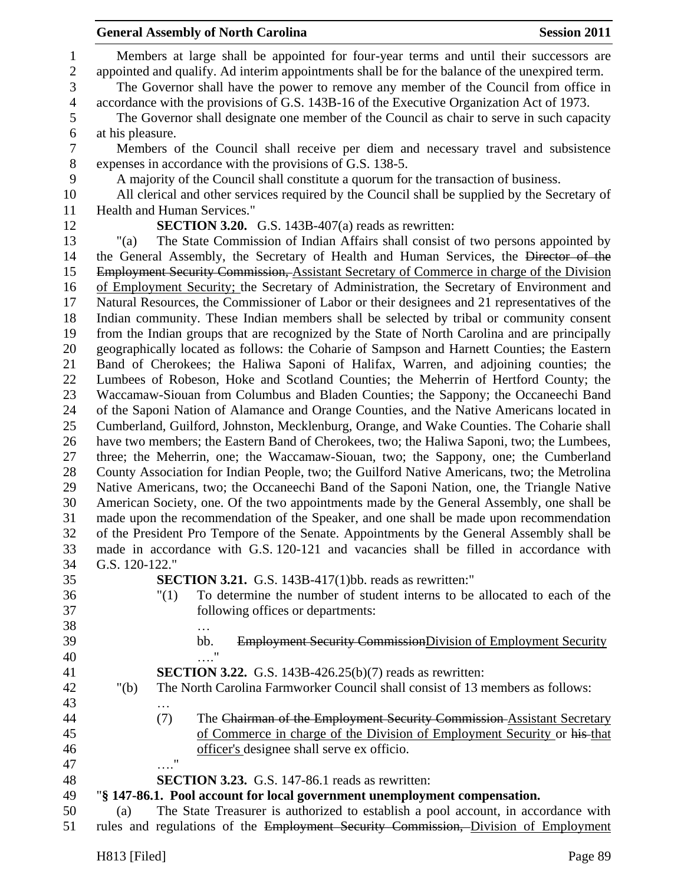Members at large shall be appointed for four-year terms and until their successors are appointed and qualify. Ad interim appointments shall be for the balance of the unexpired term.

The Governor shall have the power to remove any member of the Council from office in accordance with the provisions of G.S. 143B-16 of the Executive Organization Act of 1973.

The Governor shall designate one member of the Council as chair to serve in such capacity at his pleasure.

Members of the Council shall receive per diem and necessary travel and subsistence expenses in accordance with the provisions of G.S. 138-5.

A majority of the Council shall constitute a quorum for the transaction of business.

All clerical and other services required by the Council shall be supplied by the Secretary of Health and Human Services."

**SECTION 3.20.** G.S. 143B-407(a) reads as rewritten:

"(a) The State Commission of Indian Affairs shall consist of two persons appointed by the General Assembly, the Secretary of Health and Human Services, the ~~Director of the Employment Security Commission,~~ Assistant Secretary of Commerce in charge of the Division of Employment Security; the Secretary of Administration, the Secretary of Environment and Natural Resources, the Commissioner of Labor or their designees and 21 representatives of the Indian community. These Indian members shall be selected by tribal or community consent from the Indian groups that are recognized by the State of North Carolina and are principally geographically located as follows: the Coharie of Sampson and Harnett Counties; the Eastern Band of Cherokees; the Haliwa Saponi of Halifax, Warren, and adjoining counties; the Lumbees of Robeson, Hoke and Scotland Counties; the Meherrin of Hertford County; the Waccamaw-Siouan from Columbus and Bladen Counties; the Sappony; the Occaneechi Band of the Saponi Nation of Alamance and Orange Counties, and the Native Americans located in Cumberland, Guilford, Johnston, Mecklenburg, Orange, and Wake Counties. The Coharie shall have two members; the Eastern Band of Cherokees, two; the Haliwa Saponi, two; the Lumbees, three; the Meherrin, one; the Waccamaw-Siouan, two; the Sappony, one; the Cumberland County Association for Indian People, two; the Guilford Native Americans, two; the Metrolina Native Americans, two; the Occaneechi Band of the Saponi Nation, one, the Triangle Native American Society, one. Of the two appointments made by the General Assembly, one shall be made upon the recommendation of the Speaker, and one shall be made upon recommendation of the President Pro Tempore of the Senate. Appointments by the General Assembly shall be made in accordance with G.S. 120-121 and vacancies shall be filled in accordance with G.S. 120-122."

**SECTION 3.21.** G.S. 143B-417(1)bb. reads as rewritten:"

"(1) To determine the number of student interns to be allocated to each of the following offices or departments:

…

bb. ~~Employment Security Commission~~Division of Employment Security

…."

**SECTION 3.22.** G.S. 143B-426.25(b)(7) reads as rewritten:

"(b) The North Carolina Farmworker Council shall consist of 13 members as follows:

…

(7) The ~~Chairman of the Employment Security Commission~~ Assistant Secretary of Commerce in charge of the Division of Employment Security or ~~his~~ that officer's designee shall serve ex officio.

…."

**SECTION 3.23.** G.S. 147-86.1 reads as rewritten:

"**§ 147-86.1. Pool account for local government unemployment compensation.**

(a) The State Treasurer is authorized to establish a pool account, in accordance with rules and regulations of the ~~Employment Security Commission,~~ Division of Employment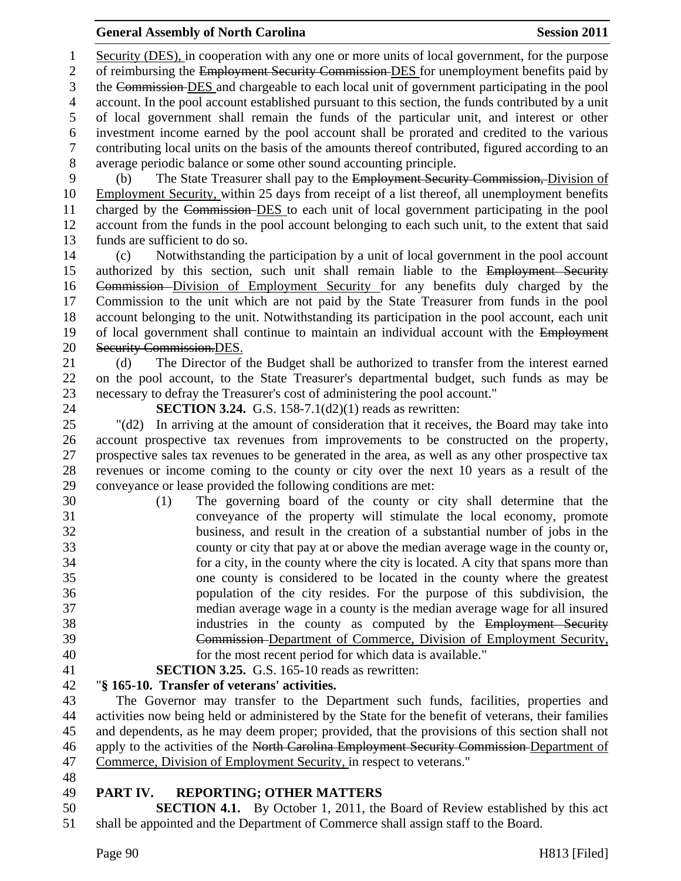Security (DES), in cooperation with any one or more units of local government, for the purpose of reimbursing the ~~Employment Security Commission~~ DES for unemployment benefits paid by the ~~Commission~~ DES and chargeable to each local unit of government participating in the pool account. In the pool account established pursuant to this section, the funds contributed by a unit of local government shall remain the funds of the particular unit, and interest or other investment income earned by the pool account shall be prorated and credited to the various contributing local units on the basis of the amounts thereof contributed, figured according to an average periodic balance or some other sound accounting principle.

(b) The State Treasurer shall pay to the ~~Employment Security Commission,~~ Division of Employment Security, within 25 days from receipt of a list thereof, all unemployment benefits charged by the ~~Commission~~ DES to each unit of local government participating in the pool account from the funds in the pool account belonging to each such unit, to the extent that said funds are sufficient to do so.

(c) Notwithstanding the participation by a unit of local government in the pool account authorized by this section, such unit shall remain liable to the ~~Employment Security Commission~~ Division of Employment Security for any benefits duly charged by the Commission to the unit which are not paid by the State Treasurer from funds in the pool account belonging to the unit. Notwithstanding its participation in the pool account, each unit of local government shall continue to maintain an individual account with the ~~Employment Security Commission.~~DES.

(d) The Director of the Budget shall be authorized to transfer from the interest earned on the pool account, to the State Treasurer's departmental budget, such funds as may be necessary to defray the Treasurer's cost of administering the pool account."

**SECTION 3.24.** G.S. 158-7.1(d2)(1) reads as rewritten:

"(d2) In arriving at the amount of consideration that it receives, the Board may take into account prospective tax revenues from improvements to be constructed on the property, prospective sales tax revenues to be generated in the area, as well as any other prospective tax revenues or income coming to the county or city over the next 10 years as a result of the conveyance or lease provided the following conditions are met:

(1) The governing board of the county or city shall determine that the conveyance of the property will stimulate the local economy, promote business, and result in the creation of a substantial number of jobs in the county or city that pay at or above the median average wage in the county or, for a city, in the county where the city is located. A city that spans more than one county is considered to be located in the county where the greatest population of the city resides. For the purpose of this subdivision, the median average wage in a county is the median average wage for all insured industries in the county as computed by the ~~Employment Security Commission~~ Department of Commerce, Division of Employment Security, for the most recent period for which data is available."

**SECTION 3.25.** G.S. 165-10 reads as rewritten:

"**§ 165-10. Transfer of veterans' activities.**

The Governor may transfer to the Department such funds, facilities, properties and activities now being held or administered by the State for the benefit of veterans, their families and dependents, as he may deem proper; provided, that the provisions of this section shall not apply to the activities of the ~~North Carolina Employment Security Commission~~ Department of Commerce, Division of Employment Security, in respect to veterans."

## PART IV. REPORTING; OTHER MATTERS

**SECTION 4.1.** By October 1, 2011, the Board of Review established by this act shall be appointed and the Department of Commerce shall assign staff to the Board.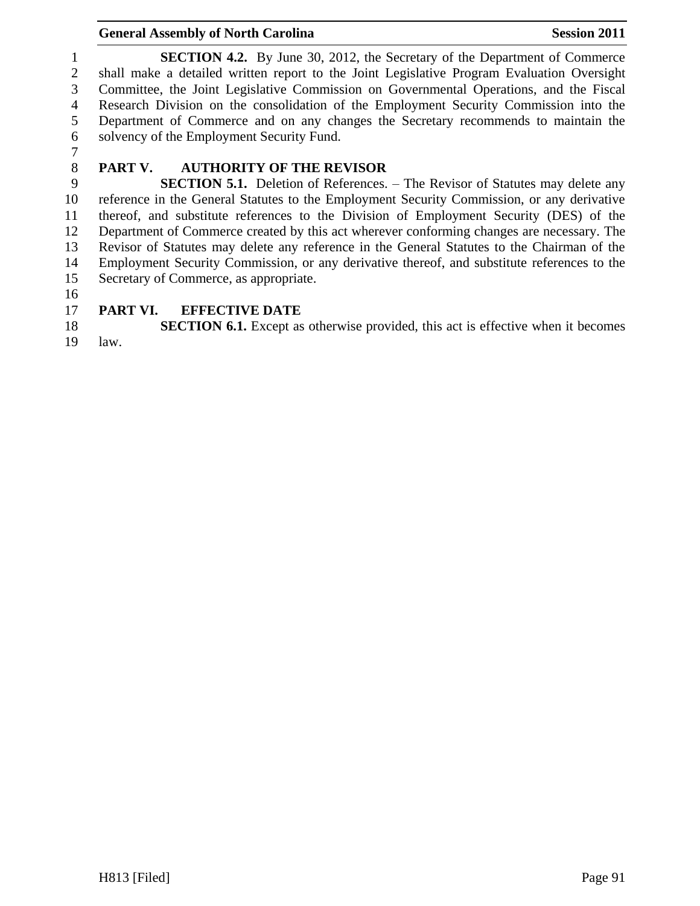**SECTION 4.2.** By June 30, 2012, the Secretary of the Department of Commerce shall make a detailed written report to the Joint Legislative Program Evaluation Oversight Committee, the Joint Legislative Commission on Governmental Operations, and the Fiscal Research Division on the consolidation of the Employment Security Commission into the Department of Commerce and on any changes the Secretary recommends to maintain the solvency of the Employment Security Fund.

## PART V. AUTHORITY OF THE REVISOR

**SECTION 5.1.** Deletion of References. – The Revisor of Statutes may delete any reference in the General Statutes to the Employment Security Commission, or any derivative thereof, and substitute references to the Division of Employment Security (DES) of the Department of Commerce created by this act wherever conforming changes are necessary. The Revisor of Statutes may delete any reference in the General Statutes to the Chairman of the Employment Security Commission, or any derivative thereof, and substitute references to the Secretary of Commerce, as appropriate.

## PART VI. EFFECTIVE DATE

**SECTION 6.1.** Except as otherwise provided, this act is effective when it becomes law.